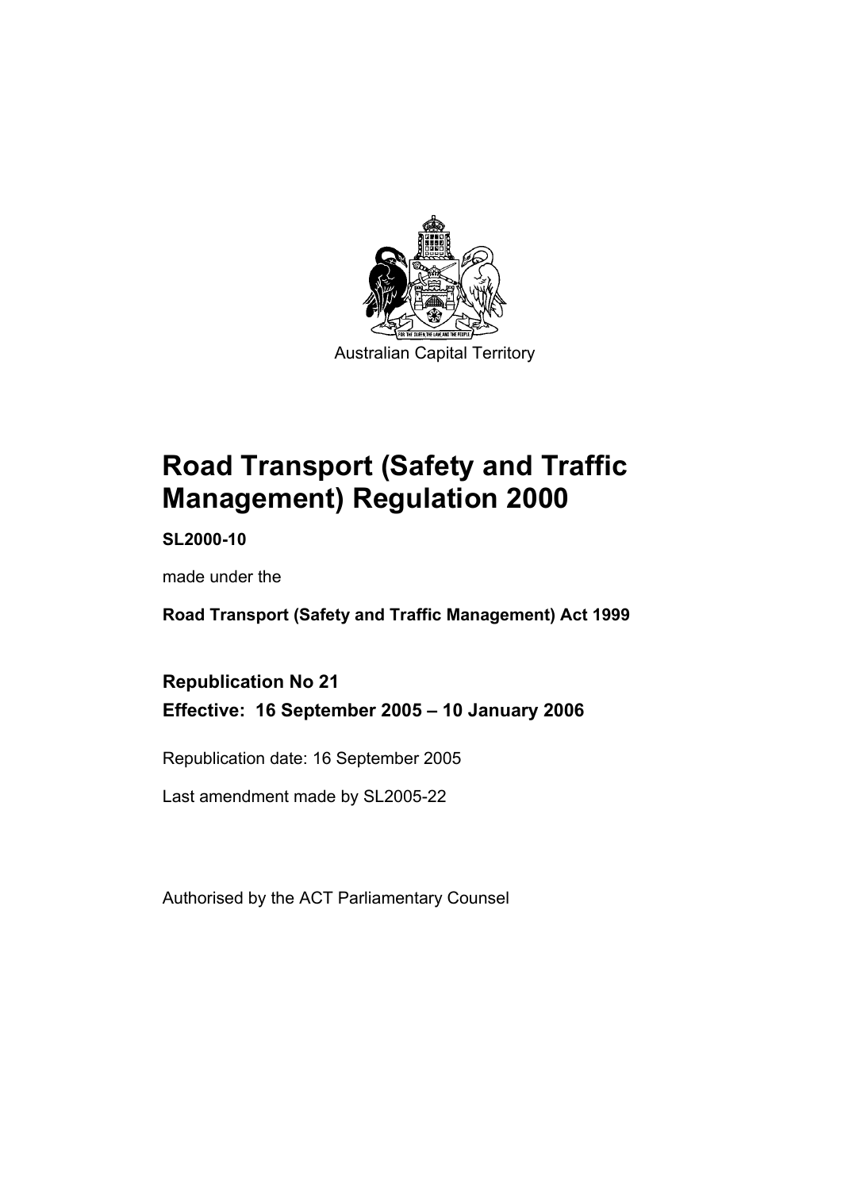Australian Capital Territory

# Road Transport (Safety and Traffic Management) Regulation 2000

**SL2000-10**

made under the

**Road Transport (Safety and Traffic Management) Act 1999**

**Republication No 21**

**Effective: 16 September 2005 – 10 January 2006**

Republication date: 16 September 2005

Last amendment made by SL2005-22

Authorised by the ACT Parliamentary Counsel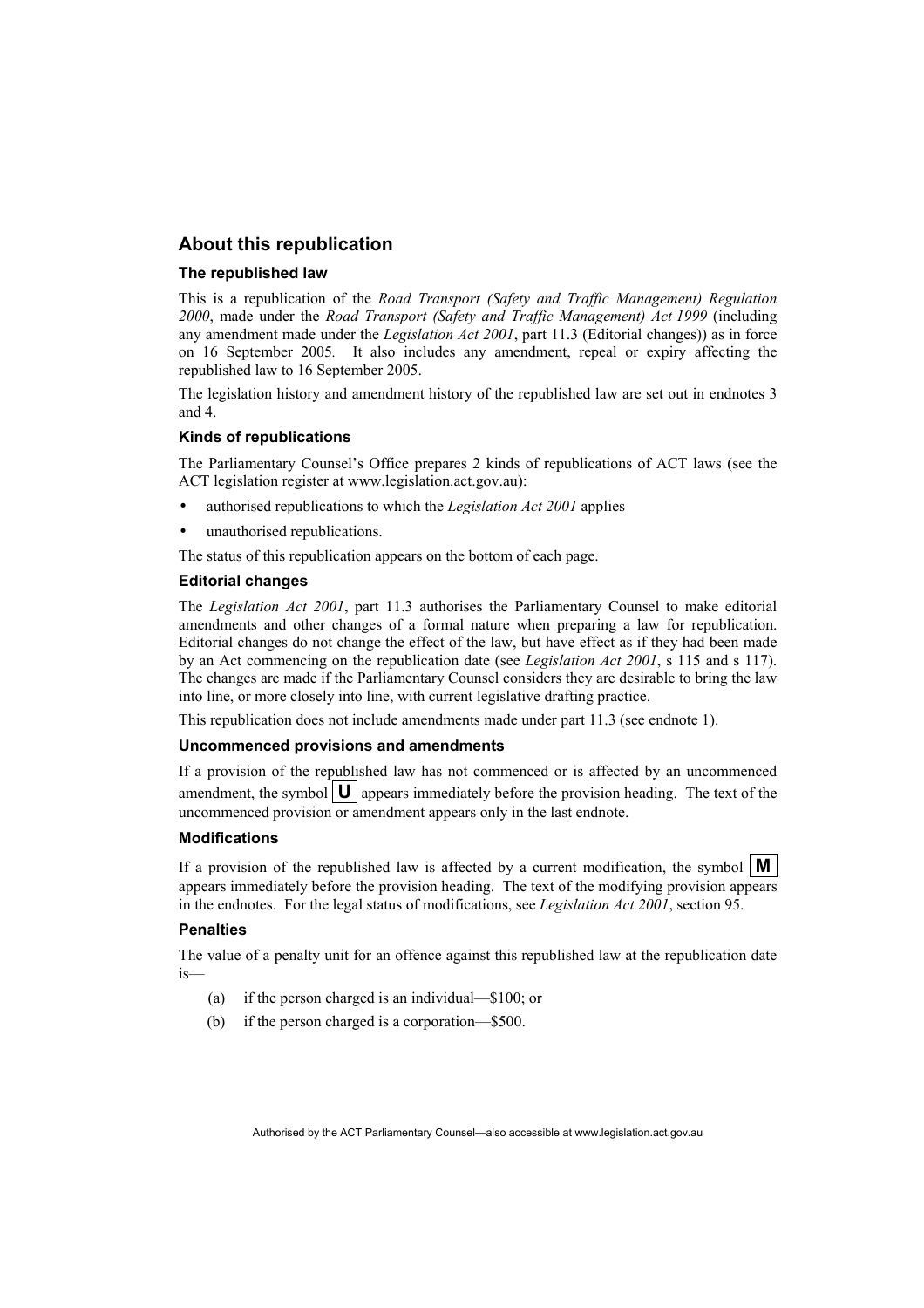## About this republication

### The republished law

This is a republication of the *Road Transport (Safety and Traffic Management) Regulation 2000*, made under the *Road Transport (Safety and Traffic Management) Act 1999* (including any amendment made under the *Legislation Act 2001*, part 11.3 (Editorial changes)) as in force on 16 September 2005*.* It also includes any amendment, repeal or expiry affecting the republished law to 16 September 2005.

The legislation history and amendment history of the republished law are set out in endnotes 3 and 4.

### Kinds of republications

The Parliamentary Counsel's Office prepares 2 kinds of republications of ACT laws (see the ACT legislation register at www.legislation.act.gov.au):

- authorised republications to which the *Legislation Act 2001* applies
- unauthorised republications.

The status of this republication appears on the bottom of each page.

### Editorial changes

The *Legislation Act 2001*, part 11.3 authorises the Parliamentary Counsel to make editorial amendments and other changes of a formal nature when preparing a law for republication. Editorial changes do not change the effect of the law, but have effect as if they had been made by an Act commencing on the republication date (see *Legislation Act 2001*, s 115 and s 117). The changes are made if the Parliamentary Counsel considers they are desirable to bring the law into line, or more closely into line, with current legislative drafting practice.

This republication does not include amendments made under part 11.3 (see endnote 1).

### Uncommenced provisions and amendments

If a provision of the republished law has not commenced or is affected by an uncommenced amendment, the symbol **U** appears immediately before the provision heading. The text of the uncommenced provision or amendment appears only in the last endnote.

### Modifications

If a provision of the republished law is affected by a current modification, the symbol **M** appears immediately before the provision heading. The text of the modifying provision appears in the endnotes. For the legal status of modifications, see *Legislation Act 2001*, section 95.

### Penalties

The value of a penalty unit for an offence against this republished law at the republication date is—

(a) if the person charged is an individual—$100; or

(b) if the person charged is a corporation—$500.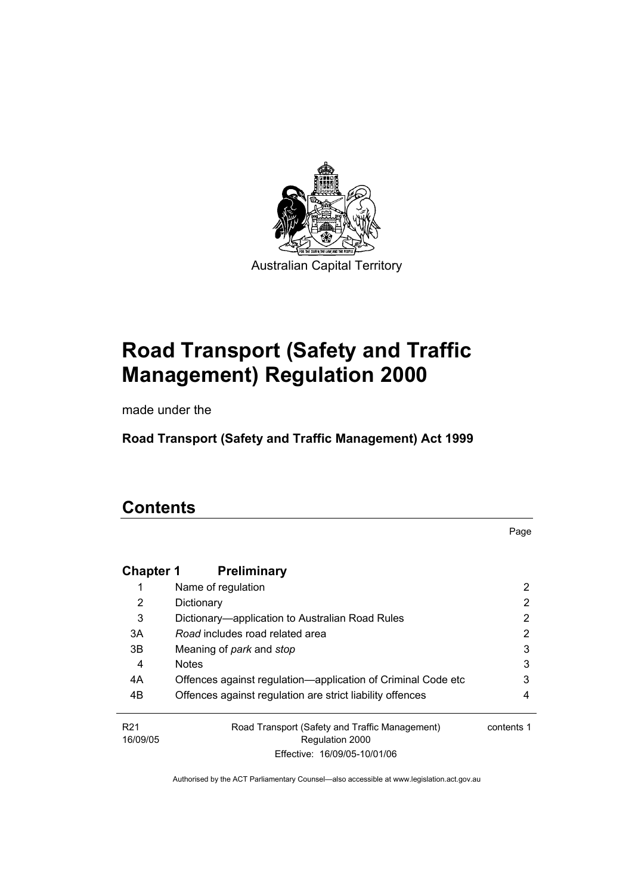Australian Capital Territory

# Road Transport (Safety and Traffic Management) Regulation 2000

made under the

**Road Transport (Safety and Traffic Management) Act 1999**

# Contents

Page

| | | |
|---|---|---|
| **Chapter 1** | **Preliminary** | |
| 1 | Name of regulation | 2 |
| 2 | Dictionary | 2 |
| 3 | Dictionary—application to Australian Road Rules | 2 |
| 3A | *Road* includes road related area | 2 |
| 3B | Meaning of *park* and *stop* | 3 |
| 4 | Notes | 3 |
| 4A | Offences against regulation—application of Criminal Code etc | 3 |
| 4B | Offences against regulation are strict liability offences | 4 |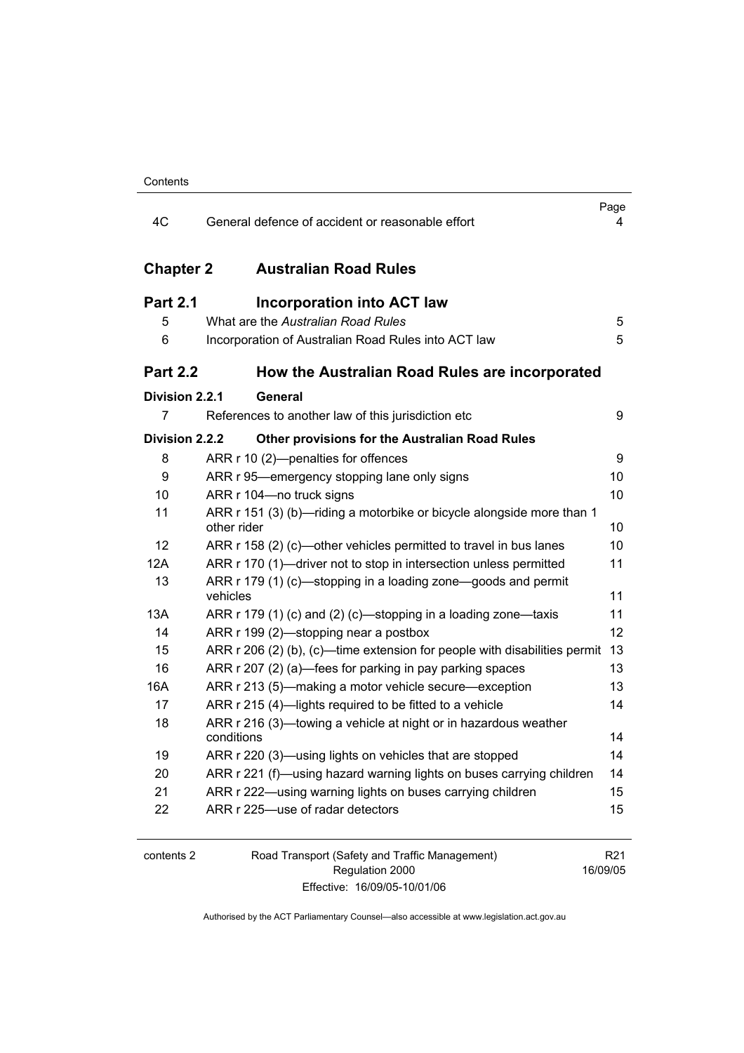| | | Page |
|---|---|---|
| 4C | General defence of accident or reasonable effort | 4 |

| | | |
|---|---|---|
| **Chapter 2** | **Australian Road Rules** | |
| **Part 2.1** | **Incorporation into ACT law** | |
| 5 | What are the *Australian Road Rules* | 5 |
| 6 | Incorporation of Australian Road Rules into ACT law | 5 |
| **Part 2.2** | **How the Australian Road Rules are incorporated** | |
| **Division 2.2.1** | **General** | |
| 7 | References to another law of this jurisdiction etc | 9 |
| **Division 2.2.2** | **Other provisions for the Australian Road Rules** | |
| 8 | ARR r 10 (2)—penalties for offences | 9 |
| 9 | ARR r 95—emergency stopping lane only signs | 10 |
| 10 | ARR r 104—no truck signs | 10 |
| 11 | ARR r 151 (3) (b)—riding a motorbike or bicycle alongside more than 1 other rider | 10 |
| 12 | ARR r 158 (2) (c)—other vehicles permitted to travel in bus lanes | 10 |
| 12A | ARR r 170 (1)—driver not to stop in intersection unless permitted | 11 |
| 13 | ARR r 179 (1) (c)—stopping in a loading zone—goods and permit vehicles | 11 |
| 13A | ARR r 179 (1) (c) and (2) (c)—stopping in a loading zone—taxis | 11 |
| 14 | ARR r 199 (2)—stopping near a postbox | 12 |
| 15 | ARR r 206 (2) (b), (c)—time extension for people with disabilities permit | 13 |
| 16 | ARR r 207 (2) (a)—fees for parking in pay parking spaces | 13 |
| 16A | ARR r 213 (5)—making a motor vehicle secure—exception | 13 |
| 17 | ARR r 215 (4)—lights required to be fitted to a vehicle | 14 |
| 18 | ARR r 216 (3)—towing a vehicle at night or in hazardous weather conditions | 14 |
| 19 | ARR r 220 (3)—using lights on vehicles that are stopped | 14 |
| 20 | ARR r 221 (f)—using hazard warning lights on buses carrying children | 14 |
| 21 | ARR r 222—using warning lights on buses carrying children | 15 |
| 22 | ARR r 225—use of radar detectors | 15 |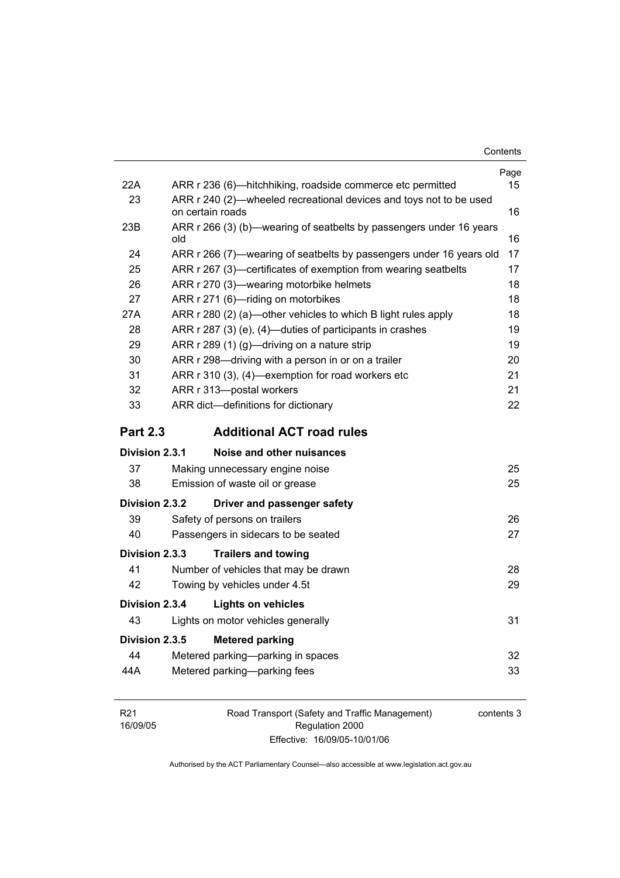| | | Page |
|---|---|---|
| 22A | ARR r 236 (6)—hitchhiking, roadside commerce etc permitted | 15 |
| 23 | ARR r 240 (2)—wheeled recreational devices and toys not to be used on certain roads | 16 |
| 23B | ARR r 266 (3) (b)—wearing of seatbelts by passengers under 16 years old | 16 |
| 24 | ARR r 266 (7)—wearing of seatbelts by passengers under 16 years old | 17 |
| 25 | ARR r 267 (3)—certificates of exemption from wearing seatbelts | 17 |
| 26 | ARR r 270 (3)—wearing motorbike helmets | 18 |
| 27 | ARR r 271 (6)—riding on motorbikes | 18 |
| 27A | ARR r 280 (2) (a)—other vehicles to which B light rules apply | 18 |
| 28 | ARR r 287 (3) (e), (4)—duties of participants in crashes | 19 |
| 29 | ARR r 289 (1) (g)—driving on a nature strip | 19 |
| 30 | ARR r 298—driving with a person in or on a trailer | 20 |
| 31 | ARR r 310 (3), (4)—exemption for road workers etc | 21 |
| 32 | ARR r 313—postal workers | 21 |
| 33 | ARR dict—definitions for dictionary | 22 |

## Part 2.3 Additional ACT road rules

**Division 2.3.1 Noise and other nuisances**

| | | |
|---|---|---|
| 37 | Making unnecessary engine noise | 25 |
| 38 | Emission of waste oil or grease | 25 |

**Division 2.3.2 Driver and passenger safety**

| | | |
|---|---|---|
| 39 | Safety of persons on trailers | 26 |
| 40 | Passengers in sidecars to be seated | 27 |

**Division 2.3.3 Trailers and towing**

| | | |
|---|---|---|
| 41 | Number of vehicles that may be drawn | 28 |
| 42 | Towing by vehicles under 4.5t | 29 |

**Division 2.3.4 Lights on vehicles**

| | | |
|---|---|---|
| 43 | Lights on motor vehicles generally | 31 |

**Division 2.3.5 Metered parking**

| | | |
|---|---|---|
| 44 | Metered parking—parking in spaces | 32 |
| 44A | Metered parking—parking fees | 33 |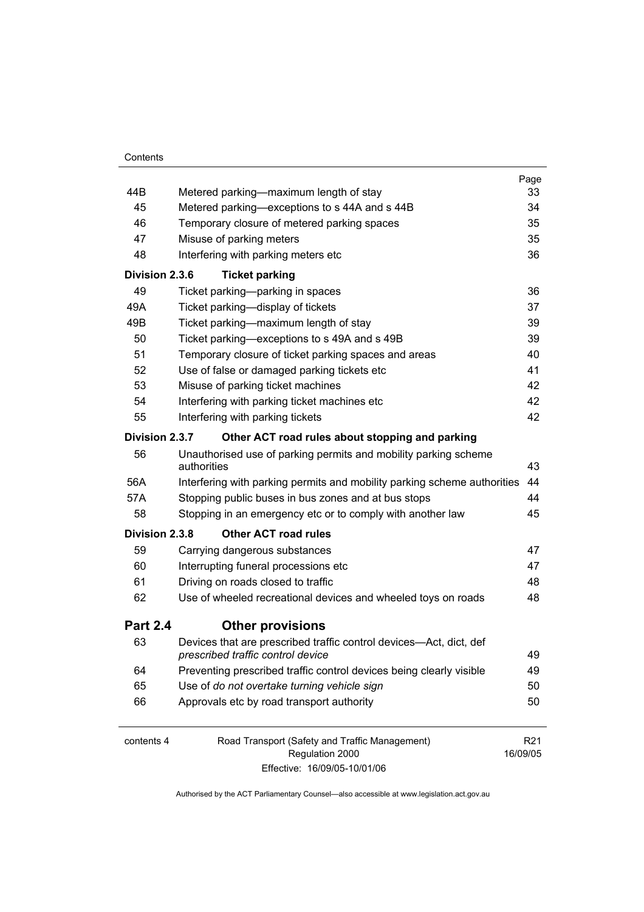| | | Page |
|---|---|---|
| 44B | Metered parking—maximum length of stay | 33 |
| 45 | Metered parking—exceptions to s 44A and s 44B | 34 |
| 46 | Temporary closure of metered parking spaces | 35 |
| 47 | Misuse of parking meters | 35 |
| 48 | Interfering with parking meters etc | 36 |
| **Division 2.3.6** | **Ticket parking** | |
| 49 | Ticket parking—parking in spaces | 36 |
| 49A | Ticket parking—display of tickets | 37 |
| 49B | Ticket parking—maximum length of stay | 39 |
| 50 | Ticket parking—exceptions to s 49A and s 49B | 39 |
| 51 | Temporary closure of ticket parking spaces and areas | 40 |
| 52 | Use of false or damaged parking tickets etc | 41 |
| 53 | Misuse of parking ticket machines | 42 |
| 54 | Interfering with parking ticket machines etc | 42 |
| 55 | Interfering with parking tickets | 42 |
| **Division 2.3.7** | **Other ACT road rules about stopping and parking** | |
| 56 | Unauthorised use of parking permits and mobility parking scheme authorities | 43 |
| 56A | Interfering with parking permits and mobility parking scheme authorities | 44 |
| 57A | Stopping public buses in bus zones and at bus stops | 44 |
| 58 | Stopping in an emergency etc or to comply with another law | 45 |
| **Division 2.3.8** | **Other ACT road rules** | |
| 59 | Carrying dangerous substances | 47 |
| 60 | Interrupting funeral processions etc | 47 |
| 61 | Driving on roads closed to traffic | 48 |
| 62 | Use of wheeled recreational devices and wheeled toys on roads | 48 |
| **Part 2.4** | **Other provisions** | |
| 63 | Devices that are prescribed traffic control devices—Act, dict, def *prescribed traffic control device* | 49 |
| 64 | Preventing prescribed traffic control devices being clearly visible | 49 |
| 65 | Use of *do not overtake turning vehicle sign* | 50 |
| 66 | Approvals etc by road transport authority | 50 |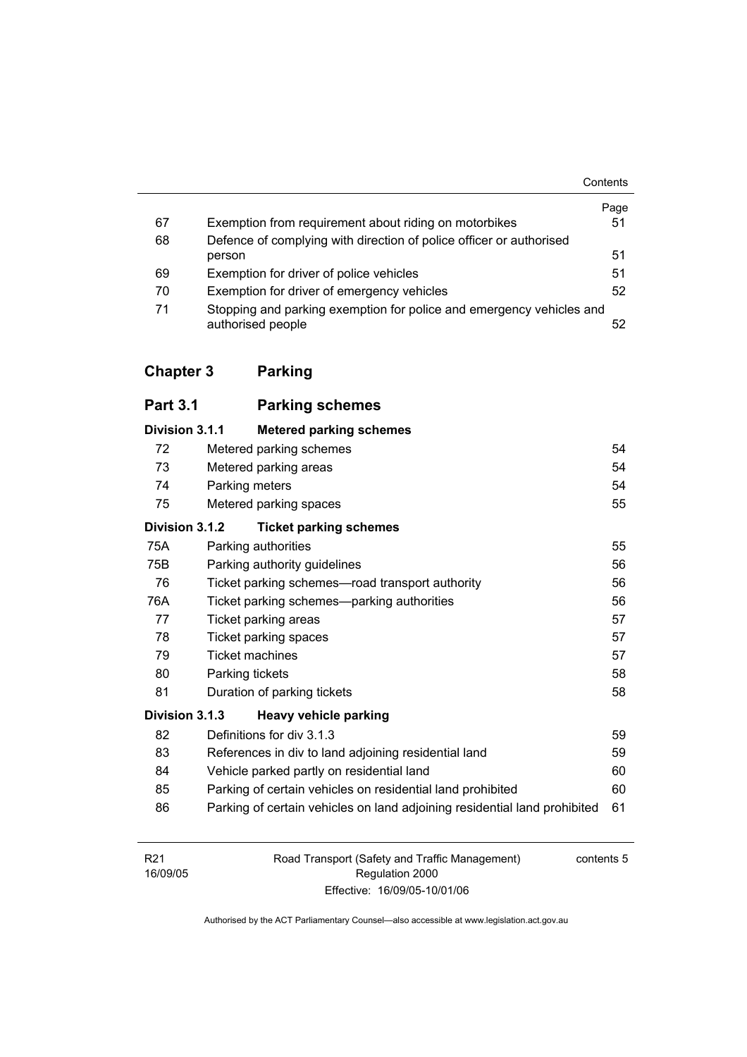| | | Page |
|---|---|---|
| 67 | Exemption from requirement about riding on motorbikes | 51 |
| 68 | Defence of complying with direction of police officer or authorised person | 51 |
| 69 | Exemption for driver of police vehicles | 51 |
| 70 | Exemption for driver of emergency vehicles | 52 |
| 71 | Stopping and parking exemption for police and emergency vehicles and authorised people | 52 |

## Chapter 3 Parking

### Part 3.1 Parking schemes

**Division 3.1.1 Metered parking schemes**

| | | |
|---|---|---|
| 72 | Metered parking schemes | 54 |
| 73 | Metered parking areas | 54 |
| 74 | Parking meters | 54 |
| 75 | Metered parking spaces | 55 |

**Division 3.1.2 Ticket parking schemes**

| | | |
|---|---|---|
| 75A | Parking authorities | 55 |
| 75B | Parking authority guidelines | 56 |
| 76 | Ticket parking schemes—road transport authority | 56 |
| 76A | Ticket parking schemes—parking authorities | 56 |
| 77 | Ticket parking areas | 57 |
| 78 | Ticket parking spaces | 57 |
| 79 | Ticket machines | 57 |
| 80 | Parking tickets | 58 |
| 81 | Duration of parking tickets | 58 |

**Division 3.1.3 Heavy vehicle parking**

| | | |
|---|---|---|
| 82 | Definitions for div 3.1.3 | 59 |
| 83 | References in div to land adjoining residential land | 59 |
| 84 | Vehicle parked partly on residential land | 60 |
| 85 | Parking of certain vehicles on residential land prohibited | 60 |
| 86 | Parking of certain vehicles on land adjoining residential land prohibited | 61 |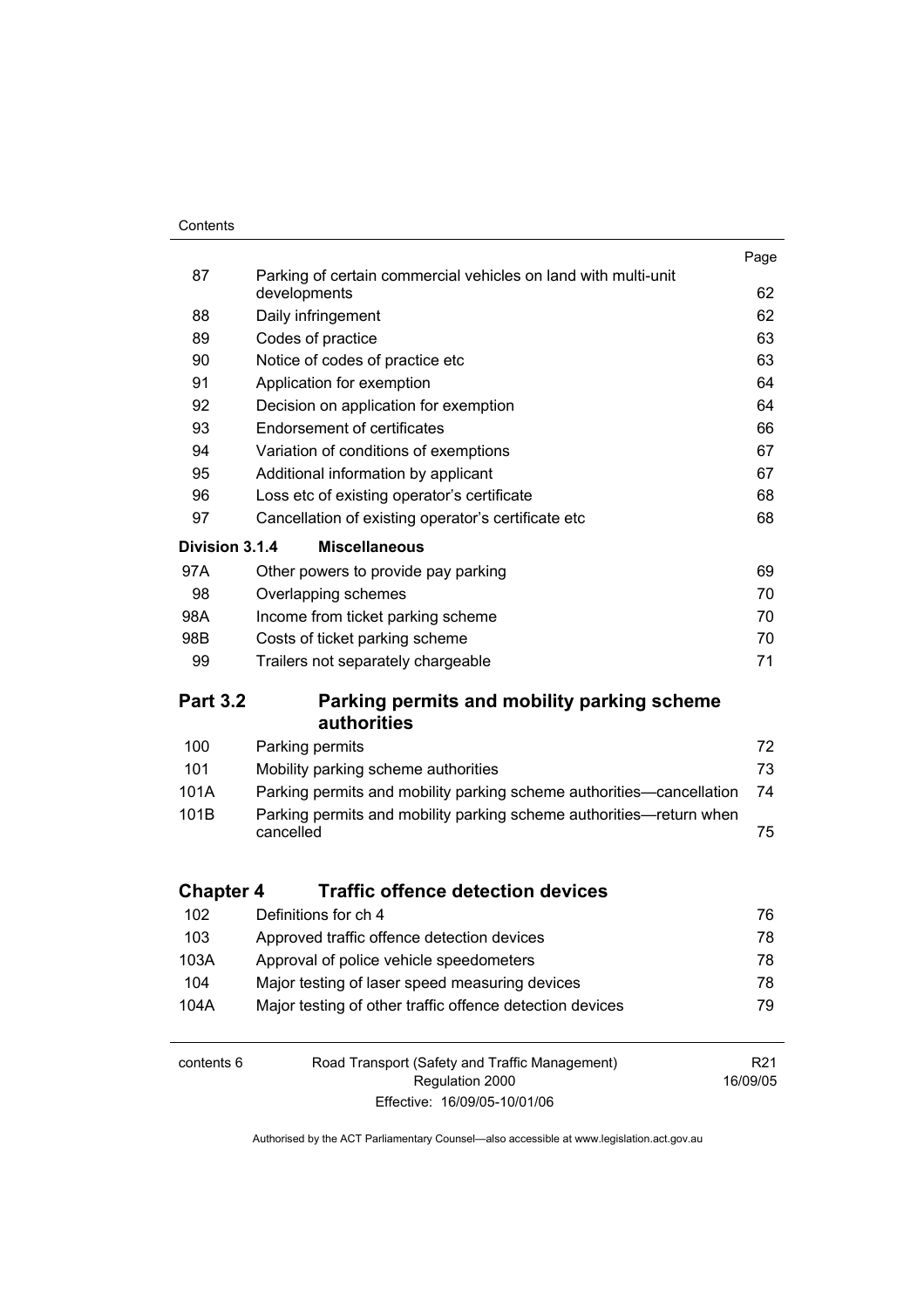| | | Page |
|---|---|---|
| 87 | Parking of certain commercial vehicles on land with multi-unit developments | 62 |
| 88 | Daily infringement | 62 |
| 89 | Codes of practice | 63 |
| 90 | Notice of codes of practice etc | 63 |
| 91 | Application for exemption | 64 |
| 92 | Decision on application for exemption | 64 |
| 93 | Endorsement of certificates | 66 |
| 94 | Variation of conditions of exemptions | 67 |
| 95 | Additional information by applicant | 67 |
| 96 | Loss etc of existing operator's certificate | 68 |
| 97 | Cancellation of existing operator's certificate etc | 68 |
| **Division 3.1.4** | **Miscellaneous** | |
| 97A | Other powers to provide pay parking | 69 |
| 98 | Overlapping schemes | 70 |
| 98A | Income from ticket parking scheme | 70 |
| 98B | Costs of ticket parking scheme | 70 |
| 99 | Trailers not separately chargeable | 71 |

## Part 3.2 Parking permits and mobility parking scheme authorities

| | | |
|---|---|---|
| 100 | Parking permits | 72 |
| 101 | Mobility parking scheme authorities | 73 |
| 101A | Parking permits and mobility parking scheme authorities—cancellation | 74 |
| 101B | Parking permits and mobility parking scheme authorities—return when cancelled | 75 |

## Chapter 4 Traffic offence detection devices

| | | |
|---|---|---|
| 102 | Definitions for ch 4 | 76 |
| 103 | Approved traffic offence detection devices | 78 |
| 103A | Approval of police vehicle speedometers | 78 |
| 104 | Major testing of laser speed measuring devices | 78 |
| 104A | Major testing of other traffic offence detection devices | 79 |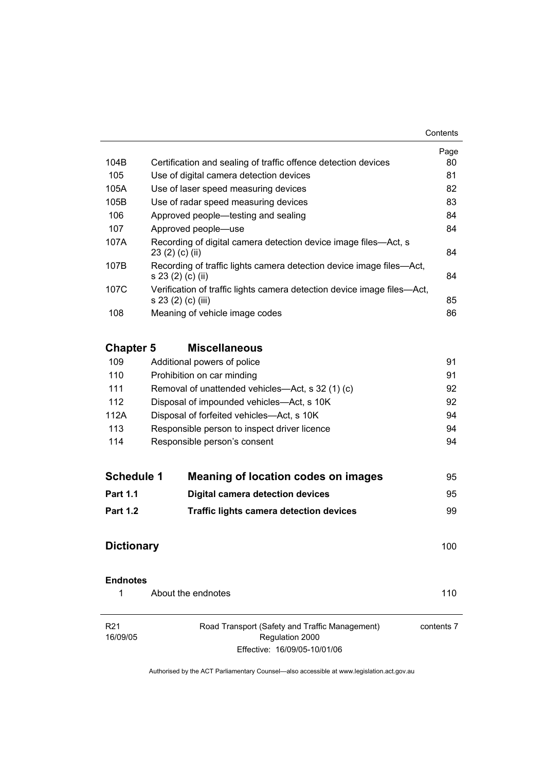|  |  | Page |
|---|---|---|
| 104B | Certification and sealing of traffic offence detection devices | 80 |
| 105 | Use of digital camera detection devices | 81 |
| 105A | Use of laser speed measuring devices | 82 |
| 105B | Use of radar speed measuring devices | 83 |
| 106 | Approved people—testing and sealing | 84 |
| 107 | Approved people—use | 84 |
| 107A | Recording of digital camera detection device image files—Act, s 23 (2) (c) (ii) | 84 |
| 107B | Recording of traffic lights camera detection device image files—Act, s 23 (2) (c) (ii) | 84 |
| 107C | Verification of traffic lights camera detection device image files—Act, s 23 (2) (c) (iii) | 85 |
| 108 | Meaning of vehicle image codes | 86 |

## Chapter 5 Miscellaneous

|  |  |  |
|---|---|---|
| 109 | Additional powers of police | 91 |
| 110 | Prohibition on car minding | 91 |
| 111 | Removal of unattended vehicles—Act, s 32 (1) (c) | 92 |
| 112 | Disposal of impounded vehicles—Act, s 10K | 92 |
| 112A | Disposal of forfeited vehicles—Act, s 10K | 94 |
| 113 | Responsible person to inspect driver licence | 94 |
| 114 | Responsible person's consent | 94 |

## Schedule 1 Meaning of location codes on images 95

**Part 1.1** **Digital camera detection devices** 95

**Part 1.2** **Traffic lights camera detection devices** 99

## Dictionary 100

**Endnotes**

|  |  |  |
|---|---|---|
| 1 | About the endnotes | 110 |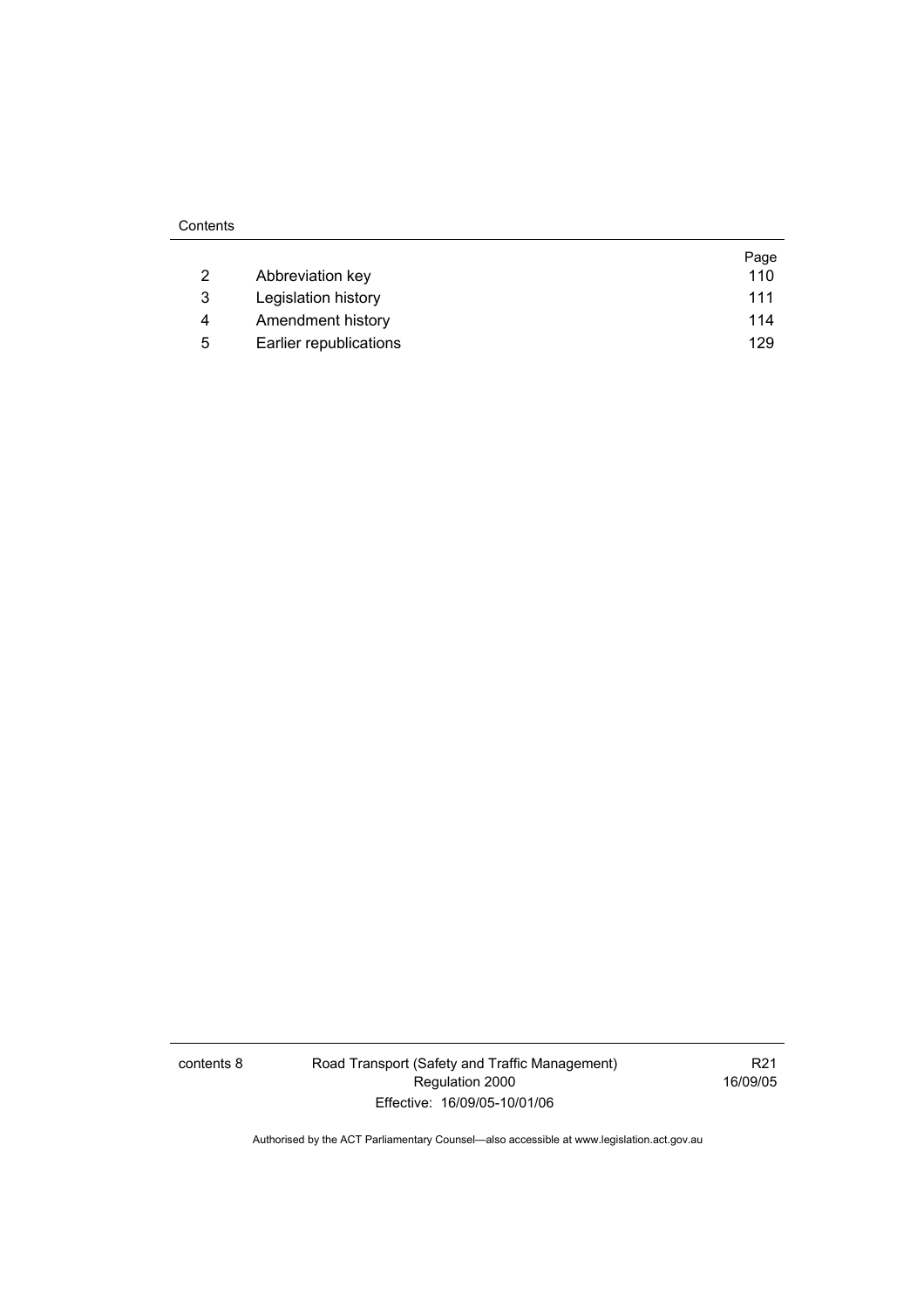| | | Page |
|---|---|---|
| 2 | Abbreviation key | 110 |
| 3 | Legislation history | 111 |
| 4 | Amendment history | 114 |
| 5 | Earlier republications | 129 |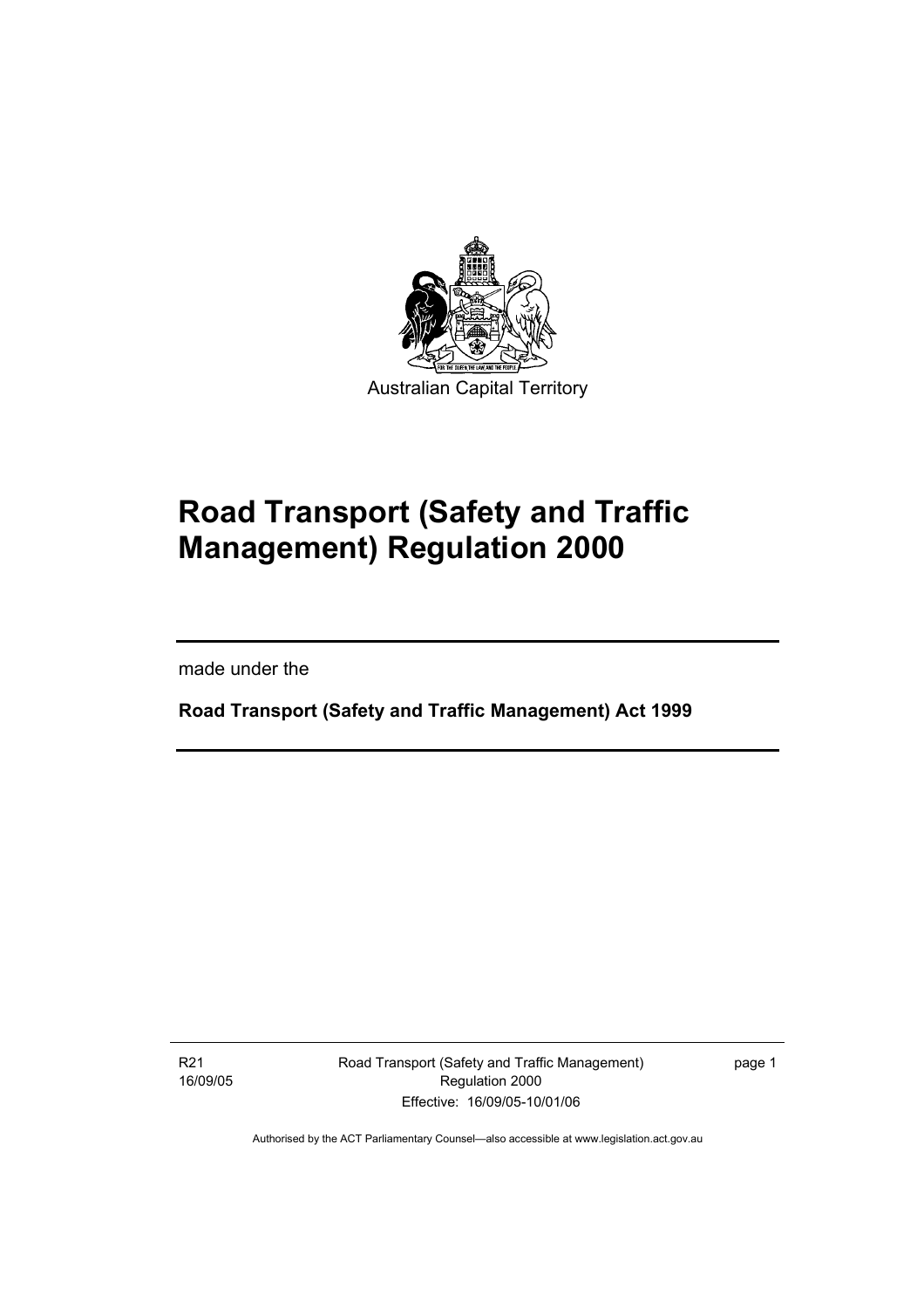Australian Capital Territory

# Road Transport (Safety and Traffic Management) Regulation 2000

made under the

**Road Transport (Safety and Traffic Management) Act 1999**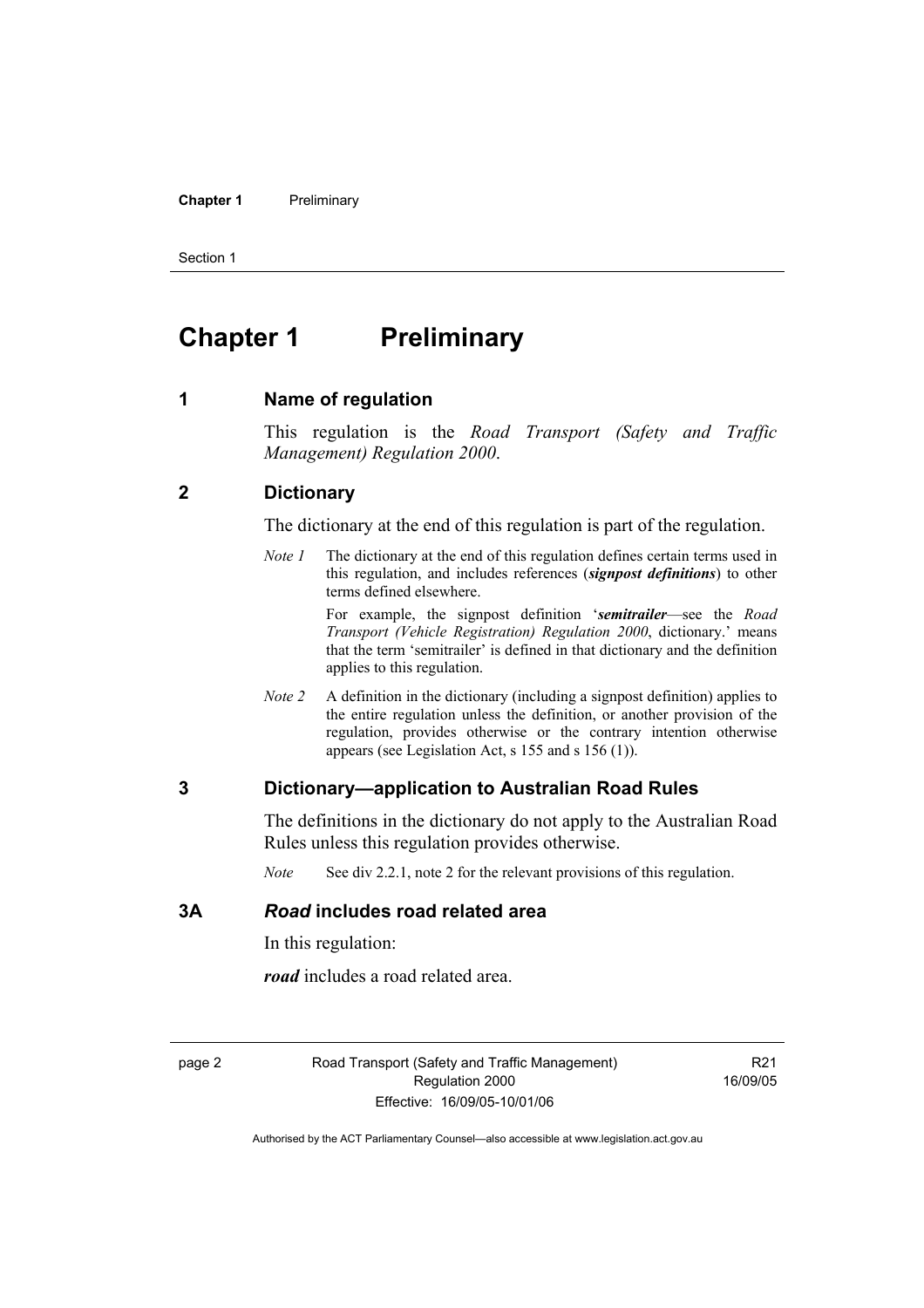# Chapter 1 Preliminary

## 1 Name of regulation

This regulation is the *Road Transport (Safety and Traffic Management) Regulation 2000*.

## 2 Dictionary

The dictionary at the end of this regulation is part of the regulation.

*Note 1* The dictionary at the end of this regulation defines certain terms used in this regulation, and includes references (***signpost definitions***) to other terms defined elsewhere.

For example, the signpost definition '***semitrailer***—see the *Road Transport (Vehicle Registration) Regulation 2000*, dictionary.' means that the term 'semitrailer' is defined in that dictionary and the definition applies to this regulation.

*Note 2* A definition in the dictionary (including a signpost definition) applies to the entire regulation unless the definition, or another provision of the regulation, provides otherwise or the contrary intention otherwise appears (see Legislation Act, s 155 and s 156 (1)).

## 3 Dictionary—application to Australian Road Rules

The definitions in the dictionary do not apply to the Australian Road Rules unless this regulation provides otherwise.

*Note* See div 2.2.1, note 2 for the relevant provisions of this regulation.

## 3A *Road* includes road related area

In this regulation:

***road*** includes a road related area.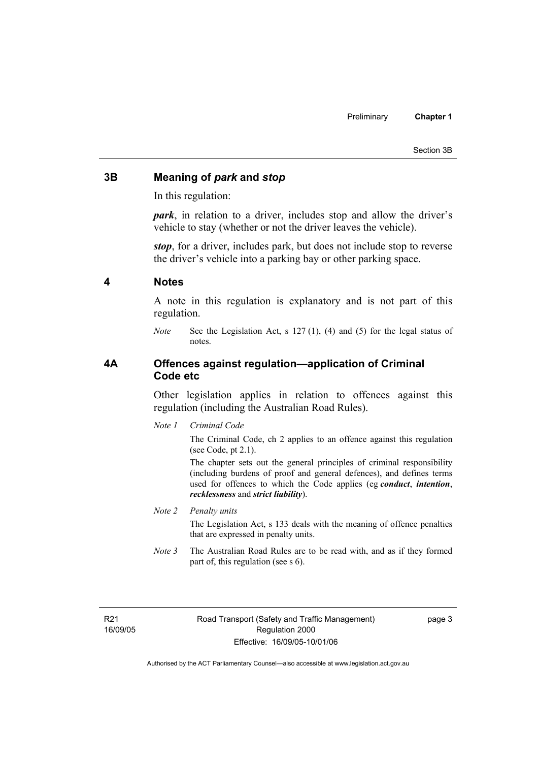## 3B Meaning of *park* and *stop*

In this regulation:

***park***, in relation to a driver, includes stop and allow the driver's vehicle to stay (whether or not the driver leaves the vehicle).

***stop***, for a driver, includes park, but does not include stop to reverse the driver's vehicle into a parking bay or other parking space.

## 4 Notes

A note in this regulation is explanatory and is not part of this regulation.

*Note* See the Legislation Act, s 127 (1), (4) and (5) for the legal status of notes.

## 4A Offences against regulation—application of Criminal Code etc

Other legislation applies in relation to offences against this regulation (including the Australian Road Rules).

*Note 1* *Criminal Code*

The Criminal Code, ch 2 applies to an offence against this regulation (see Code, pt 2.1).

The chapter sets out the general principles of criminal responsibility (including burdens of proof and general defences), and defines terms used for offences to which the Code applies (eg ***conduct***, ***intention***, ***recklessness*** and ***strict liability***).

*Note 2* *Penalty units*

The Legislation Act, s 133 deals with the meaning of offence penalties that are expressed in penalty units.

*Note 3* The Australian Road Rules are to be read with, and as if they formed part of, this regulation (see s 6).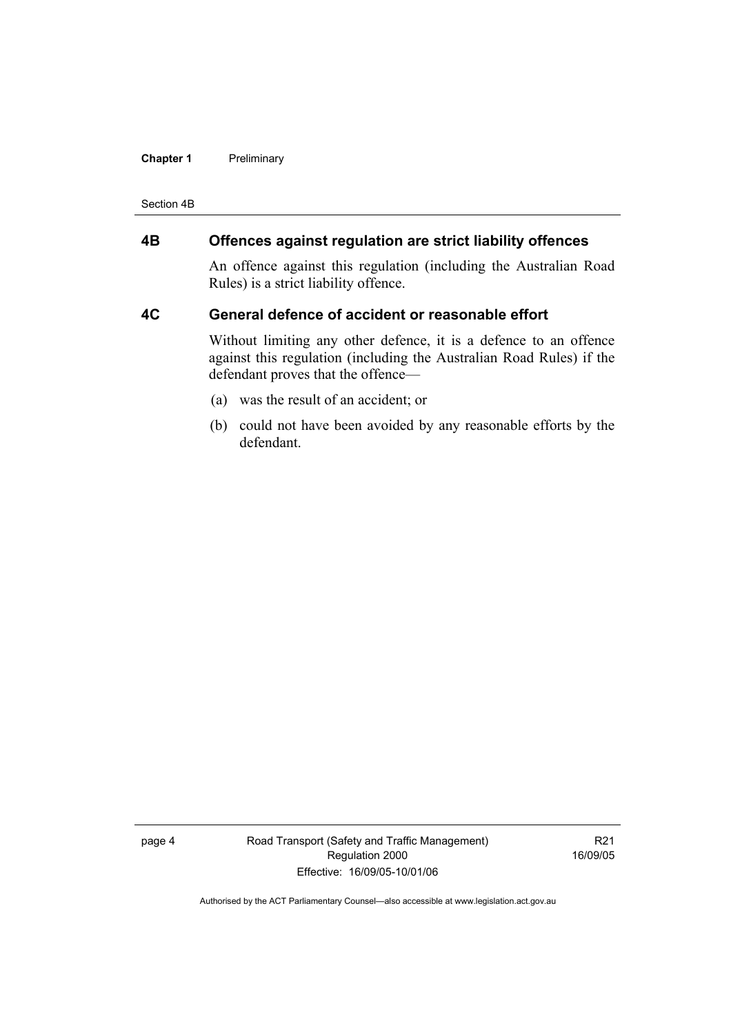### 4B Offences against regulation are strict liability offences

An offence against this regulation (including the Australian Road Rules) is a strict liability offence.

### 4C General defence of accident or reasonable effort

Without limiting any other defence, it is a defence to an offence against this regulation (including the Australian Road Rules) if the defendant proves that the offence—

(a) was the result of an accident; or

(b) could not have been avoided by any reasonable efforts by the defendant.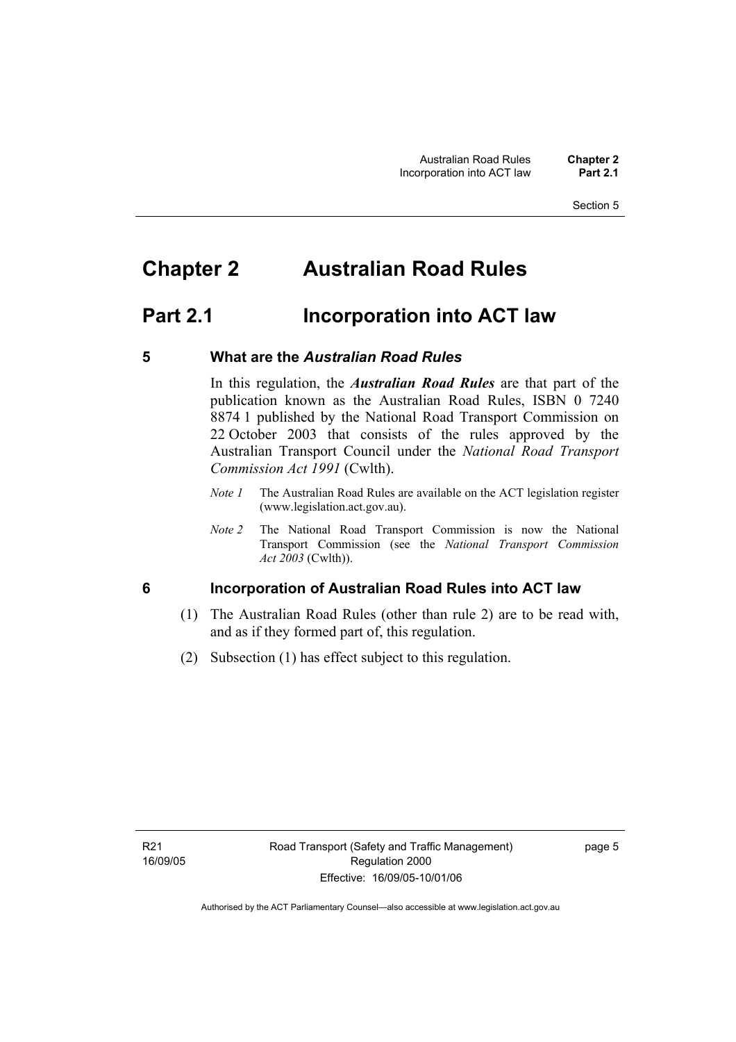# Chapter 2 Australian Road Rules

## Part 2.1 Incorporation into ACT law

### 5 What are the *Australian Road Rules*

In this regulation, the ***Australian Road Rules*** are that part of the publication known as the Australian Road Rules, ISBN 0 7240 8874 1 published by the National Road Transport Commission on 22 October 2003 that consists of the rules approved by the Australian Transport Council under the *National Road Transport Commission Act 1991* (Cwlth).

*Note 1* The Australian Road Rules are available on the ACT legislation register (www.legislation.act.gov.au).

*Note 2* The National Road Transport Commission is now the National Transport Commission (see the *National Transport Commission Act 2003* (Cwlth)).

### 6 Incorporation of Australian Road Rules into ACT law

(1) The Australian Road Rules (other than rule 2) are to be read with, and as if they formed part of, this regulation.

(2) Subsection (1) has effect subject to this regulation.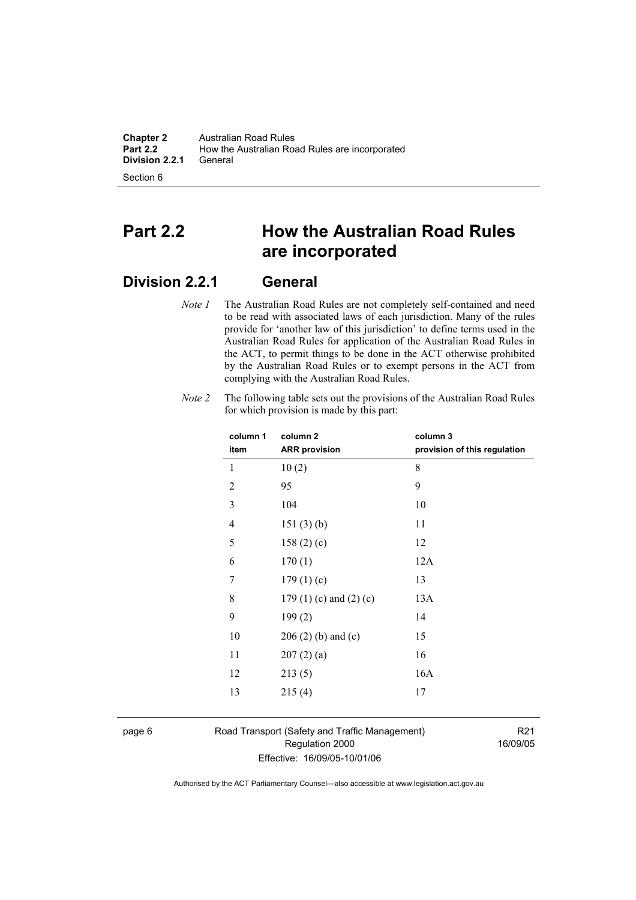# Part 2.2 How the Australian Road Rules are incorporated

## Division 2.2.1 General

*Note 1* The Australian Road Rules are not completely self-contained and need to be read with associated laws of each jurisdiction. Many of the rules provide for 'another law of this jurisdiction' to define terms used in the Australian Road Rules for application of the Australian Road Rules in the ACT, to permit things to be done in the ACT otherwise prohibited by the Australian Road Rules or to exempt persons in the ACT from complying with the Australian Road Rules.

*Note 2* The following table sets out the provisions of the Australian Road Rules for which provision is made by this part:

| column 1 item | column 2 ARR provision | column 3 provision of this regulation |
|---|---|---|
| 1 | 10 (2) | 8 |
| 2 | 95 | 9 |
| 3 | 104 | 10 |
| 4 | 151 (3) (b) | 11 |
| 5 | 158 (2) (c) | 12 |
| 6 | 170 (1) | 12A |
| 7 | 179 (1) (c) | 13 |
| 8 | 179 (1) (c) and (2) (c) | 13A |
| 9 | 199 (2) | 14 |
| 10 | 206 (2) (b) and (c) | 15 |
| 11 | 207 (2) (a) | 16 |
| 12 | 213 (5) | 16A |
| 13 | 215 (4) | 17 |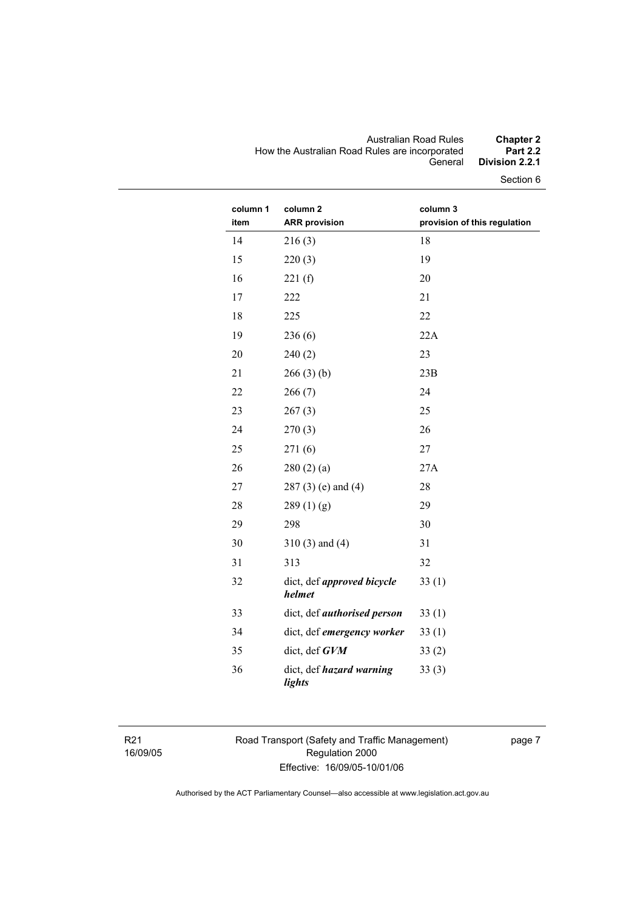| column 1 item | column 2 ARR provision | column 3 provision of this regulation |
|---|---|---|
| 14 | 216 (3) | 18 |
| 15 | 220 (3) | 19 |
| 16 | 221 (f) | 20 |
| 17 | 222 | 21 |
| 18 | 225 | 22 |
| 19 | 236 (6) | 22A |
| 20 | 240 (2) | 23 |
| 21 | 266 (3) (b) | 23B |
| 22 | 266 (7) | 24 |
| 23 | 267 (3) | 25 |
| 24 | 270 (3) | 26 |
| 25 | 271 (6) | 27 |
| 26 | 280 (2) (a) | 27A |
| 27 | 287 (3) (e) and (4) | 28 |
| 28 | 289 (1) (g) | 29 |
| 29 | 298 | 30 |
| 30 | 310 (3) and (4) | 31 |
| 31 | 313 | 32 |
| 32 | dict, def ***approved bicycle helmet*** | 33 (1) |
| 33 | dict, def ***authorised person*** | 33 (1) |
| 34 | dict, def ***emergency worker*** | 33 (1) |
| 35 | dict, def ***GVM*** | 33 (2) |
| 36 | dict, def ***hazard warning lights*** | 33 (3) |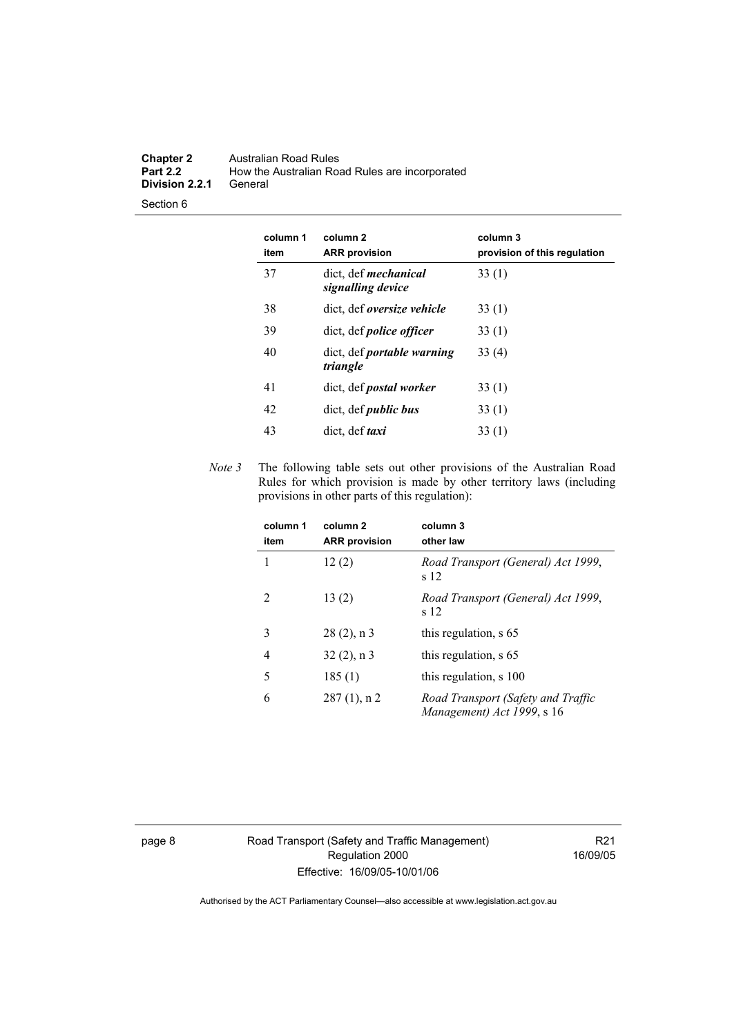| column 1 item | column 2 ARR provision | column 3 provision of this regulation |
|---|---|---|
| 37 | dict, def ***mechanical signalling device*** | 33 (1) |
| 38 | dict, def ***oversize vehicle*** | 33 (1) |
| 39 | dict, def ***police officer*** | 33 (1) |
| 40 | dict, def ***portable warning triangle*** | 33 (4) |
| 41 | dict, def ***postal worker*** | 33 (1) |
| 42 | dict, def ***public bus*** | 33 (1) |
| 43 | dict, def ***taxi*** | 33 (1) |

*Note 3* The following table sets out other provisions of the Australian Road Rules for which provision is made by other territory laws (including provisions in other parts of this regulation):

| column 1 item | column 2 ARR provision | column 3 other law |
|---|---|---|
| 1 | 12 (2) | *Road Transport (General) Act 1999*, s 12 |
| 2 | 13 (2) | *Road Transport (General) Act 1999*, s 12 |
| 3 | 28 (2), n 3 | this regulation, s 65 |
| 4 | 32 (2), n 3 | this regulation, s 65 |
| 5 | 185 (1) | this regulation, s 100 |
| 6 | 287 (1), n 2 | *Road Transport (Safety and Traffic Management) Act 1999*, s 16 |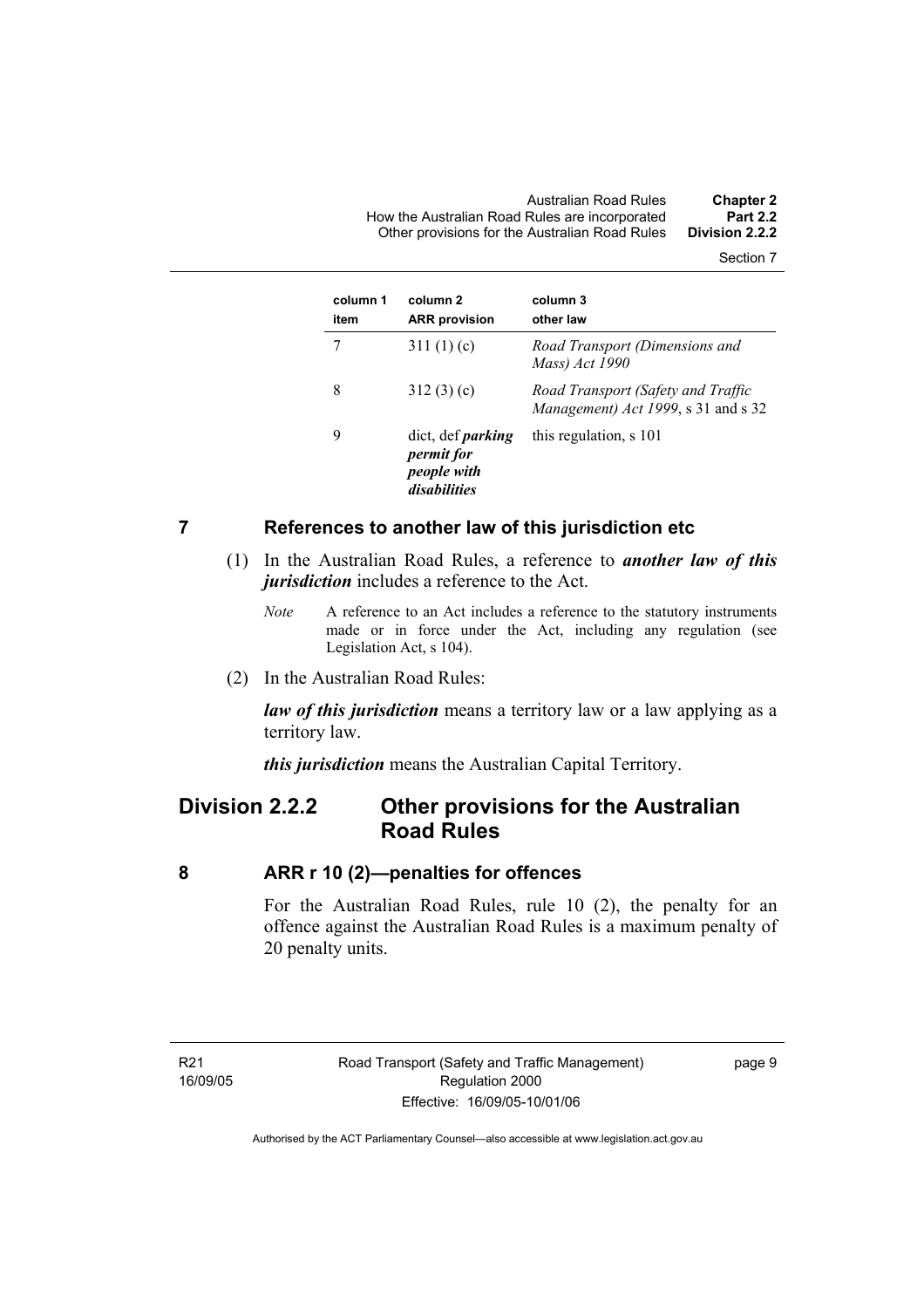| column 1 item | column 2 ARR provision | column 3 other law |
|---|---|---|
| 7 | 311 (1) (c) | *Road Transport (Dimensions and Mass) Act 1990* |
| 8 | 312 (3) (c) | *Road Transport (Safety and Traffic Management) Act 1999*, s 31 and s 32 |
| 9 | dict, def ***parking permit for people with disabilities*** | this regulation, s 101 |

## 7 References to another law of this jurisdiction etc

(1) In the Australian Road Rules, a reference to ***another law of this jurisdiction*** includes a reference to the Act.

*Note* A reference to an Act includes a reference to the statutory instruments made or in force under the Act, including any regulation (see Legislation Act, s 104).

(2) In the Australian Road Rules:

***law of this jurisdiction*** means a territory law or a law applying as a territory law.

***this jurisdiction*** means the Australian Capital Territory.

# Division 2.2.2 Other provisions for the Australian Road Rules

## 8 ARR r 10 (2)—penalties for offences

For the Australian Road Rules, rule 10 (2), the penalty for an offence against the Australian Road Rules is a maximum penalty of 20 penalty units.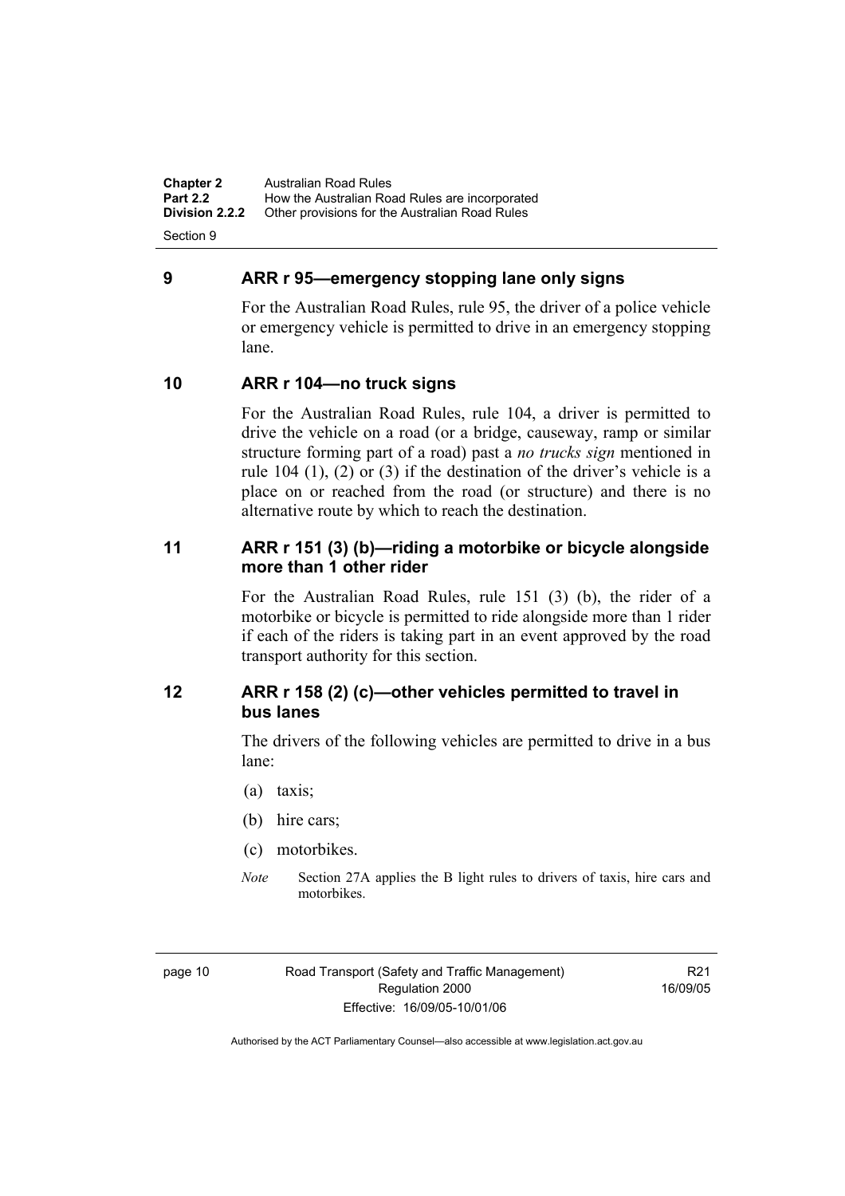## 9 ARR r 95—emergency stopping lane only signs

For the Australian Road Rules, rule 95, the driver of a police vehicle or emergency vehicle is permitted to drive in an emergency stopping lane.

## 10 ARR r 104—no truck signs

For the Australian Road Rules, rule 104, a driver is permitted to drive the vehicle on a road (or a bridge, causeway, ramp or similar structure forming part of a road) past a *no trucks sign* mentioned in rule 104 (1), (2) or (3) if the destination of the driver's vehicle is a place on or reached from the road (or structure) and there is no alternative route by which to reach the destination.

## 11 ARR r 151 (3) (b)—riding a motorbike or bicycle alongside more than 1 other rider

For the Australian Road Rules, rule 151 (3) (b), the rider of a motorbike or bicycle is permitted to ride alongside more than 1 rider if each of the riders is taking part in an event approved by the road transport authority for this section.

## 12 ARR r 158 (2) (c)—other vehicles permitted to travel in bus lanes

The drivers of the following vehicles are permitted to drive in a bus lane:

(a) taxis;

(b) hire cars;

(c) motorbikes.

*Note* Section 27A applies the B light rules to drivers of taxis, hire cars and motorbikes.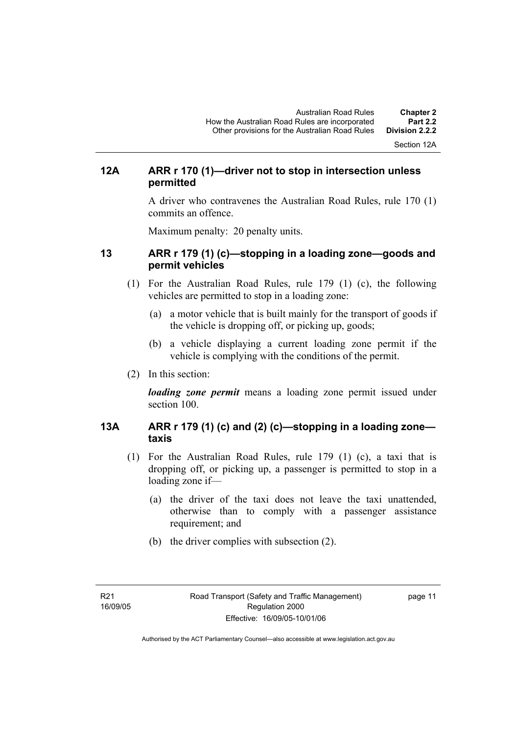### 12A ARR r 170 (1)—driver not to stop in intersection unless permitted

A driver who contravenes the Australian Road Rules, rule 170 (1) commits an offence.

Maximum penalty: 20 penalty units.

### 13 ARR r 179 (1) (c)—stopping in a loading zone—goods and permit vehicles

(1) For the Australian Road Rules, rule 179 (1) (c), the following vehicles are permitted to stop in a loading zone:

(a) a motor vehicle that is built mainly for the transport of goods if the vehicle is dropping off, or picking up, goods;

(b) a vehicle displaying a current loading zone permit if the vehicle is complying with the conditions of the permit.

(2) In this section:

***loading zone permit*** means a loading zone permit issued under section 100.

### 13A ARR r 179 (1) (c) and (2) (c)—stopping in a loading zone—taxis

(1) For the Australian Road Rules, rule 179 (1) (c), a taxi that is dropping off, or picking up, a passenger is permitted to stop in a loading zone if—

(a) the driver of the taxi does not leave the taxi unattended, otherwise than to comply with a passenger assistance requirement; and

(b) the driver complies with subsection (2).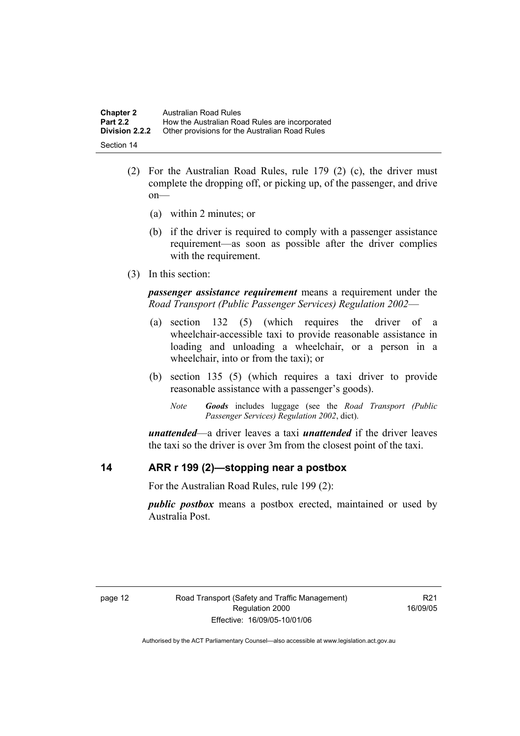(2) For the Australian Road Rules, rule 179 (2) (c), the driver must complete the dropping off, or picking up, of the passenger, and drive on—

(a) within 2 minutes; or

(b) if the driver is required to comply with a passenger assistance requirement—as soon as possible after the driver complies with the requirement.

(3) In this section:

***passenger assistance requirement*** means a requirement under the *Road Transport (Public Passenger Services) Regulation 2002*—

(a) section 132 (5) (which requires the driver of a wheelchair-accessible taxi to provide reasonable assistance in loading and unloading a wheelchair, or a person in a wheelchair, into or from the taxi); or

(b) section 135 (5) (which requires a taxi driver to provide reasonable assistance with a passenger's goods).

*Note* ***Goods*** includes luggage (see the *Road Transport (Public Passenger Services) Regulation 2002*, dict).

***unattended***—a driver leaves a taxi ***unattended*** if the driver leaves the taxi so the driver is over 3m from the closest point of the taxi.

## 14 ARR r 199 (2)—stopping near a postbox

For the Australian Road Rules, rule 199 (2):

***public postbox*** means a postbox erected, maintained or used by Australia Post.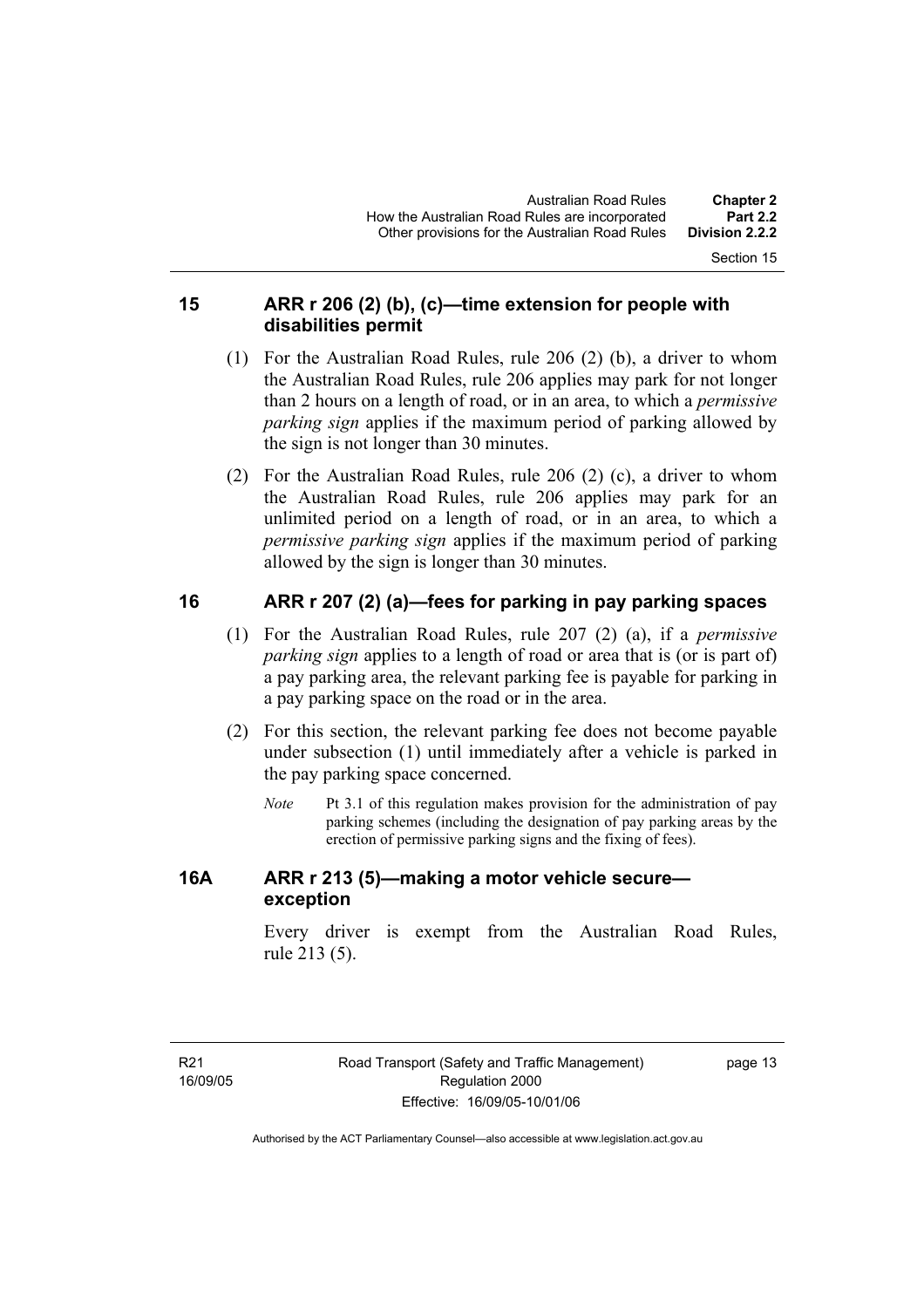## 15 ARR r 206 (2) (b), (c)—time extension for people with disabilities permit

(1) For the Australian Road Rules, rule 206 (2) (b), a driver to whom the Australian Road Rules, rule 206 applies may park for not longer than 2 hours on a length of road, or in an area, to which a *permissive parking sign* applies if the maximum period of parking allowed by the sign is not longer than 30 minutes.

(2) For the Australian Road Rules, rule 206 (2) (c), a driver to whom the Australian Road Rules, rule 206 applies may park for an unlimited period on a length of road, or in an area, to which a *permissive parking sign* applies if the maximum period of parking allowed by the sign is longer than 30 minutes.

## 16 ARR r 207 (2) (a)—fees for parking in pay parking spaces

(1) For the Australian Road Rules, rule 207 (2) (a), if a *permissive parking sign* applies to a length of road or area that is (or is part of) a pay parking area, the relevant parking fee is payable for parking in a pay parking space on the road or in the area.

(2) For this section, the relevant parking fee does not become payable under subsection (1) until immediately after a vehicle is parked in the pay parking space concerned.

*Note* Pt 3.1 of this regulation makes provision for the administration of pay parking schemes (including the designation of pay parking areas by the erection of permissive parking signs and the fixing of fees).

## 16A ARR r 213 (5)—making a motor vehicle secure—exception

Every driver is exempt from the Australian Road Rules, rule 213 (5).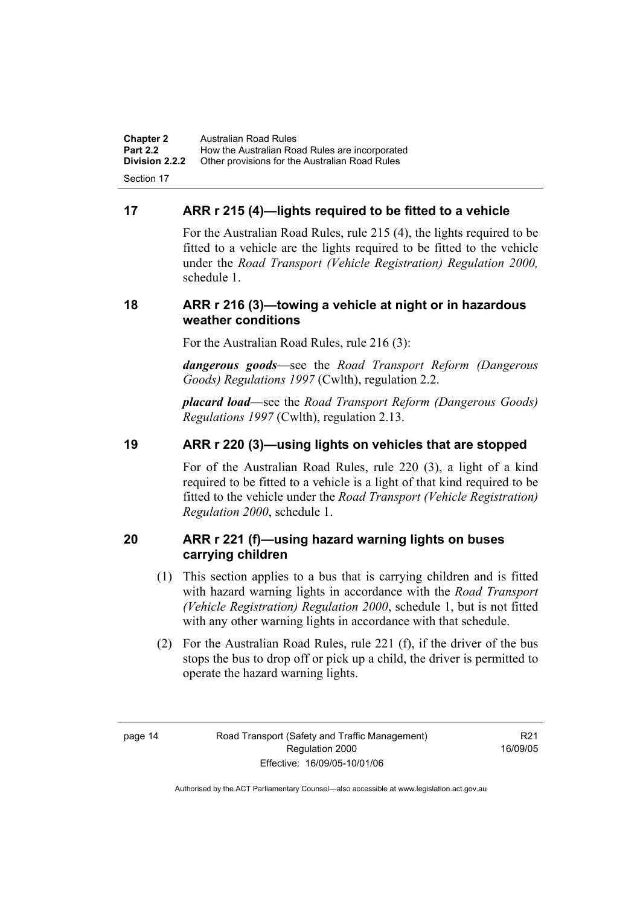## 17 ARR r 215 (4)—lights required to be fitted to a vehicle

For the Australian Road Rules, rule 215 (4), the lights required to be fitted to a vehicle are the lights required to be fitted to the vehicle under the *Road Transport (Vehicle Registration) Regulation 2000,* schedule 1.

## 18 ARR r 216 (3)—towing a vehicle at night or in hazardous weather conditions

For the Australian Road Rules, rule 216 (3):

***dangerous goods***—see the *Road Transport Reform (Dangerous Goods) Regulations 1997* (Cwlth), regulation 2.2.

***placard load***—see the *Road Transport Reform (Dangerous Goods) Regulations 1997* (Cwlth), regulation 2.13.

## 19 ARR r 220 (3)—using lights on vehicles that are stopped

For of the Australian Road Rules, rule 220 (3), a light of a kind required to be fitted to a vehicle is a light of that kind required to be fitted to the vehicle under the *Road Transport (Vehicle Registration) Regulation 2000*, schedule 1.

## 20 ARR r 221 (f)—using hazard warning lights on buses carrying children

(1) This section applies to a bus that is carrying children and is fitted with hazard warning lights in accordance with the *Road Transport (Vehicle Registration) Regulation 2000*, schedule 1, but is not fitted with any other warning lights in accordance with that schedule.

(2) For the Australian Road Rules, rule 221 (f), if the driver of the bus stops the bus to drop off or pick up a child, the driver is permitted to operate the hazard warning lights.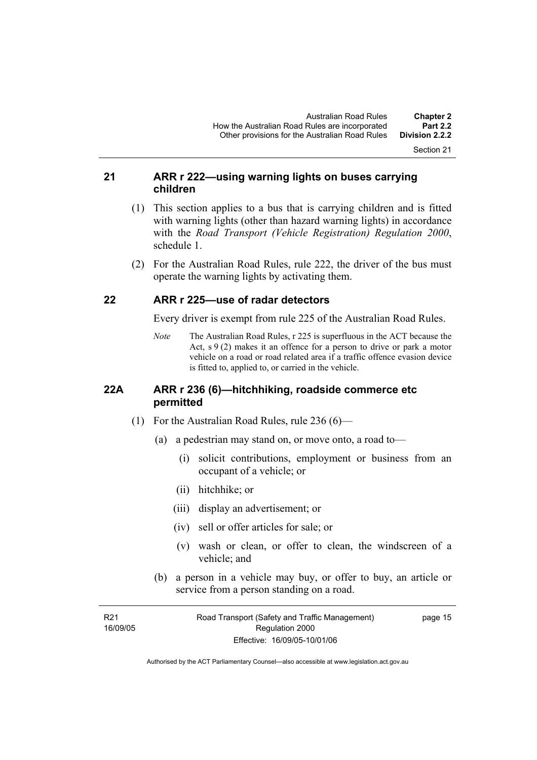## 21 ARR r 222—using warning lights on buses carrying children

(1) This section applies to a bus that is carrying children and is fitted with warning lights (other than hazard warning lights) in accordance with the *Road Transport (Vehicle Registration) Regulation 2000*, schedule 1.

(2) For the Australian Road Rules, rule 222, the driver of the bus must operate the warning lights by activating them.

## 22 ARR r 225—use of radar detectors

Every driver is exempt from rule 225 of the Australian Road Rules.

*Note* The Australian Road Rules, r 225 is superfluous in the ACT because the Act, s 9 (2) makes it an offence for a person to drive or park a motor vehicle on a road or road related area if a traffic offence evasion device is fitted to, applied to, or carried in the vehicle.

## 22A ARR r 236 (6)—hitchhiking, roadside commerce etc permitted

(1) For the Australian Road Rules, rule 236 (6)—

(a) a pedestrian may stand on, or move onto, a road to—

(i) solicit contributions, employment or business from an occupant of a vehicle; or

(ii) hitchhike; or

(iii) display an advertisement; or

(iv) sell or offer articles for sale; or

(v) wash or clean, or offer to clean, the windscreen of a vehicle; and

(b) a person in a vehicle may buy, or offer to buy, an article or service from a person standing on a road.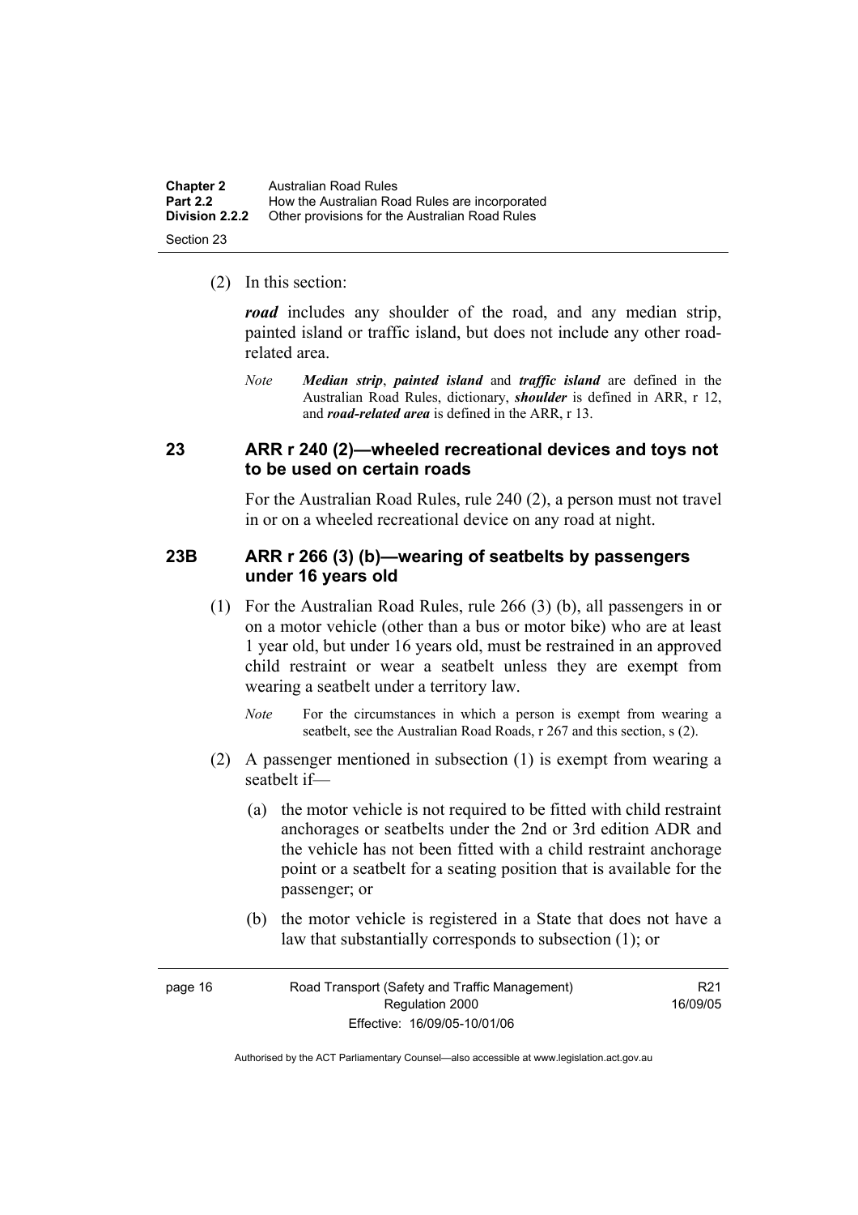(2) In this section:

***road*** includes any shoulder of the road, and any median strip, painted island or traffic island, but does not include any other road-related area.

*Note* ***Median strip***, ***painted island*** and ***traffic island*** are defined in the Australian Road Rules, dictionary, ***shoulder*** is defined in ARR, r 12, and ***road-related area*** is defined in the ARR, r 13.

## 23 ARR r 240 (2)—wheeled recreational devices and toys not to be used on certain roads

For the Australian Road Rules, rule 240 (2), a person must not travel in or on a wheeled recreational device on any road at night.

## 23B ARR r 266 (3) (b)—wearing of seatbelts by passengers under 16 years old

(1) For the Australian Road Rules, rule 266 (3) (b), all passengers in or on a motor vehicle (other than a bus or motor bike) who are at least 1 year old, but under 16 years old, must be restrained in an approved child restraint or wear a seatbelt unless they are exempt from wearing a seatbelt under a territory law.

*Note* For the circumstances in which a person is exempt from wearing a seatbelt, see the Australian Road Roads, r 267 and this section, s (2).

(2) A passenger mentioned in subsection (1) is exempt from wearing a seatbelt if—

(a) the motor vehicle is not required to be fitted with child restraint anchorages or seatbelts under the 2nd or 3rd edition ADR and the vehicle has not been fitted with a child restraint anchorage point or a seatbelt for a seating position that is available for the passenger; or

(b) the motor vehicle is registered in a State that does not have a law that substantially corresponds to subsection (1); or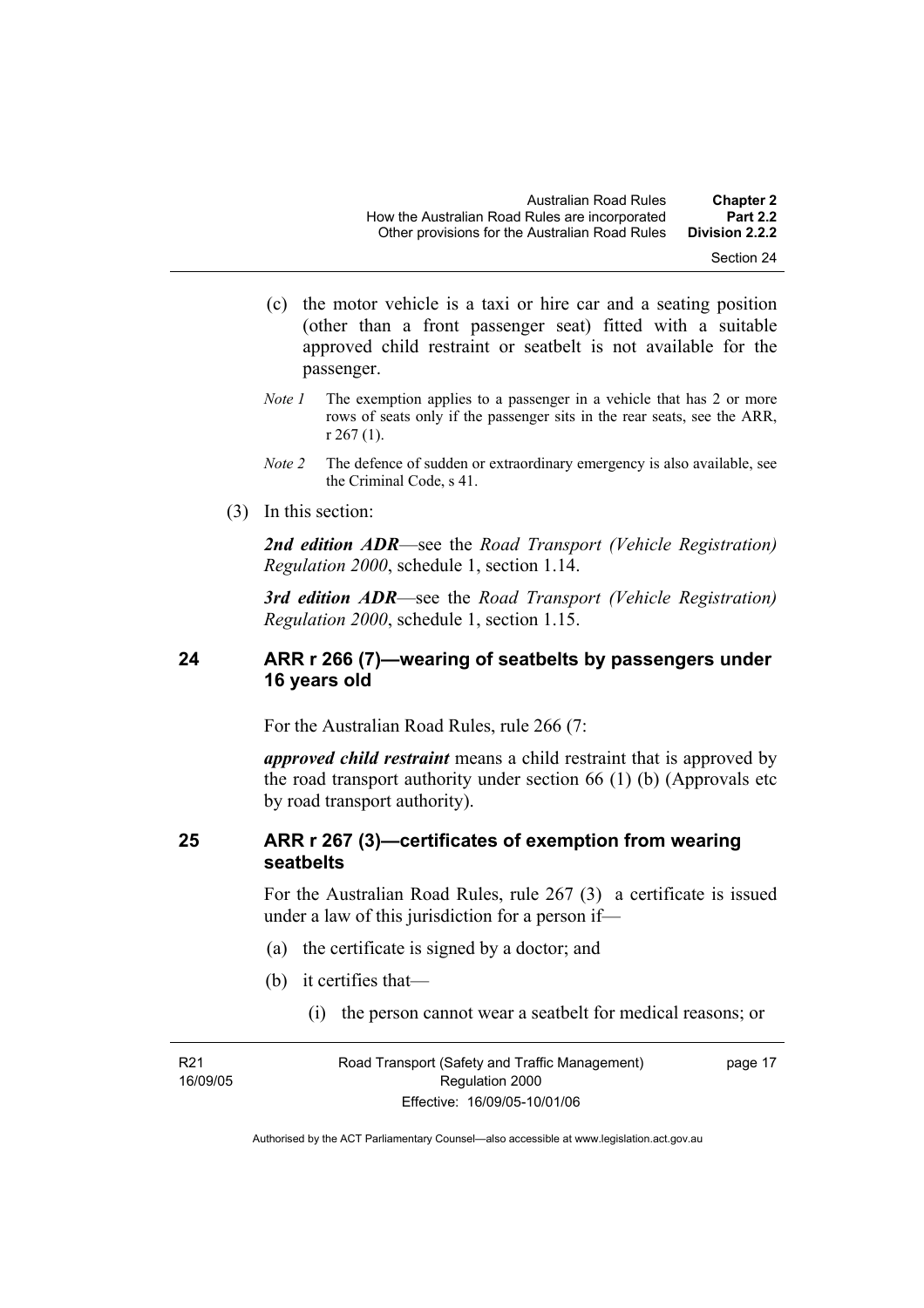(c) the motor vehicle is a taxi or hire car and a seating position (other than a front passenger seat) fitted with a suitable approved child restraint or seatbelt is not available for the passenger.

*Note 1* The exemption applies to a passenger in a vehicle that has 2 or more rows of seats only if the passenger sits in the rear seats, see the ARR, r 267 (1).

*Note 2* The defence of sudden or extraordinary emergency is also available, see the Criminal Code, s 41.

(3) In this section:

***2nd edition ADR***—see the *Road Transport (Vehicle Registration) Regulation 2000*, schedule 1, section 1.14.

***3rd edition ADR***—see the *Road Transport (Vehicle Registration) Regulation 2000*, schedule 1, section 1.15.

## 24 ARR r 266 (7)—wearing of seatbelts by passengers under 16 years old

For the Australian Road Rules, rule 266 (7:

***approved child restraint*** means a child restraint that is approved by the road transport authority under section 66 (1) (b) (Approvals etc by road transport authority).

## 25 ARR r 267 (3)—certificates of exemption from wearing seatbelts

For the Australian Road Rules, rule 267 (3) a certificate is issued under a law of this jurisdiction for a person if—

(a) the certificate is signed by a doctor; and

(b) it certifies that—

(i) the person cannot wear a seatbelt for medical reasons; or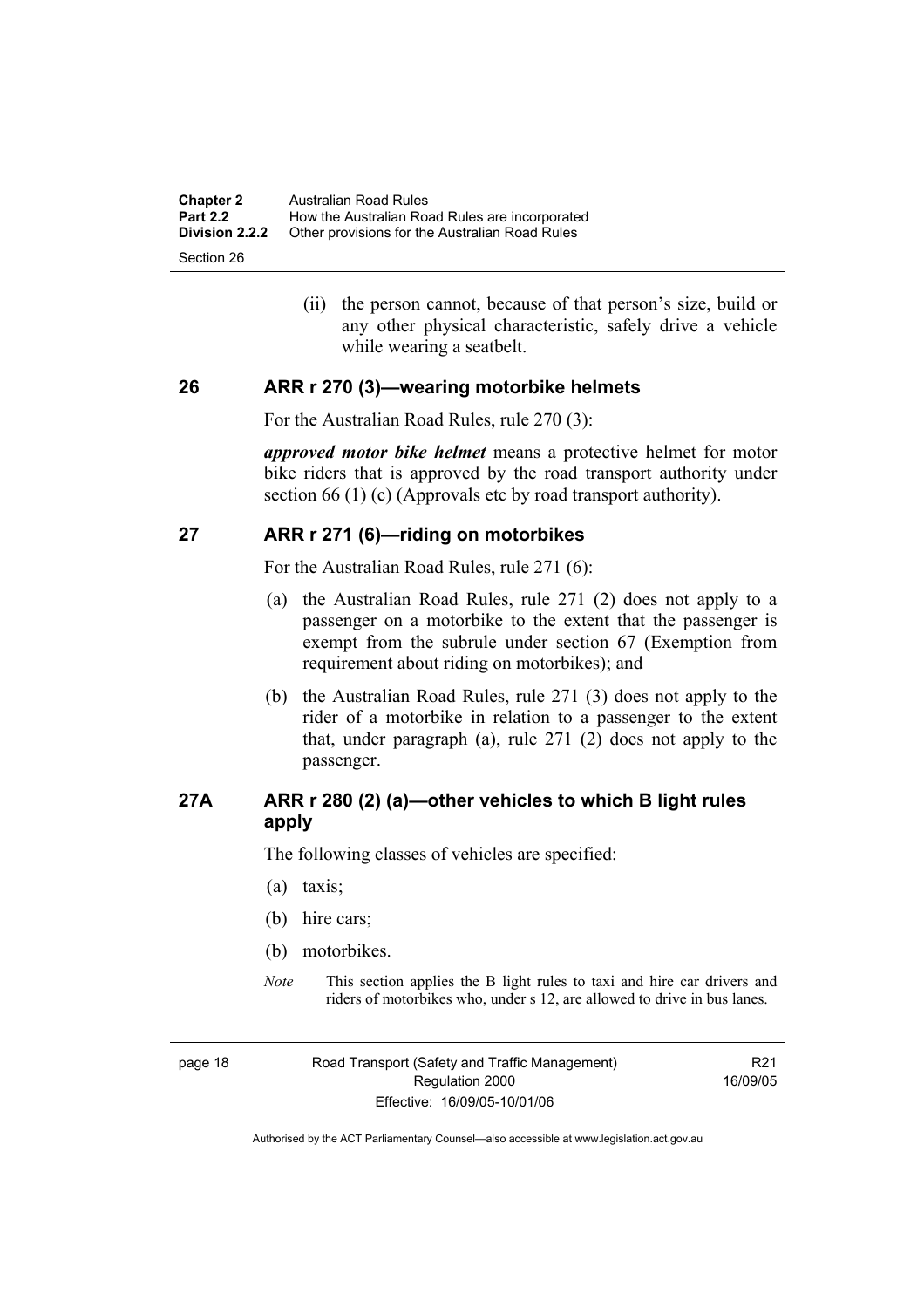(ii) the person cannot, because of that person's size, build or any other physical characteristic, safely drive a vehicle while wearing a seatbelt.

## 26 ARR r 270 (3)—wearing motorbike helmets

For the Australian Road Rules, rule 270 (3):

***approved motor bike helmet*** means a protective helmet for motor bike riders that is approved by the road transport authority under section 66 (1) (c) (Approvals etc by road transport authority).

## 27 ARR r 271 (6)—riding on motorbikes

For the Australian Road Rules, rule 271 (6):

(a) the Australian Road Rules, rule 271 (2) does not apply to a passenger on a motorbike to the extent that the passenger is exempt from the subrule under section 67 (Exemption from requirement about riding on motorbikes); and

(b) the Australian Road Rules, rule 271 (3) does not apply to the rider of a motorbike in relation to a passenger to the extent that, under paragraph (a), rule 271 (2) does not apply to the passenger.

## 27A ARR r 280 (2) (a)—other vehicles to which B light rules apply

The following classes of vehicles are specified:

(a) taxis;

(b) hire cars;

(b) motorbikes.

*Note* This section applies the B light rules to taxi and hire car drivers and riders of motorbikes who, under s 12, are allowed to drive in bus lanes.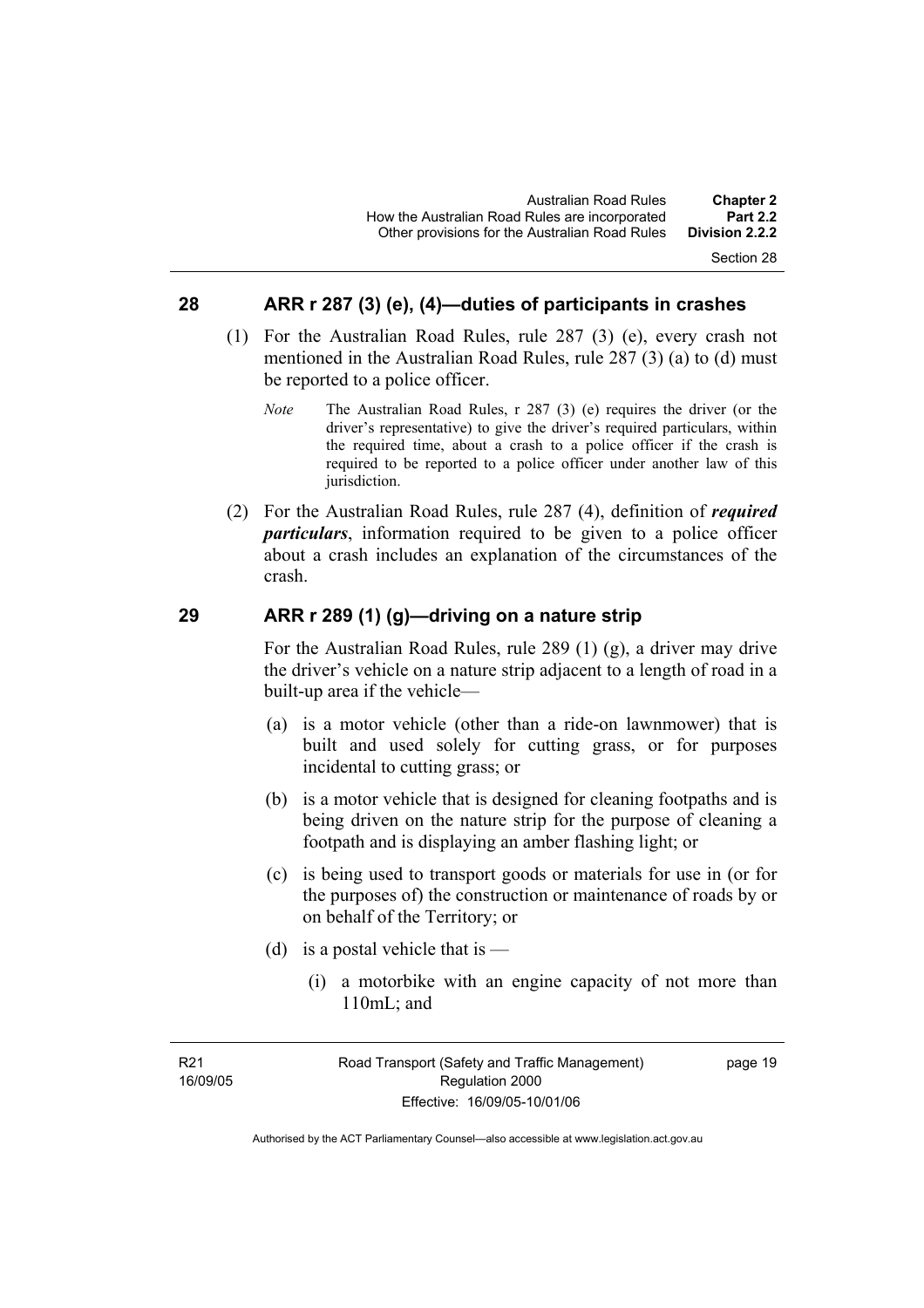## 28 ARR r 287 (3) (e), (4)—duties of participants in crashes

(1) For the Australian Road Rules, rule 287 (3) (e), every crash not mentioned in the Australian Road Rules, rule 287 (3) (a) to (d) must be reported to a police officer.

*Note* The Australian Road Rules, r 287 (3) (e) requires the driver (or the driver's representative) to give the driver's required particulars, within the required time, about a crash to a police officer if the crash is required to be reported to a police officer under another law of this jurisdiction.

(2) For the Australian Road Rules, rule 287 (4), definition of ***required particulars***, information required to be given to a police officer about a crash includes an explanation of the circumstances of the crash.

## 29 ARR r 289 (1) (g)—driving on a nature strip

For the Australian Road Rules, rule 289 (1) (g), a driver may drive the driver's vehicle on a nature strip adjacent to a length of road in a built-up area if the vehicle—

(a) is a motor vehicle (other than a ride-on lawnmower) that is built and used solely for cutting grass, or for purposes incidental to cutting grass; or

(b) is a motor vehicle that is designed for cleaning footpaths and is being driven on the nature strip for the purpose of cleaning a footpath and is displaying an amber flashing light; or

(c) is being used to transport goods or materials for use in (or for the purposes of) the construction or maintenance of roads by or on behalf of the Territory; or

(d) is a postal vehicle that is —

(i) a motorbike with an engine capacity of not more than 110mL; and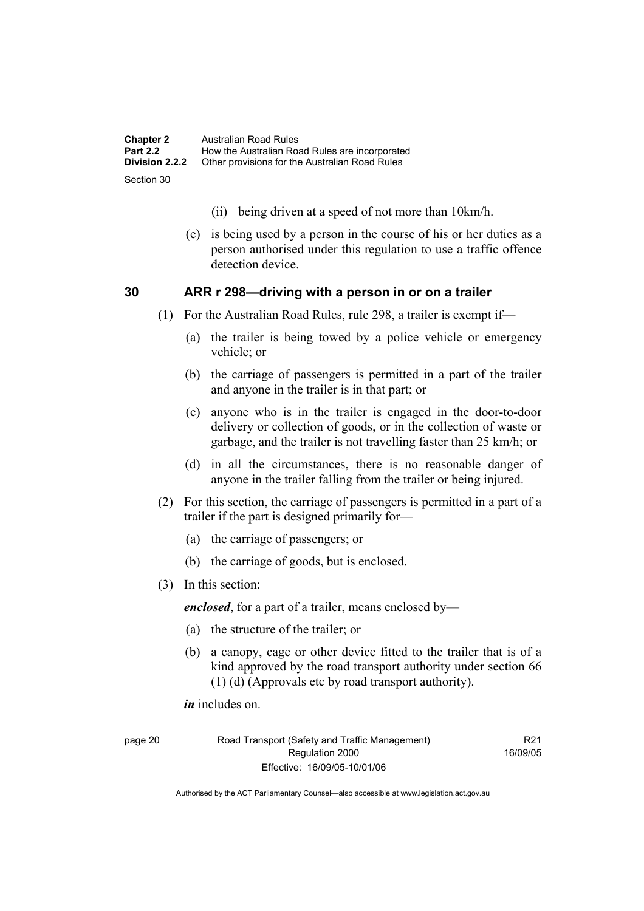(ii) being driven at a speed of not more than 10km/h.

(e) is being used by a person in the course of his or her duties as a person authorised under this regulation to use a traffic offence detection device.

## 30 ARR r 298—driving with a person in or on a trailer

(1) For the Australian Road Rules, rule 298, a trailer is exempt if—

(a) the trailer is being towed by a police vehicle or emergency vehicle; or

(b) the carriage of passengers is permitted in a part of the trailer and anyone in the trailer is in that part; or

(c) anyone who is in the trailer is engaged in the door-to-door delivery or collection of goods, or in the collection of waste or garbage, and the trailer is not travelling faster than 25 km/h; or

(d) in all the circumstances, there is no reasonable danger of anyone in the trailer falling from the trailer or being injured.

(2) For this section, the carriage of passengers is permitted in a part of a trailer if the part is designed primarily for—

(a) the carriage of passengers; or

(b) the carriage of goods, but is enclosed.

(3) In this section:

***enclosed***, for a part of a trailer, means enclosed by—

(a) the structure of the trailer; or

(b) a canopy, cage or other device fitted to the trailer that is of a kind approved by the road transport authority under section 66 (1) (d) (Approvals etc by road transport authority).

***in*** includes on.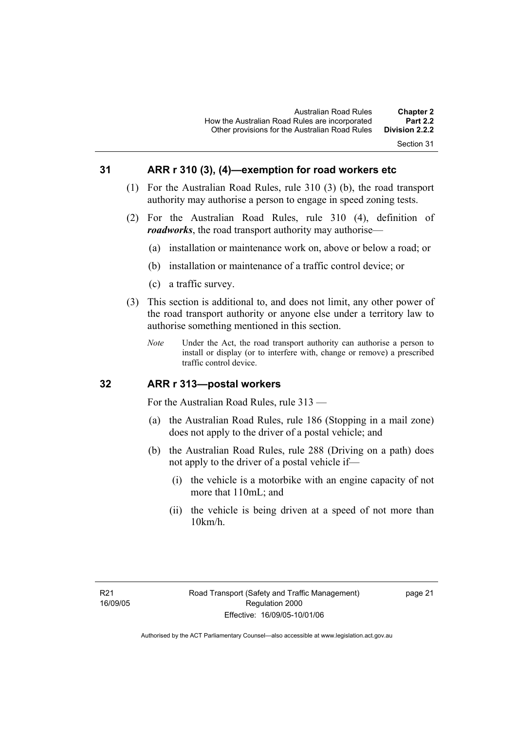## 31 ARR r 310 (3), (4)—exemption for road workers etc

(1) For the Australian Road Rules, rule 310 (3) (b), the road transport authority may authorise a person to engage in speed zoning tests.

(2) For the Australian Road Rules, rule 310 (4), definition of ***roadworks***, the road transport authority may authorise—

(a) installation or maintenance work on, above or below a road; or

(b) installation or maintenance of a traffic control device; or

(c) a traffic survey.

(3) This section is additional to, and does not limit, any other power of the road transport authority or anyone else under a territory law to authorise something mentioned in this section.

*Note* Under the Act, the road transport authority can authorise a person to install or display (or to interfere with, change or remove) a prescribed traffic control device.

## 32 ARR r 313—postal workers

For the Australian Road Rules, rule 313 —

(a) the Australian Road Rules, rule 186 (Stopping in a mail zone) does not apply to the driver of a postal vehicle; and

(b) the Australian Road Rules, rule 288 (Driving on a path) does not apply to the driver of a postal vehicle if—

(i) the vehicle is a motorbike with an engine capacity of not more that 110mL; and

(ii) the vehicle is being driven at a speed of not more than 10km/h.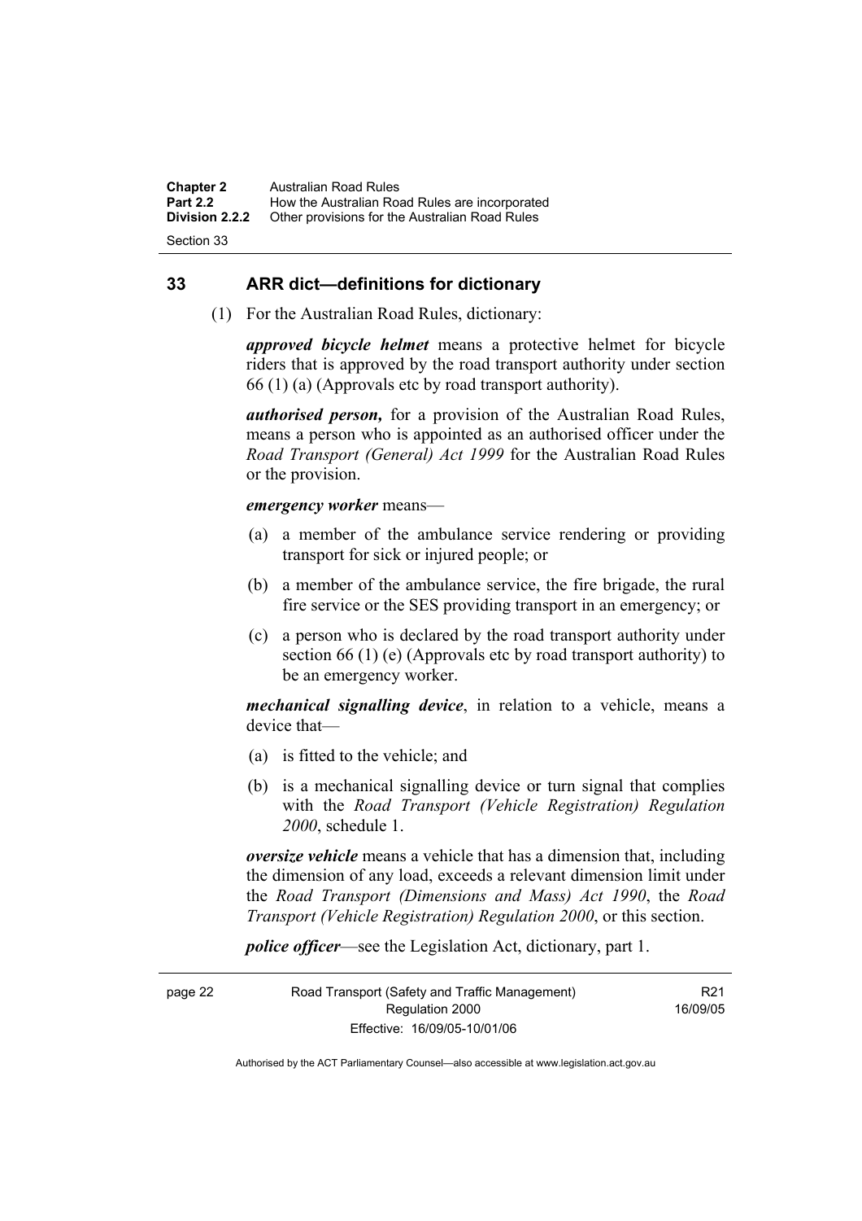## 33 ARR dict—definitions for dictionary

(1) For the Australian Road Rules, dictionary:

***approved bicycle helmet*** means a protective helmet for bicycle riders that is approved by the road transport authority under section 66 (1) (a) (Approvals etc by road transport authority).

***authorised person,*** for a provision of the Australian Road Rules, means a person who is appointed as an authorised officer under the *Road Transport (General) Act 1999* for the Australian Road Rules or the provision.

***emergency worker*** means—

(a) a member of the ambulance service rendering or providing transport for sick or injured people; or

(b) a member of the ambulance service, the fire brigade, the rural fire service or the SES providing transport in an emergency; or

(c) a person who is declared by the road transport authority under section 66 (1) (e) (Approvals etc by road transport authority) to be an emergency worker.

***mechanical signalling device***, in relation to a vehicle, means a device that—

(a) is fitted to the vehicle; and

(b) is a mechanical signalling device or turn signal that complies with the *Road Transport (Vehicle Registration) Regulation 2000*, schedule 1.

***oversize vehicle*** means a vehicle that has a dimension that, including the dimension of any load, exceeds a relevant dimension limit under the *Road Transport (Dimensions and Mass) Act 1990*, the *Road Transport (Vehicle Registration) Regulation 2000*, or this section.

***police officer***—see the Legislation Act, dictionary, part 1.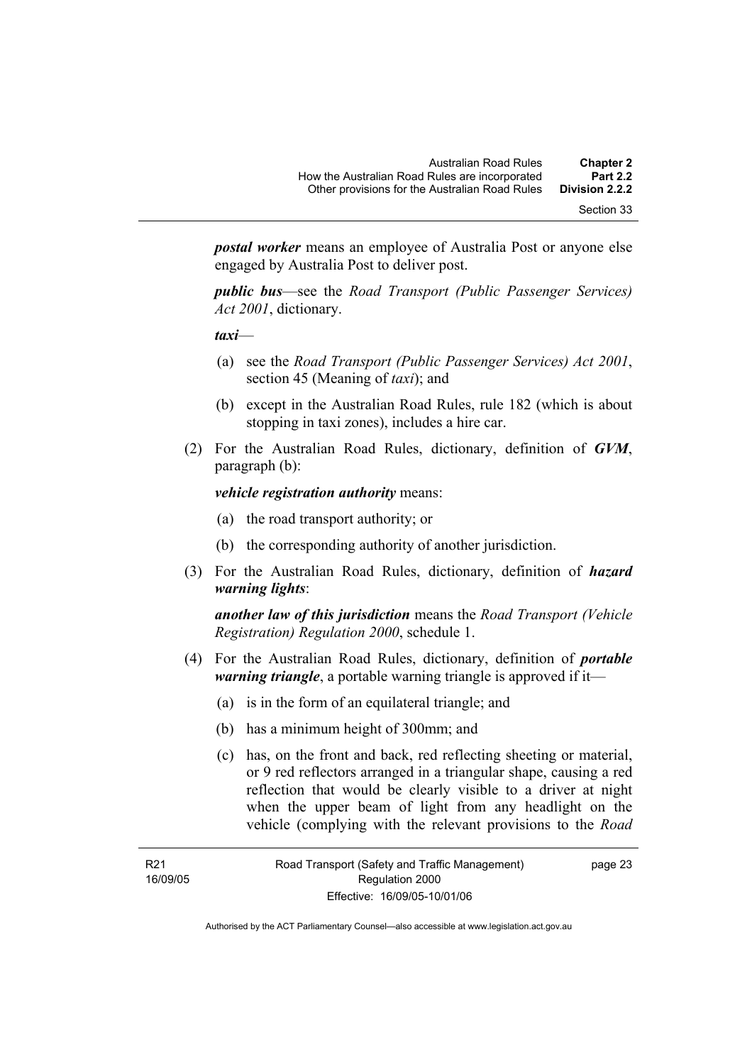***postal worker*** means an employee of Australia Post or anyone else engaged by Australia Post to deliver post.

***public bus***—see the *Road Transport (Public Passenger Services) Act 2001*, dictionary.

***taxi***—

(a) see the *Road Transport (Public Passenger Services) Act 2001*, section 45 (Meaning of *taxi*); and

(b) except in the Australian Road Rules, rule 182 (which is about stopping in taxi zones), includes a hire car.

(2) For the Australian Road Rules, dictionary, definition of ***GVM***, paragraph (b):

***vehicle registration authority*** means:

(a) the road transport authority; or

(b) the corresponding authority of another jurisdiction.

(3) For the Australian Road Rules, dictionary, definition of ***hazard warning lights***:

***another law of this jurisdiction*** means the *Road Transport (Vehicle Registration) Regulation 2000*, schedule 1.

(4) For the Australian Road Rules, dictionary, definition of ***portable warning triangle***, a portable warning triangle is approved if it—

(a) is in the form of an equilateral triangle; and

(b) has a minimum height of 300mm; and

(c) has, on the front and back, red reflecting sheeting or material, or 9 red reflectors arranged in a triangular shape, causing a red reflection that would be clearly visible to a driver at night when the upper beam of light from any headlight on the vehicle (complying with the relevant provisions to the *Road*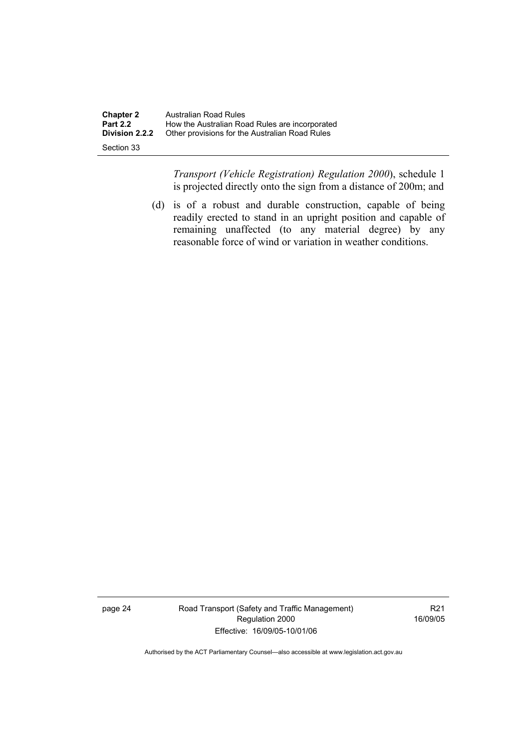*Transport (Vehicle Registration) Regulation 2000*), schedule 1 is projected directly onto the sign from a distance of 200m; and

(d) is of a robust and durable construction, capable of being readily erected to stand in an upright position and capable of remaining unaffected (to any material degree) by any reasonable force of wind or variation in weather conditions.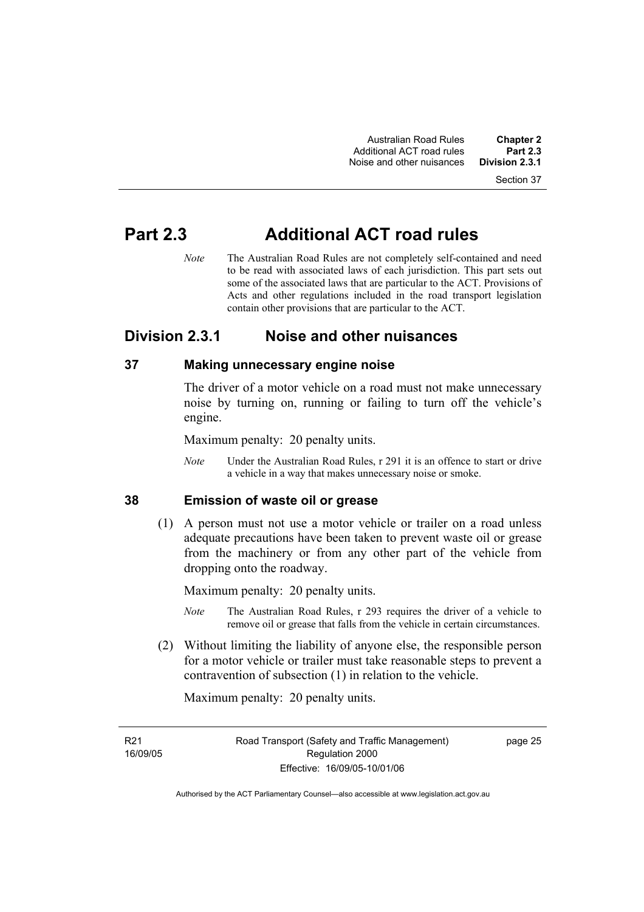# Part 2.3 Additional ACT road rules

*Note* The Australian Road Rules are not completely self-contained and need to be read with associated laws of each jurisdiction. This part sets out some of the associated laws that are particular to the ACT. Provisions of Acts and other regulations included in the road transport legislation contain other provisions that are particular to the ACT.

## Division 2.3.1 Noise and other nuisances

### 37 Making unnecessary engine noise

The driver of a motor vehicle on a road must not make unnecessary noise by turning on, running or failing to turn off the vehicle's engine.

Maximum penalty: 20 penalty units.

*Note* Under the Australian Road Rules, r 291 it is an offence to start or drive a vehicle in a way that makes unnecessary noise or smoke.

### 38 Emission of waste oil or grease

(1) A person must not use a motor vehicle or trailer on a road unless adequate precautions have been taken to prevent waste oil or grease from the machinery or from any other part of the vehicle from dropping onto the roadway.

Maximum penalty: 20 penalty units.

*Note* The Australian Road Rules, r 293 requires the driver of a vehicle to remove oil or grease that falls from the vehicle in certain circumstances.

(2) Without limiting the liability of anyone else, the responsible person for a motor vehicle or trailer must take reasonable steps to prevent a contravention of subsection (1) in relation to the vehicle.

Maximum penalty: 20 penalty units.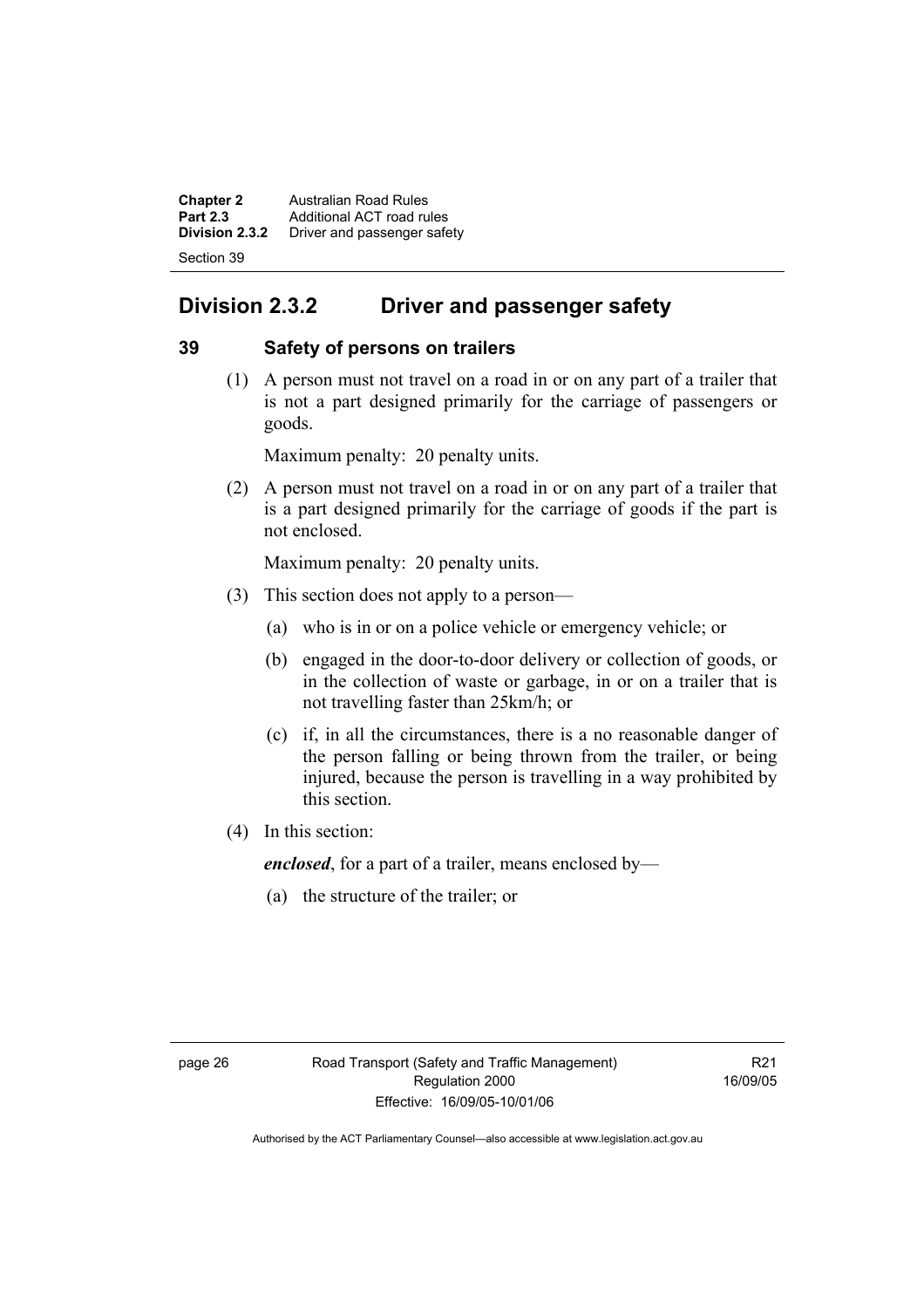## Division 2.3.2 Driver and passenger safety

### 39 Safety of persons on trailers

(1) A person must not travel on a road in or on any part of a trailer that is not a part designed primarily for the carriage of passengers or goods.

Maximum penalty: 20 penalty units.

(2) A person must not travel on a road in or on any part of a trailer that is a part designed primarily for the carriage of goods if the part is not enclosed.

Maximum penalty: 20 penalty units.

(3) This section does not apply to a person—

(a) who is in or on a police vehicle or emergency vehicle; or

(b) engaged in the door-to-door delivery or collection of goods, or in the collection of waste or garbage, in or on a trailer that is not travelling faster than 25km/h; or

(c) if, in all the circumstances, there is a no reasonable danger of the person falling or being thrown from the trailer, or being injured, because the person is travelling in a way prohibited by this section.

(4) In this section:

***enclosed***, for a part of a trailer, means enclosed by—

(a) the structure of the trailer; or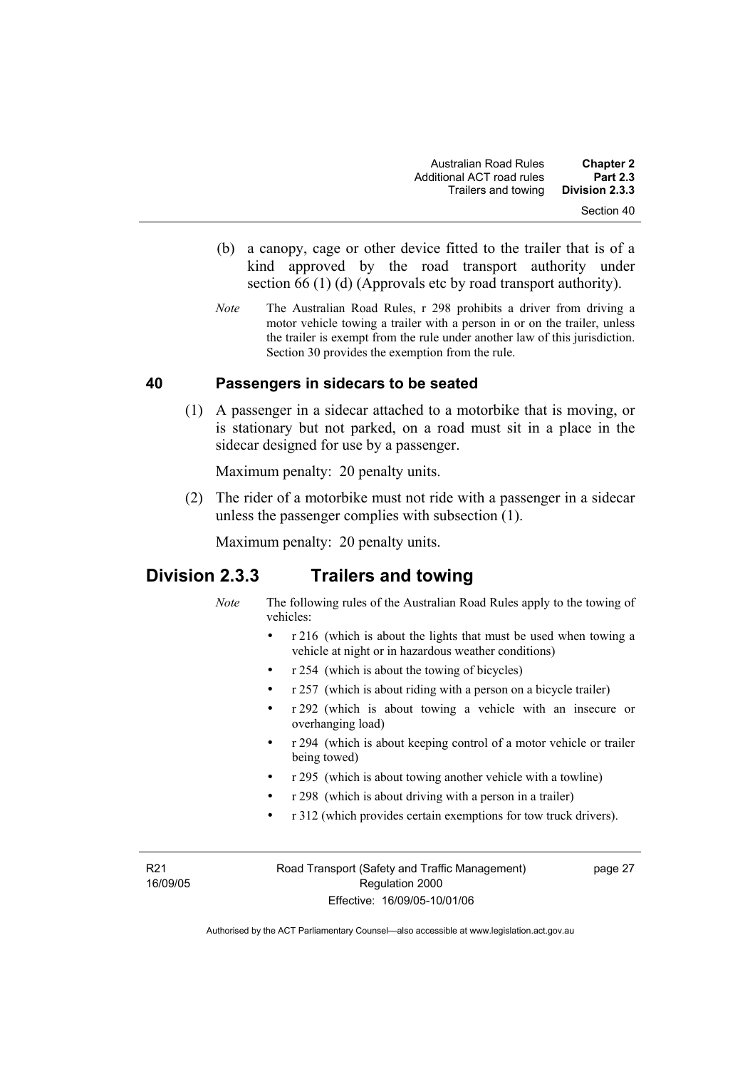(b) a canopy, cage or other device fitted to the trailer that is of a kind approved by the road transport authority under section 66 (1) (d) (Approvals etc by road transport authority).

*Note* The Australian Road Rules, r 298 prohibits a driver from driving a motor vehicle towing a trailer with a person in or on the trailer, unless the trailer is exempt from the rule under another law of this jurisdiction. Section 30 provides the exemption from the rule.

### 40 Passengers in sidecars to be seated

(1) A passenger in a sidecar attached to a motorbike that is moving, or is stationary but not parked, on a road must sit in a place in the sidecar designed for use by a passenger.

Maximum penalty: 20 penalty units.

(2) The rider of a motorbike must not ride with a passenger in a sidecar unless the passenger complies with subsection (1).

Maximum penalty: 20 penalty units.

## Division 2.3.3 Trailers and towing

*Note* The following rules of the Australian Road Rules apply to the towing of vehicles:

- r 216 (which is about the lights that must be used when towing a vehicle at night or in hazardous weather conditions)
- r 254 (which is about the towing of bicycles)
- r 257 (which is about riding with a person on a bicycle trailer)
- r 292 (which is about towing a vehicle with an insecure or overhanging load)
- r 294 (which is about keeping control of a motor vehicle or trailer being towed)
- r 295 (which is about towing another vehicle with a towline)
- r 298 (which is about driving with a person in a trailer)
- r 312 (which provides certain exemptions for tow truck drivers).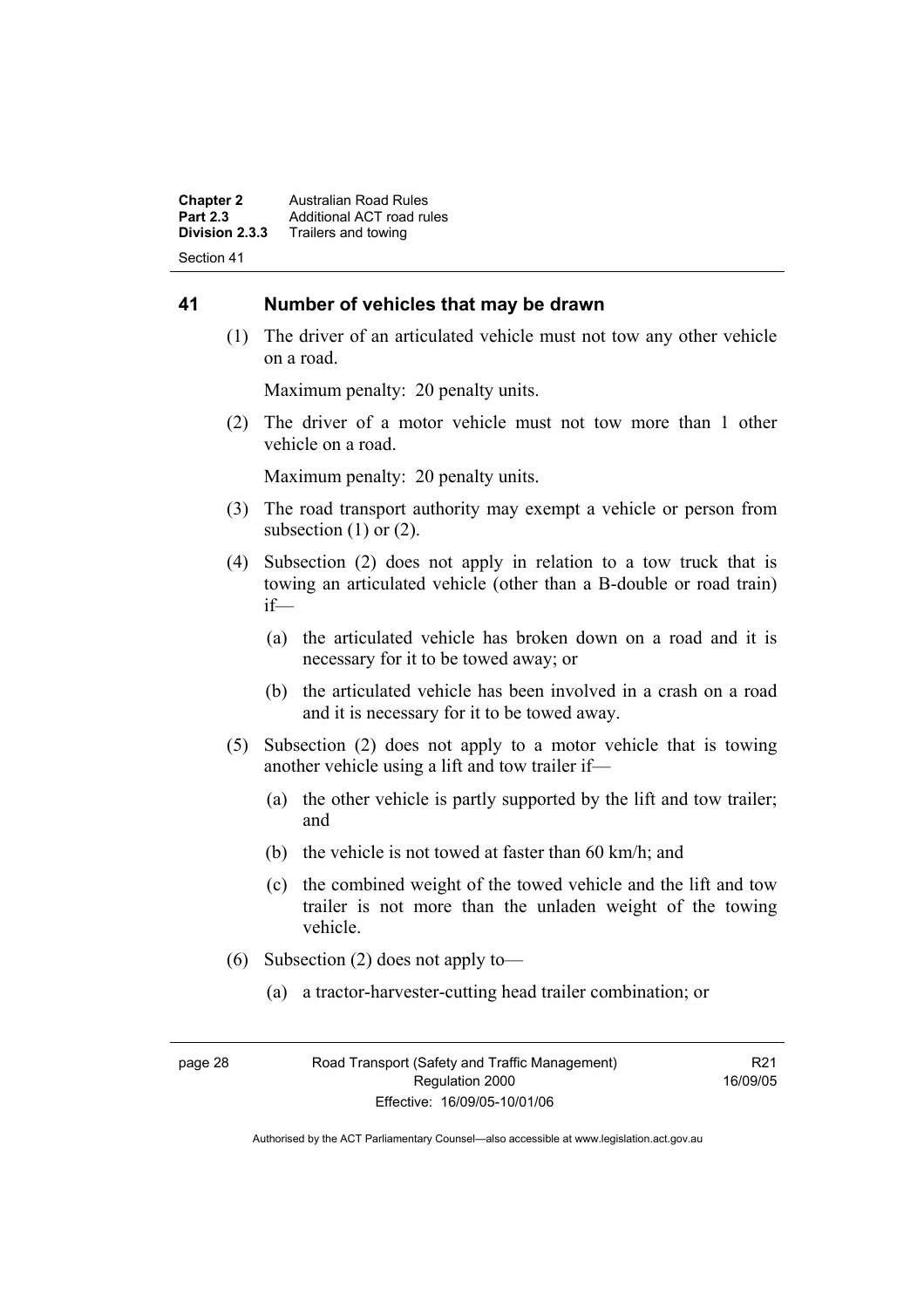## 41 Number of vehicles that may be drawn

(1) The driver of an articulated vehicle must not tow any other vehicle on a road.

Maximum penalty: 20 penalty units.

(2) The driver of a motor vehicle must not tow more than 1 other vehicle on a road.

Maximum penalty: 20 penalty units.

(3) The road transport authority may exempt a vehicle or person from subsection (1) or (2).

(4) Subsection (2) does not apply in relation to a tow truck that is towing an articulated vehicle (other than a B-double or road train) if—

(a) the articulated vehicle has broken down on a road and it is necessary for it to be towed away; or

(b) the articulated vehicle has been involved in a crash on a road and it is necessary for it to be towed away.

(5) Subsection (2) does not apply to a motor vehicle that is towing another vehicle using a lift and tow trailer if—

(a) the other vehicle is partly supported by the lift and tow trailer; and

(b) the vehicle is not towed at faster than 60 km/h; and

(c) the combined weight of the towed vehicle and the lift and tow trailer is not more than the unladen weight of the towing vehicle.

(6) Subsection (2) does not apply to—

(a) a tractor-harvester-cutting head trailer combination; or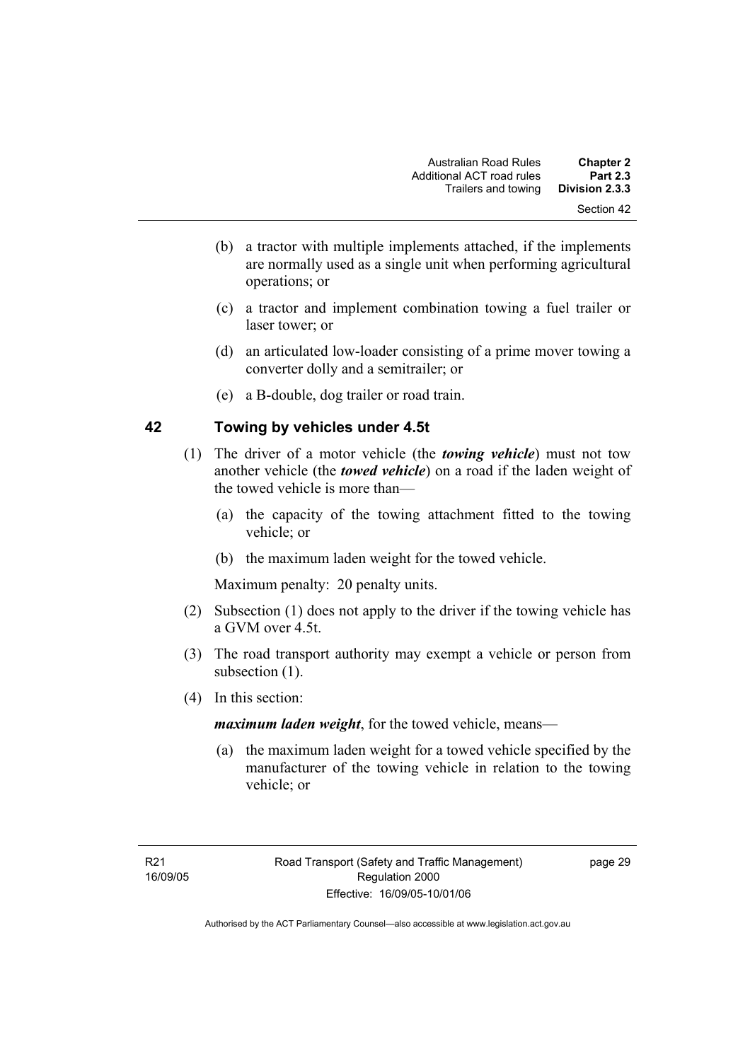(b) a tractor with multiple implements attached, if the implements are normally used as a single unit when performing agricultural operations; or

(c) a tractor and implement combination towing a fuel trailer or laser tower; or

(d) an articulated low-loader consisting of a prime mover towing a converter dolly and a semitrailer; or

(e) a B-double, dog trailer or road train.

## 42 Towing by vehicles under 4.5t

(1) The driver of a motor vehicle (the ***towing vehicle***) must not tow another vehicle (the ***towed vehicle***) on a road if the laden weight of the towed vehicle is more than—

(a) the capacity of the towing attachment fitted to the towing vehicle; or

(b) the maximum laden weight for the towed vehicle.

Maximum penalty: 20 penalty units.

(2) Subsection (1) does not apply to the driver if the towing vehicle has a GVM over 4.5t.

(3) The road transport authority may exempt a vehicle or person from subsection (1).

(4) In this section:

***maximum laden weight***, for the towed vehicle, means—

(a) the maximum laden weight for a towed vehicle specified by the manufacturer of the towing vehicle in relation to the towing vehicle; or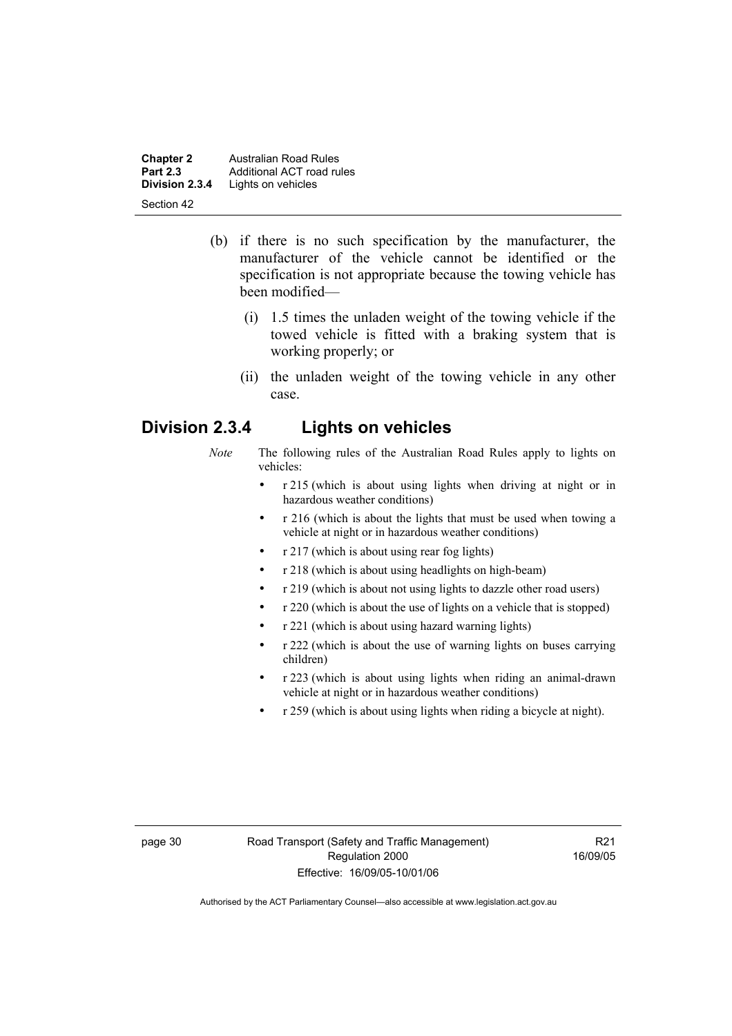(b) if there is no such specification by the manufacturer, the manufacturer of the vehicle cannot be identified or the specification is not appropriate because the towing vehicle has been modified—

   (i) 1.5 times the unladen weight of the towing vehicle if the towed vehicle is fitted with a braking system that is working properly; or

   (ii) the unladen weight of the towing vehicle in any other case.

## Division 2.3.4 Lights on vehicles

*Note* The following rules of the Australian Road Rules apply to lights on vehicles:

- r 215 (which is about using lights when driving at night or in hazardous weather conditions)
- r 216 (which is about the lights that must be used when towing a vehicle at night or in hazardous weather conditions)
- r 217 (which is about using rear fog lights)
- r 218 (which is about using headlights on high-beam)
- r 219 (which is about not using lights to dazzle other road users)
- r 220 (which is about the use of lights on a vehicle that is stopped)
- r 221 (which is about using hazard warning lights)
- r 222 (which is about the use of warning lights on buses carrying children)
- r 223 (which is about using lights when riding an animal-drawn vehicle at night or in hazardous weather conditions)
- r 259 (which is about using lights when riding a bicycle at night).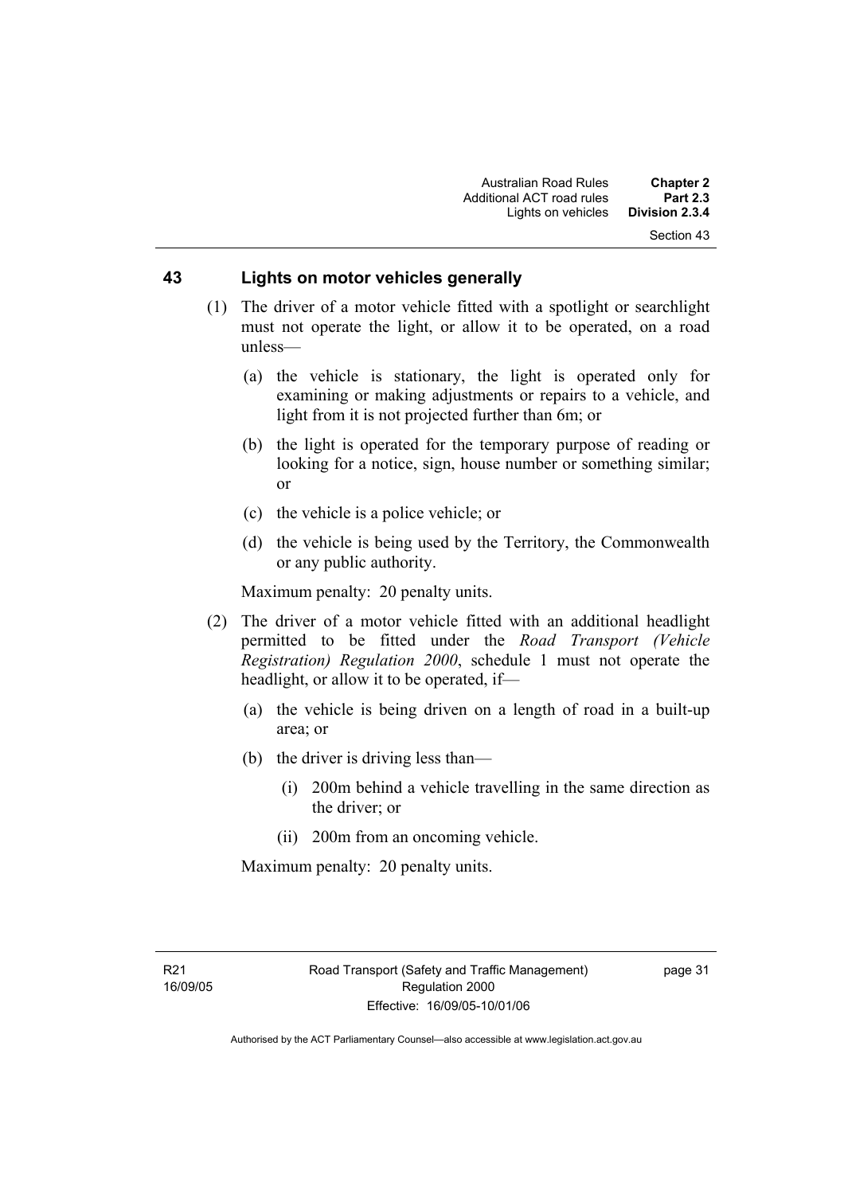## 43 Lights on motor vehicles generally

(1) The driver of a motor vehicle fitted with a spotlight or searchlight must not operate the light, or allow it to be operated, on a road unless—

(a) the vehicle is stationary, the light is operated only for examining or making adjustments or repairs to a vehicle, and light from it is not projected further than 6m; or

(b) the light is operated for the temporary purpose of reading or looking for a notice, sign, house number or something similar; or

(c) the vehicle is a police vehicle; or

(d) the vehicle is being used by the Territory, the Commonwealth or any public authority.

Maximum penalty: 20 penalty units.

(2) The driver of a motor vehicle fitted with an additional headlight permitted to be fitted under the *Road Transport (Vehicle Registration) Regulation 2000*, schedule 1 must not operate the headlight, or allow it to be operated, if—

(a) the vehicle is being driven on a length of road in a built-up area; or

(b) the driver is driving less than—

(i) 200m behind a vehicle travelling in the same direction as the driver; or

(ii) 200m from an oncoming vehicle.

Maximum penalty: 20 penalty units.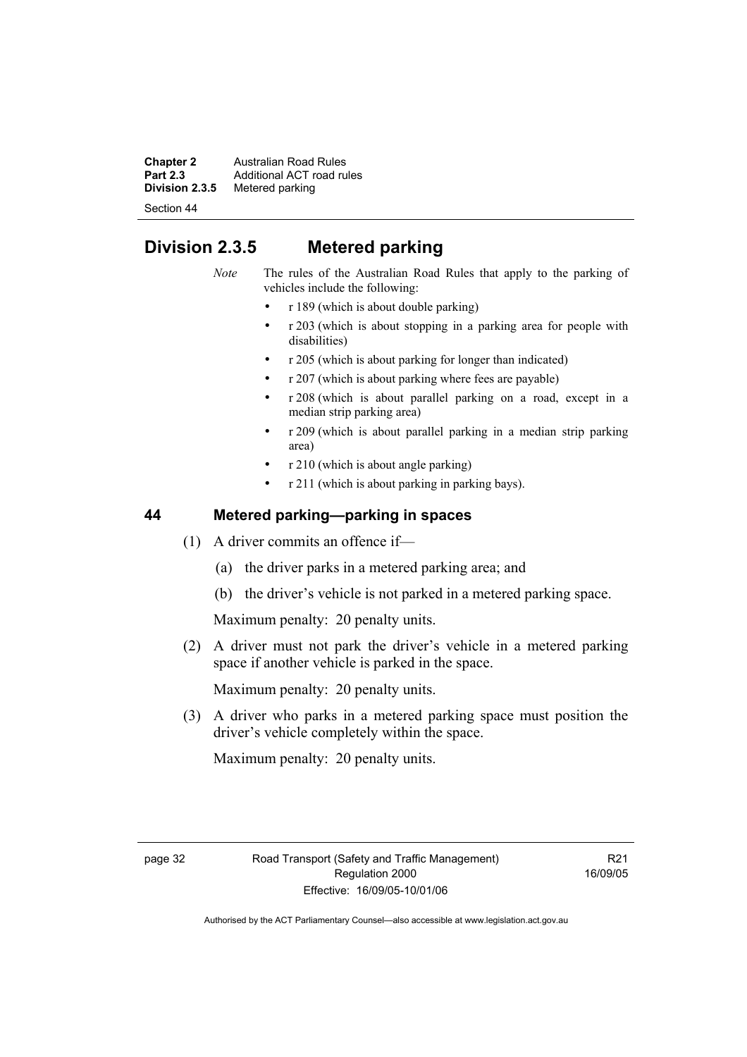## Division 2.3.5 Metered parking

*Note* The rules of the Australian Road Rules that apply to the parking of vehicles include the following:

- r 189 (which is about double parking)
- r 203 (which is about stopping in a parking area for people with disabilities)
- r 205 (which is about parking for longer than indicated)
- r 207 (which is about parking where fees are payable)
- r 208 (which is about parallel parking on a road, except in a median strip parking area)
- r 209 (which is about parallel parking in a median strip parking area)
- r 210 (which is about angle parking)
- r 211 (which is about parking in parking bays).

### 44 Metered parking—parking in spaces

(1) A driver commits an offence if—

(a) the driver parks in a metered parking area; and

(b) the driver's vehicle is not parked in a metered parking space.

Maximum penalty: 20 penalty units.

(2) A driver must not park the driver's vehicle in a metered parking space if another vehicle is parked in the space.

Maximum penalty: 20 penalty units.

(3) A driver who parks in a metered parking space must position the driver's vehicle completely within the space.

Maximum penalty: 20 penalty units.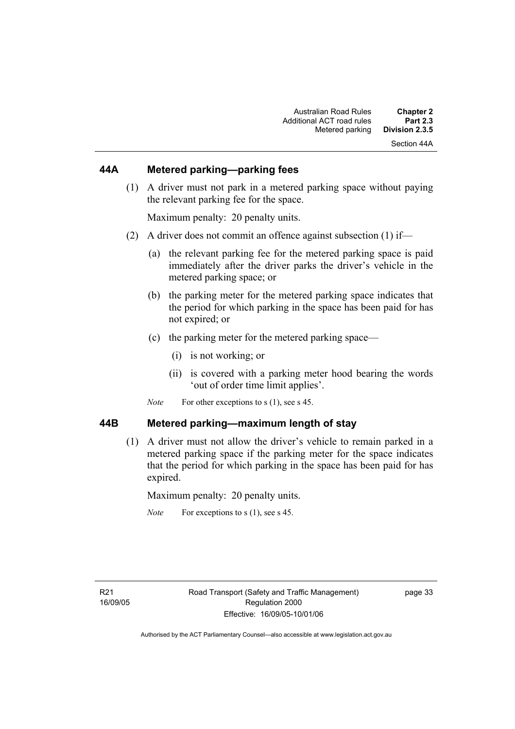## 44A Metered parking—parking fees

(1) A driver must not park in a metered parking space without paying the relevant parking fee for the space.

Maximum penalty: 20 penalty units.

(2) A driver does not commit an offence against subsection (1) if—

(a) the relevant parking fee for the metered parking space is paid immediately after the driver parks the driver's vehicle in the metered parking space; or

(b) the parking meter for the metered parking space indicates that the period for which parking in the space has been paid for has not expired; or

(c) the parking meter for the metered parking space—

(i) is not working; or

(ii) is covered with a parking meter hood bearing the words 'out of order time limit applies'.

*Note* For other exceptions to s (1), see s 45.

## 44B Metered parking—maximum length of stay

(1) A driver must not allow the driver's vehicle to remain parked in a metered parking space if the parking meter for the space indicates that the period for which parking in the space has been paid for has expired.

Maximum penalty: 20 penalty units.

*Note* For exceptions to s (1), see s 45.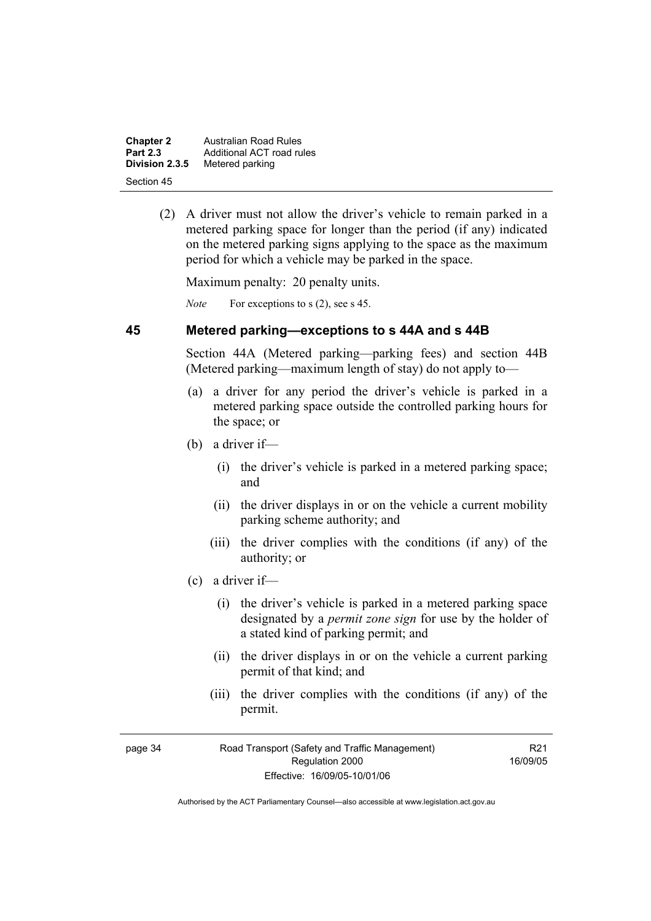(2) A driver must not allow the driver's vehicle to remain parked in a metered parking space for longer than the period (if any) indicated on the metered parking signs applying to the space as the maximum period for which a vehicle may be parked in the space.

Maximum penalty: 20 penalty units.

*Note* For exceptions to s (2), see s 45.

## 45 Metered parking—exceptions to s 44A and s 44B

Section 44A (Metered parking—parking fees) and section 44B (Metered parking—maximum length of stay) do not apply to—

(a) a driver for any period the driver's vehicle is parked in a metered parking space outside the controlled parking hours for the space; or

(b) a driver if—

(i) the driver's vehicle is parked in a metered parking space; and

(ii) the driver displays in or on the vehicle a current mobility parking scheme authority; and

(iii) the driver complies with the conditions (if any) of the authority; or

(c) a driver if—

(i) the driver's vehicle is parked in a metered parking space designated by a ***permit zone sign*** for use by the holder of a stated kind of parking permit; and

(ii) the driver displays in or on the vehicle a current parking permit of that kind; and

(iii) the driver complies with the conditions (if any) of the permit.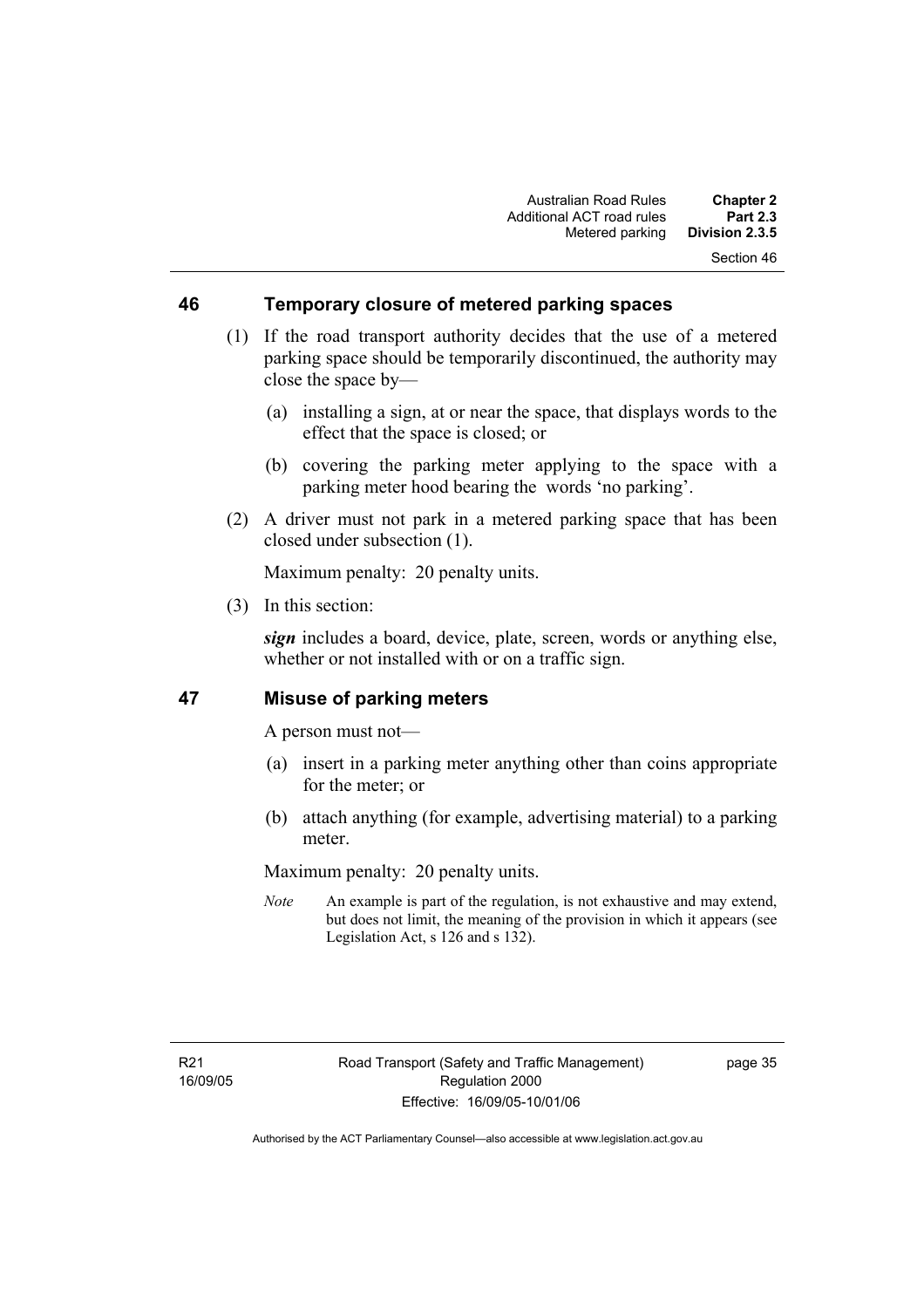### 46 Temporary closure of metered parking spaces

(1) If the road transport authority decides that the use of a metered parking space should be temporarily discontinued, the authority may close the space by—

(a) installing a sign, at or near the space, that displays words to the effect that the space is closed; or

(b) covering the parking meter applying to the space with a parking meter hood bearing the words 'no parking'.

(2) A driver must not park in a metered parking space that has been closed under subsection (1).

Maximum penalty: 20 penalty units.

(3) In this section:

***sign*** includes a board, device, plate, screen, words or anything else, whether or not installed with or on a traffic sign.

### 47 Misuse of parking meters

A person must not—

(a) insert in a parking meter anything other than coins appropriate for the meter; or

(b) attach anything (for example, advertising material) to a parking meter.

Maximum penalty: 20 penalty units.

*Note* An example is part of the regulation, is not exhaustive and may extend, but does not limit, the meaning of the provision in which it appears (see Legislation Act, s 126 and s 132).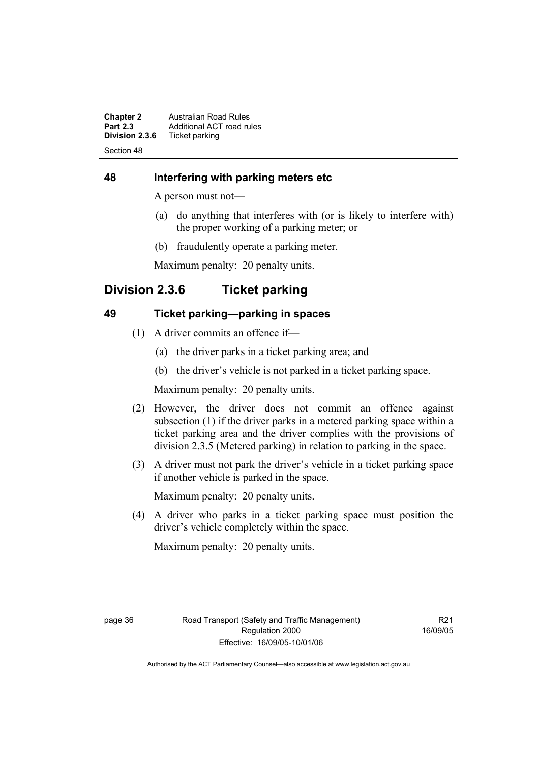## 48 Interfering with parking meters etc

A person must not—

(a) do anything that interferes with (or is likely to interfere with) the proper working of a parking meter; or

(b) fraudulently operate a parking meter.

Maximum penalty: 20 penalty units.

# Division 2.3.6 Ticket parking

## 49 Ticket parking—parking in spaces

(1) A driver commits an offence if—

(a) the driver parks in a ticket parking area; and

(b) the driver's vehicle is not parked in a ticket parking space.

Maximum penalty: 20 penalty units.

(2) However, the driver does not commit an offence against subsection (1) if the driver parks in a metered parking space within a ticket parking area and the driver complies with the provisions of division 2.3.5 (Metered parking) in relation to parking in the space.

(3) A driver must not park the driver's vehicle in a ticket parking space if another vehicle is parked in the space.

Maximum penalty: 20 penalty units.

(4) A driver who parks in a ticket parking space must position the driver's vehicle completely within the space.

Maximum penalty: 20 penalty units.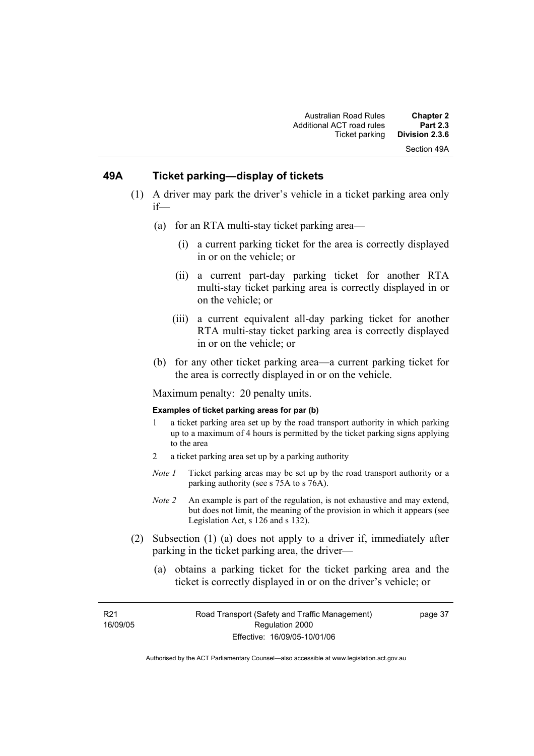## 49A Ticket parking—display of tickets

(1) A driver may park the driver's vehicle in a ticket parking area only if—

(a) for an RTA multi-stay ticket parking area—

(i) a current parking ticket for the area is correctly displayed in or on the vehicle; or

(ii) a current part-day parking ticket for another RTA multi-stay ticket parking area is correctly displayed in or on the vehicle; or

(iii) a current equivalent all-day parking ticket for another RTA multi-stay ticket parking area is correctly displayed in or on the vehicle; or

(b) for any other ticket parking area—a current parking ticket for the area is correctly displayed in or on the vehicle.

Maximum penalty: 20 penalty units.

**Examples of ticket parking areas for par (b)**

1 a ticket parking area set up by the road transport authority in which parking up to a maximum of 4 hours is permitted by the ticket parking signs applying to the area

2 a ticket parking area set up by a parking authority

*Note 1* Ticket parking areas may be set up by the road transport authority or a parking authority (see s 75A to s 76A).

*Note 2* An example is part of the regulation, is not exhaustive and may extend, but does not limit, the meaning of the provision in which it appears (see Legislation Act, s 126 and s 132).

(2) Subsection (1) (a) does not apply to a driver if, immediately after parking in the ticket parking area, the driver—

(a) obtains a parking ticket for the ticket parking area and the ticket is correctly displayed in or on the driver's vehicle; or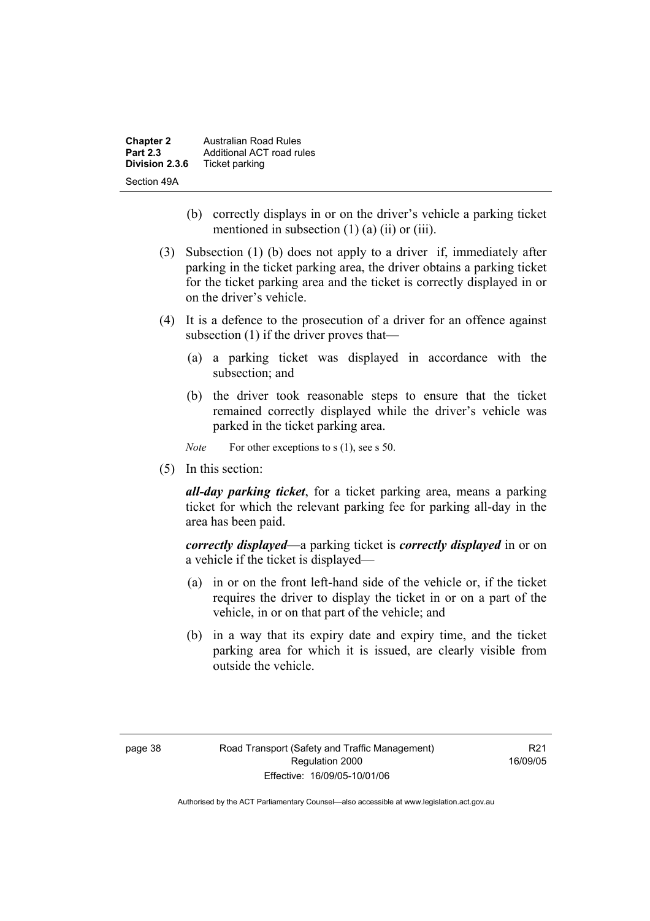(b) correctly displays in or on the driver's vehicle a parking ticket mentioned in subsection (1) (a) (ii) or (iii).

(3) Subsection (1) (b) does not apply to a driver if, immediately after parking in the ticket parking area, the driver obtains a parking ticket for the ticket parking area and the ticket is correctly displayed in or on the driver's vehicle.

(4) It is a defence to the prosecution of a driver for an offence against subsection (1) if the driver proves that—

(a) a parking ticket was displayed in accordance with the subsection; and

(b) the driver took reasonable steps to ensure that the ticket remained correctly displayed while the driver's vehicle was parked in the ticket parking area.

*Note* For other exceptions to s (1), see s 50.

(5) In this section:

***all-day parking ticket***, for a ticket parking area, means a parking ticket for which the relevant parking fee for parking all-day in the area has been paid.

***correctly displayed***—a parking ticket is ***correctly displayed*** in or on a vehicle if the ticket is displayed—

(a) in or on the front left-hand side of the vehicle or, if the ticket requires the driver to display the ticket in or on a part of the vehicle, in or on that part of the vehicle; and

(b) in a way that its expiry date and expiry time, and the ticket parking area for which it is issued, are clearly visible from outside the vehicle.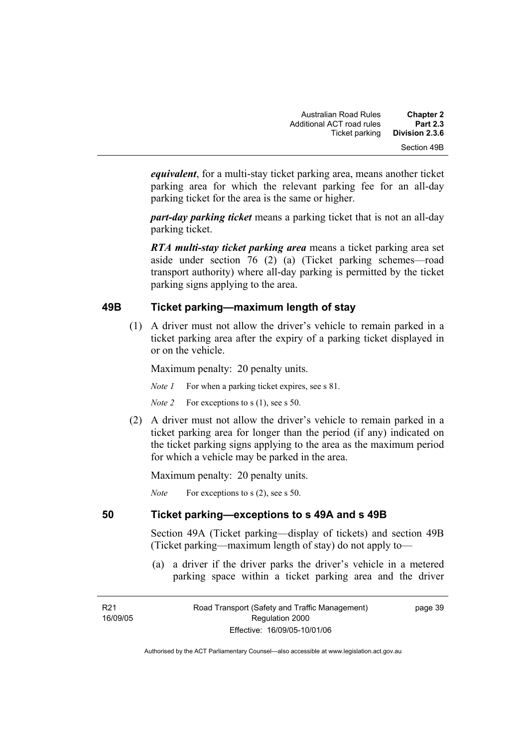***equivalent***, for a multi-stay ticket parking area, means another ticket parking area for which the relevant parking fee for an all-day parking ticket for the area is the same or higher.

***part-day parking ticket*** means a parking ticket that is not an all-day parking ticket.

***RTA multi-stay ticket parking area*** means a ticket parking area set aside under section 76 (2) (a) (Ticket parking schemes—road transport authority) where all-day parking is permitted by the ticket parking signs applying to the area.

## 49B Ticket parking—maximum length of stay

(1) A driver must not allow the driver's vehicle to remain parked in a ticket parking area after the expiry of a parking ticket displayed in or on the vehicle.

Maximum penalty: 20 penalty units.

*Note 1* For when a parking ticket expires, see s 81.

*Note 2* For exceptions to s (1), see s 50.

(2) A driver must not allow the driver's vehicle to remain parked in a ticket parking area for longer than the period (if any) indicated on the ticket parking signs applying to the area as the maximum period for which a vehicle may be parked in the area.

Maximum penalty: 20 penalty units.

*Note* For exceptions to s (2), see s 50.

## 50 Ticket parking—exceptions to s 49A and s 49B

Section 49A (Ticket parking—display of tickets) and section 49B (Ticket parking—maximum length of stay) do not apply to—

(a) a driver if the driver parks the driver's vehicle in a metered parking space within a ticket parking area and the driver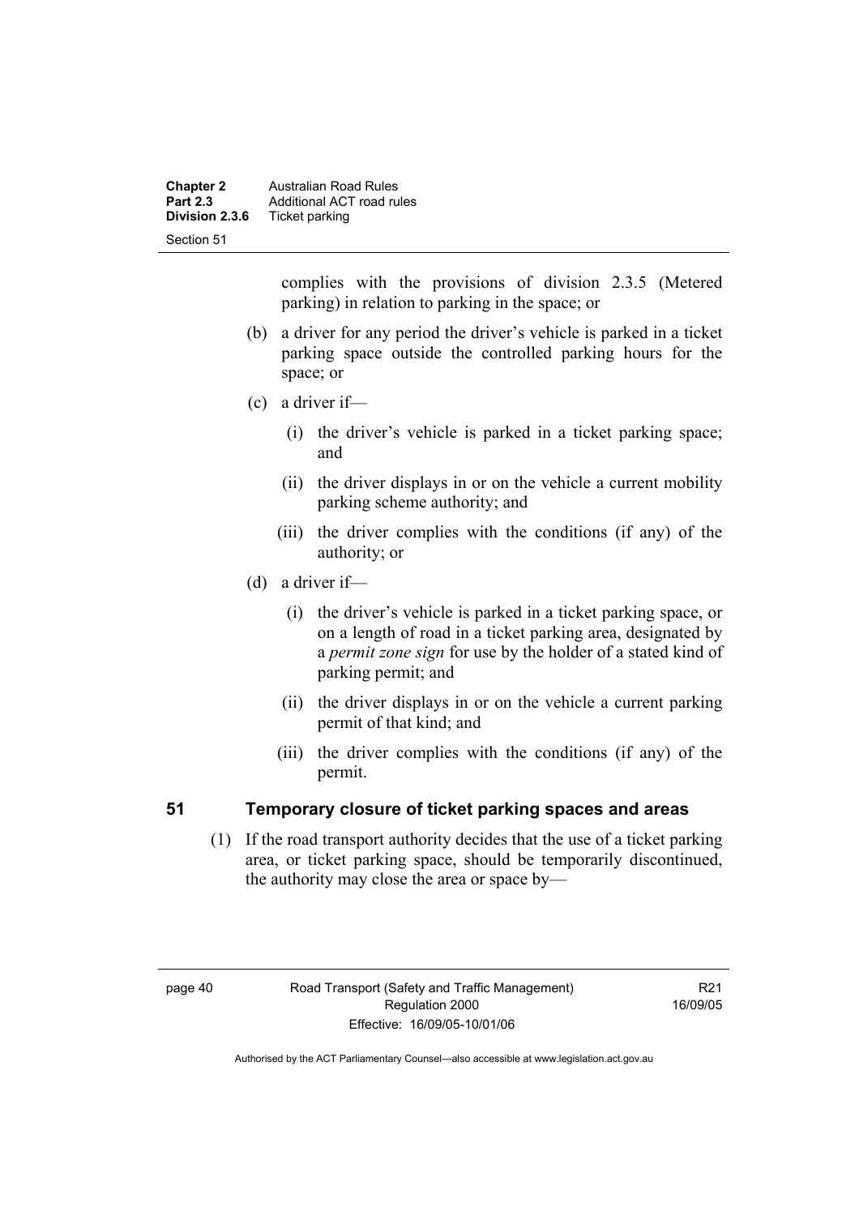complies with the provisions of division 2.3.5 (Metered parking) in relation to parking in the space; or

(b) a driver for any period the driver's vehicle is parked in a ticket parking space outside the controlled parking hours for the space; or

(c) a driver if—

  (i) the driver's vehicle is parked in a ticket parking space; and

  (ii) the driver displays in or on the vehicle a current mobility parking scheme authority; and

  (iii) the driver complies with the conditions (if any) of the authority; or

(d) a driver if—

  (i) the driver's vehicle is parked in a ticket parking space, or on a length of road in a ticket parking area, designated by a *permit zone sign* for use by the holder of a stated kind of parking permit; and

  (ii) the driver displays in or on the vehicle a current parking permit of that kind; and

  (iii) the driver complies with the conditions (if any) of the permit.

## 51 Temporary closure of ticket parking spaces and areas

(1) If the road transport authority decides that the use of a ticket parking area, or ticket parking space, should be temporarily discontinued, the authority may close the area or space by—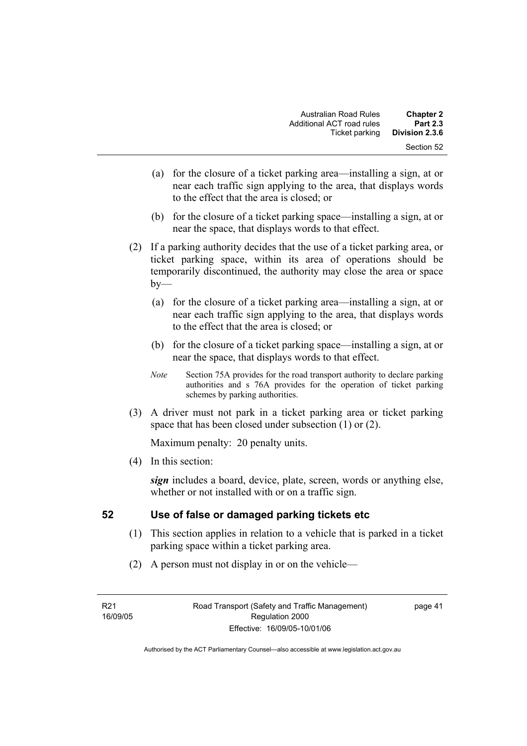(a) for the closure of a ticket parking area—installing a sign, at or near each traffic sign applying to the area, that displays words to the effect that the area is closed; or

(b) for the closure of a ticket parking space—installing a sign, at or near the space, that displays words to that effect.

(2) If a parking authority decides that the use of a ticket parking area, or ticket parking space, within its area of operations should be temporarily discontinued, the authority may close the area or space by—

(a) for the closure of a ticket parking area—installing a sign, at or near each traffic sign applying to the area, that displays words to the effect that the area is closed; or

(b) for the closure of a ticket parking space—installing a sign, at or near the space, that displays words to that effect.

*Note* Section 75A provides for the road transport authority to declare parking authorities and s 76A provides for the operation of ticket parking schemes by parking authorities.

(3) A driver must not park in a ticket parking area or ticket parking space that has been closed under subsection (1) or (2).

Maximum penalty: 20 penalty units.

(4) In this section:

***sign*** includes a board, device, plate, screen, words or anything else, whether or not installed with or on a traffic sign.

## 52 Use of false or damaged parking tickets etc

(1) This section applies in relation to a vehicle that is parked in a ticket parking space within a ticket parking area.

(2) A person must not display in or on the vehicle—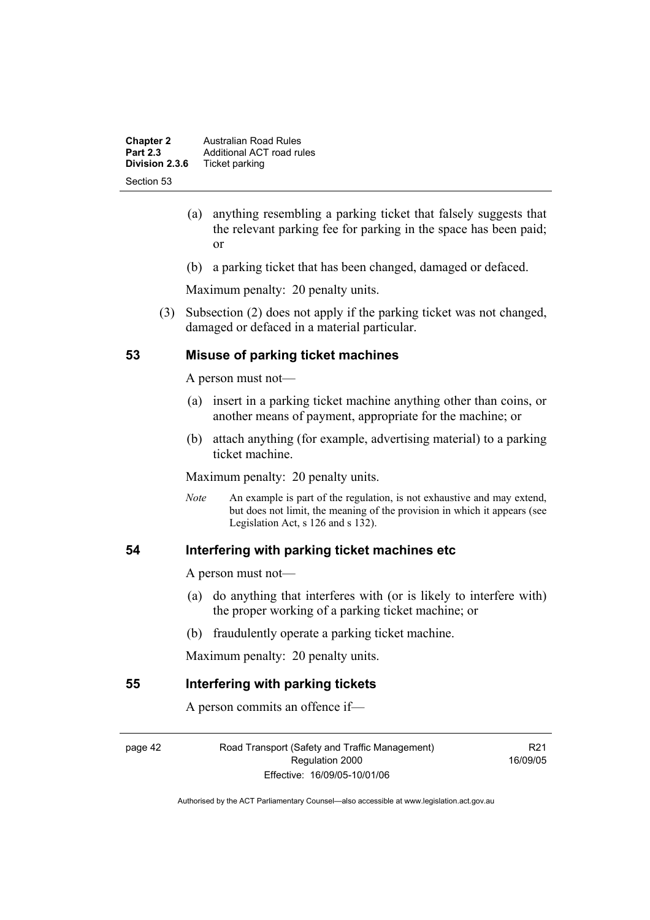(a) anything resembling a parking ticket that falsely suggests that the relevant parking fee for parking in the space has been paid; or

(b) a parking ticket that has been changed, damaged or defaced.

Maximum penalty: 20 penalty units.

(3) Subsection (2) does not apply if the parking ticket was not changed, damaged or defaced in a material particular.

## 53 Misuse of parking ticket machines

A person must not—

(a) insert in a parking ticket machine anything other than coins, or another means of payment, appropriate for the machine; or

(b) attach anything (for example, advertising material) to a parking ticket machine.

Maximum penalty: 20 penalty units.

*Note* An example is part of the regulation, is not exhaustive and may extend, but does not limit, the meaning of the provision in which it appears (see Legislation Act, s 126 and s 132).

## 54 Interfering with parking ticket machines etc

A person must not—

(a) do anything that interferes with (or is likely to interfere with) the proper working of a parking ticket machine; or

(b) fraudulently operate a parking ticket machine.

Maximum penalty: 20 penalty units.

## 55 Interfering with parking tickets

A person commits an offence if—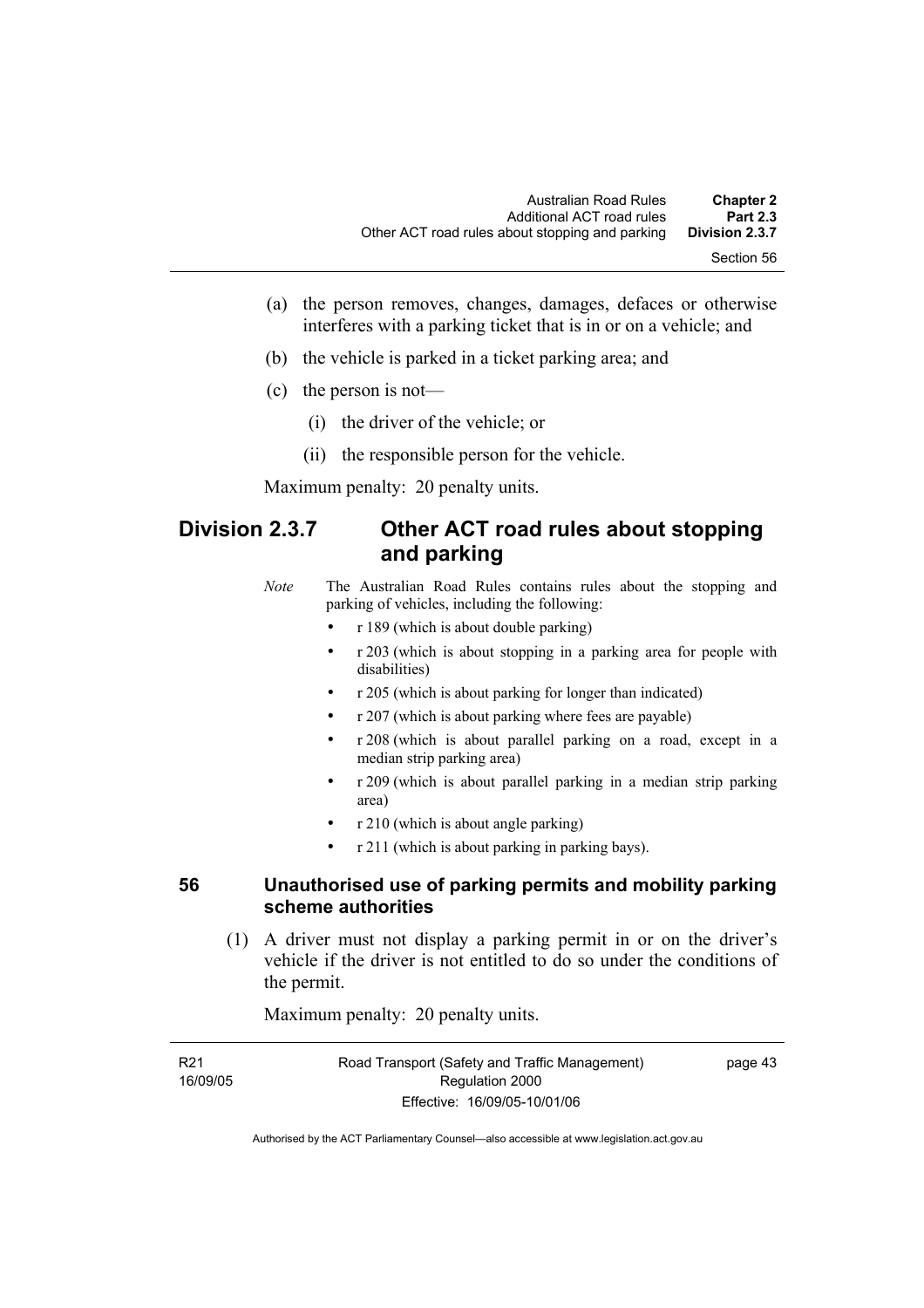(a) the person removes, changes, damages, defaces or otherwise interferes with a parking ticket that is in or on a vehicle; and

(b) the vehicle is parked in a ticket parking area; and

(c) the person is not—

   (i) the driver of the vehicle; or

   (ii) the responsible person for the vehicle.

Maximum penalty: 20 penalty units.

## Division 2.3.7 Other ACT road rules about stopping and parking

*Note* The Australian Road Rules contains rules about the stopping and parking of vehicles, including the following:

- r 189 (which is about double parking)
- r 203 (which is about stopping in a parking area for people with disabilities)
- r 205 (which is about parking for longer than indicated)
- r 207 (which is about parking where fees are payable)
- r 208 (which is about parallel parking on a road, except in a median strip parking area)
- r 209 (which is about parallel parking in a median strip parking area)
- r 210 (which is about angle parking)
- r 211 (which is about parking in parking bays).

### 56 Unauthorised use of parking permits and mobility parking scheme authorities

(1) A driver must not display a parking permit in or on the driver's vehicle if the driver is not entitled to do so under the conditions of the permit.

Maximum penalty: 20 penalty units.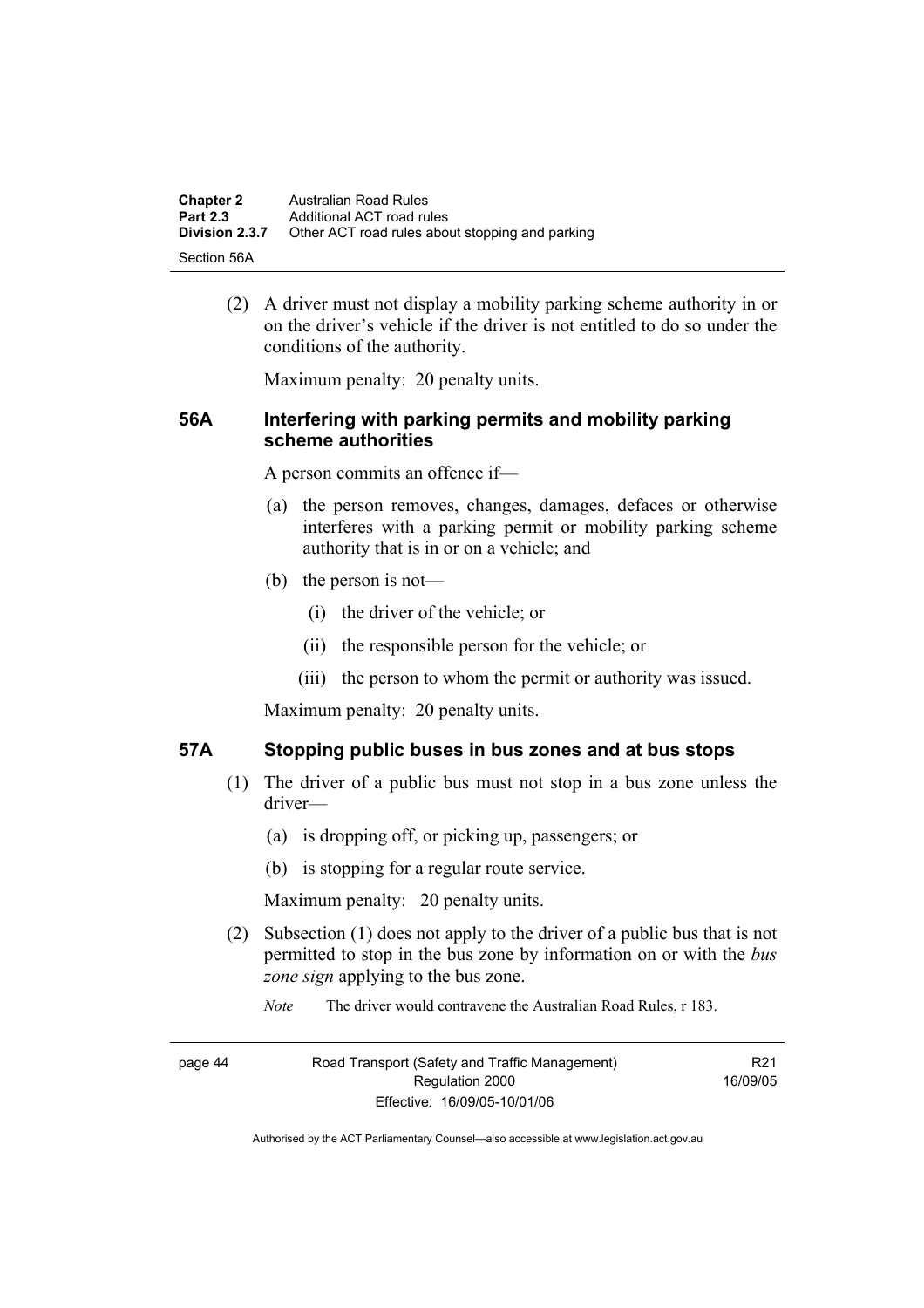(2) A driver must not display a mobility parking scheme authority in or on the driver's vehicle if the driver is not entitled to do so under the conditions of the authority.

Maximum penalty: 20 penalty units.

### 56A Interfering with parking permits and mobility parking scheme authorities

A person commits an offence if—

(a) the person removes, changes, damages, defaces or otherwise interferes with a parking permit or mobility parking scheme authority that is in or on a vehicle; and

(b) the person is not—

(i) the driver of the vehicle; or

(ii) the responsible person for the vehicle; or

(iii) the person to whom the permit or authority was issued.

Maximum penalty: 20 penalty units.

### 57A Stopping public buses in bus zones and at bus stops

(1) The driver of a public bus must not stop in a bus zone unless the driver—

(a) is dropping off, or picking up, passengers; or

(b) is stopping for a regular route service.

Maximum penalty: 20 penalty units.

(2) Subsection (1) does not apply to the driver of a public bus that is not permitted to stop in the bus zone by information on or with the *bus zone sign* applying to the bus zone.

*Note* The driver would contravene the Australian Road Rules, r 183.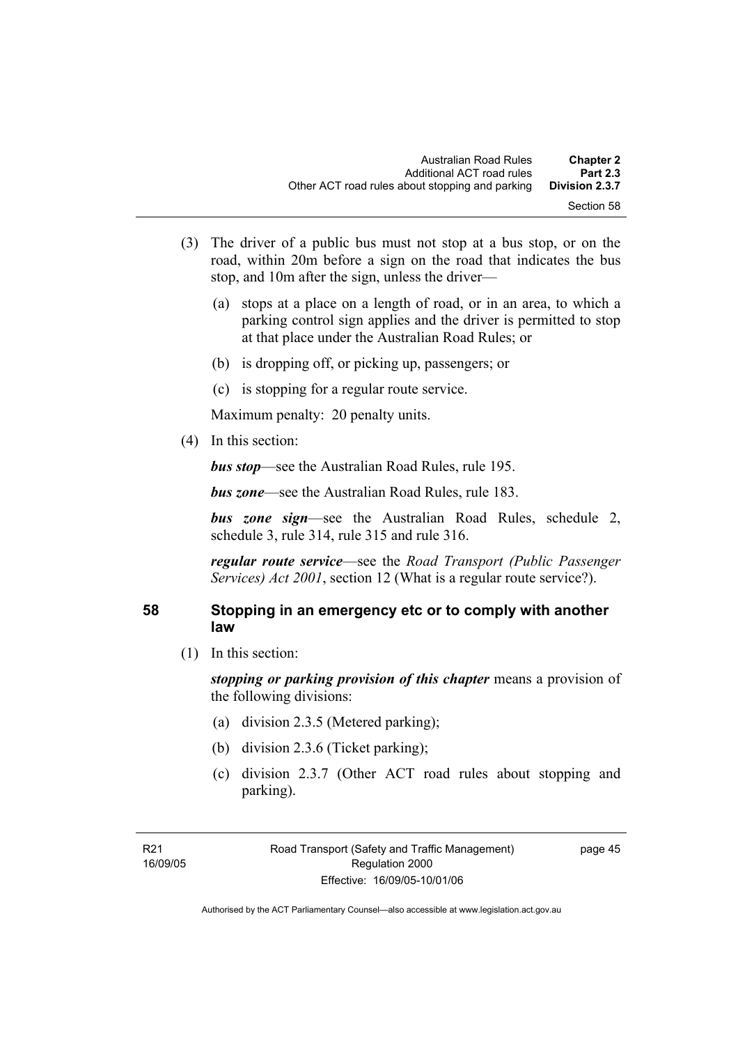(3) The driver of a public bus must not stop at a bus stop, or on the road, within 20m before a sign on the road that indicates the bus stop, and 10m after the sign, unless the driver—

(a) stops at a place on a length of road, or in an area, to which a parking control sign applies and the driver is permitted to stop at that place under the Australian Road Rules; or

(b) is dropping off, or picking up, passengers; or

(c) is stopping for a regular route service.

Maximum penalty: 20 penalty units.

(4) In this section:

***bus stop***—see the Australian Road Rules, rule 195.

***bus zone***—see the Australian Road Rules, rule 183.

***bus zone sign***—see the Australian Road Rules, schedule 2, schedule 3, rule 314, rule 315 and rule 316.

***regular route service***—see the *Road Transport (Public Passenger Services) Act 2001*, section 12 (What is a regular route service?).

## 58 Stopping in an emergency etc or to comply with another law

(1) In this section:

***stopping or parking provision of this chapter*** means a provision of the following divisions:

(a) division 2.3.5 (Metered parking);

(b) division 2.3.6 (Ticket parking);

(c) division 2.3.7 (Other ACT road rules about stopping and parking).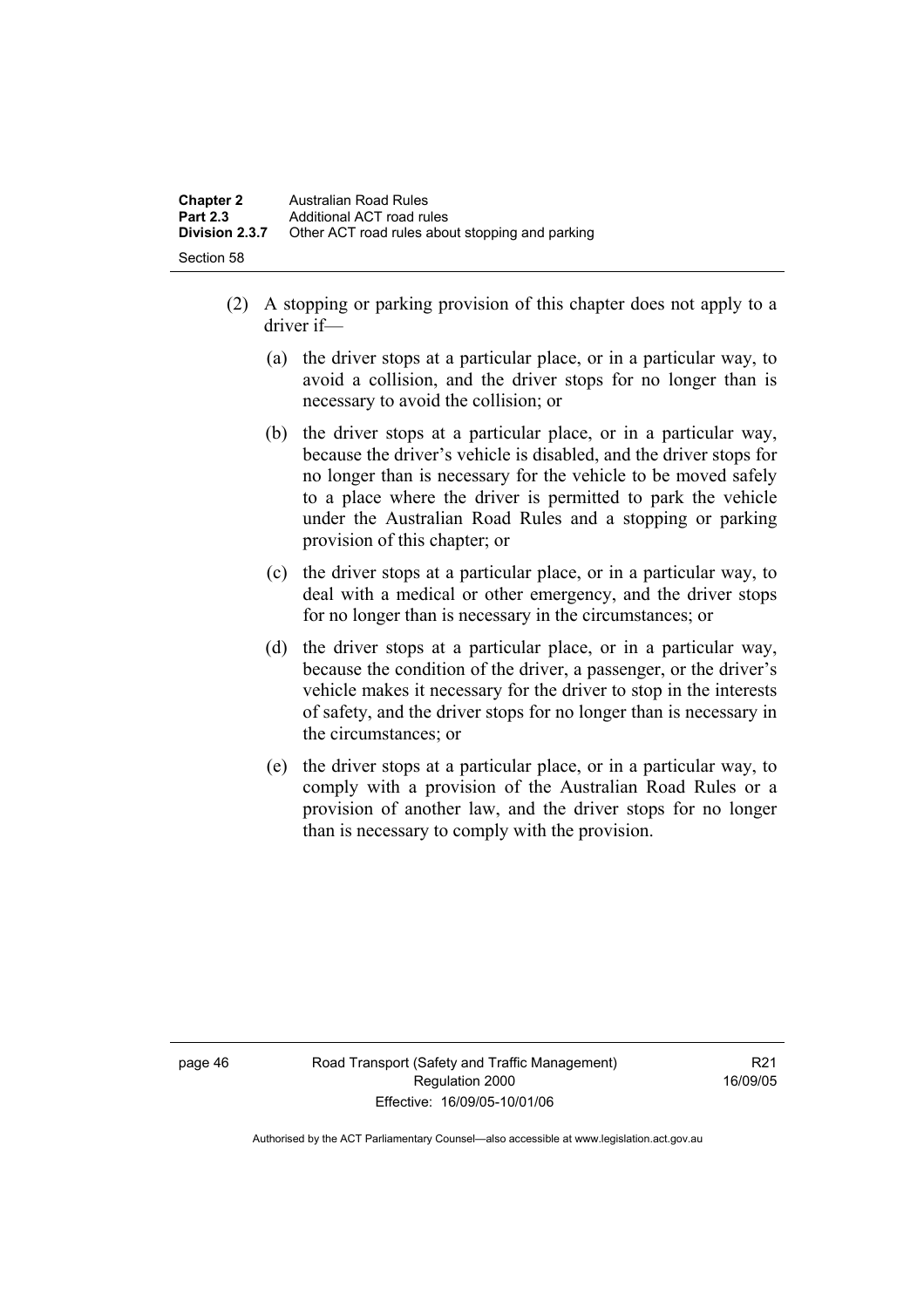(2) A stopping or parking provision of this chapter does not apply to a driver if—

(a) the driver stops at a particular place, or in a particular way, to avoid a collision, and the driver stops for no longer than is necessary to avoid the collision; or

(b) the driver stops at a particular place, or in a particular way, because the driver's vehicle is disabled, and the driver stops for no longer than is necessary for the vehicle to be moved safely to a place where the driver is permitted to park the vehicle under the Australian Road Rules and a stopping or parking provision of this chapter; or

(c) the driver stops at a particular place, or in a particular way, to deal with a medical or other emergency, and the driver stops for no longer than is necessary in the circumstances; or

(d) the driver stops at a particular place, or in a particular way, because the condition of the driver, a passenger, or the driver's vehicle makes it necessary for the driver to stop in the interests of safety, and the driver stops for no longer than is necessary in the circumstances; or

(e) the driver stops at a particular place, or in a particular way, to comply with a provision of the Australian Road Rules or a provision of another law, and the driver stops for no longer than is necessary to comply with the provision.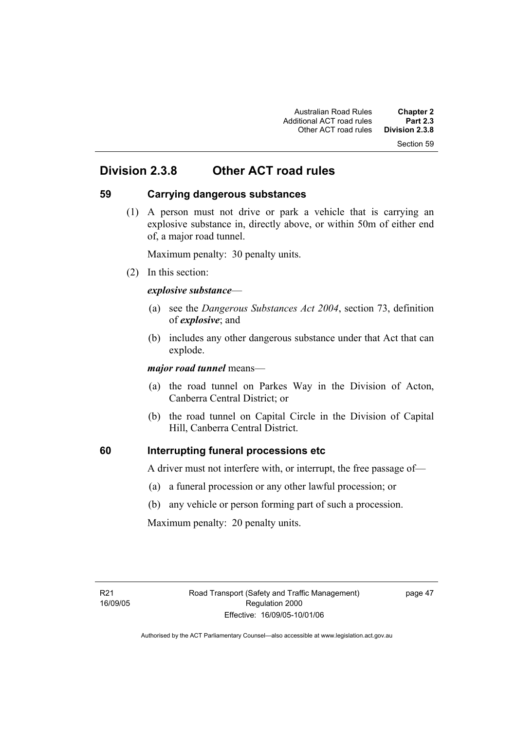## Division 2.3.8 Other ACT road rules

### 59 Carrying dangerous substances

(1) A person must not drive or park a vehicle that is carrying an explosive substance in, directly above, or within 50m of either end of, a major road tunnel.

Maximum penalty: 30 penalty units.

(2) In this section:

***explosive substance***—

(a) see the *Dangerous Substances Act 2004*, section 73, definition of ***explosive***; and

(b) includes any other dangerous substance under that Act that can explode.

***major road tunnel*** means—

(a) the road tunnel on Parkes Way in the Division of Acton, Canberra Central District; or

(b) the road tunnel on Capital Circle in the Division of Capital Hill, Canberra Central District.

### 60 Interrupting funeral processions etc

A driver must not interfere with, or interrupt, the free passage of—

(a) a funeral procession or any other lawful procession; or

(b) any vehicle or person forming part of such a procession.

Maximum penalty: 20 penalty units.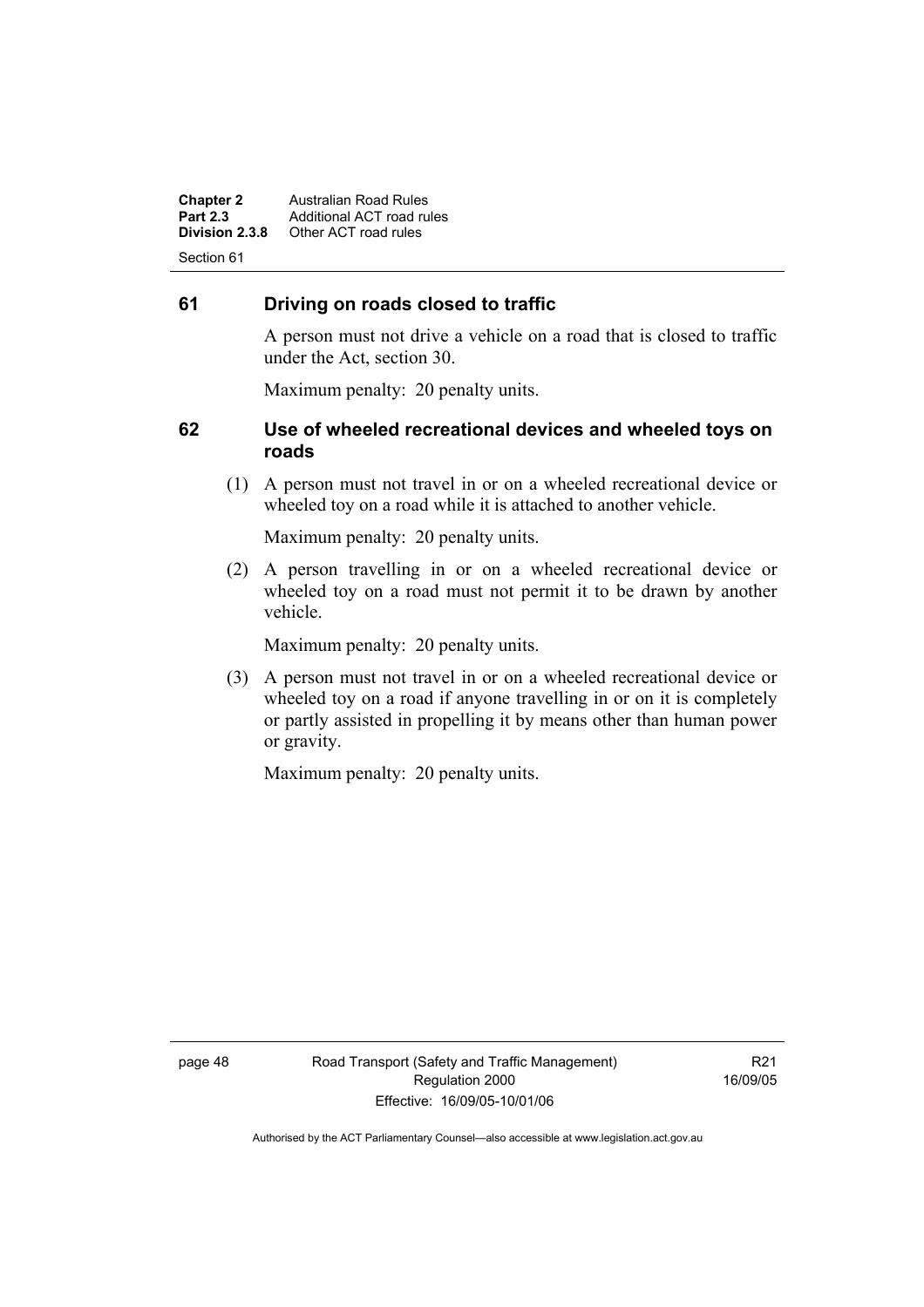## 61 Driving on roads closed to traffic

A person must not drive a vehicle on a road that is closed to traffic under the Act, section 30.

Maximum penalty: 20 penalty units.

## 62 Use of wheeled recreational devices and wheeled toys on roads

(1) A person must not travel in or on a wheeled recreational device or wheeled toy on a road while it is attached to another vehicle.

Maximum penalty: 20 penalty units.

(2) A person travelling in or on a wheeled recreational device or wheeled toy on a road must not permit it to be drawn by another vehicle.

Maximum penalty: 20 penalty units.

(3) A person must not travel in or on a wheeled recreational device or wheeled toy on a road if anyone travelling in or on it is completely or partly assisted in propelling it by means other than human power or gravity.

Maximum penalty: 20 penalty units.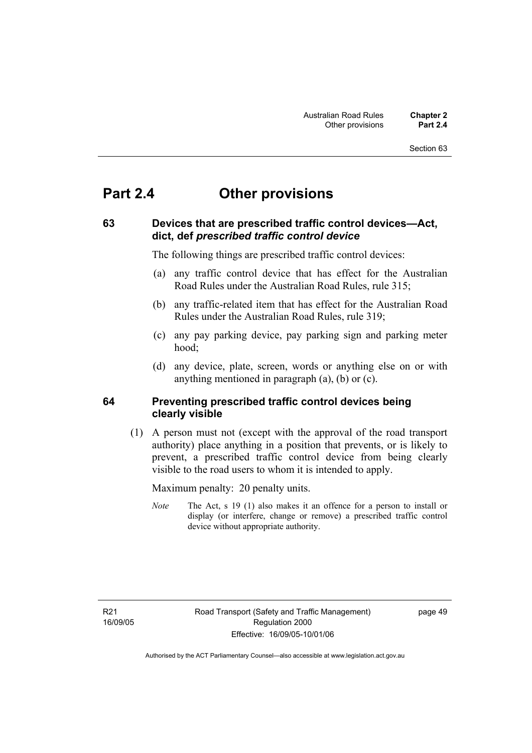# Part 2.4 Other provisions

## 63 Devices that are prescribed traffic control devices—Act, dict, def *prescribed traffic control device*

The following things are prescribed traffic control devices:

(a) any traffic control device that has effect for the Australian Road Rules under the Australian Road Rules, rule 315;

(b) any traffic-related item that has effect for the Australian Road Rules under the Australian Road Rules, rule 319;

(c) any pay parking device, pay parking sign and parking meter hood;

(d) any device, plate, screen, words or anything else on or with anything mentioned in paragraph (a), (b) or (c).

## 64 Preventing prescribed traffic control devices being clearly visible

(1) A person must not (except with the approval of the road transport authority) place anything in a position that prevents, or is likely to prevent, a prescribed traffic control device from being clearly visible to the road users to whom it is intended to apply.

Maximum penalty: 20 penalty units.

*Note* The Act, s 19 (1) also makes it an offence for a person to install or display (or interfere, change or remove) a prescribed traffic control device without appropriate authority.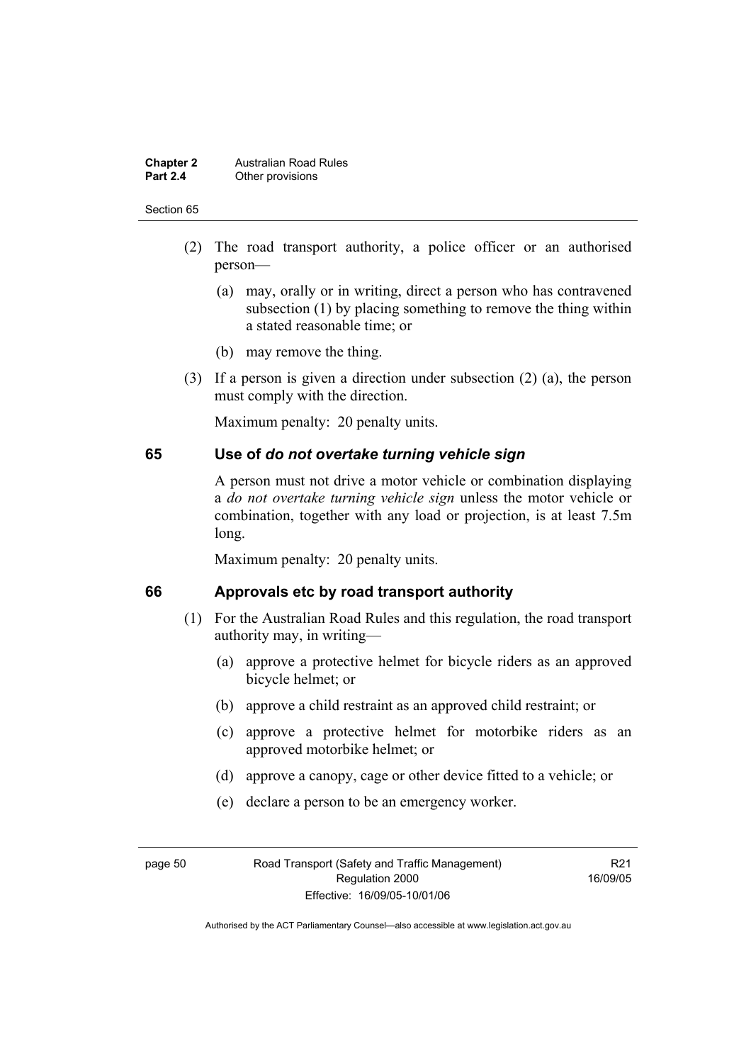(2) The road transport authority, a police officer or an authorised person—

(a) may, orally or in writing, direct a person who has contravened subsection (1) by placing something to remove the thing within a stated reasonable time; or

(b) may remove the thing.

(3) If a person is given a direction under subsection (2) (a), the person must comply with the direction.

Maximum penalty: 20 penalty units.

## 65 Use of *do not overtake turning vehicle sign*

A person must not drive a motor vehicle or combination displaying a *do not overtake turning vehicle sign* unless the motor vehicle or combination, together with any load or projection, is at least 7.5m long.

Maximum penalty: 20 penalty units.

## 66 Approvals etc by road transport authority

(1) For the Australian Road Rules and this regulation, the road transport authority may, in writing—

(a) approve a protective helmet for bicycle riders as an approved bicycle helmet; or

(b) approve a child restraint as an approved child restraint; or

(c) approve a protective helmet for motorbike riders as an approved motorbike helmet; or

(d) approve a canopy, cage or other device fitted to a vehicle; or

(e) declare a person to be an emergency worker.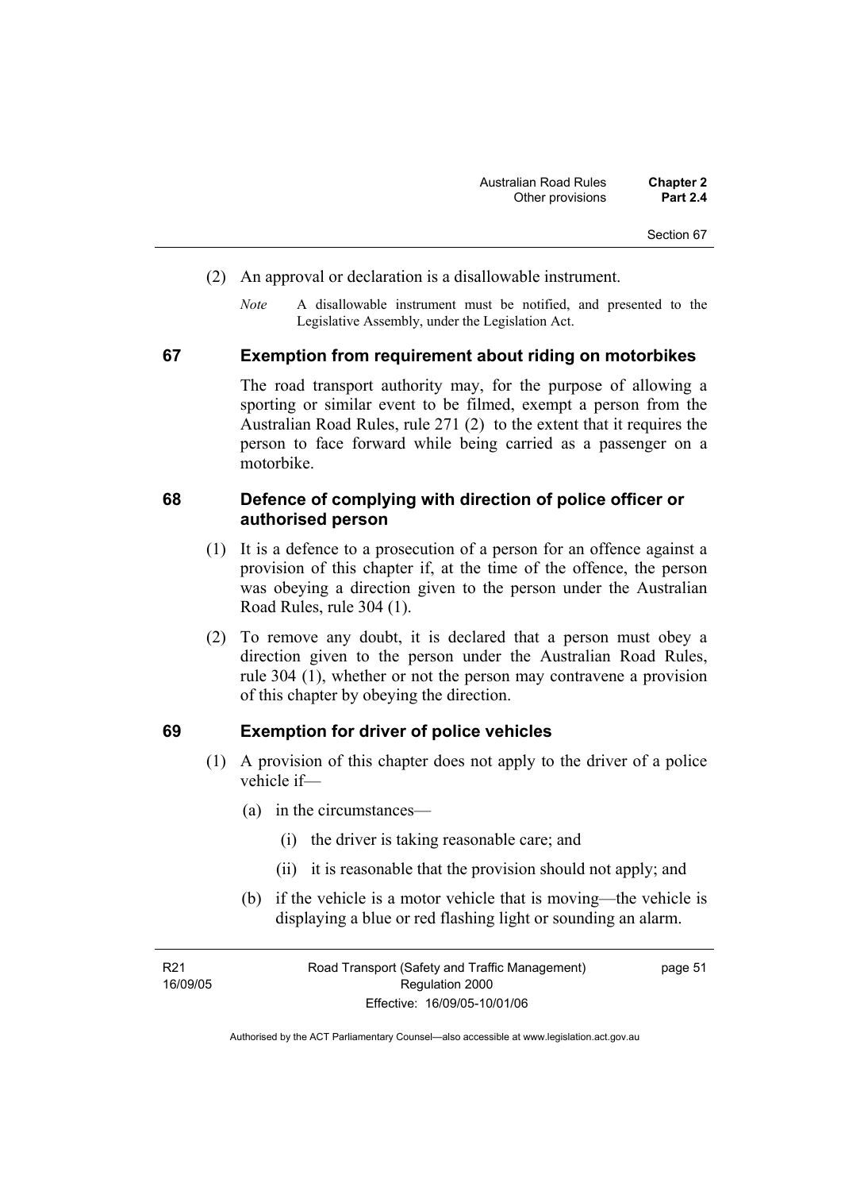(2) An approval or declaration is a disallowable instrument.

*Note* A disallowable instrument must be notified, and presented to the Legislative Assembly, under the Legislation Act.

## 67 Exemption from requirement about riding on motorbikes

The road transport authority may, for the purpose of allowing a sporting or similar event to be filmed, exempt a person from the Australian Road Rules, rule 271 (2) to the extent that it requires the person to face forward while being carried as a passenger on a motorbike.

## 68 Defence of complying with direction of police officer or authorised person

(1) It is a defence to a prosecution of a person for an offence against a provision of this chapter if, at the time of the offence, the person was obeying a direction given to the person under the Australian Road Rules, rule 304 (1).

(2) To remove any doubt, it is declared that a person must obey a direction given to the person under the Australian Road Rules, rule 304 (1), whether or not the person may contravene a provision of this chapter by obeying the direction.

## 69 Exemption for driver of police vehicles

(1) A provision of this chapter does not apply to the driver of a police vehicle if—

(a) in the circumstances—

(i) the driver is taking reasonable care; and

(ii) it is reasonable that the provision should not apply; and

(b) if the vehicle is a motor vehicle that is moving—the vehicle is displaying a blue or red flashing light or sounding an alarm.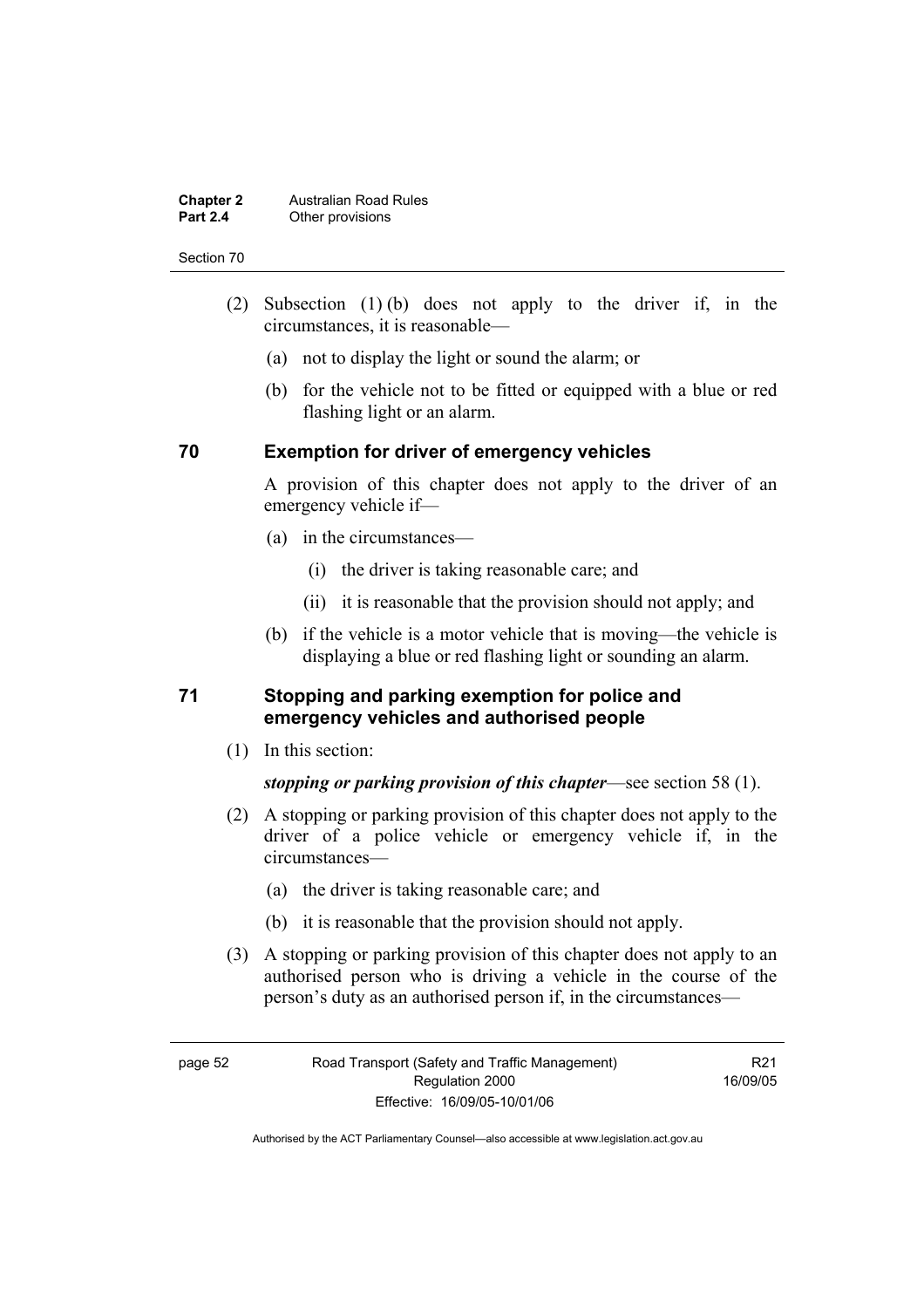(2) Subsection (1) (b) does not apply to the driver if, in the circumstances, it is reasonable—

(a) not to display the light or sound the alarm; or

(b) for the vehicle not to be fitted or equipped with a blue or red flashing light or an alarm.

## 70 Exemption for driver of emergency vehicles

A provision of this chapter does not apply to the driver of an emergency vehicle if—

(a) in the circumstances—

(i) the driver is taking reasonable care; and

(ii) it is reasonable that the provision should not apply; and

(b) if the vehicle is a motor vehicle that is moving—the vehicle is displaying a blue or red flashing light or sounding an alarm.

## 71 Stopping and parking exemption for police and emergency vehicles and authorised people

(1) In this section:

***stopping or parking provision of this chapter***—see section 58 (1).

(2) A stopping or parking provision of this chapter does not apply to the driver of a police vehicle or emergency vehicle if, in the circumstances—

(a) the driver is taking reasonable care; and

(b) it is reasonable that the provision should not apply.

(3) A stopping or parking provision of this chapter does not apply to an authorised person who is driving a vehicle in the course of the person's duty as an authorised person if, in the circumstances—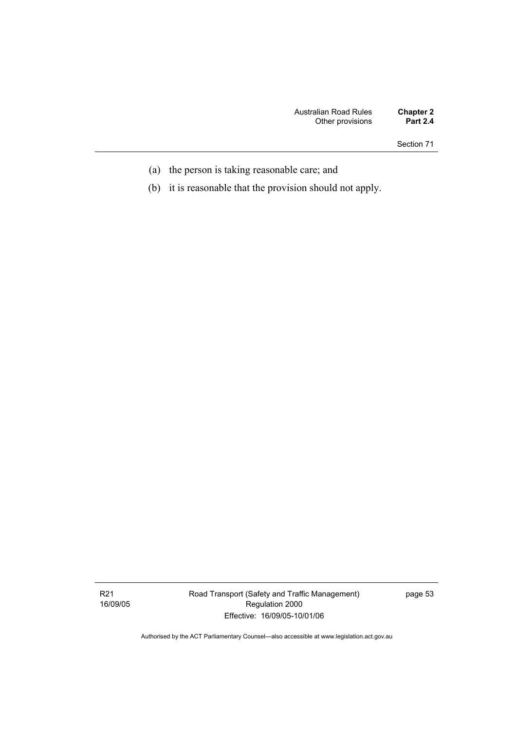(a) the person is taking reasonable care; and

(b) it is reasonable that the provision should not apply.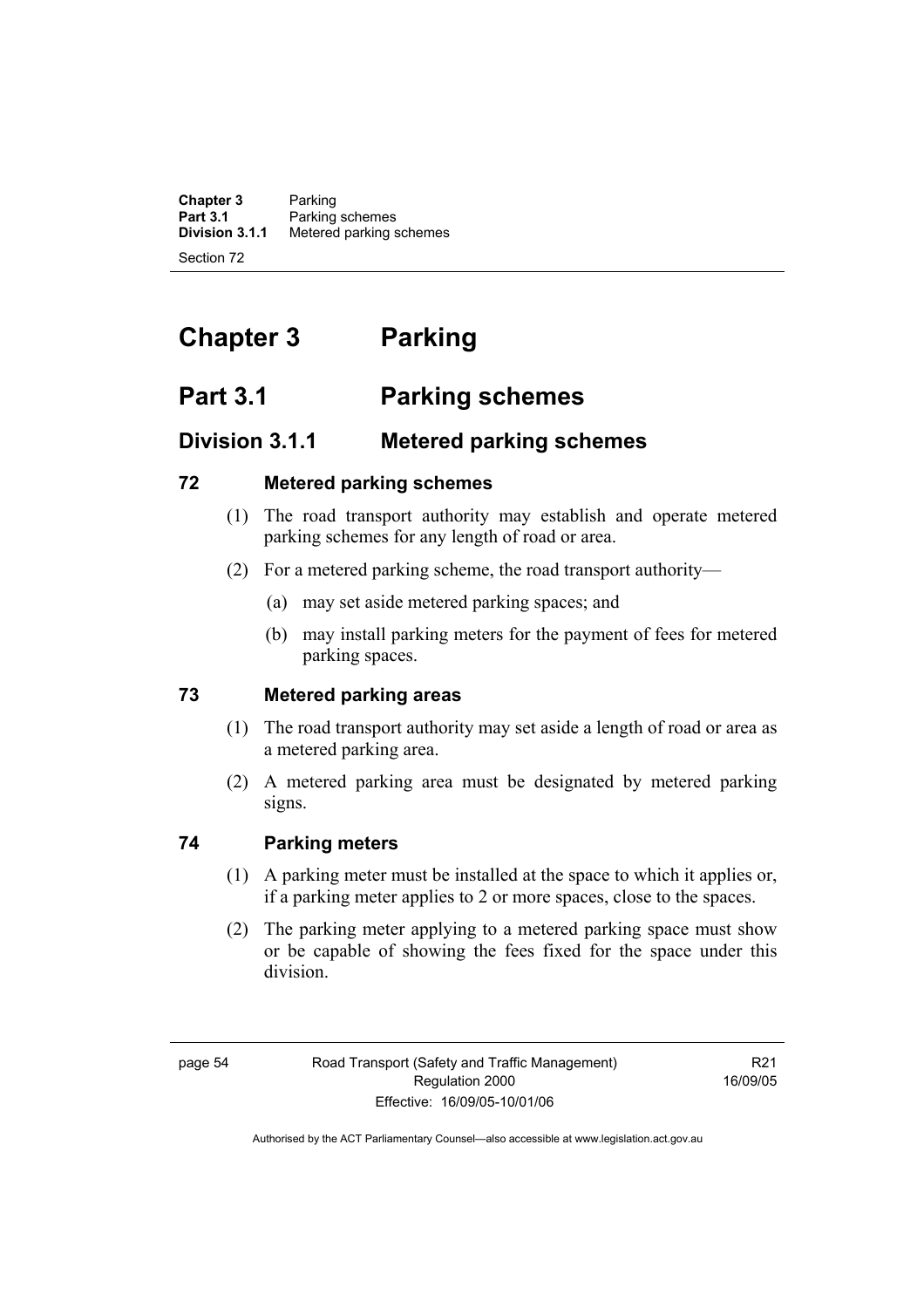# Chapter 3 Parking

## Part 3.1 Parking schemes

### Division 3.1.1 Metered parking schemes

#### 72 Metered parking schemes

(1) The road transport authority may establish and operate metered parking schemes for any length of road or area.

(2) For a metered parking scheme, the road transport authority—

(a) may set aside metered parking spaces; and

(b) may install parking meters for the payment of fees for metered parking spaces.

#### 73 Metered parking areas

(1) The road transport authority may set aside a length of road or area as a metered parking area.

(2) A metered parking area must be designated by metered parking signs.

#### 74 Parking meters

(1) A parking meter must be installed at the space to which it applies or, if a parking meter applies to 2 or more spaces, close to the spaces.

(2) The parking meter applying to a metered parking space must show or be capable of showing the fees fixed for the space under this division.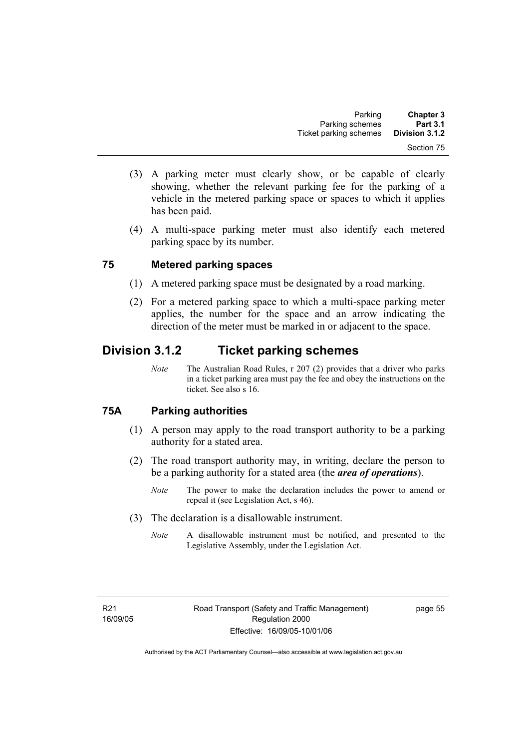(3) A parking meter must clearly show, or be capable of clearly showing, whether the relevant parking fee for the parking of a vehicle in the metered parking space or spaces to which it applies has been paid.

(4) A multi-space parking meter must also identify each metered parking space by its number.

### 75 Metered parking spaces

(1) A metered parking space must be designated by a road marking.

(2) For a metered parking space to which a multi-space parking meter applies, the number for the space and an arrow indicating the direction of the meter must be marked in or adjacent to the space.

## Division 3.1.2 Ticket parking schemes

*Note* The Australian Road Rules, r 207 (2) provides that a driver who parks in a ticket parking area must pay the fee and obey the instructions on the ticket. See also s 16.

### 75A Parking authorities

(1) A person may apply to the road transport authority to be a parking authority for a stated area.

(2) The road transport authority may, in writing, declare the person to be a parking authority for a stated area (the ***area of operations***).

*Note* The power to make the declaration includes the power to amend or repeal it (see Legislation Act, s 46).

(3) The declaration is a disallowable instrument.

*Note* A disallowable instrument must be notified, and presented to the Legislative Assembly, under the Legislation Act.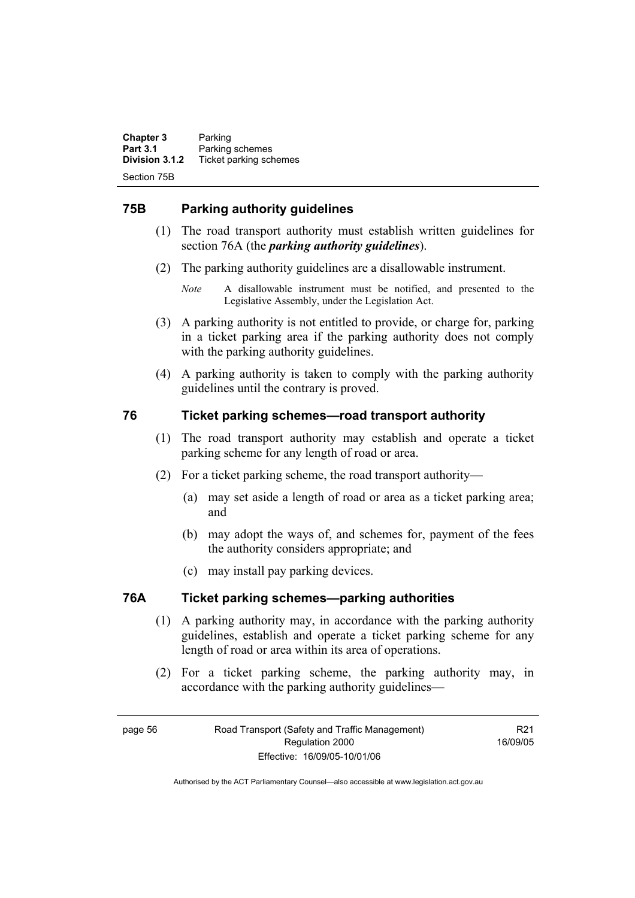## 75B Parking authority guidelines

(1) The road transport authority must establish written guidelines for section 76A (the ***parking authority guidelines***).

(2) The parking authority guidelines are a disallowable instrument.

*Note* A disallowable instrument must be notified, and presented to the Legislative Assembly, under the Legislation Act.

(3) A parking authority is not entitled to provide, or charge for, parking in a ticket parking area if the parking authority does not comply with the parking authority guidelines.

(4) A parking authority is taken to comply with the parking authority guidelines until the contrary is proved.

## 76 Ticket parking schemes—road transport authority

(1) The road transport authority may establish and operate a ticket parking scheme for any length of road or area.

(2) For a ticket parking scheme, the road transport authority—

(a) may set aside a length of road or area as a ticket parking area; and

(b) may adopt the ways of, and schemes for, payment of the fees the authority considers appropriate; and

(c) may install pay parking devices.

## 76A Ticket parking schemes—parking authorities

(1) A parking authority may, in accordance with the parking authority guidelines, establish and operate a ticket parking scheme for any length of road or area within its area of operations.

(2) For a ticket parking scheme, the parking authority may, in accordance with the parking authority guidelines—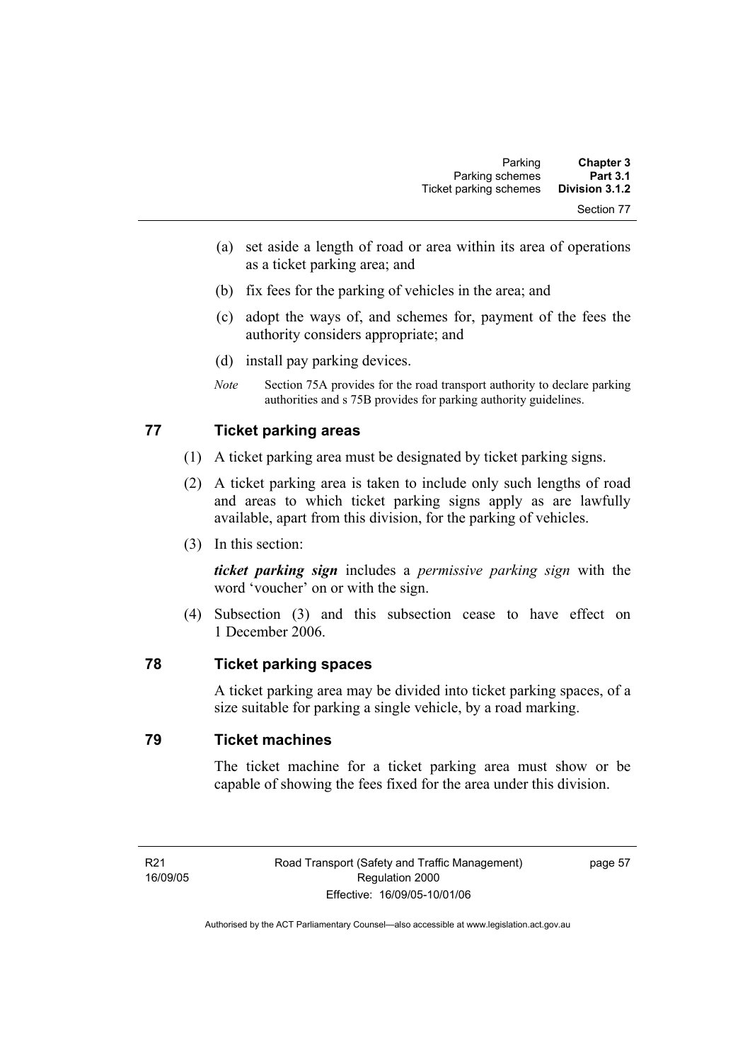(a) set aside a length of road or area within its area of operations as a ticket parking area; and

(b) fix fees for the parking of vehicles in the area; and

(c) adopt the ways of, and schemes for, payment of the fees the authority considers appropriate; and

(d) install pay parking devices.

*Note* Section 75A provides for the road transport authority to declare parking authorities and s 75B provides for parking authority guidelines.

## 77 Ticket parking areas

(1) A ticket parking area must be designated by ticket parking signs.

(2) A ticket parking area is taken to include only such lengths of road and areas to which ticket parking signs apply as are lawfully available, apart from this division, for the parking of vehicles.

(3) In this section:

***ticket parking sign*** includes a *permissive parking sign* with the word 'voucher' on or with the sign.

(4) Subsection (3) and this subsection cease to have effect on 1 December 2006.

## 78 Ticket parking spaces

A ticket parking area may be divided into ticket parking spaces, of a size suitable for parking a single vehicle, by a road marking.

## 79 Ticket machines

The ticket machine for a ticket parking area must show or be capable of showing the fees fixed for the area under this division.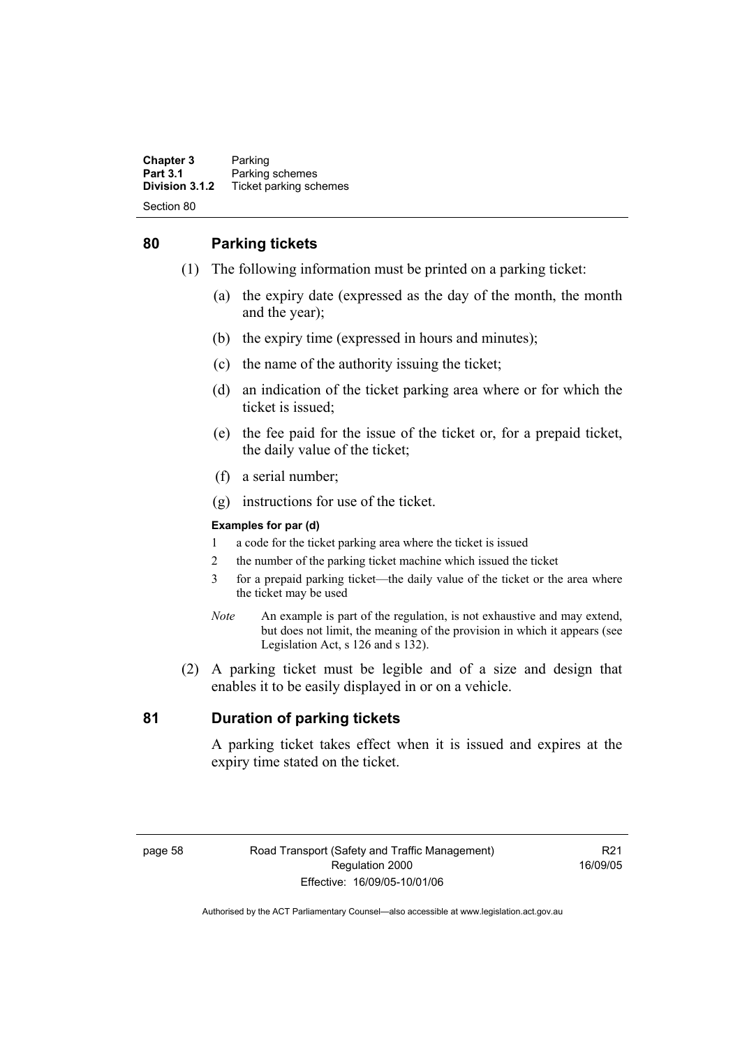## 80 Parking tickets

(1) The following information must be printed on a parking ticket:

(a) the expiry date (expressed as the day of the month, the month and the year);

(b) the expiry time (expressed in hours and minutes);

(c) the name of the authority issuing the ticket;

(d) an indication of the ticket parking area where or for which the ticket is issued;

(e) the fee paid for the issue of the ticket or, for a prepaid ticket, the daily value of the ticket;

(f) a serial number;

(g) instructions for use of the ticket.

**Examples for par (d)**

1 a code for the ticket parking area where the ticket is issued

2 the number of the parking ticket machine which issued the ticket

3 for a prepaid parking ticket—the daily value of the ticket or the area where the ticket may be used

*Note* An example is part of the regulation, is not exhaustive and may extend, but does not limit, the meaning of the provision in which it appears (see Legislation Act, s 126 and s 132).

(2) A parking ticket must be legible and of a size and design that enables it to be easily displayed in or on a vehicle.

## 81 Duration of parking tickets

A parking ticket takes effect when it is issued and expires at the expiry time stated on the ticket.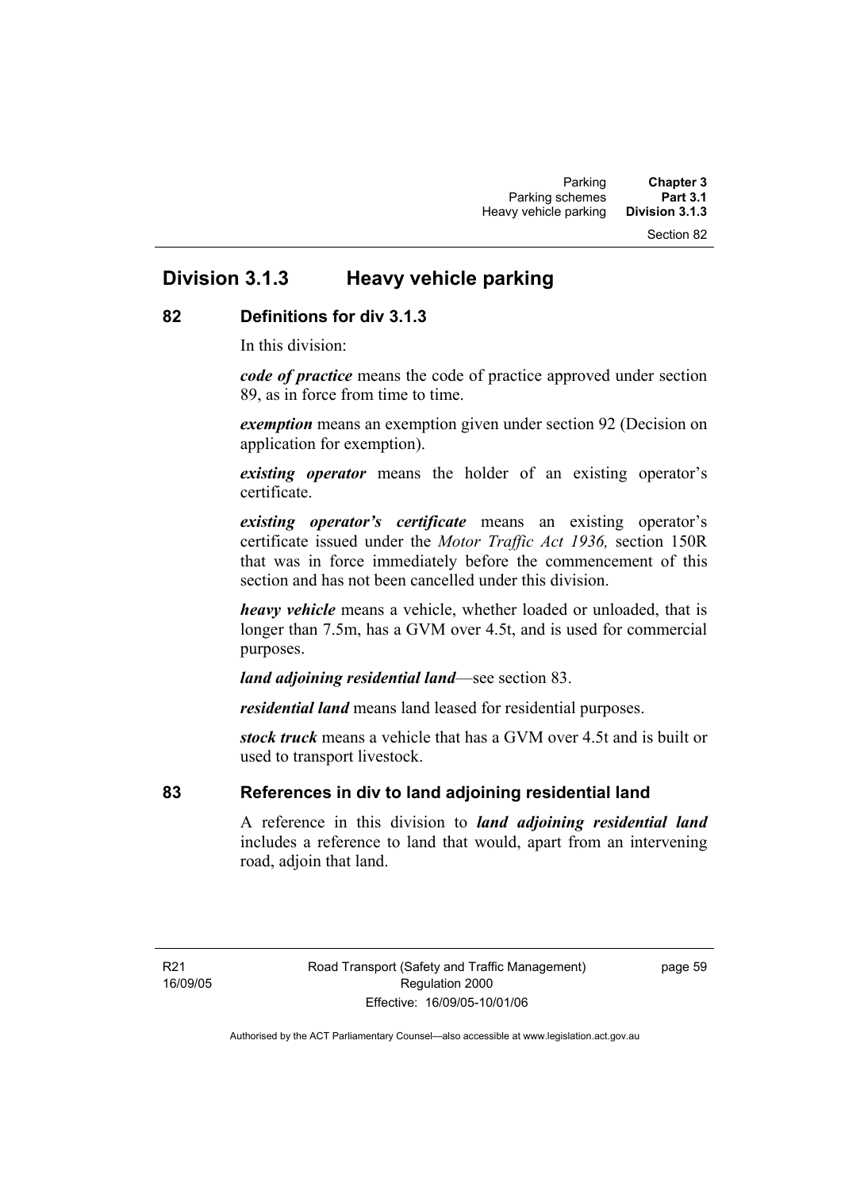## Division 3.1.3 Heavy vehicle parking

### 82 Definitions for div 3.1.3

In this division:

***code of practice*** means the code of practice approved under section 89, as in force from time to time.

***exemption*** means an exemption given under section 92 (Decision on application for exemption).

***existing operator*** means the holder of an existing operator's certificate.

***existing operator's certificate*** means an existing operator's certificate issued under the *Motor Traffic Act 1936,* section 150R that was in force immediately before the commencement of this section and has not been cancelled under this division.

***heavy vehicle*** means a vehicle, whether loaded or unloaded, that is longer than 7.5m, has a GVM over 4.5t, and is used for commercial purposes.

***land adjoining residential land***—see section 83.

***residential land*** means land leased for residential purposes.

***stock truck*** means a vehicle that has a GVM over 4.5t and is built or used to transport livestock.

### 83 References in div to land adjoining residential land

A reference in this division to ***land adjoining residential land*** includes a reference to land that would, apart from an intervening road, adjoin that land.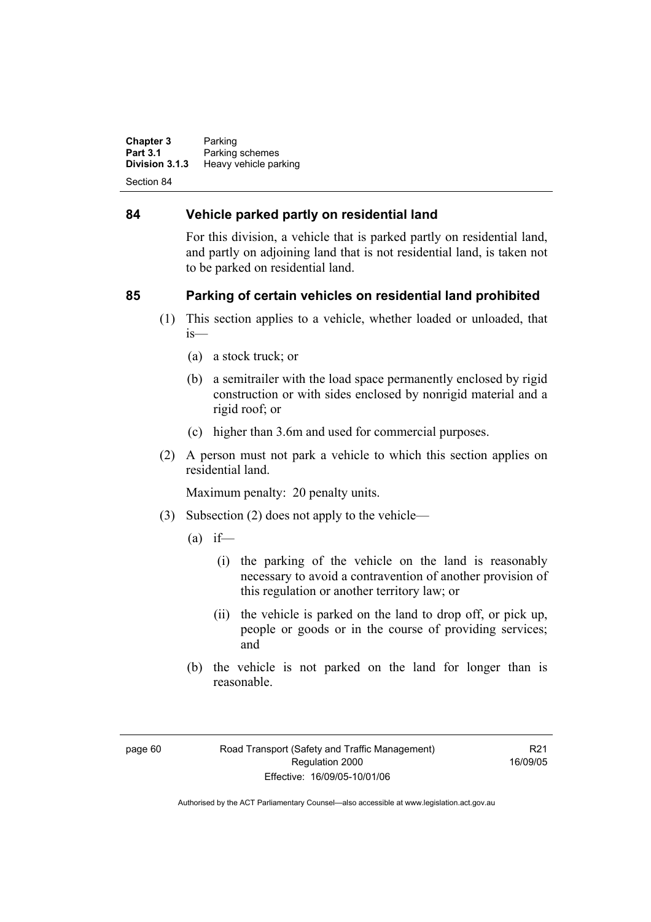## 84 Vehicle parked partly on residential land

For this division, a vehicle that is parked partly on residential land, and partly on adjoining land that is not residential land, is taken not to be parked on residential land.

## 85 Parking of certain vehicles on residential land prohibited

(1) This section applies to a vehicle, whether loaded or unloaded, that is—

   (a) a stock truck; or

   (b) a semitrailer with the load space permanently enclosed by rigid construction or with sides enclosed by nonrigid material and a rigid roof; or

   (c) higher than 3.6m and used for commercial purposes.

(2) A person must not park a vehicle to which this section applies on residential land.

   Maximum penalty: 20 penalty units.

(3) Subsection (2) does not apply to the vehicle—

   (a) if—

      (i) the parking of the vehicle on the land is reasonably necessary to avoid a contravention of another provision of this regulation or another territory law; or

      (ii) the vehicle is parked on the land to drop off, or pick up, people or goods or in the course of providing services; and

   (b) the vehicle is not parked on the land for longer than is reasonable.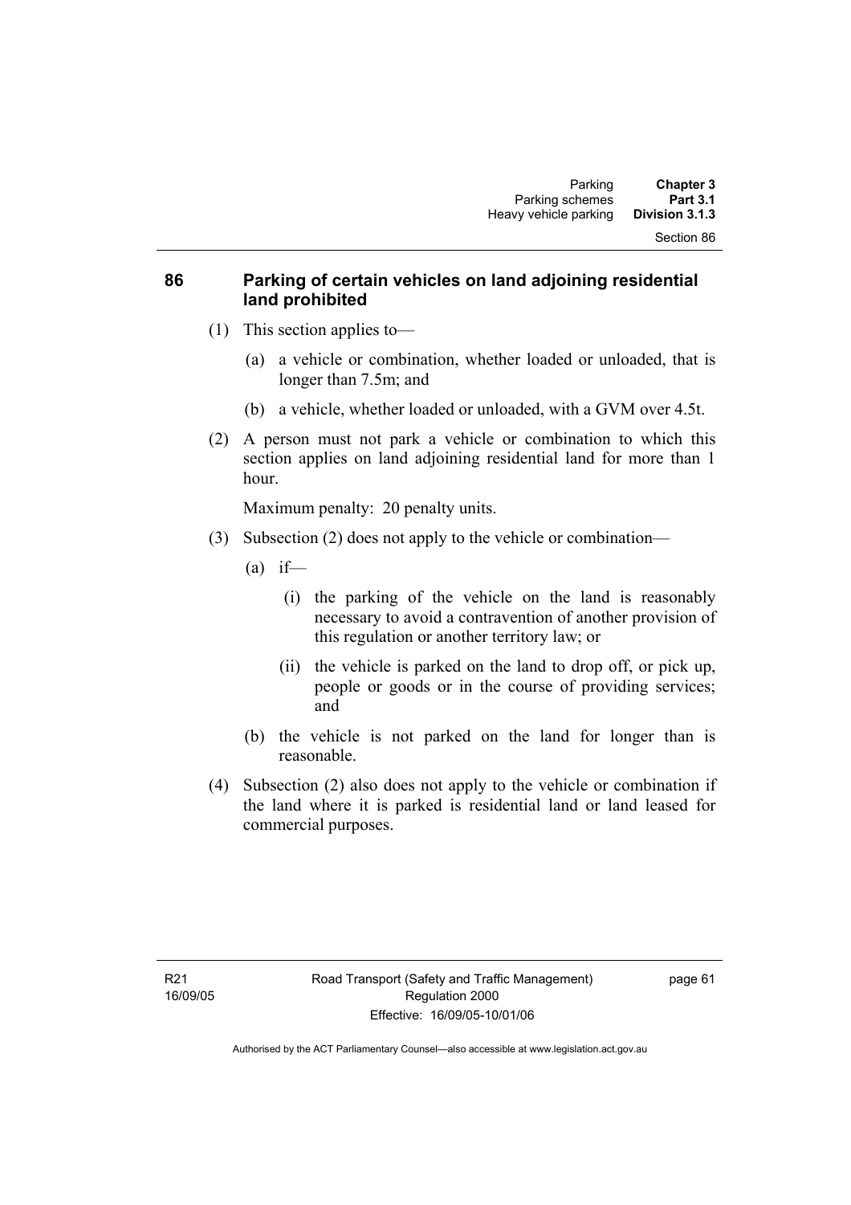## 86 Parking of certain vehicles on land adjoining residential land prohibited

(1) This section applies to—

(a) a vehicle or combination, whether loaded or unloaded, that is longer than 7.5m; and

(b) a vehicle, whether loaded or unloaded, with a GVM over 4.5t.

(2) A person must not park a vehicle or combination to which this section applies on land adjoining residential land for more than 1 hour.

Maximum penalty: 20 penalty units.

(3) Subsection (2) does not apply to the vehicle or combination—

(a) if—

(i) the parking of the vehicle on the land is reasonably necessary to avoid a contravention of another provision of this regulation or another territory law; or

(ii) the vehicle is parked on the land to drop off, or pick up, people or goods or in the course of providing services; and

(b) the vehicle is not parked on the land for longer than is reasonable.

(4) Subsection (2) also does not apply to the vehicle or combination if the land where it is parked is residential land or land leased for commercial purposes.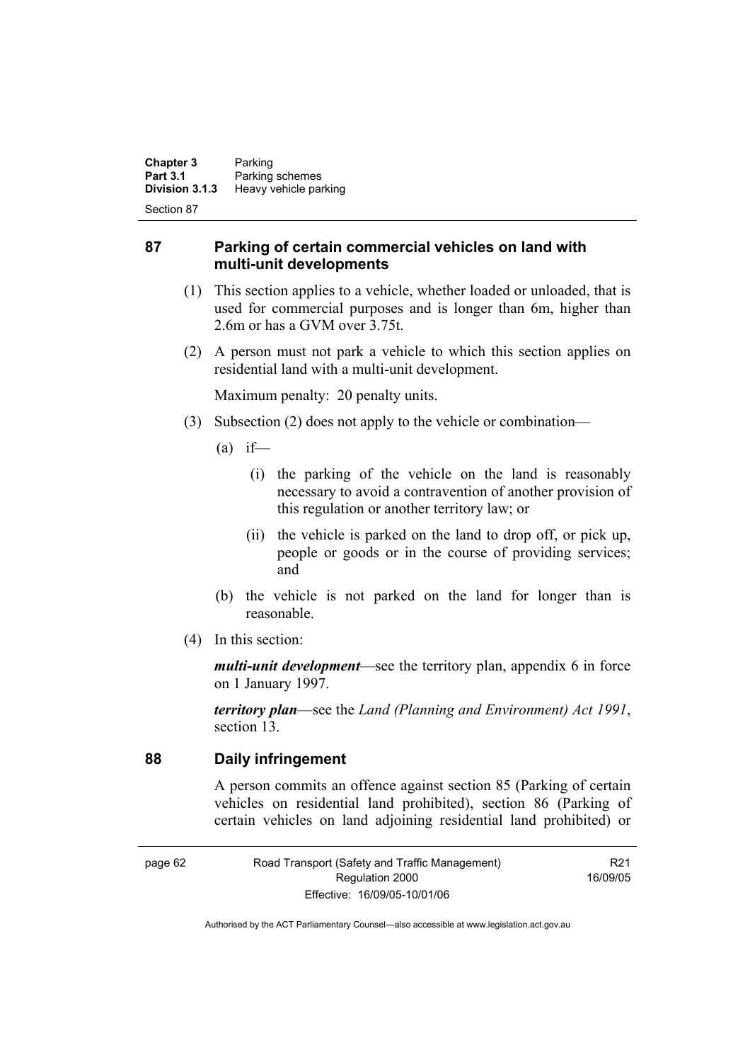## 87 Parking of certain commercial vehicles on land with multi-unit developments

(1) This section applies to a vehicle, whether loaded or unloaded, that is used for commercial purposes and is longer than 6m, higher than 2.6m or has a GVM over 3.75t.

(2) A person must not park a vehicle to which this section applies on residential land with a multi-unit development.

Maximum penalty: 20 penalty units.

(3) Subsection (2) does not apply to the vehicle or combination—

(a) if—

(i) the parking of the vehicle on the land is reasonably necessary to avoid a contravention of another provision of this regulation or another territory law; or

(ii) the vehicle is parked on the land to drop off, or pick up, people or goods or in the course of providing services; and

(b) the vehicle is not parked on the land for longer than is reasonable.

(4) In this section:

***multi-unit development***—see the territory plan, appendix 6 in force on 1 January 1997.

***territory plan***—see the *Land (Planning and Environment) Act 1991*, section 13.

## 88 Daily infringement

A person commits an offence against section 85 (Parking of certain vehicles on residential land prohibited), section 86 (Parking of certain vehicles on land adjoining residential land prohibited) or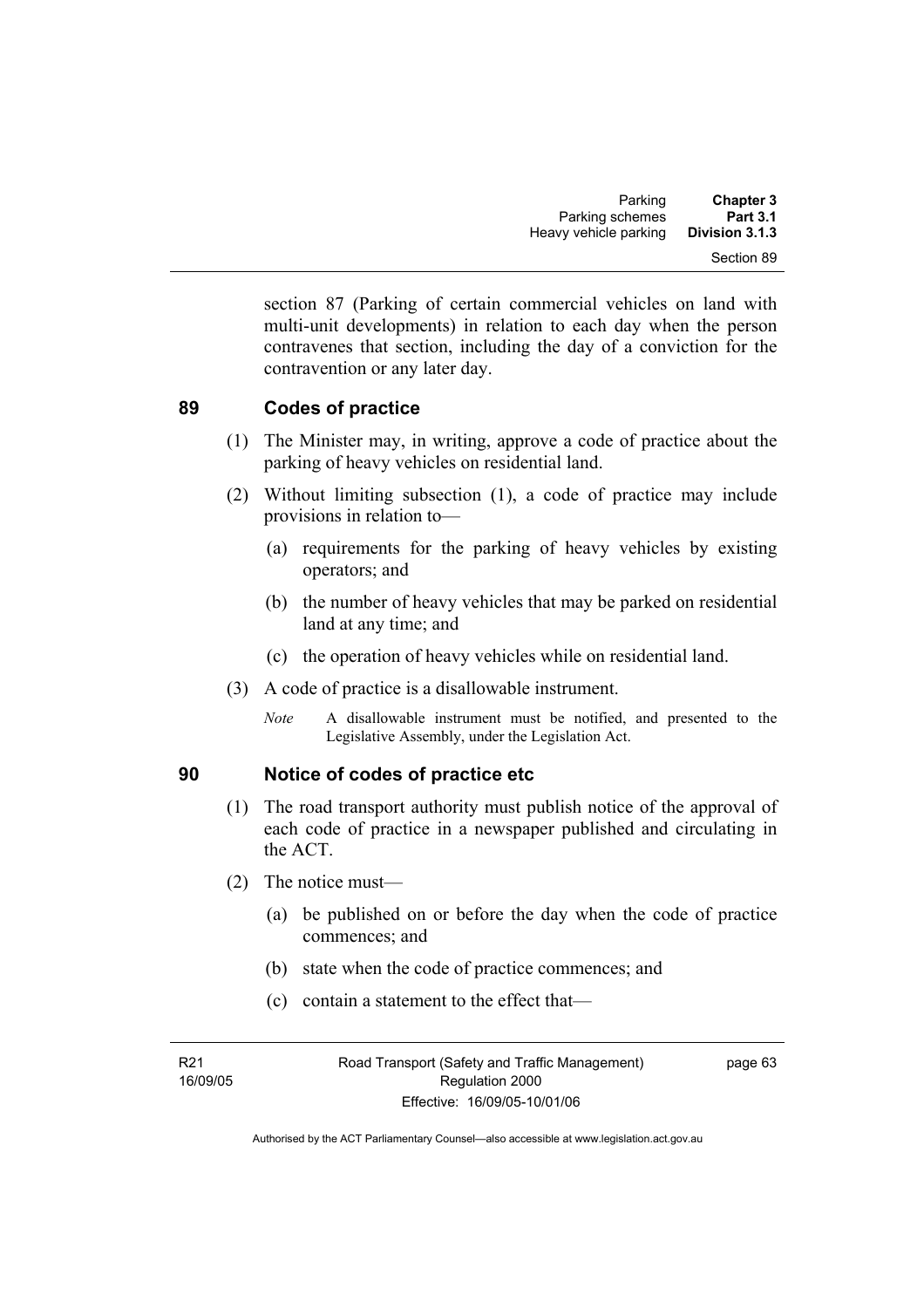section 87 (Parking of certain commercial vehicles on land with multi-unit developments) in relation to each day when the person contravenes that section, including the day of a conviction for the contravention or any later day.

## 89 Codes of practice

(1) The Minister may, in writing, approve a code of practice about the parking of heavy vehicles on residential land.

(2) Without limiting subsection (1), a code of practice may include provisions in relation to—

- (a) requirements for the parking of heavy vehicles by existing operators; and
- (b) the number of heavy vehicles that may be parked on residential land at any time; and
- (c) the operation of heavy vehicles while on residential land.

(3) A code of practice is a disallowable instrument.

*Note* A disallowable instrument must be notified, and presented to the Legislative Assembly, under the Legislation Act.

## 90 Notice of codes of practice etc

(1) The road transport authority must publish notice of the approval of each code of practice in a newspaper published and circulating in the ACT.

(2) The notice must—

- (a) be published on or before the day when the code of practice commences; and
- (b) state when the code of practice commences; and
- (c) contain a statement to the effect that—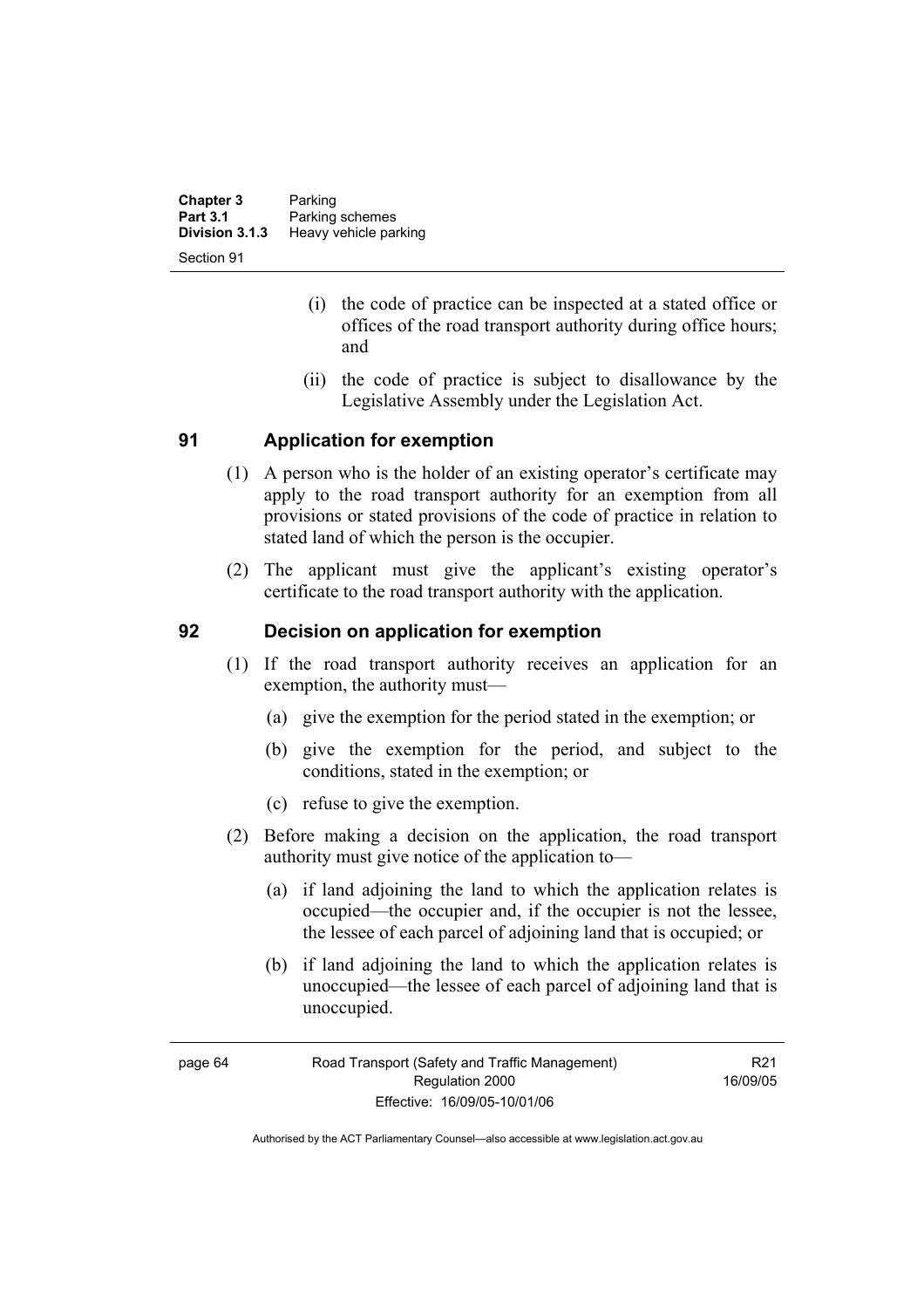(i) the code of practice can be inspected at a stated office or offices of the road transport authority during office hours; and

(ii) the code of practice is subject to disallowance by the Legislative Assembly under the Legislation Act.

## 91 Application for exemption

(1) A person who is the holder of an existing operator's certificate may apply to the road transport authority for an exemption from all provisions or stated provisions of the code of practice in relation to stated land of which the person is the occupier.

(2) The applicant must give the applicant's existing operator's certificate to the road transport authority with the application.

## 92 Decision on application for exemption

(1) If the road transport authority receives an application for an exemption, the authority must—

(a) give the exemption for the period stated in the exemption; or

(b) give the exemption for the period, and subject to the conditions, stated in the exemption; or

(c) refuse to give the exemption.

(2) Before making a decision on the application, the road transport authority must give notice of the application to—

(a) if land adjoining the land to which the application relates is occupied—the occupier and, if the occupier is not the lessee, the lessee of each parcel of adjoining land that is occupied; or

(b) if land adjoining the land to which the application relates is unoccupied—the lessee of each parcel of adjoining land that is unoccupied.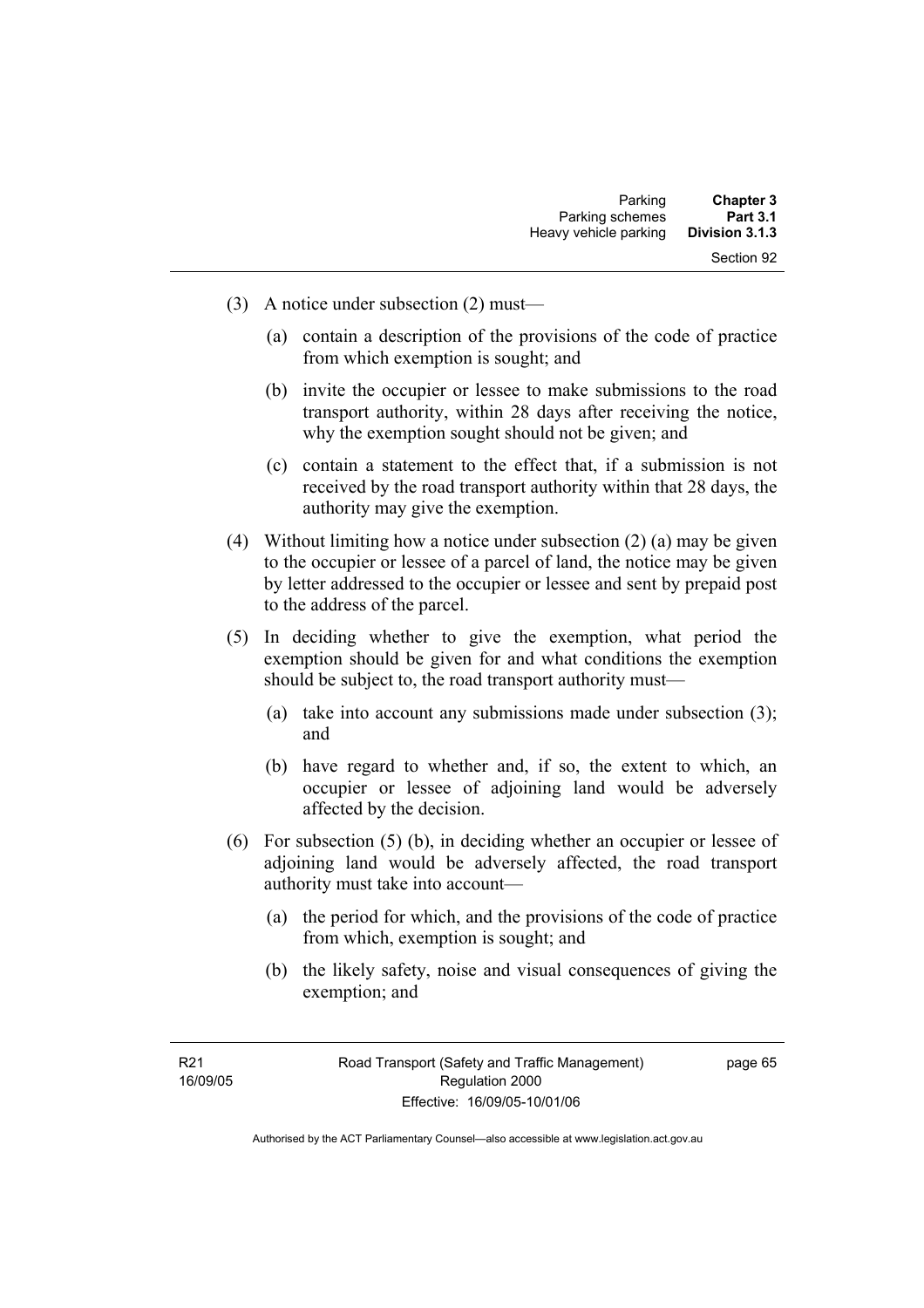(3) A notice under subsection (2) must—

  (a) contain a description of the provisions of the code of practice from which exemption is sought; and

  (b) invite the occupier or lessee to make submissions to the road transport authority, within 28 days after receiving the notice, why the exemption sought should not be given; and

  (c) contain a statement to the effect that, if a submission is not received by the road transport authority within that 28 days, the authority may give the exemption.

(4) Without limiting how a notice under subsection (2) (a) may be given to the occupier or lessee of a parcel of land, the notice may be given by letter addressed to the occupier or lessee and sent by prepaid post to the address of the parcel.

(5) In deciding whether to give the exemption, what period the exemption should be given for and what conditions the exemption should be subject to, the road transport authority must—

  (a) take into account any submissions made under subsection (3); and

  (b) have regard to whether and, if so, the extent to which, an occupier or lessee of adjoining land would be adversely affected by the decision.

(6) For subsection (5) (b), in deciding whether an occupier or lessee of adjoining land would be adversely affected, the road transport authority must take into account—

  (a) the period for which, and the provisions of the code of practice from which, exemption is sought; and

  (b) the likely safety, noise and visual consequences of giving the exemption; and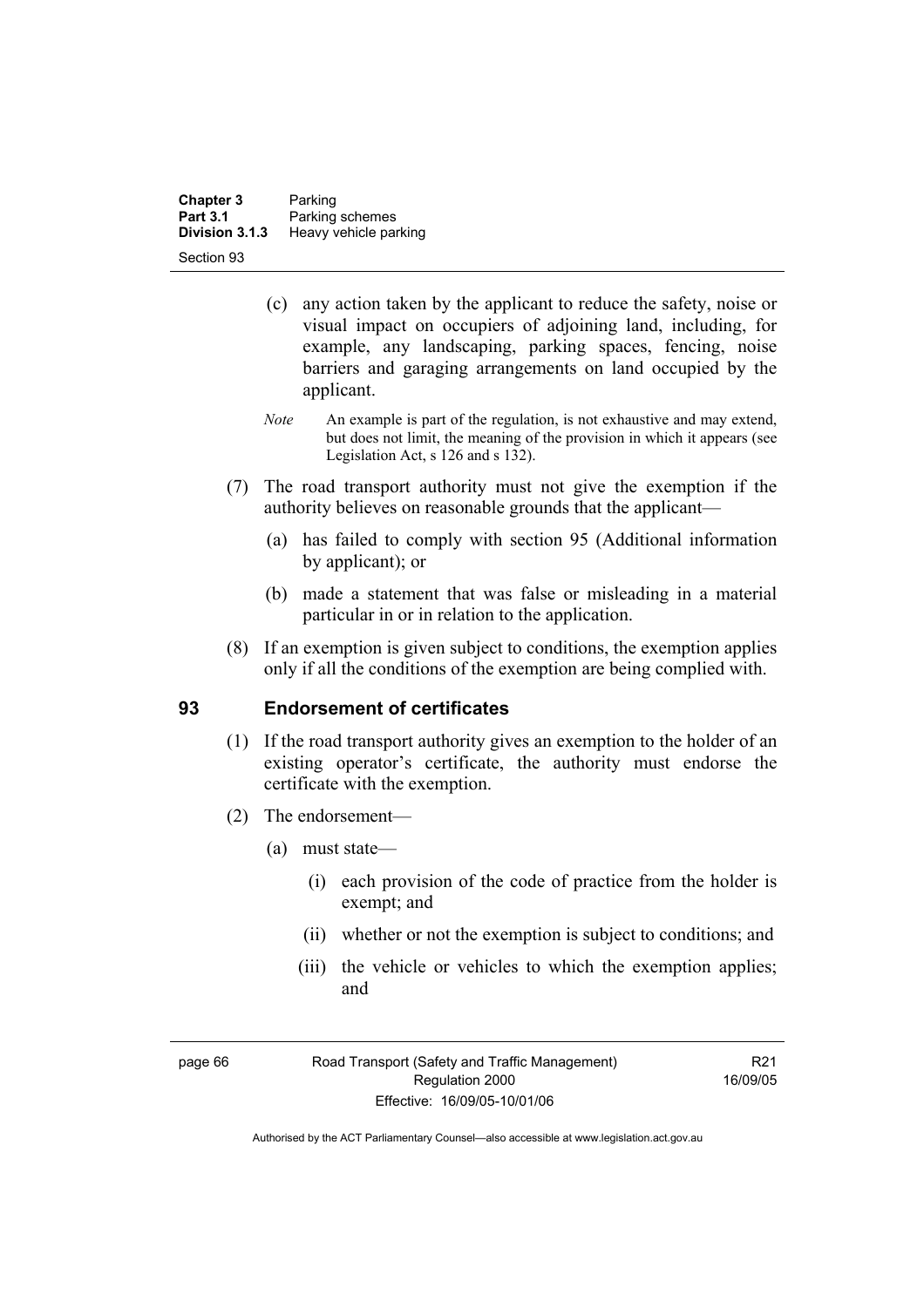(c) any action taken by the applicant to reduce the safety, noise or visual impact on occupiers of adjoining land, including, for example, any landscaping, parking spaces, fencing, noise barriers and garaging arrangements on land occupied by the applicant.

*Note* An example is part of the regulation, is not exhaustive and may extend, but does not limit, the meaning of the provision in which it appears (see Legislation Act, s 126 and s 132).

(7) The road transport authority must not give the exemption if the authority believes on reasonable grounds that the applicant—

(a) has failed to comply with section 95 (Additional information by applicant); or

(b) made a statement that was false or misleading in a material particular in or in relation to the application.

(8) If an exemption is given subject to conditions, the exemption applies only if all the conditions of the exemption are being complied with.

## 93 Endorsement of certificates

(1) If the road transport authority gives an exemption to the holder of an existing operator's certificate, the authority must endorse the certificate with the exemption.

(2) The endorsement—

(a) must state—

(i) each provision of the code of practice from the holder is exempt; and

(ii) whether or not the exemption is subject to conditions; and

(iii) the vehicle or vehicles to which the exemption applies; and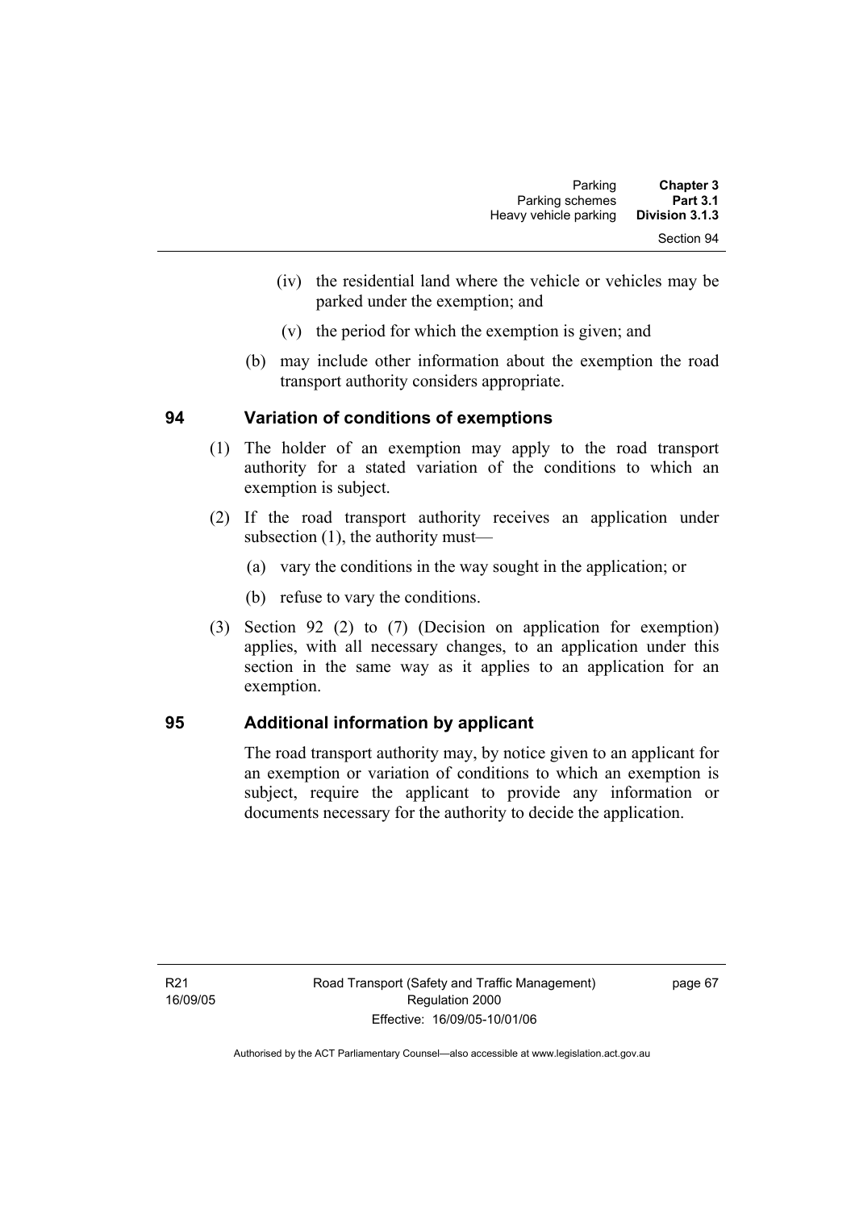(iv) the residential land where the vehicle or vehicles may be parked under the exemption; and

(v) the period for which the exemption is given; and

(b) may include other information about the exemption the road transport authority considers appropriate.

## 94 Variation of conditions of exemptions

(1) The holder of an exemption may apply to the road transport authority for a stated variation of the conditions to which an exemption is subject.

(2) If the road transport authority receives an application under subsection (1), the authority must—

(a) vary the conditions in the way sought in the application; or

(b) refuse to vary the conditions.

(3) Section 92 (2) to (7) (Decision on application for exemption) applies, with all necessary changes, to an application under this section in the same way as it applies to an application for an exemption.

## 95 Additional information by applicant

The road transport authority may, by notice given to an applicant for an exemption or variation of conditions to which an exemption is subject, require the applicant to provide any information or documents necessary for the authority to decide the application.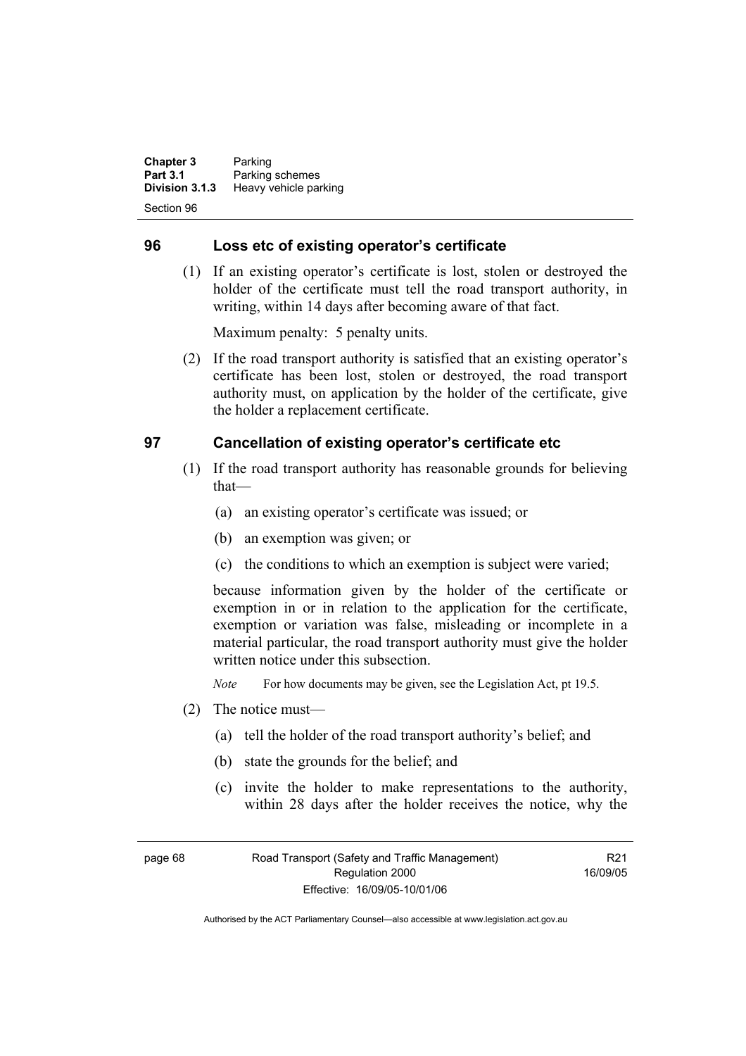## 96 Loss etc of existing operator's certificate

(1) If an existing operator's certificate is lost, stolen or destroyed the holder of the certificate must tell the road transport authority, in writing, within 14 days after becoming aware of that fact.

Maximum penalty: 5 penalty units.

(2) If the road transport authority is satisfied that an existing operator's certificate has been lost, stolen or destroyed, the road transport authority must, on application by the holder of the certificate, give the holder a replacement certificate.

## 97 Cancellation of existing operator's certificate etc

(1) If the road transport authority has reasonable grounds for believing that—

(a) an existing operator's certificate was issued; or

(b) an exemption was given; or

(c) the conditions to which an exemption is subject were varied;

because information given by the holder of the certificate or exemption in or in relation to the application for the certificate, exemption or variation was false, misleading or incomplete in a material particular, the road transport authority must give the holder written notice under this subsection.

*Note* For how documents may be given, see the Legislation Act, pt 19.5.

(2) The notice must—

(a) tell the holder of the road transport authority's belief; and

(b) state the grounds for the belief; and

(c) invite the holder to make representations to the authority, within 28 days after the holder receives the notice, why the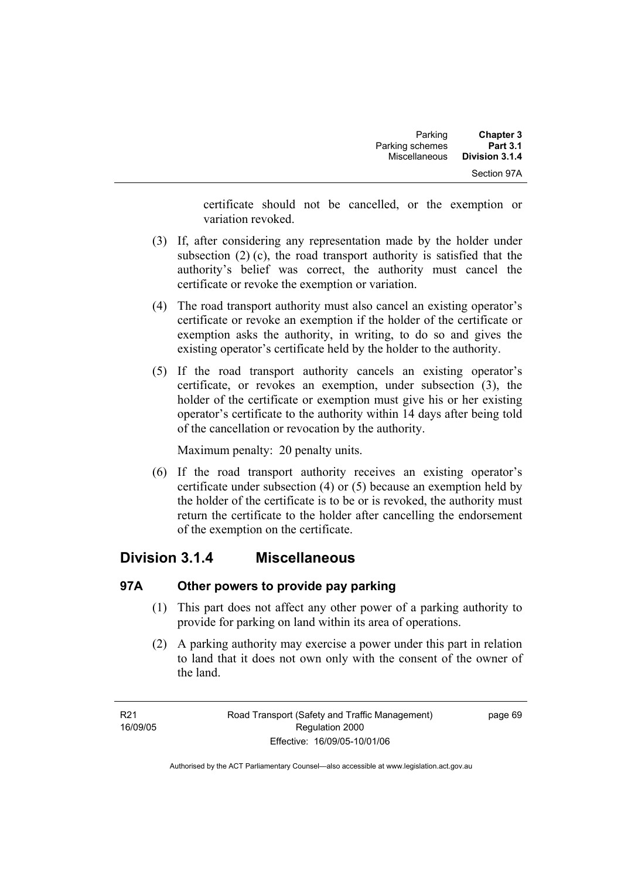certificate should not be cancelled, or the exemption or variation revoked.

(3) If, after considering any representation made by the holder under subsection (2) (c), the road transport authority is satisfied that the authority's belief was correct, the authority must cancel the certificate or revoke the exemption or variation.

(4) The road transport authority must also cancel an existing operator's certificate or revoke an exemption if the holder of the certificate or exemption asks the authority, in writing, to do so and gives the existing operator's certificate held by the holder to the authority.

(5) If the road transport authority cancels an existing operator's certificate, or revokes an exemption, under subsection (3), the holder of the certificate or exemption must give his or her existing operator's certificate to the authority within 14 days after being told of the cancellation or revocation by the authority.

Maximum penalty: 20 penalty units.

(6) If the road transport authority receives an existing operator's certificate under subsection (4) or (5) because an exemption held by the holder of the certificate is to be or is revoked, the authority must return the certificate to the holder after cancelling the endorsement of the exemption on the certificate.

## Division 3.1.4 Miscellaneous

### 97A Other powers to provide pay parking

(1) This part does not affect any other power of a parking authority to provide for parking on land within its area of operations.

(2) A parking authority may exercise a power under this part in relation to land that it does not own only with the consent of the owner of the land.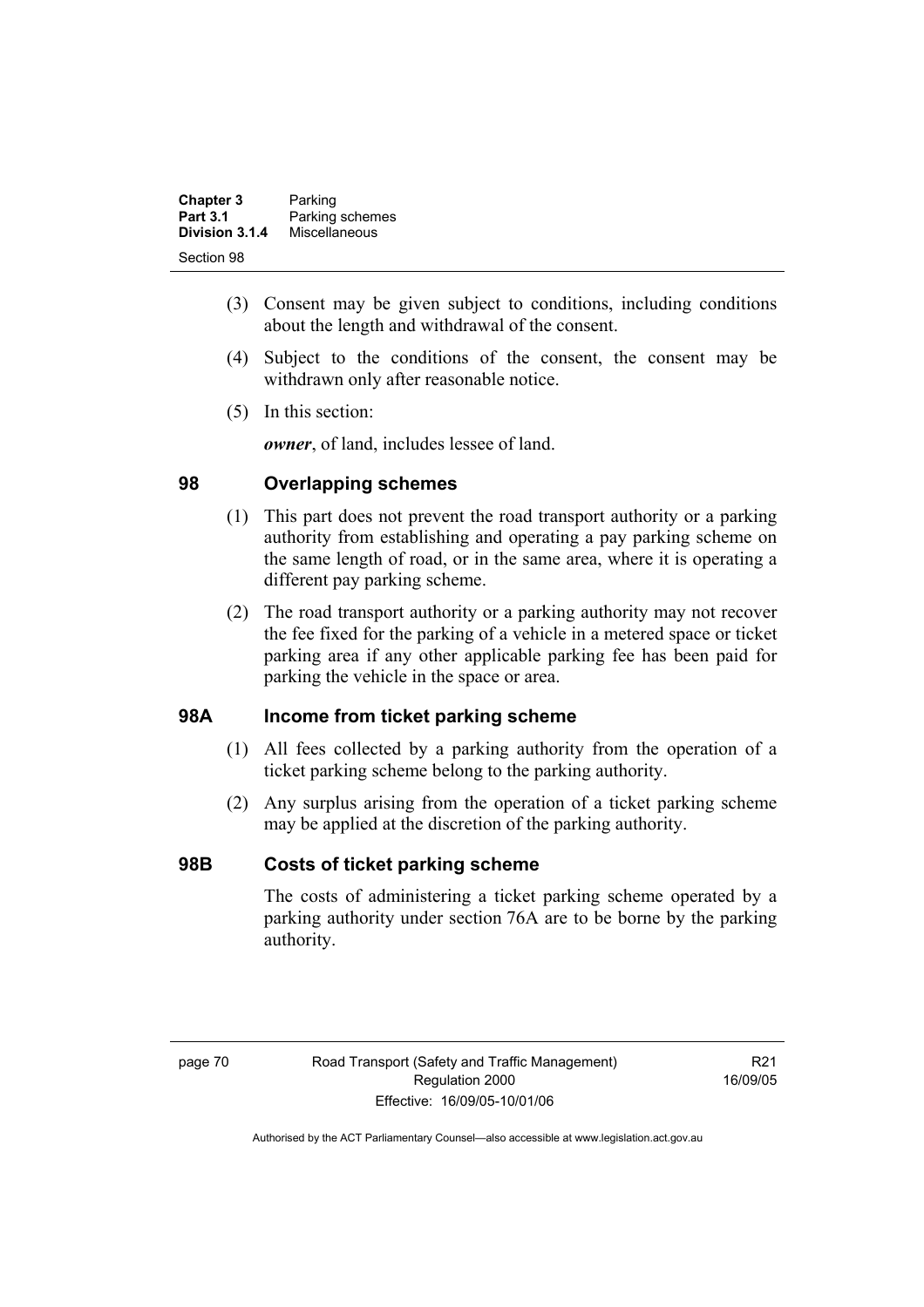(3) Consent may be given subject to conditions, including conditions about the length and withdrawal of the consent.

(4) Subject to the conditions of the consent, the consent may be withdrawn only after reasonable notice.

(5) In this section:

***owner***, of land, includes lessee of land.

## 98 Overlapping schemes

(1) This part does not prevent the road transport authority or a parking authority from establishing and operating a pay parking scheme on the same length of road, or in the same area, where it is operating a different pay parking scheme.

(2) The road transport authority or a parking authority may not recover the fee fixed for the parking of a vehicle in a metered space or ticket parking area if any other applicable parking fee has been paid for parking the vehicle in the space or area.

## 98A Income from ticket parking scheme

(1) All fees collected by a parking authority from the operation of a ticket parking scheme belong to the parking authority.

(2) Any surplus arising from the operation of a ticket parking scheme may be applied at the discretion of the parking authority.

## 98B Costs of ticket parking scheme

The costs of administering a ticket parking scheme operated by a parking authority under section 76A are to be borne by the parking authority.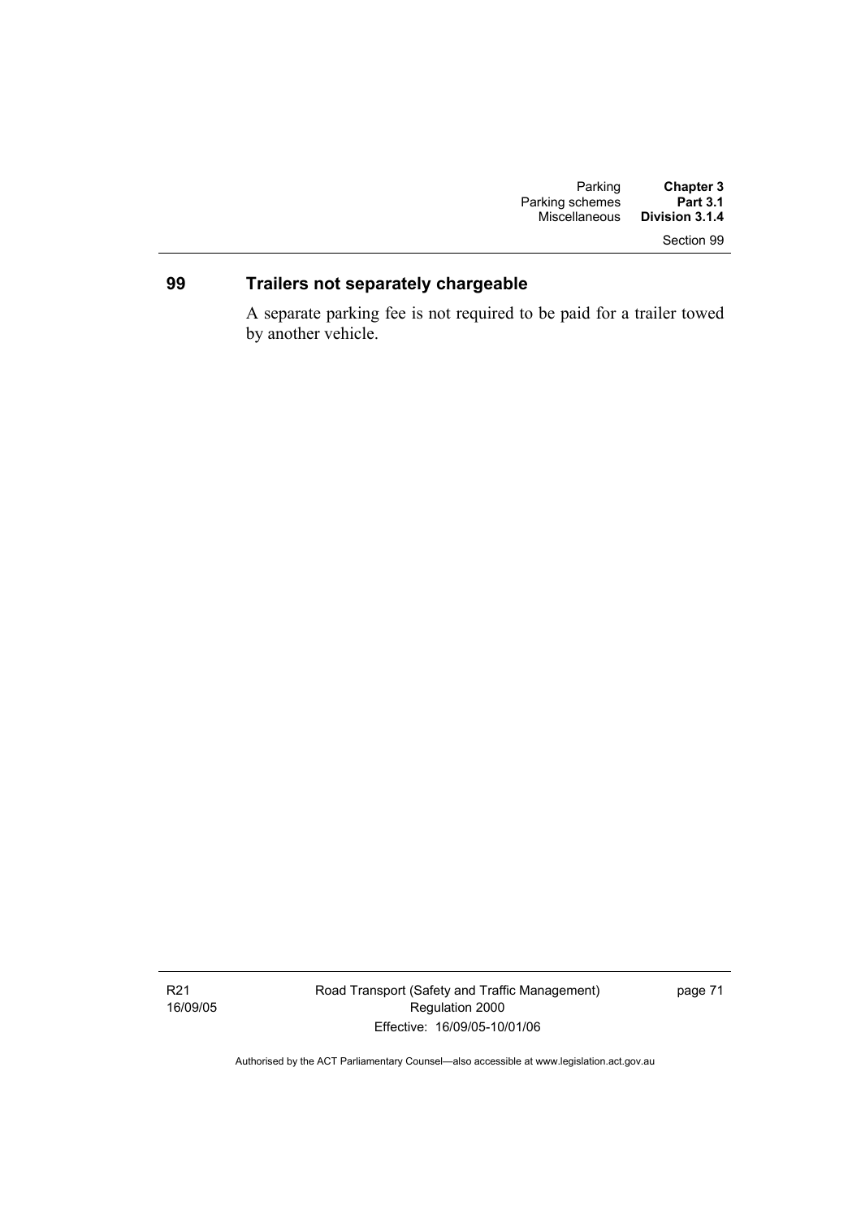## 99 Trailers not separately chargeable

A separate parking fee is not required to be paid for a trailer towed by another vehicle.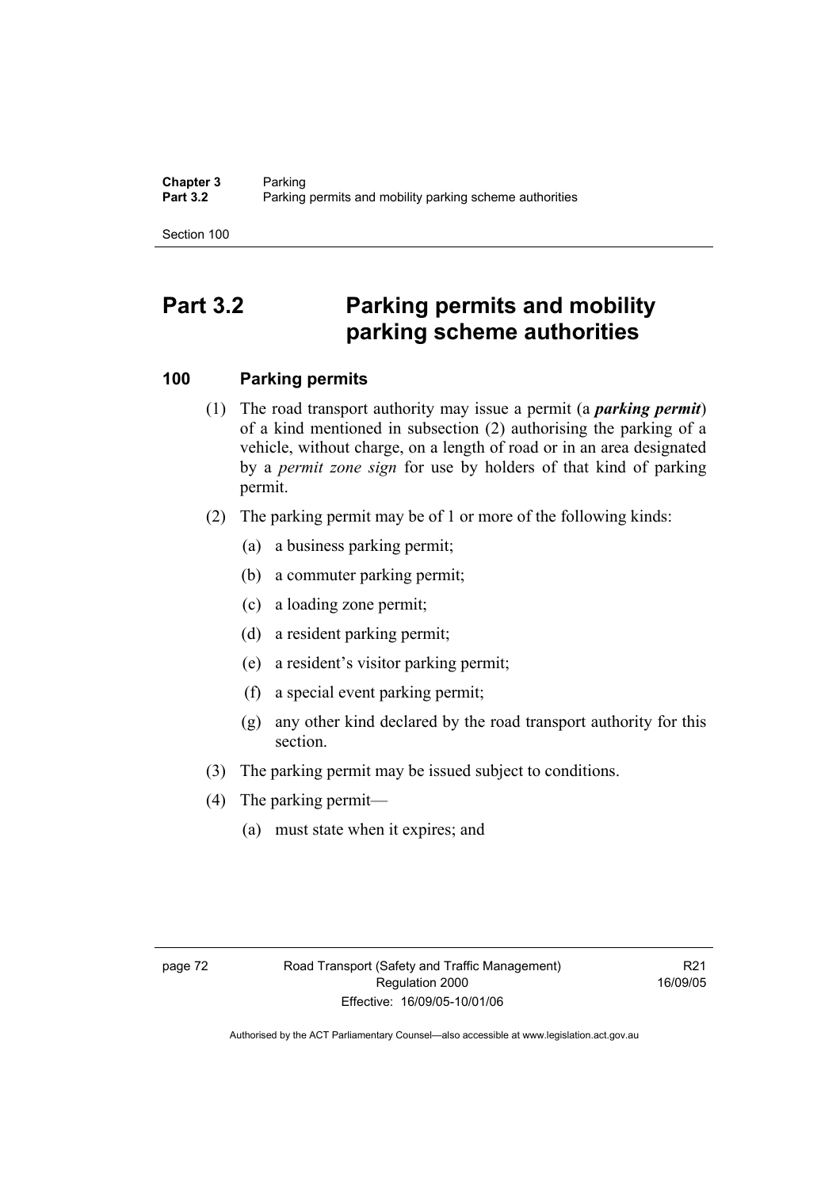# Part 3.2 Parking permits and mobility parking scheme authorities

## 100 Parking permits

(1) The road transport authority may issue a permit (a ***parking permit***) of a kind mentioned in subsection (2) authorising the parking of a vehicle, without charge, on a length of road or in an area designated by a *permit zone sign* for use by holders of that kind of parking permit.

(2) The parking permit may be of 1 or more of the following kinds:

(a) a business parking permit;

(b) a commuter parking permit;

(c) a loading zone permit;

(d) a resident parking permit;

(e) a resident's visitor parking permit;

(f) a special event parking permit;

(g) any other kind declared by the road transport authority for this section.

(3) The parking permit may be issued subject to conditions.

(4) The parking permit—

(a) must state when it expires; and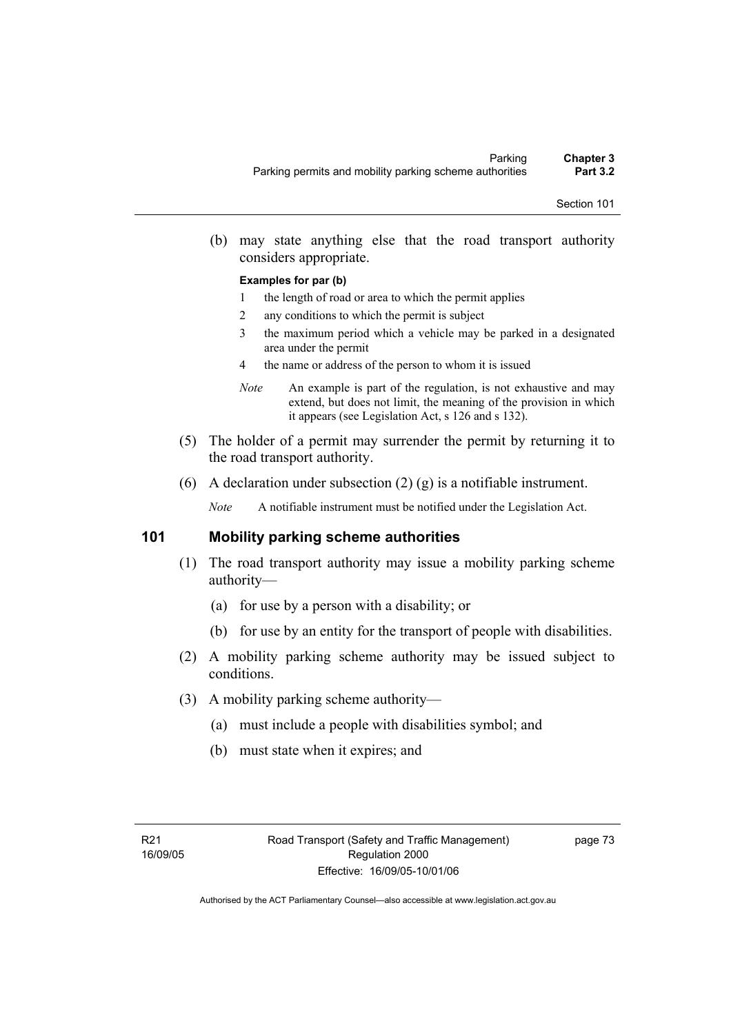(b) may state anything else that the road transport authority considers appropriate.

**Examples for par (b)**

1 the length of road or area to which the permit applies
2 any conditions to which the permit is subject
3 the maximum period which a vehicle may be parked in a designated area under the permit
4 the name or address of the person to whom it is issued

*Note* An example is part of the regulation, is not exhaustive and may extend, but does not limit, the meaning of the provision in which it appears (see Legislation Act, s 126 and s 132).

(5) The holder of a permit may surrender the permit by returning it to the road transport authority.

(6) A declaration under subsection (2) (g) is a notifiable instrument.

*Note* A notifiable instrument must be notified under the Legislation Act.

## 101 Mobility parking scheme authorities

(1) The road transport authority may issue a mobility parking scheme authority—

(a) for use by a person with a disability; or

(b) for use by an entity for the transport of people with disabilities.

(2) A mobility parking scheme authority may be issued subject to conditions.

(3) A mobility parking scheme authority—

(a) must include a people with disabilities symbol; and

(b) must state when it expires; and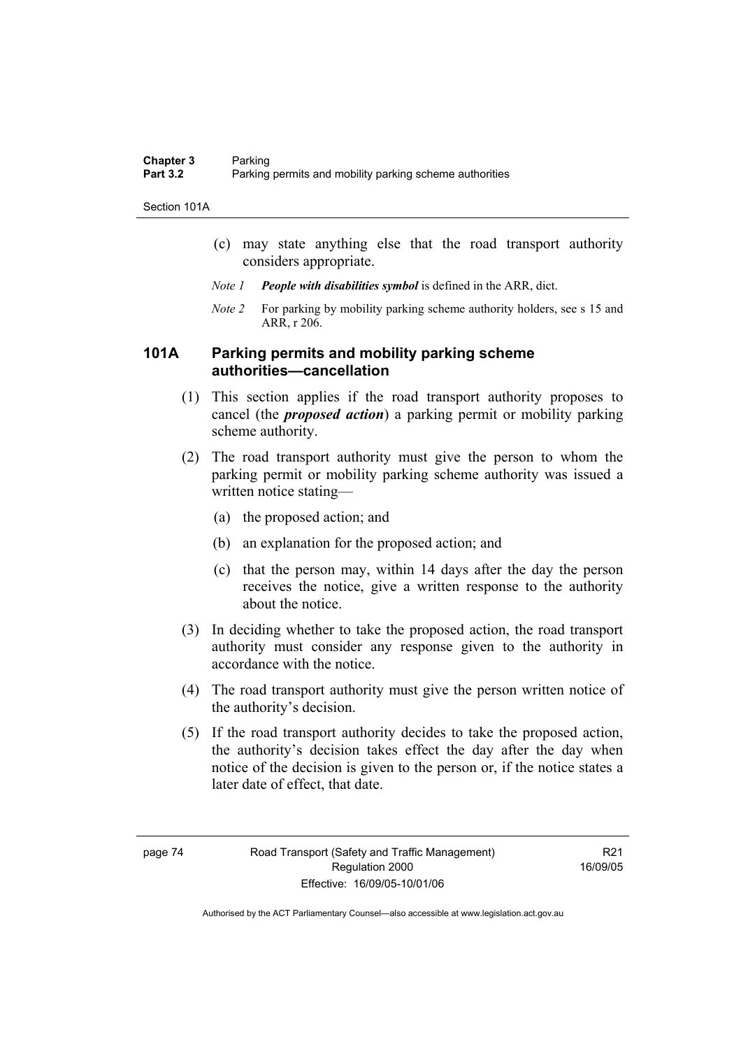(c) may state anything else that the road transport authority considers appropriate.

*Note 1* ***People with disabilities symbol*** is defined in the ARR, dict.

*Note 2* For parking by mobility parking scheme authority holders, see s 15 and ARR, r 206.

## 101A Parking permits and mobility parking scheme authorities—cancellation

(1) This section applies if the road transport authority proposes to cancel (the ***proposed action***) a parking permit or mobility parking scheme authority.

(2) The road transport authority must give the person to whom the parking permit or mobility parking scheme authority was issued a written notice stating—

(a) the proposed action; and

(b) an explanation for the proposed action; and

(c) that the person may, within 14 days after the day the person receives the notice, give a written response to the authority about the notice.

(3) In deciding whether to take the proposed action, the road transport authority must consider any response given to the authority in accordance with the notice.

(4) The road transport authority must give the person written notice of the authority's decision.

(5) If the road transport authority decides to take the proposed action, the authority's decision takes effect the day after the day when notice of the decision is given to the person or, if the notice states a later date of effect, that date.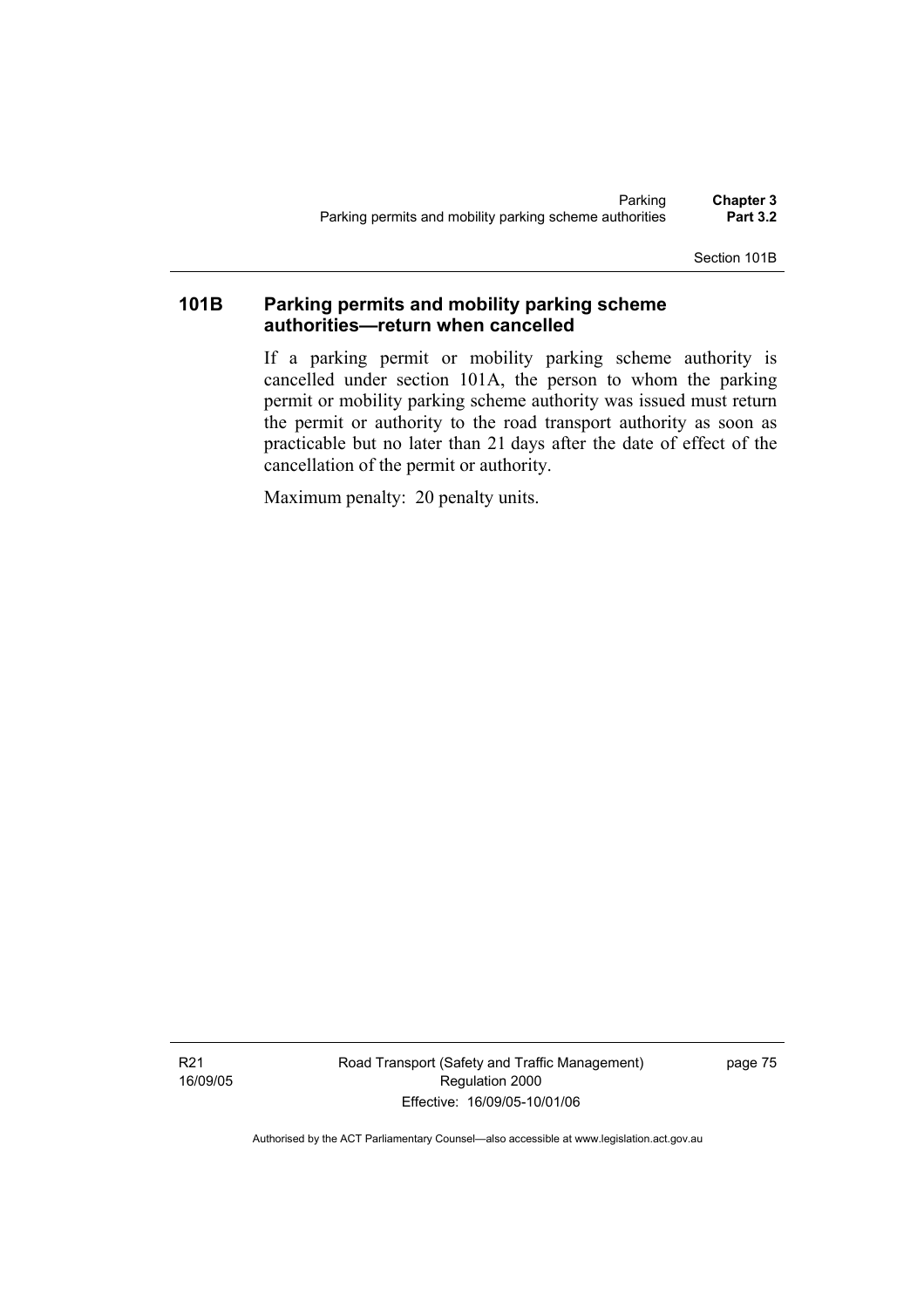## 101B Parking permits and mobility parking scheme authorities—return when cancelled

If a parking permit or mobility parking scheme authority is cancelled under section 101A, the person to whom the parking permit or mobility parking scheme authority was issued must return the permit or authority to the road transport authority as soon as practicable but no later than 21 days after the date of effect of the cancellation of the permit or authority.

Maximum penalty: 20 penalty units.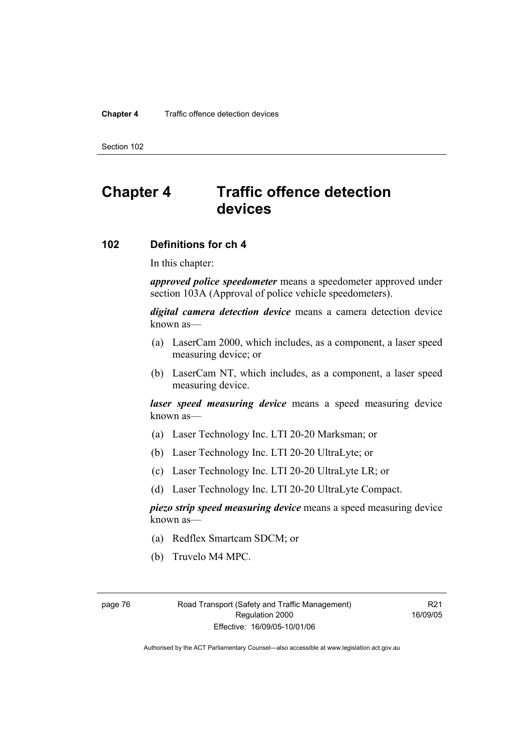# Chapter 4 Traffic offence detection devices

## 102 Definitions for ch 4

In this chapter:

***approved police speedometer*** means a speedometer approved under section 103A (Approval of police vehicle speedometers).

***digital camera detection device*** means a camera detection device known as—

(a) LaserCam 2000, which includes, as a component, a laser speed measuring device; or

(b) LaserCam NT, which includes, as a component, a laser speed measuring device.

***laser speed measuring device*** means a speed measuring device known as—

(a) Laser Technology Inc. LTI 20-20 Marksman; or

(b) Laser Technology Inc. LTI 20-20 UltraLyte; or

(c) Laser Technology Inc. LTI 20-20 UltraLyte LR; or

(d) Laser Technology Inc. LTI 20-20 UltraLyte Compact.

***piezo strip speed measuring device*** means a speed measuring device known as—

(a) Redflex Smartcam SDCM; or

(b) Truvelo M4 MPC.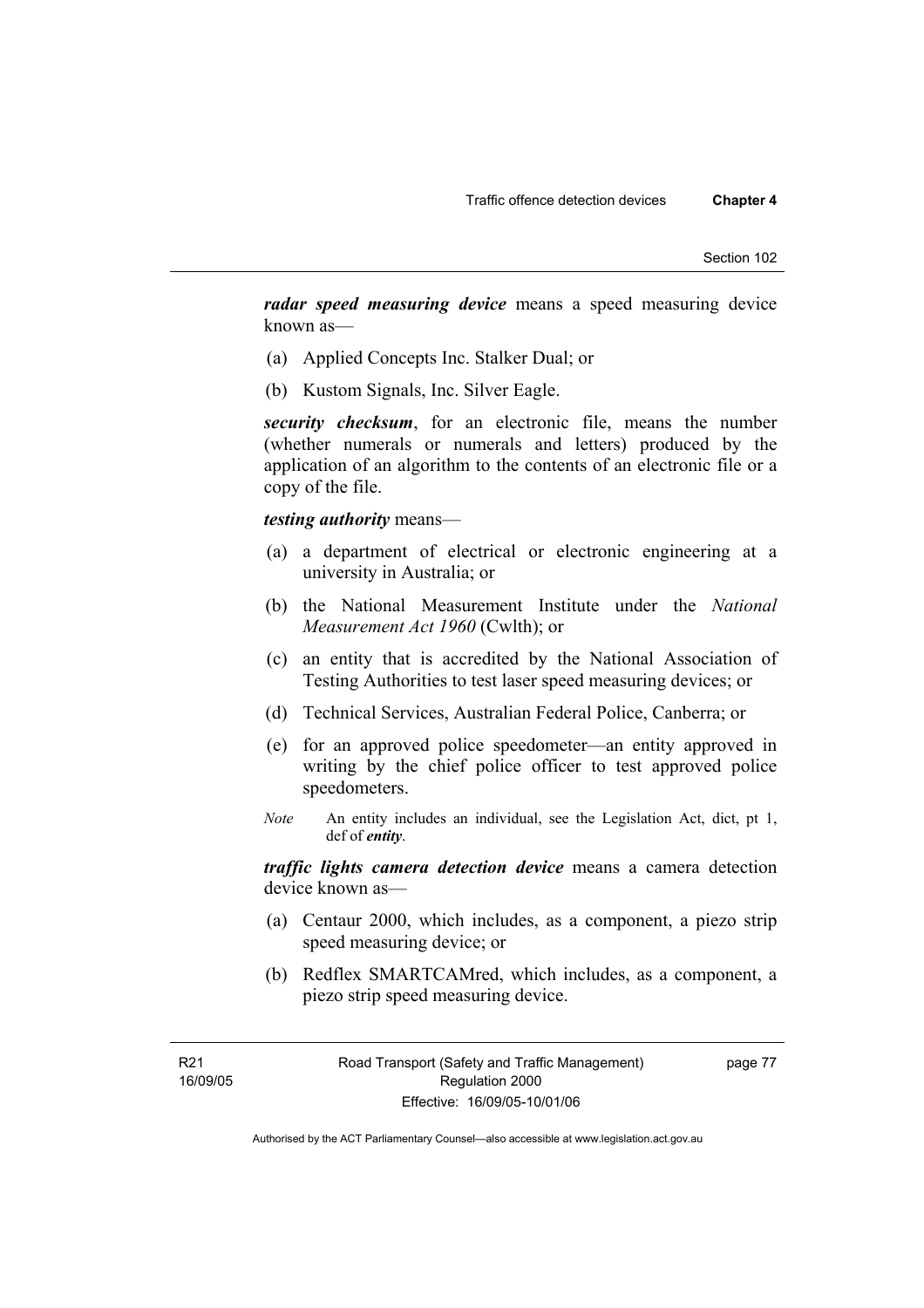***radar speed measuring device*** means a speed measuring device known as—

(a) Applied Concepts Inc. Stalker Dual; or

(b) Kustom Signals, Inc. Silver Eagle.

***security checksum***, for an electronic file, means the number (whether numerals or numerals and letters) produced by the application of an algorithm to the contents of an electronic file or a copy of the file.

***testing authority*** means—

(a) a department of electrical or electronic engineering at a university in Australia; or

(b) the National Measurement Institute under the *National Measurement Act 1960* (Cwlth); or

(c) an entity that is accredited by the National Association of Testing Authorities to test laser speed measuring devices; or

(d) Technical Services, Australian Federal Police, Canberra; or

(e) for an approved police speedometer—an entity approved in writing by the chief police officer to test approved police speedometers.

*Note* An entity includes an individual, see the Legislation Act, dict, pt 1, def of ***entity***.

***traffic lights camera detection device*** means a camera detection device known as—

(a) Centaur 2000, which includes, as a component, a piezo strip speed measuring device; or

(b) Redflex SMARTCAMred, which includes, as a component, a piezo strip speed measuring device.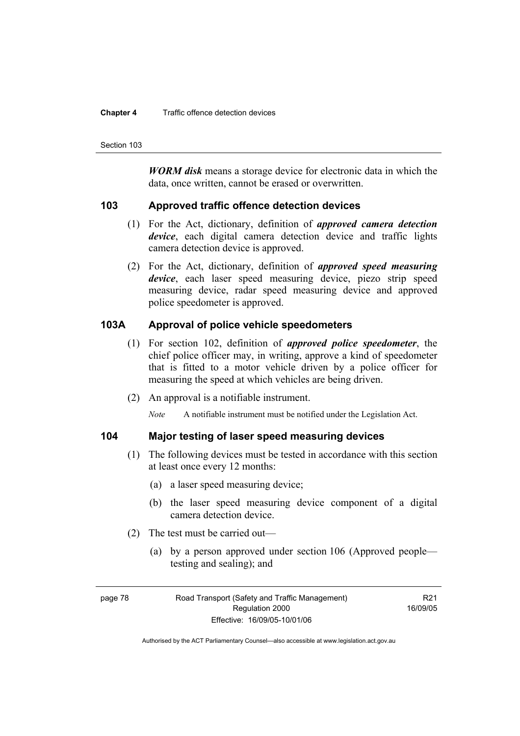***WORM disk*** means a storage device for electronic data in which the data, once written, cannot be erased or overwritten.

## 103 Approved traffic offence detection devices

(1) For the Act, dictionary, definition of ***approved camera detection device***, each digital camera detection device and traffic lights camera detection device is approved.

(2) For the Act, dictionary, definition of ***approved speed measuring device***, each laser speed measuring device, piezo strip speed measuring device, radar speed measuring device and approved police speedometer is approved.

## 103A Approval of police vehicle speedometers

(1) For section 102, definition of ***approved police speedometer***, the chief police officer may, in writing, approve a kind of speedometer that is fitted to a motor vehicle driven by a police officer for measuring the speed at which vehicles are being driven.

(2) An approval is a notifiable instrument.

*Note* A notifiable instrument must be notified under the Legislation Act.

## 104 Major testing of laser speed measuring devices

(1) The following devices must be tested in accordance with this section at least once every 12 months:

(a) a laser speed measuring device;

(b) the laser speed measuring device component of a digital camera detection device.

(2) The test must be carried out—

(a) by a person approved under section 106 (Approved people—testing and sealing); and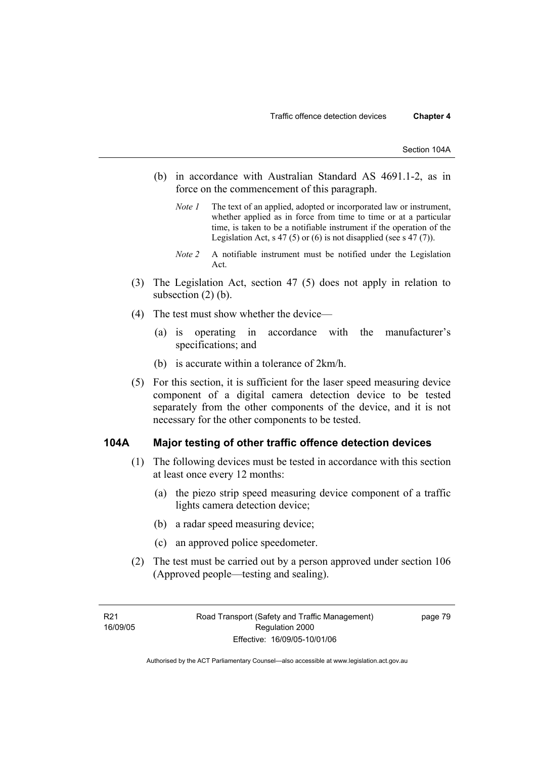(b) in accordance with Australian Standard AS 4691.1-2, as in force on the commencement of this paragraph.

*Note 1* The text of an applied, adopted or incorporated law or instrument, whether applied as in force from time to time or at a particular time, is taken to be a notifiable instrument if the operation of the Legislation Act, s 47 (5) or (6) is not disapplied (see s 47 (7)).

*Note 2* A notifiable instrument must be notified under the Legislation Act.

(3) The Legislation Act, section 47 (5) does not apply in relation to subsection (2) (b).

(4) The test must show whether the device—

(a) is operating in accordance with the manufacturer's specifications; and

(b) is accurate within a tolerance of 2km/h.

(5) For this section, it is sufficient for the laser speed measuring device component of a digital camera detection device to be tested separately from the other components of the device, and it is not necessary for the other components to be tested.

## 104A Major testing of other traffic offence detection devices

(1) The following devices must be tested in accordance with this section at least once every 12 months:

(a) the piezo strip speed measuring device component of a traffic lights camera detection device;

(b) a radar speed measuring device;

(c) an approved police speedometer.

(2) The test must be carried out by a person approved under section 106 (Approved people—testing and sealing).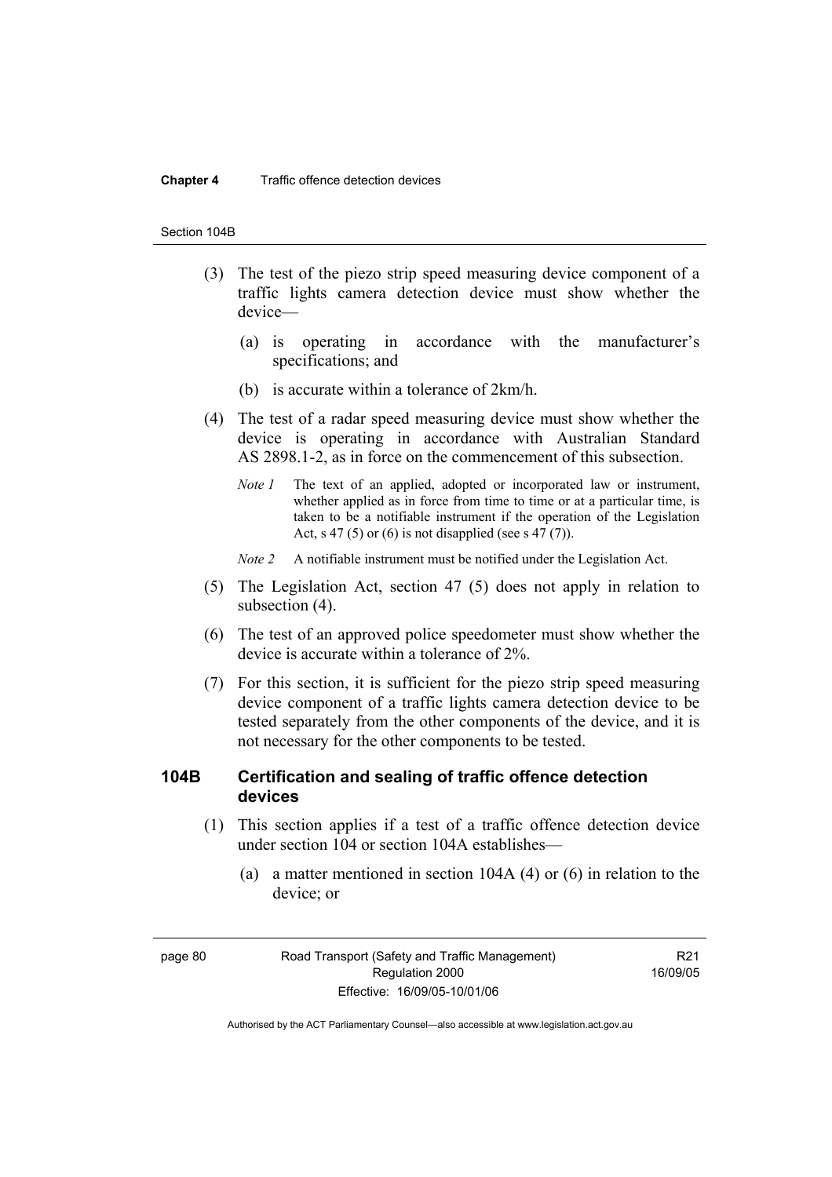(3) The test of the piezo strip speed measuring device component of a traffic lights camera detection device must show whether the device—

(a) is operating in accordance with the manufacturer's specifications; and

(b) is accurate within a tolerance of 2km/h.

(4) The test of a radar speed measuring device must show whether the device is operating in accordance with Australian Standard AS 2898.1-2, as in force on the commencement of this subsection.

*Note 1* The text of an applied, adopted or incorporated law or instrument, whether applied as in force from time to time or at a particular time, is taken to be a notifiable instrument if the operation of the Legislation Act, s 47 (5) or (6) is not disapplied (see s 47 (7)).

*Note 2* A notifiable instrument must be notified under the Legislation Act.

(5) The Legislation Act, section 47 (5) does not apply in relation to subsection (4).

(6) The test of an approved police speedometer must show whether the device is accurate within a tolerance of 2%.

(7) For this section, it is sufficient for the piezo strip speed measuring device component of a traffic lights camera detection device to be tested separately from the other components of the device, and it is not necessary for the other components to be tested.

### 104B Certification and sealing of traffic offence detection devices

(1) This section applies if a test of a traffic offence detection device under section 104 or section 104A establishes—

(a) a matter mentioned in section 104A (4) or (6) in relation to the device; or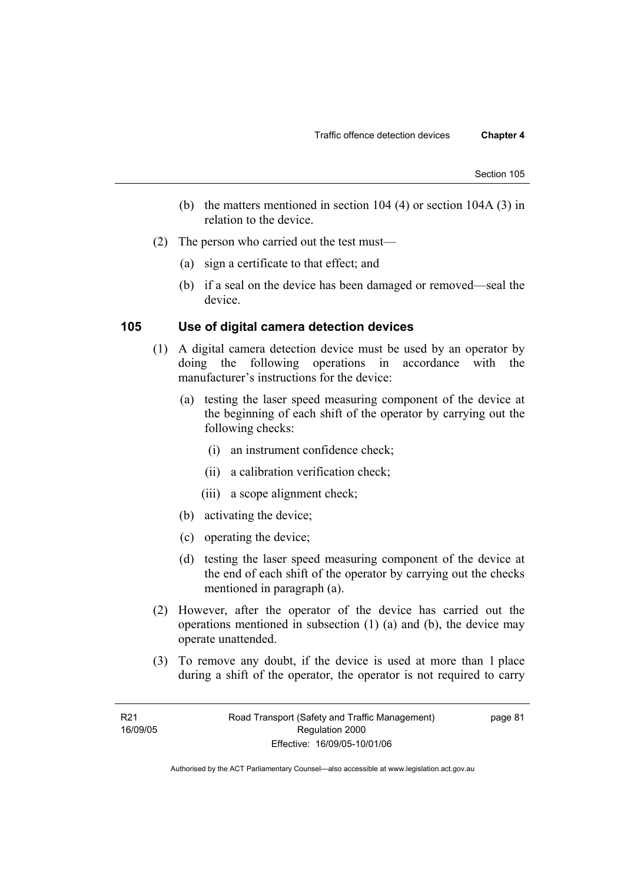(b) the matters mentioned in section 104 (4) or section 104A (3) in relation to the device.

(2) The person who carried out the test must—

(a) sign a certificate to that effect; and

(b) if a seal on the device has been damaged or removed—seal the device.

### 105 Use of digital camera detection devices

(1) A digital camera detection device must be used by an operator by doing the following operations in accordance with the manufacturer's instructions for the device:

(a) testing the laser speed measuring component of the device at the beginning of each shift of the operator by carrying out the following checks:

(i) an instrument confidence check;

(ii) a calibration verification check;

(iii) a scope alignment check;

(b) activating the device;

(c) operating the device;

(d) testing the laser speed measuring component of the device at the end of each shift of the operator by carrying out the checks mentioned in paragraph (a).

(2) However, after the operator of the device has carried out the operations mentioned in subsection (1) (a) and (b), the device may operate unattended.

(3) To remove any doubt, if the device is used at more than 1 place during a shift of the operator, the operator is not required to carry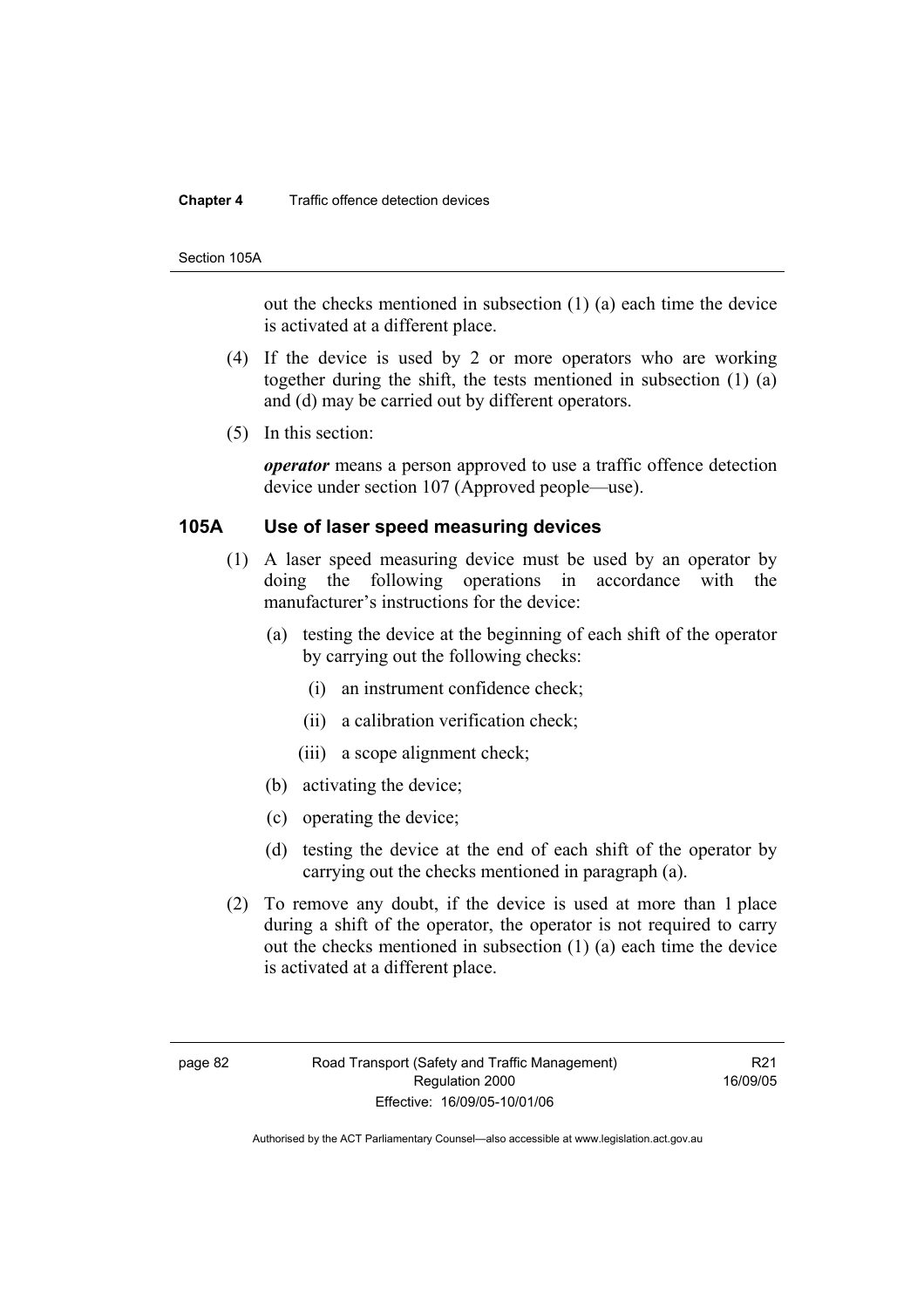out the checks mentioned in subsection (1) (a) each time the device is activated at a different place.

(4) If the device is used by 2 or more operators who are working together during the shift, the tests mentioned in subsection (1) (a) and (d) may be carried out by different operators.

(5) In this section:

***operator*** means a person approved to use a traffic offence detection device under section 107 (Approved people—use).

## 105A Use of laser speed measuring devices

(1) A laser speed measuring device must be used by an operator by doing the following operations in accordance with the manufacturer's instructions for the device:

(a) testing the device at the beginning of each shift of the operator by carrying out the following checks:

(i) an instrument confidence check;

(ii) a calibration verification check;

(iii) a scope alignment check;

(b) activating the device;

(c) operating the device;

(d) testing the device at the end of each shift of the operator by carrying out the checks mentioned in paragraph (a).

(2) To remove any doubt, if the device is used at more than 1 place during a shift of the operator, the operator is not required to carry out the checks mentioned in subsection (1) (a) each time the device is activated at a different place.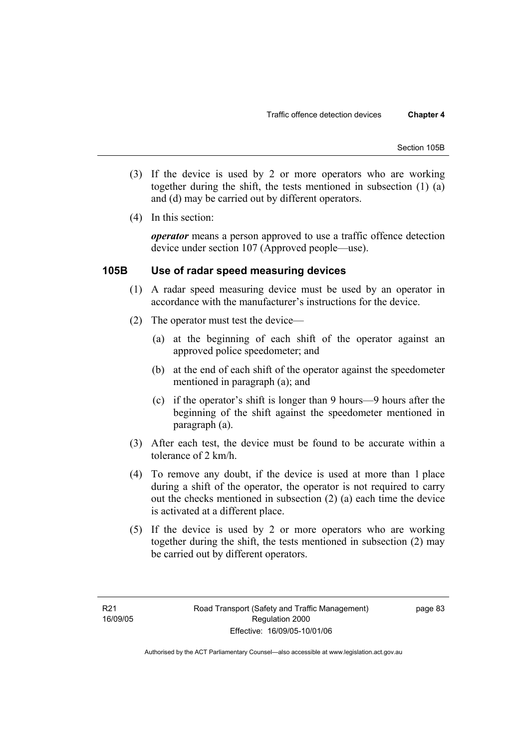(3) If the device is used by 2 or more operators who are working together during the shift, the tests mentioned in subsection (1) (a) and (d) may be carried out by different operators.

(4) In this section:

***operator*** means a person approved to use a traffic offence detection device under section 107 (Approved people—use).

## 105B Use of radar speed measuring devices

(1) A radar speed measuring device must be used by an operator in accordance with the manufacturer's instructions for the device.

(2) The operator must test the device—

(a) at the beginning of each shift of the operator against an approved police speedometer; and

(b) at the end of each shift of the operator against the speedometer mentioned in paragraph (a); and

(c) if the operator's shift is longer than 9 hours—9 hours after the beginning of the shift against the speedometer mentioned in paragraph (a).

(3) After each test, the device must be found to be accurate within a tolerance of 2 km/h.

(4) To remove any doubt, if the device is used at more than 1 place during a shift of the operator, the operator is not required to carry out the checks mentioned in subsection (2) (a) each time the device is activated at a different place.

(5) If the device is used by 2 or more operators who are working together during the shift, the tests mentioned in subsection (2) may be carried out by different operators.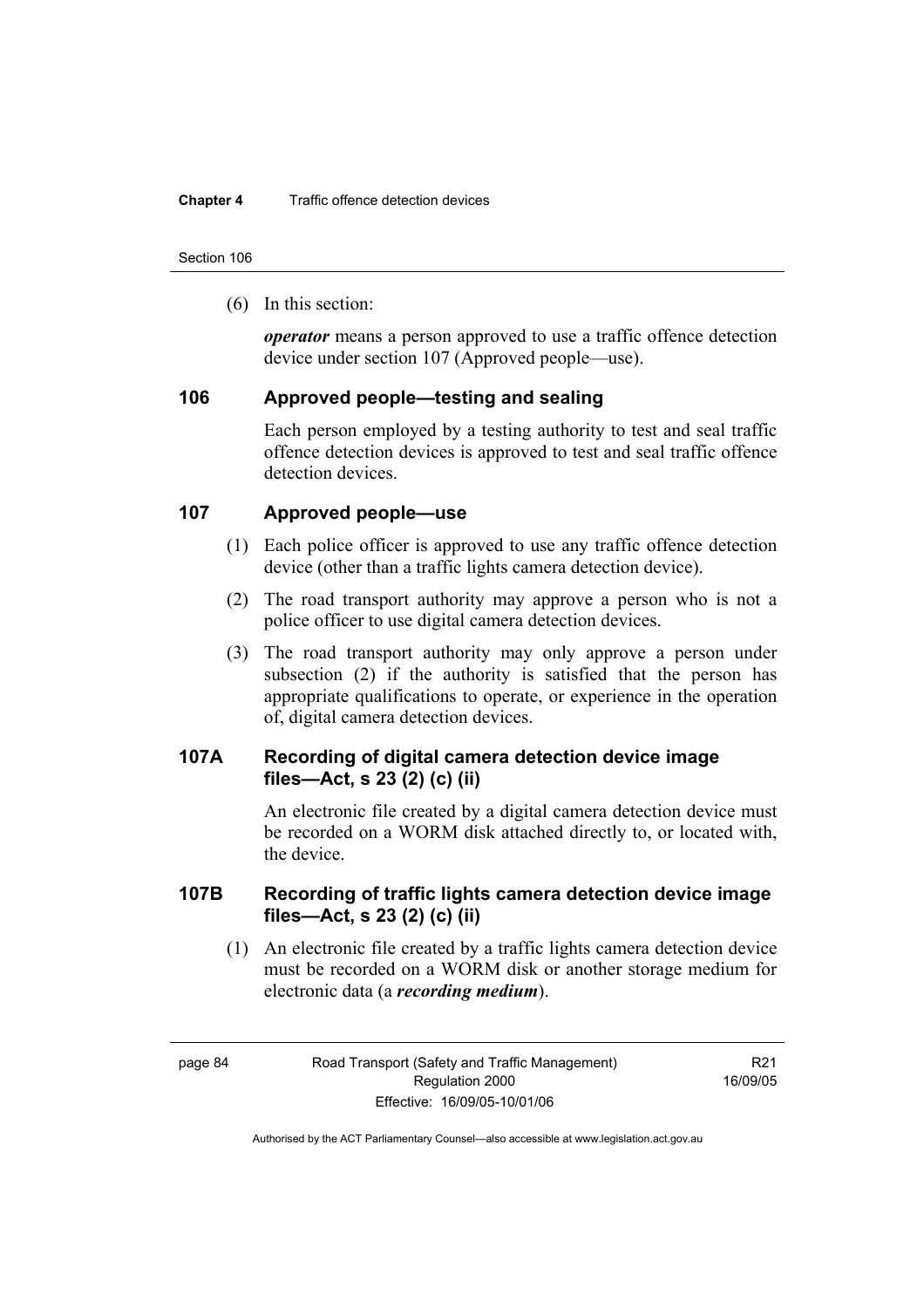(6) In this section:

***operator*** means a person approved to use a traffic offence detection device under section 107 (Approved people—use).

## 106 Approved people—testing and sealing

Each person employed by a testing authority to test and seal traffic offence detection devices is approved to test and seal traffic offence detection devices.

## 107 Approved people—use

(1) Each police officer is approved to use any traffic offence detection device (other than a traffic lights camera detection device).

(2) The road transport authority may approve a person who is not a police officer to use digital camera detection devices.

(3) The road transport authority may only approve a person under subsection (2) if the authority is satisfied that the person has appropriate qualifications to operate, or experience in the operation of, digital camera detection devices.

## 107A Recording of digital camera detection device image files—Act, s 23 (2) (c) (ii)

An electronic file created by a digital camera detection device must be recorded on a WORM disk attached directly to, or located with, the device.

## 107B Recording of traffic lights camera detection device image files—Act, s 23 (2) (c) (ii)

(1) An electronic file created by a traffic lights camera detection device must be recorded on a WORM disk or another storage medium for electronic data (a ***recording medium***).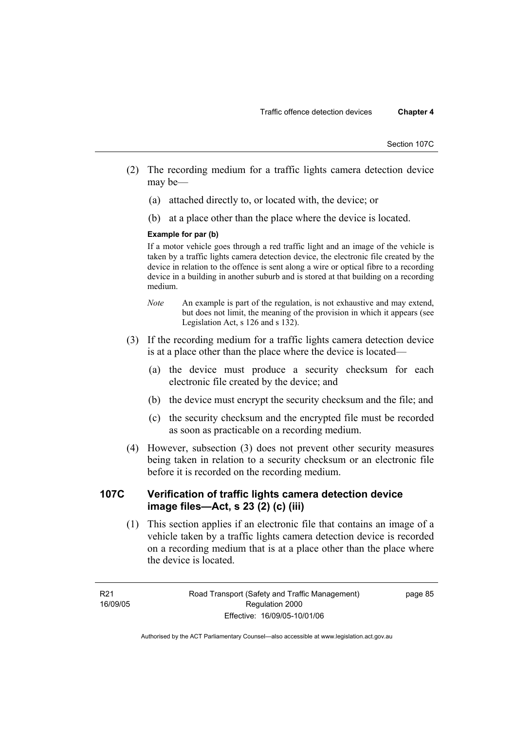(2) The recording medium for a traffic lights camera detection device may be—

(a) attached directly to, or located with, the device; or

(b) at a place other than the place where the device is located.

**Example for par (b)**

If a motor vehicle goes through a red traffic light and an image of the vehicle is taken by a traffic lights camera detection device, the electronic file created by the device in relation to the offence is sent along a wire or optical fibre to a recording device in a building in another suburb and is stored at that building on a recording medium.

*Note* An example is part of the regulation, is not exhaustive and may extend, but does not limit, the meaning of the provision in which it appears (see Legislation Act, s 126 and s 132).

(3) If the recording medium for a traffic lights camera detection device is at a place other than the place where the device is located—

(a) the device must produce a security checksum for each electronic file created by the device; and

(b) the device must encrypt the security checksum and the file; and

(c) the security checksum and the encrypted file must be recorded as soon as practicable on a recording medium.

(4) However, subsection (3) does not prevent other security measures being taken in relation to a security checksum or an electronic file before it is recorded on the recording medium.

## 107C Verification of traffic lights camera detection device image files—Act, s 23 (2) (c) (iii)

(1) This section applies if an electronic file that contains an image of a vehicle taken by a traffic lights camera detection device is recorded on a recording medium that is at a place other than the place where the device is located.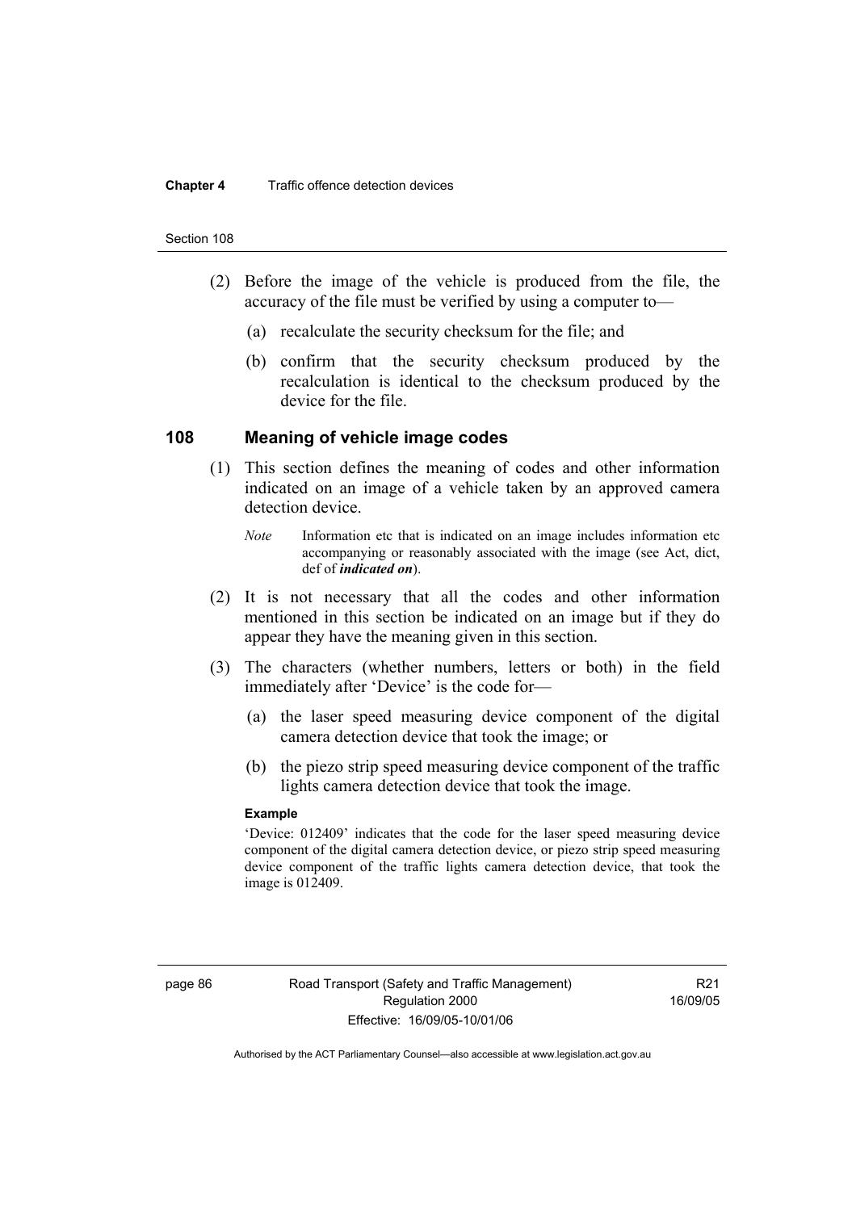(2) Before the image of the vehicle is produced from the file, the accuracy of the file must be verified by using a computer to—

(a) recalculate the security checksum for the file; and

(b) confirm that the security checksum produced by the recalculation is identical to the checksum produced by the device for the file.

## 108 Meaning of vehicle image codes

(1) This section defines the meaning of codes and other information indicated on an image of a vehicle taken by an approved camera detection device.

*Note* Information etc that is indicated on an image includes information etc accompanying or reasonably associated with the image (see Act, dict, def of ***indicated on***).

(2) It is not necessary that all the codes and other information mentioned in this section be indicated on an image but if they do appear they have the meaning given in this section.

(3) The characters (whether numbers, letters or both) in the field immediately after 'Device' is the code for—

(a) the laser speed measuring device component of the digital camera detection device that took the image; or

(b) the piezo strip speed measuring device component of the traffic lights camera detection device that took the image.

**Example**

'Device: 012409' indicates that the code for the laser speed measuring device component of the digital camera detection device, or piezo strip speed measuring device component of the traffic lights camera detection device, that took the image is 012409.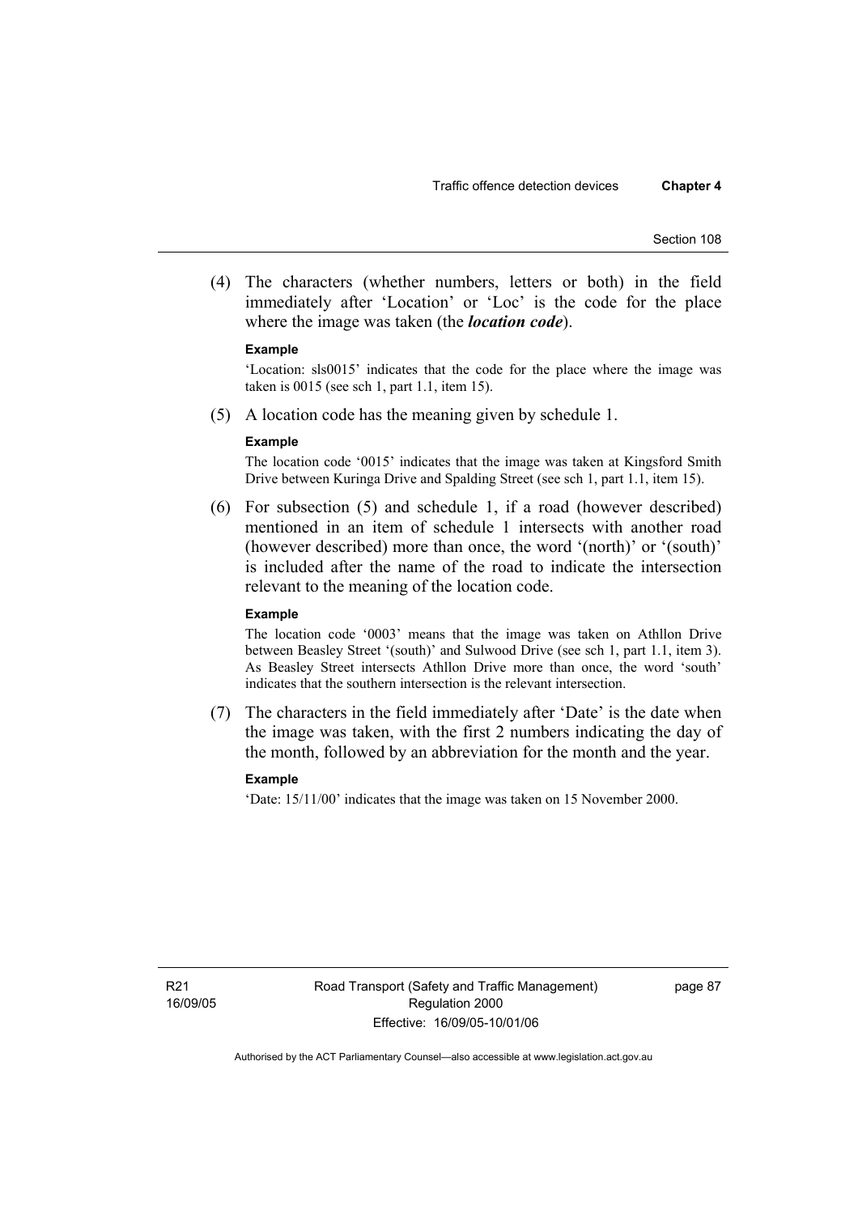(4) The characters (whether numbers, letters or both) in the field immediately after 'Location' or 'Loc' is the code for the place where the image was taken (the ***location code***).

**Example**

'Location: sls0015' indicates that the code for the place where the image was taken is 0015 (see sch 1, part 1.1, item 15).

(5) A location code has the meaning given by schedule 1.

**Example**

The location code '0015' indicates that the image was taken at Kingsford Smith Drive between Kuringa Drive and Spalding Street (see sch 1, part 1.1, item 15).

(6) For subsection (5) and schedule 1, if a road (however described) mentioned in an item of schedule 1 intersects with another road (however described) more than once, the word '(north)' or '(south)' is included after the name of the road to indicate the intersection relevant to the meaning of the location code.

**Example**

The location code '0003' means that the image was taken on Athllon Drive between Beasley Street '(south)' and Sulwood Drive (see sch 1, part 1.1, item 3). As Beasley Street intersects Athllon Drive more than once, the word 'south' indicates that the southern intersection is the relevant intersection.

(7) The characters in the field immediately after 'Date' is the date when the image was taken, with the first 2 numbers indicating the day of the month, followed by an abbreviation for the month and the year.

**Example**

'Date: 15/11/00' indicates that the image was taken on 15 November 2000.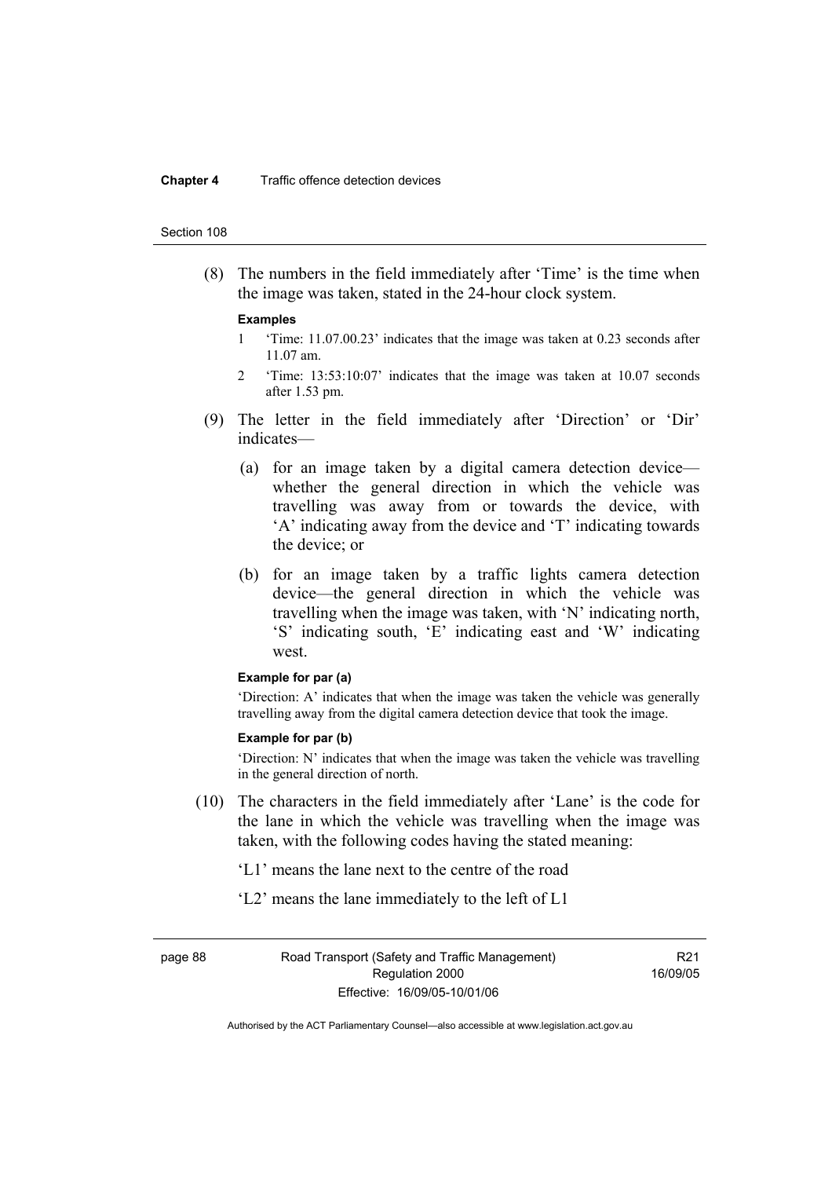(8) The numbers in the field immediately after 'Time' is the time when the image was taken, stated in the 24-hour clock system.

**Examples**

1 'Time: 11.07.00.23' indicates that the image was taken at 0.23 seconds after 11.07 am.

2 'Time: 13:53:10:07' indicates that the image was taken at 10.07 seconds after 1.53 pm.

(9) The letter in the field immediately after 'Direction' or 'Dir' indicates—

(a) for an image taken by a digital camera detection device—whether the general direction in which the vehicle was travelling was away from or towards the device, with 'A' indicating away from the device and 'T' indicating towards the device; or

(b) for an image taken by a traffic lights camera detection device—the general direction in which the vehicle was travelling when the image was taken, with 'N' indicating north, 'S' indicating south, 'E' indicating east and 'W' indicating west.

**Example for par (a)**

'Direction: A' indicates that when the image was taken the vehicle was generally travelling away from the digital camera detection device that took the image.

**Example for par (b)**

'Direction: N' indicates that when the image was taken the vehicle was travelling in the general direction of north.

(10) The characters in the field immediately after 'Lane' is the code for the lane in which the vehicle was travelling when the image was taken, with the following codes having the stated meaning:

'L1' means the lane next to the centre of the road

'L2' means the lane immediately to the left of L1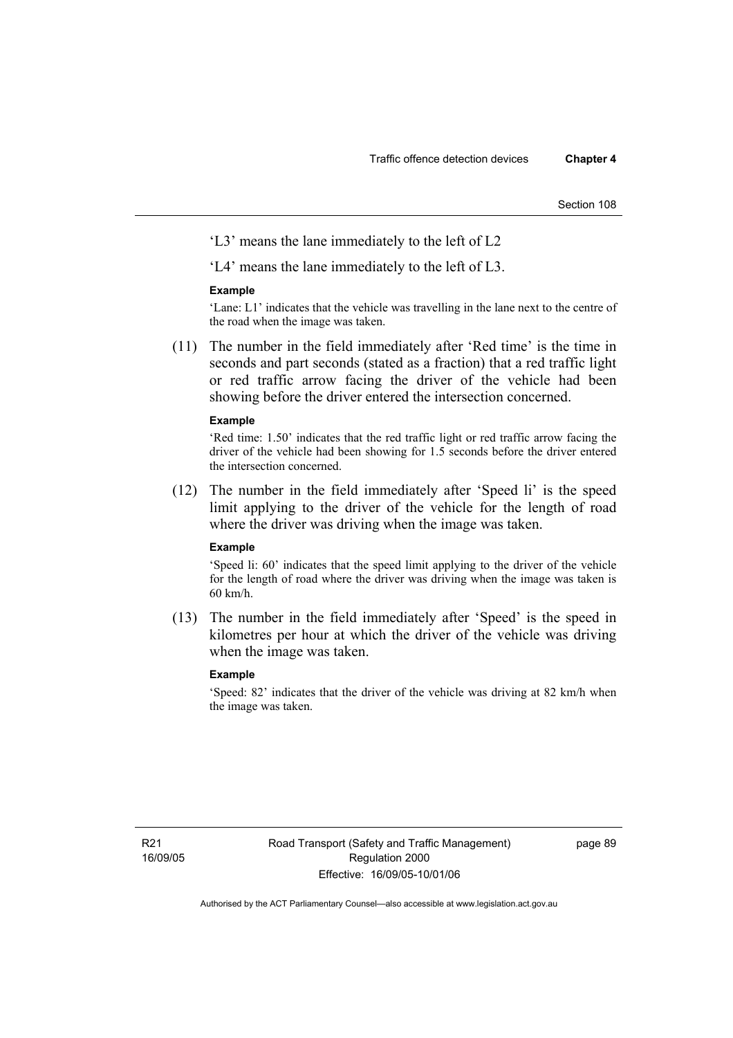'L3' means the lane immediately to the left of L2

'L4' means the lane immediately to the left of L3.

**Example**

'Lane: L1' indicates that the vehicle was travelling in the lane next to the centre of the road when the image was taken.

(11) The number in the field immediately after 'Red time' is the time in seconds and part seconds (stated as a fraction) that a red traffic light or red traffic arrow facing the driver of the vehicle had been showing before the driver entered the intersection concerned.

**Example**

'Red time: 1.50' indicates that the red traffic light or red traffic arrow facing the driver of the vehicle had been showing for 1.5 seconds before the driver entered the intersection concerned.

(12) The number in the field immediately after 'Speed li' is the speed limit applying to the driver of the vehicle for the length of road where the driver was driving when the image was taken.

**Example**

'Speed li: 60' indicates that the speed limit applying to the driver of the vehicle for the length of road where the driver was driving when the image was taken is 60 km/h.

(13) The number in the field immediately after 'Speed' is the speed in kilometres per hour at which the driver of the vehicle was driving when the image was taken.

**Example**

'Speed: 82' indicates that the driver of the vehicle was driving at 82 km/h when the image was taken.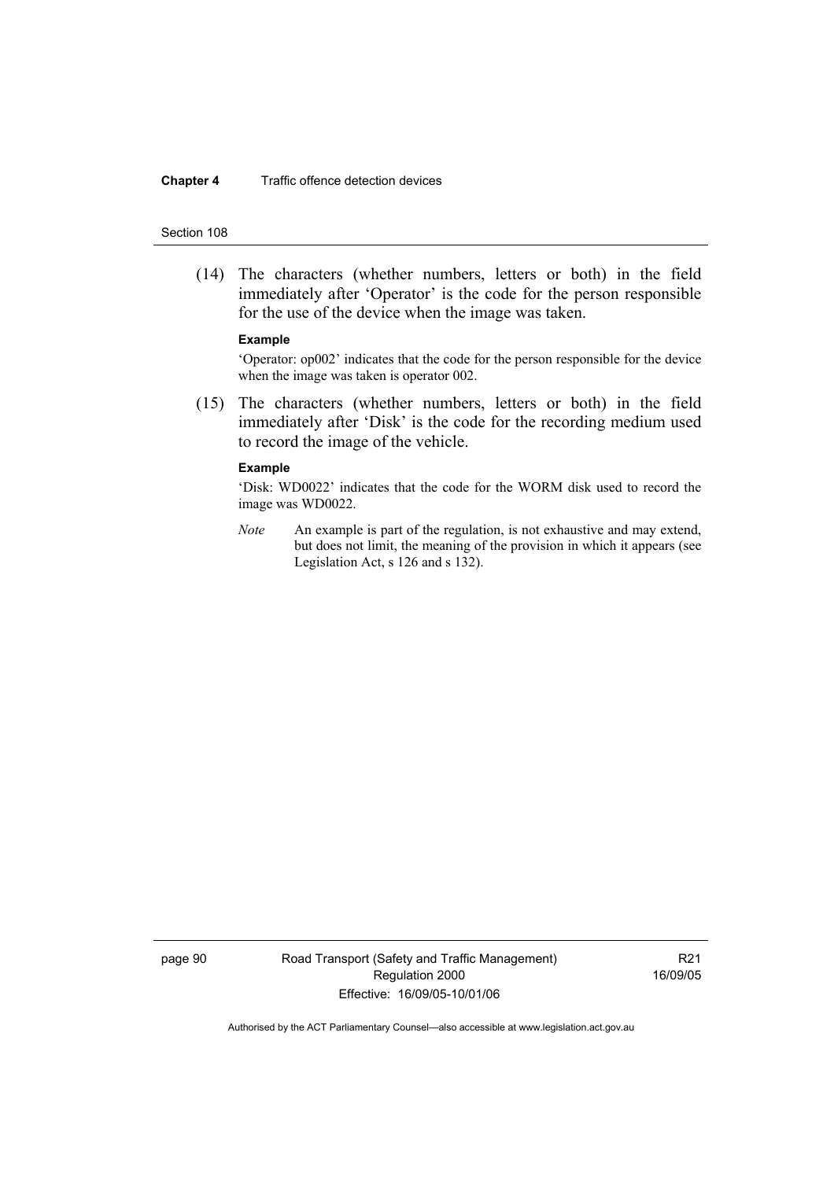(14) The characters (whether numbers, letters or both) in the field immediately after 'Operator' is the code for the person responsible for the use of the device when the image was taken.

**Example**

'Operator: op002' indicates that the code for the person responsible for the device when the image was taken is operator 002.

(15) The characters (whether numbers, letters or both) in the field immediately after 'Disk' is the code for the recording medium used to record the image of the vehicle.

**Example**

'Disk: WD0022' indicates that the code for the WORM disk used to record the image was WD0022.

*Note* An example is part of the regulation, is not exhaustive and may extend, but does not limit, the meaning of the provision in which it appears (see Legislation Act, s 126 and s 132).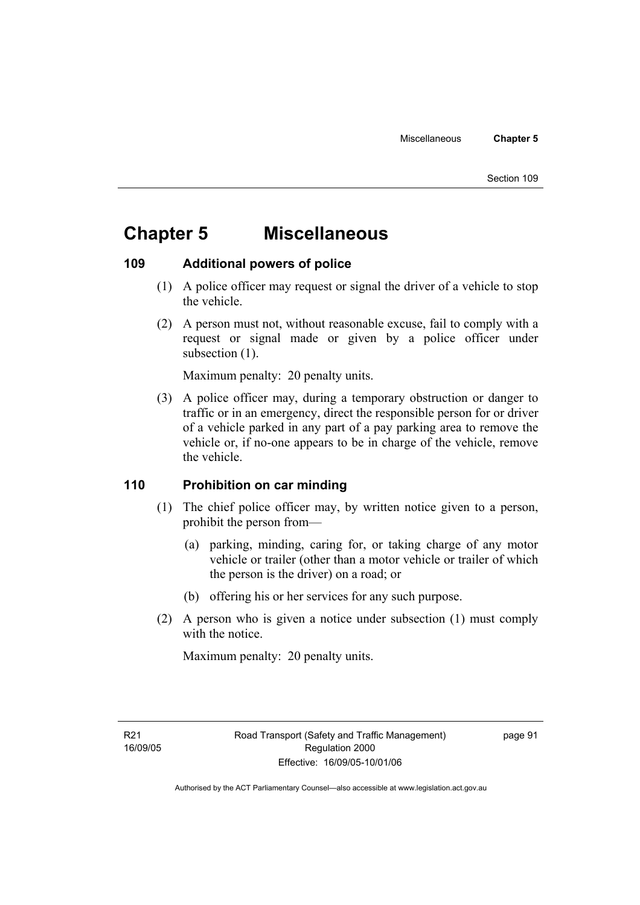# Chapter 5 Miscellaneous

## 109 Additional powers of police

(1) A police officer may request or signal the driver of a vehicle to stop the vehicle.

(2) A person must not, without reasonable excuse, fail to comply with a request or signal made or given by a police officer under subsection (1).

Maximum penalty: 20 penalty units.

(3) A police officer may, during a temporary obstruction or danger to traffic or in an emergency, direct the responsible person for or driver of a vehicle parked in any part of a pay parking area to remove the vehicle or, if no-one appears to be in charge of the vehicle, remove the vehicle.

## 110 Prohibition on car minding

(1) The chief police officer may, by written notice given to a person, prohibit the person from—

(a) parking, minding, caring for, or taking charge of any motor vehicle or trailer (other than a motor vehicle or trailer of which the person is the driver) on a road; or

(b) offering his or her services for any such purpose.

(2) A person who is given a notice under subsection (1) must comply with the notice.

Maximum penalty: 20 penalty units.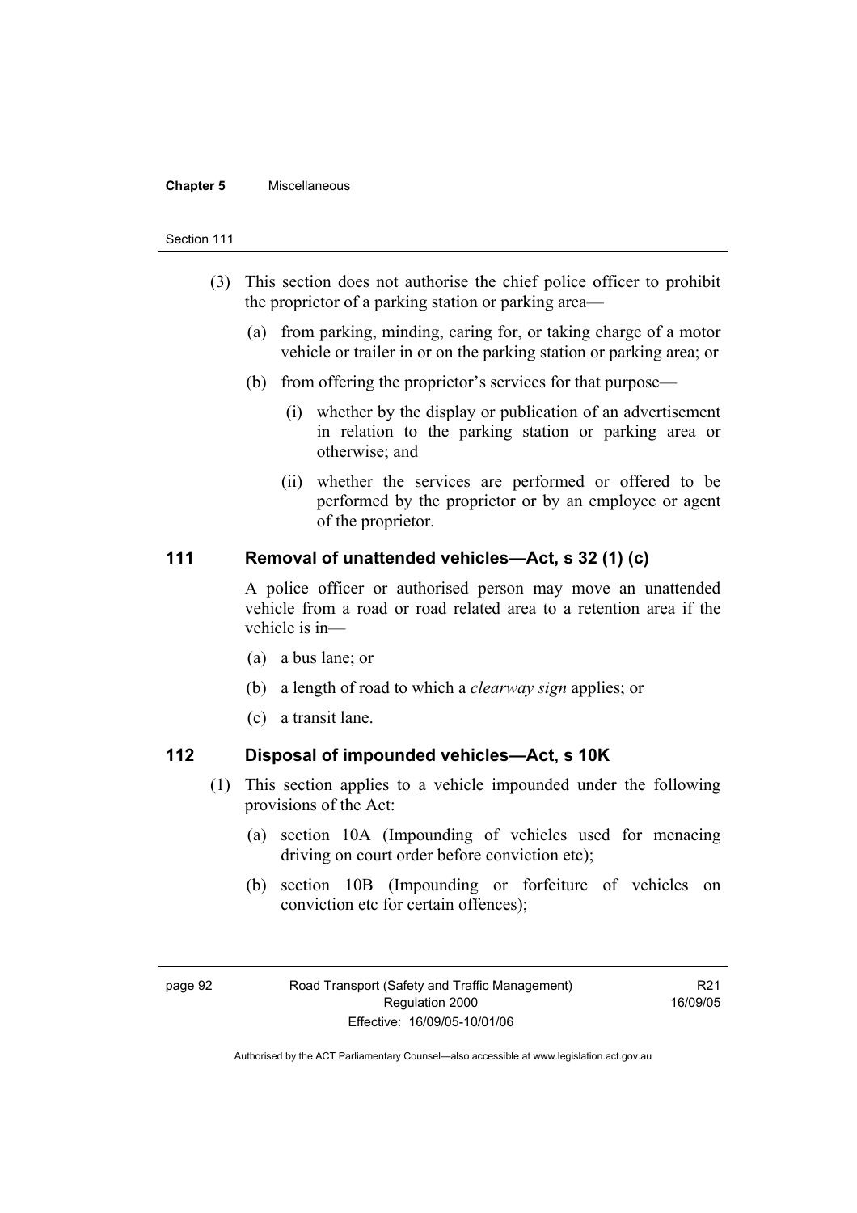(3) This section does not authorise the chief police officer to prohibit the proprietor of a parking station or parking area—

(a) from parking, minding, caring for, or taking charge of a motor vehicle or trailer in or on the parking station or parking area; or

(b) from offering the proprietor's services for that purpose—

(i) whether by the display or publication of an advertisement in relation to the parking station or parking area or otherwise; and

(ii) whether the services are performed or offered to be performed by the proprietor or by an employee or agent of the proprietor.

## 111 Removal of unattended vehicles—Act, s 32 (1) (c)

A police officer or authorised person may move an unattended vehicle from a road or road related area to a retention area if the vehicle is in—

(a) a bus lane; or

(b) a length of road to which a *clearway sign* applies; or

(c) a transit lane.

## 112 Disposal of impounded vehicles—Act, s 10K

(1) This section applies to a vehicle impounded under the following provisions of the Act:

(a) section 10A (Impounding of vehicles used for menacing driving on court order before conviction etc);

(b) section 10B (Impounding or forfeiture of vehicles on conviction etc for certain offences);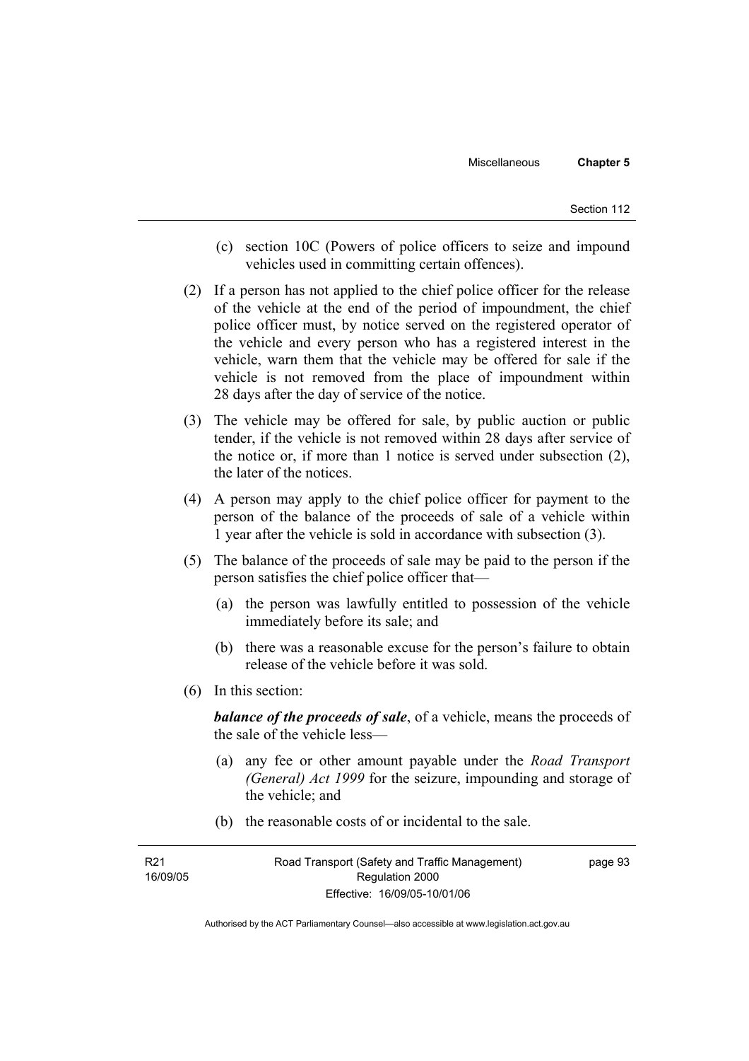(c) section 10C (Powers of police officers to seize and impound vehicles used in committing certain offences).

(2) If a person has not applied to the chief police officer for the release of the vehicle at the end of the period of impoundment, the chief police officer must, by notice served on the registered operator of the vehicle and every person who has a registered interest in the vehicle, warn them that the vehicle may be offered for sale if the vehicle is not removed from the place of impoundment within 28 days after the day of service of the notice.

(3) The vehicle may be offered for sale, by public auction or public tender, if the vehicle is not removed within 28 days after service of the notice or, if more than 1 notice is served under subsection (2), the later of the notices.

(4) A person may apply to the chief police officer for payment to the person of the balance of the proceeds of sale of a vehicle within 1 year after the vehicle is sold in accordance with subsection (3).

(5) The balance of the proceeds of sale may be paid to the person if the person satisfies the chief police officer that—

(a) the person was lawfully entitled to possession of the vehicle immediately before its sale; and

(b) there was a reasonable excuse for the person's failure to obtain release of the vehicle before it was sold.

(6) In this section:

***balance of the proceeds of sale***, of a vehicle, means the proceeds of the sale of the vehicle less—

(a) any fee or other amount payable under the *Road Transport (General) Act 1999* for the seizure, impounding and storage of the vehicle; and

(b) the reasonable costs of or incidental to the sale.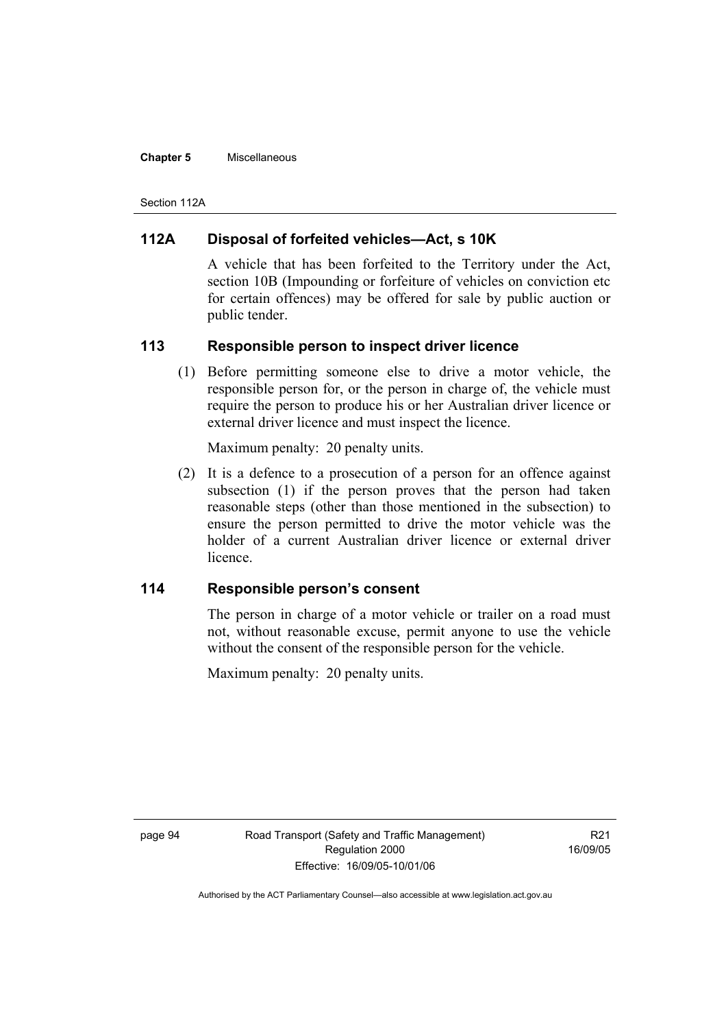## 112A Disposal of forfeited vehicles—Act, s 10K

A vehicle that has been forfeited to the Territory under the Act, section 10B (Impounding or forfeiture of vehicles on conviction etc for certain offences) may be offered for sale by public auction or public tender.

## 113 Responsible person to inspect driver licence

(1) Before permitting someone else to drive a motor vehicle, the responsible person for, or the person in charge of, the vehicle must require the person to produce his or her Australian driver licence or external driver licence and must inspect the licence.

Maximum penalty: 20 penalty units.

(2) It is a defence to a prosecution of a person for an offence against subsection (1) if the person proves that the person had taken reasonable steps (other than those mentioned in the subsection) to ensure the person permitted to drive the motor vehicle was the holder of a current Australian driver licence or external driver licence.

## 114 Responsible person's consent

The person in charge of a motor vehicle or trailer on a road must not, without reasonable excuse, permit anyone to use the vehicle without the consent of the responsible person for the vehicle.

Maximum penalty: 20 penalty units.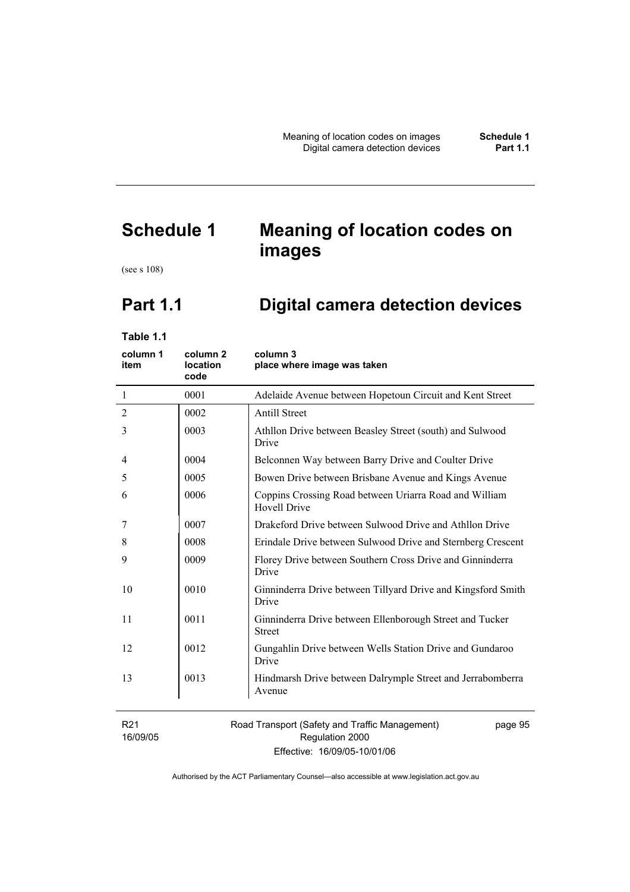# Schedule 1 Meaning of location codes on images

(see s 108)

## Part 1.1 Digital camera detection devices

**Table 1.1**

| column 1 item | column 2 location code | column 3 place where image was taken |
|---|---|---|
| 1 | 0001 | Adelaide Avenue between Hopetoun Circuit and Kent Street |
| 2 | 0002 | Antill Street |
| 3 | 0003 | Athllon Drive between Beasley Street (south) and Sulwood Drive |
| 4 | 0004 | Belconnen Way between Barry Drive and Coulter Drive |
| 5 | 0005 | Bowen Drive between Brisbane Avenue and Kings Avenue |
| 6 | 0006 | Coppins Crossing Road between Uriarra Road and William Hovell Drive |
| 7 | 0007 | Drakeford Drive between Sulwood Drive and Athllon Drive |
| 8 | 0008 | Erindale Drive between Sulwood Drive and Sternberg Crescent |
| 9 | 0009 | Florey Drive between Southern Cross Drive and Ginninderra Drive |
| 10 | 0010 | Ginninderra Drive between Tillyard Drive and Kingsford Smith Drive |
| 11 | 0011 | Ginninderra Drive between Ellenborough Street and Tucker Street |
| 12 | 0012 | Gungahlin Drive between Wells Station Drive and Gundaroo Drive |
| 13 | 0013 | Hindmarsh Drive between Dalrymple Street and Jerrabomberra Avenue |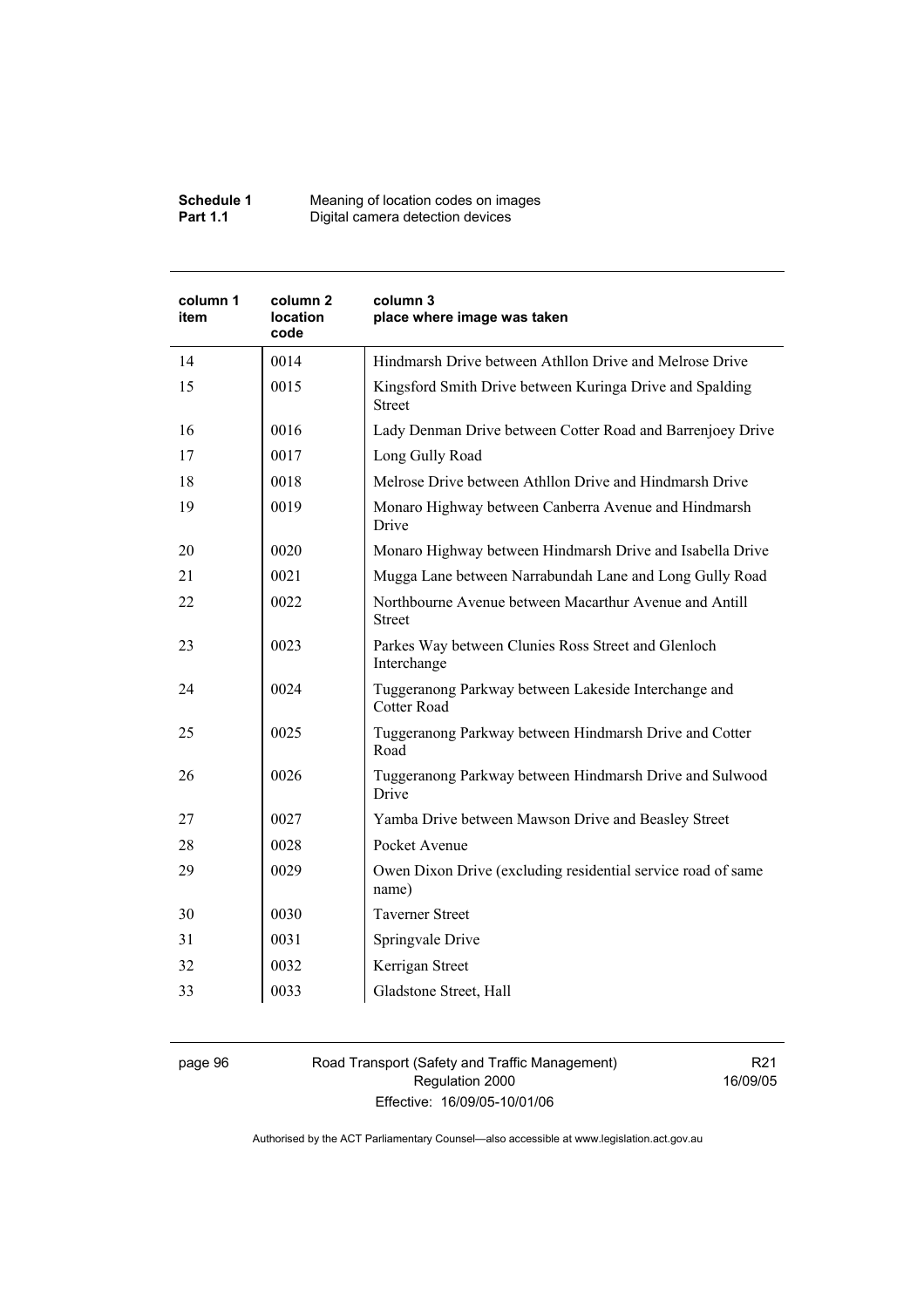| column 1 item | column 2 location code | column 3 place where image was taken |
|---|---|---|
| 14 | 0014 | Hindmarsh Drive between Athllon Drive and Melrose Drive |
| 15 | 0015 | Kingsford Smith Drive between Kuringa Drive and Spalding Street |
| 16 | 0016 | Lady Denman Drive between Cotter Road and Barrenjoey Drive |
| 17 | 0017 | Long Gully Road |
| 18 | 0018 | Melrose Drive between Athllon Drive and Hindmarsh Drive |
| 19 | 0019 | Monaro Highway between Canberra Avenue and Hindmarsh Drive |
| 20 | 0020 | Monaro Highway between Hindmarsh Drive and Isabella Drive |
| 21 | 0021 | Mugga Lane between Narrabundah Lane and Long Gully Road |
| 22 | 0022 | Northbourne Avenue between Macarthur Avenue and Antill Street |
| 23 | 0023 | Parkes Way between Clunies Ross Street and Glenloch Interchange |
| 24 | 0024 | Tuggeranong Parkway between Lakeside Interchange and Cotter Road |
| 25 | 0025 | Tuggeranong Parkway between Hindmarsh Drive and Cotter Road |
| 26 | 0026 | Tuggeranong Parkway between Hindmarsh Drive and Sulwood Drive |
| 27 | 0027 | Yamba Drive between Mawson Drive and Beasley Street |
| 28 | 0028 | Pocket Avenue |
| 29 | 0029 | Owen Dixon Drive (excluding residential service road of same name) |
| 30 | 0030 | Taverner Street |
| 31 | 0031 | Springvale Drive |
| 32 | 0032 | Kerrigan Street |
| 33 | 0033 | Gladstone Street, Hall |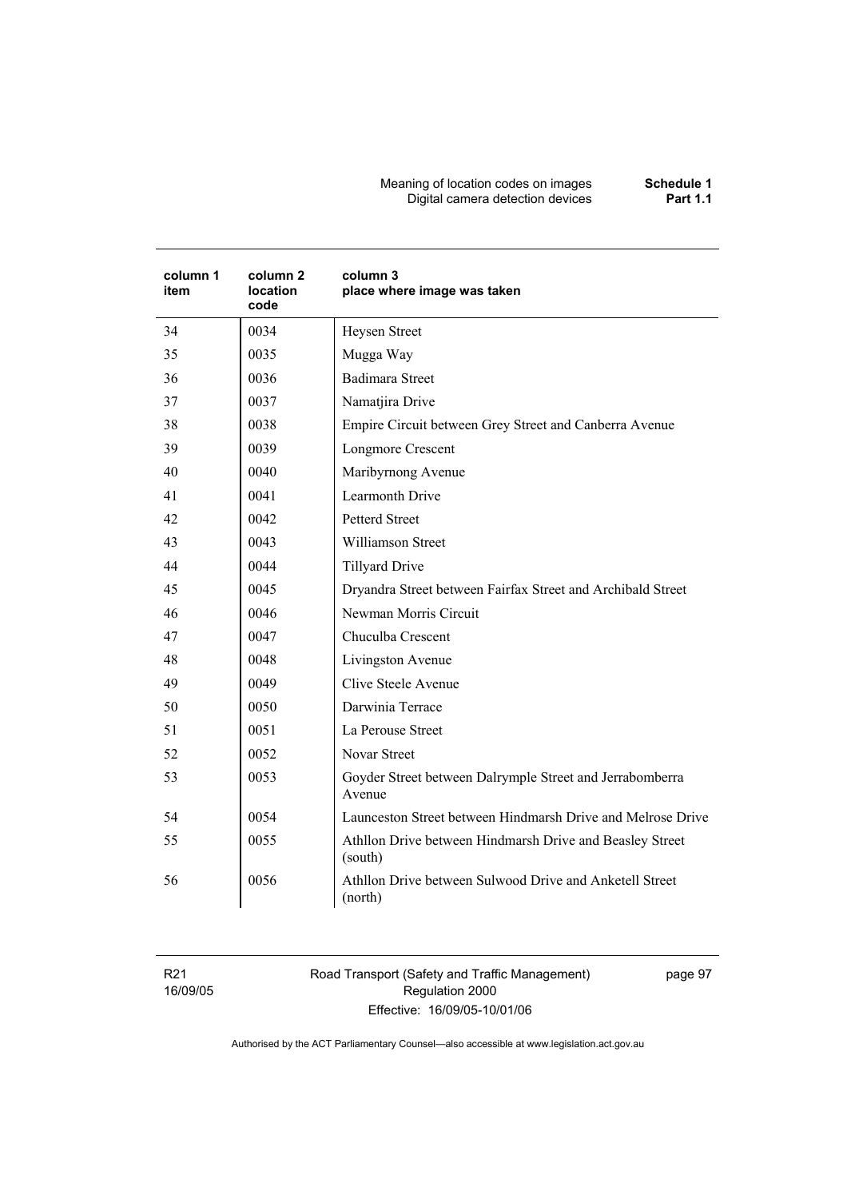| column 1 item | column 2 location code | column 3 place where image was taken |
|---|---|---|
| 34 | 0034 | Heysen Street |
| 35 | 0035 | Mugga Way |
| 36 | 0036 | Badimara Street |
| 37 | 0037 | Namatjira Drive |
| 38 | 0038 | Empire Circuit between Grey Street and Canberra Avenue |
| 39 | 0039 | Longmore Crescent |
| 40 | 0040 | Maribyrnong Avenue |
| 41 | 0041 | Learmonth Drive |
| 42 | 0042 | Petterd Street |
| 43 | 0043 | Williamson Street |
| 44 | 0044 | Tillyard Drive |
| 45 | 0045 | Dryandra Street between Fairfax Street and Archibald Street |
| 46 | 0046 | Newman Morris Circuit |
| 47 | 0047 | Chuculba Crescent |
| 48 | 0048 | Livingston Avenue |
| 49 | 0049 | Clive Steele Avenue |
| 50 | 0050 | Darwinia Terrace |
| 51 | 0051 | La Perouse Street |
| 52 | 0052 | Novar Street |
| 53 | 0053 | Goyder Street between Dalrymple Street and Jerrabomberra Avenue |
| 54 | 0054 | Launceston Street between Hindmarsh Drive and Melrose Drive |
| 55 | 0055 | Athllon Drive between Hindmarsh Drive and Beasley Street (south) |
| 56 | 0056 | Athllon Drive between Sulwood Drive and Anketell Street (north) |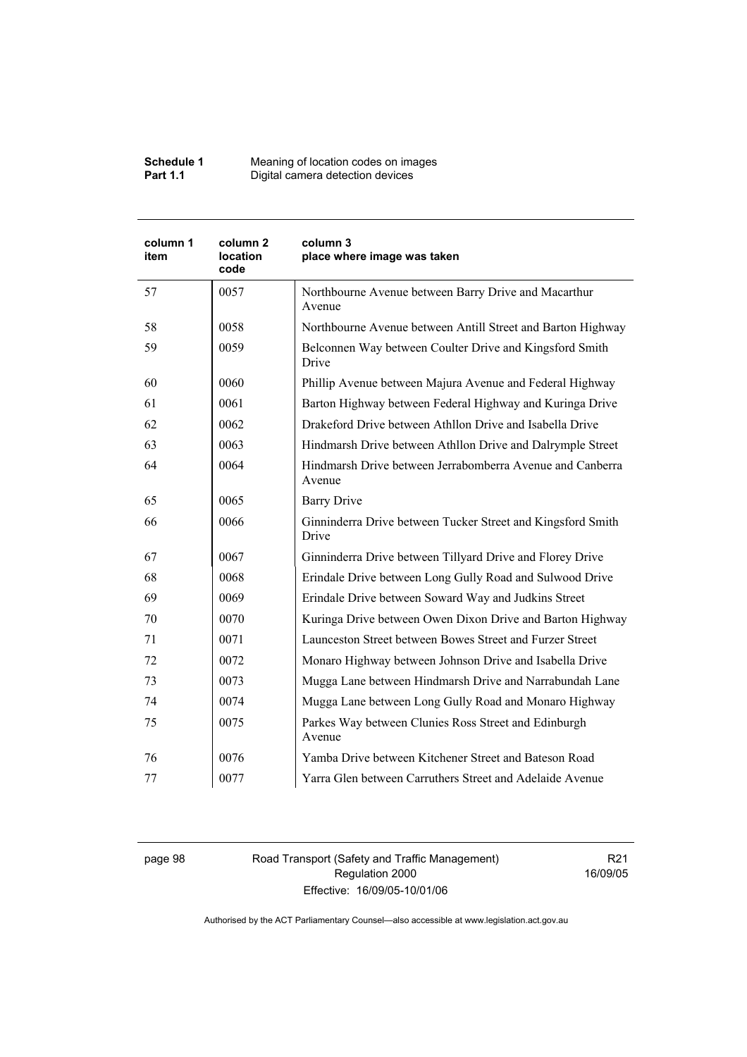| column 1 item | column 2 location code | column 3 place where image was taken |
|---|---|---|
| 57 | 0057 | Northbourne Avenue between Barry Drive and Macarthur Avenue |
| 58 | 0058 | Northbourne Avenue between Antill Street and Barton Highway |
| 59 | 0059 | Belconnen Way between Coulter Drive and Kingsford Smith Drive |
| 60 | 0060 | Phillip Avenue between Majura Avenue and Federal Highway |
| 61 | 0061 | Barton Highway between Federal Highway and Kuringa Drive |
| 62 | 0062 | Drakeford Drive between Athllon Drive and Isabella Drive |
| 63 | 0063 | Hindmarsh Drive between Athllon Drive and Dalrymple Street |
| 64 | 0064 | Hindmarsh Drive between Jerrabomberra Avenue and Canberra Avenue |
| 65 | 0065 | Barry Drive |
| 66 | 0066 | Ginninderra Drive between Tucker Street and Kingsford Smith Drive |
| 67 | 0067 | Ginninderra Drive between Tillyard Drive and Florey Drive |
| 68 | 0068 | Erindale Drive between Long Gully Road and Sulwood Drive |
| 69 | 0069 | Erindale Drive between Soward Way and Judkins Street |
| 70 | 0070 | Kuringa Drive between Owen Dixon Drive and Barton Highway |
| 71 | 0071 | Launceston Street between Bowes Street and Furzer Street |
| 72 | 0072 | Monaro Highway between Johnson Drive and Isabella Drive |
| 73 | 0073 | Mugga Lane between Hindmarsh Drive and Narrabundah Lane |
| 74 | 0074 | Mugga Lane between Long Gully Road and Monaro Highway |
| 75 | 0075 | Parkes Way between Clunies Ross Street and Edinburgh Avenue |
| 76 | 0076 | Yamba Drive between Kitchener Street and Bateson Road |
| 77 | 0077 | Yarra Glen between Carruthers Street and Adelaide Avenue |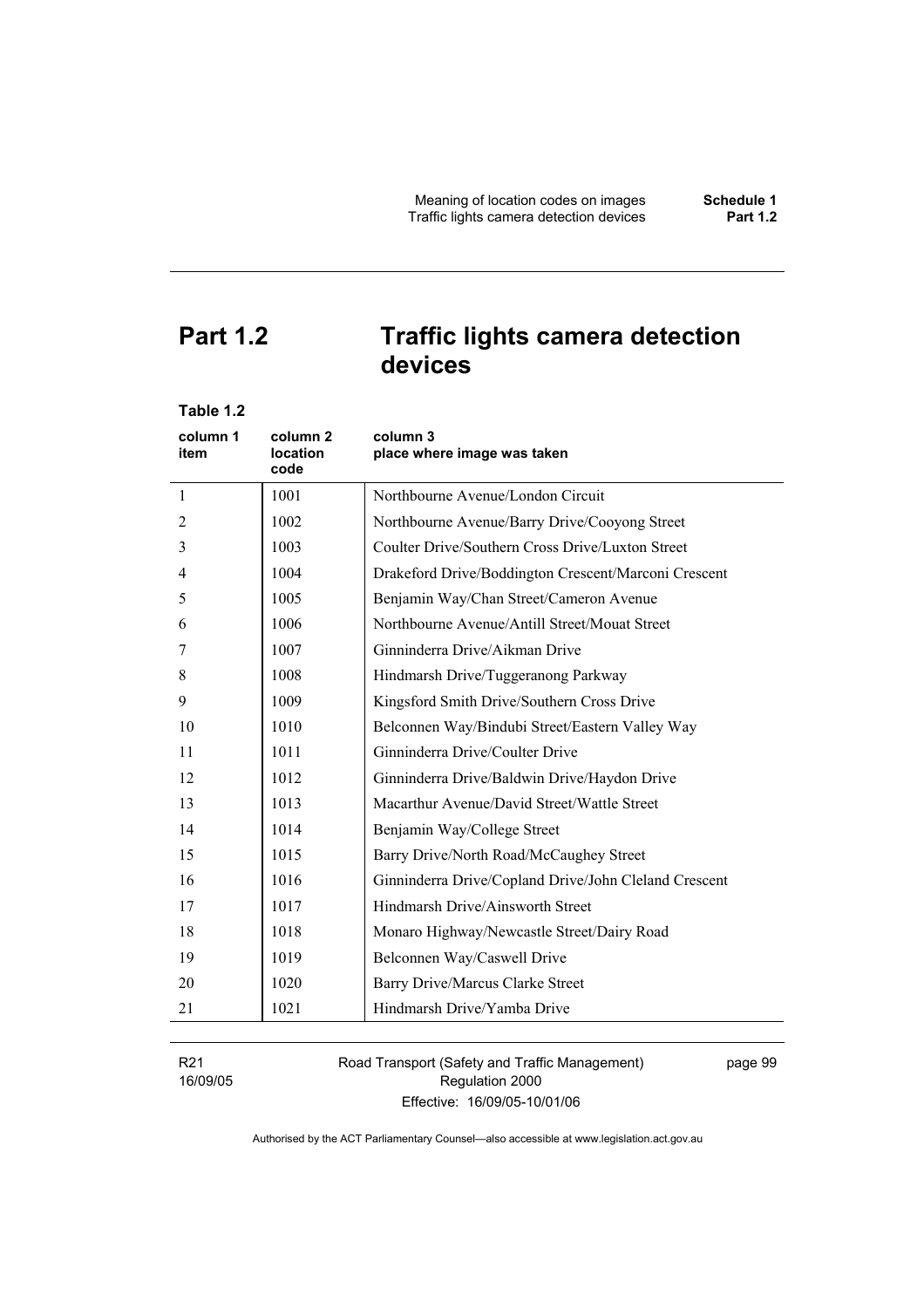## Part 1.2 Traffic lights camera detection devices

**Table 1.2**

| column 1 item | column 2 location code | column 3 place where image was taken |
|---|---|---|
| 1 | 1001 | Northbourne Avenue/London Circuit |
| 2 | 1002 | Northbourne Avenue/Barry Drive/Cooyong Street |
| 3 | 1003 | Coulter Drive/Southern Cross Drive/Luxton Street |
| 4 | 1004 | Drakeford Drive/Boddington Crescent/Marconi Crescent |
| 5 | 1005 | Benjamin Way/Chan Street/Cameron Avenue |
| 6 | 1006 | Northbourne Avenue/Antill Street/Mouat Street |
| 7 | 1007 | Ginninderra Drive/Aikman Drive |
| 8 | 1008 | Hindmarsh Drive/Tuggeranong Parkway |
| 9 | 1009 | Kingsford Smith Drive/Southern Cross Drive |
| 10 | 1010 | Belconnen Way/Bindubi Street/Eastern Valley Way |
| 11 | 1011 | Ginninderra Drive/Coulter Drive |
| 12 | 1012 | Ginninderra Drive/Baldwin Drive/Haydon Drive |
| 13 | 1013 | Macarthur Avenue/David Street/Wattle Street |
| 14 | 1014 | Benjamin Way/College Street |
| 15 | 1015 | Barry Drive/North Road/McCaughey Street |
| 16 | 1016 | Ginninderra Drive/Copland Drive/John Cleland Crescent |
| 17 | 1017 | Hindmarsh Drive/Ainsworth Street |
| 18 | 1018 | Monaro Highway/Newcastle Street/Dairy Road |
| 19 | 1019 | Belconnen Way/Caswell Drive |
| 20 | 1020 | Barry Drive/Marcus Clarke Street |
| 21 | 1021 | Hindmarsh Drive/Yamba Drive |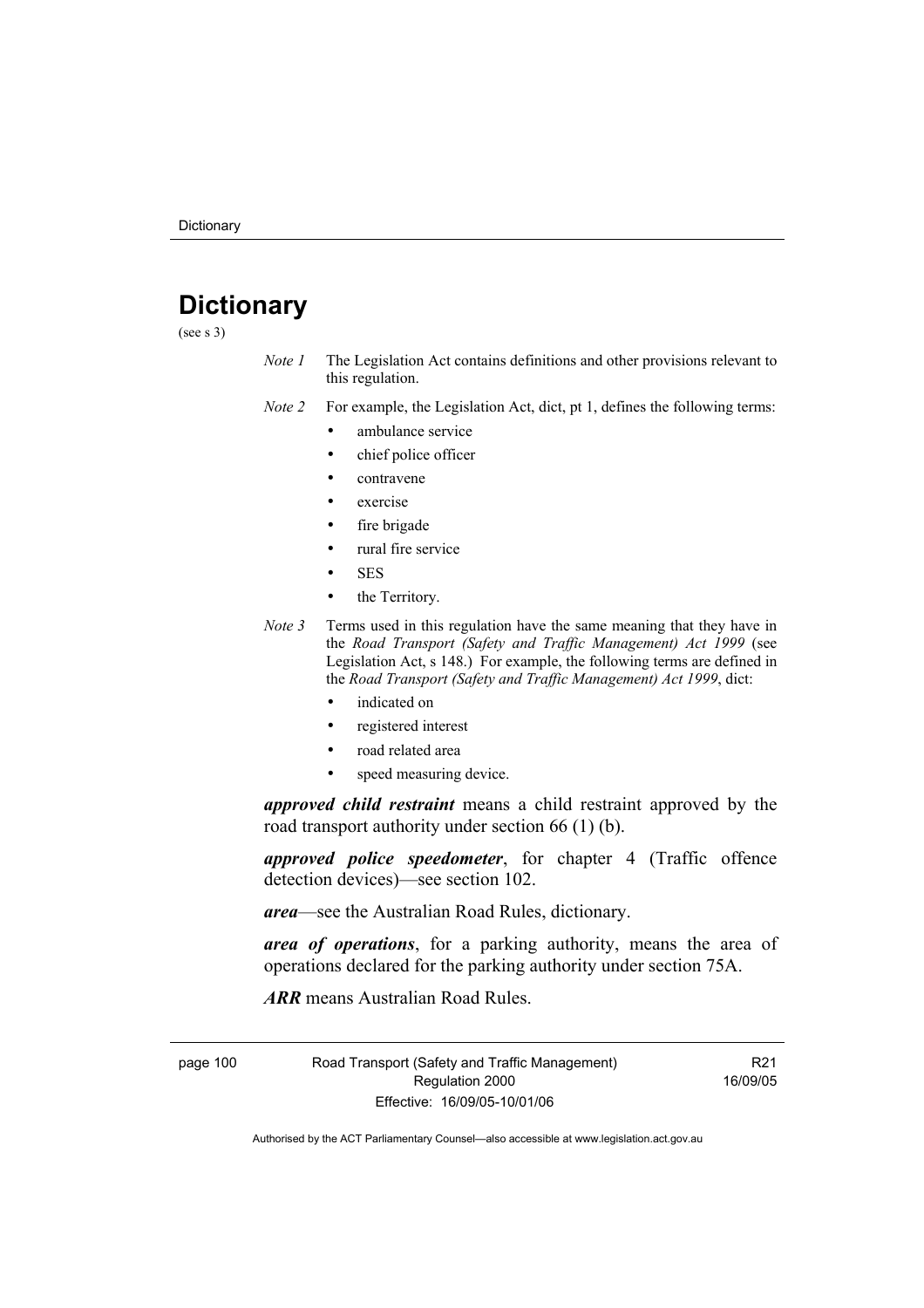# Dictionary

(see s 3)

*Note 1* The Legislation Act contains definitions and other provisions relevant to this regulation.

*Note 2* For example, the Legislation Act, dict, pt 1, defines the following terms:

- ambulance service
- chief police officer
- contravene
- exercise
- fire brigade
- rural fire service
- SES
- the Territory.

*Note 3* Terms used in this regulation have the same meaning that they have in the *Road Transport (Safety and Traffic Management) Act 1999* (see Legislation Act, s 148.) For example, the following terms are defined in the *Road Transport (Safety and Traffic Management) Act 1999*, dict:

- indicated on
- registered interest
- road related area
- speed measuring device.

***approved child restraint*** means a child restraint approved by the road transport authority under section 66 (1) (b).

***approved police speedometer***, for chapter 4 (Traffic offence detection devices)—see section 102.

***area***—see the Australian Road Rules, dictionary.

***area of operations***, for a parking authority, means the area of operations declared for the parking authority under section 75A.

***ARR*** means Australian Road Rules.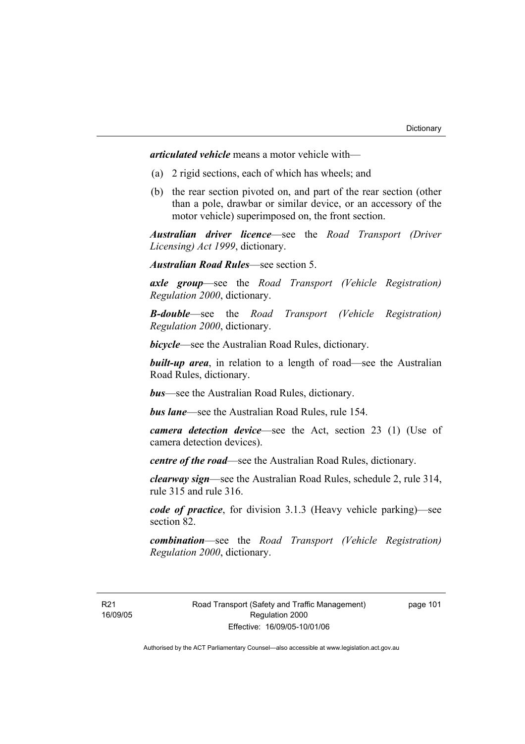***articulated vehicle*** means a motor vehicle with—

(a) 2 rigid sections, each of which has wheels; and

(b) the rear section pivoted on, and part of the rear section (other than a pole, drawbar or similar device, or an accessory of the motor vehicle) superimposed on, the front section.

***Australian driver licence***—see the *Road Transport (Driver Licensing) Act 1999*, dictionary.

***Australian Road Rules***—see section 5.

***axle group***—see the *Road Transport (Vehicle Registration) Regulation 2000*, dictionary.

***B-double***—see the *Road Transport (Vehicle Registration) Regulation 2000*, dictionary.

***bicycle***—see the Australian Road Rules, dictionary.

***built-up area***, in relation to a length of road—see the Australian Road Rules, dictionary.

***bus***—see the Australian Road Rules, dictionary.

***bus lane***—see the Australian Road Rules, rule 154.

***camera detection device***—see the Act, section 23 (1) (Use of camera detection devices).

***centre of the road***—see the Australian Road Rules, dictionary.

***clearway sign***—see the Australian Road Rules, schedule 2, rule 314, rule 315 and rule 316.

***code of practice***, for division 3.1.3 (Heavy vehicle parking)—see section 82.

***combination***—see the *Road Transport (Vehicle Registration) Regulation 2000*, dictionary.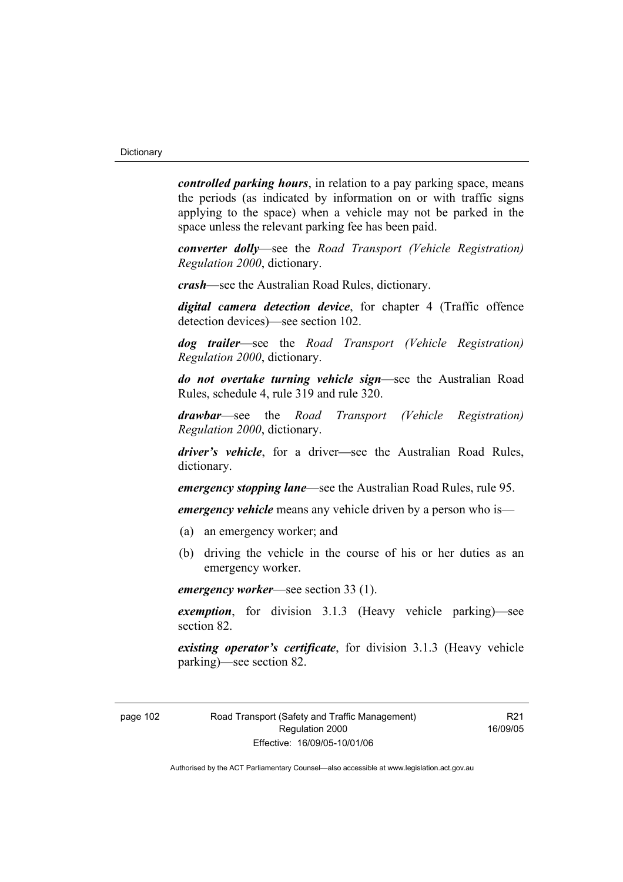***controlled parking hours***, in relation to a pay parking space, means the periods (as indicated by information on or with traffic signs applying to the space) when a vehicle may not be parked in the space unless the relevant parking fee has been paid.

***converter dolly***—see the *Road Transport (Vehicle Registration) Regulation 2000*, dictionary.

***crash***—see the Australian Road Rules, dictionary.

***digital camera detection device***, for chapter 4 (Traffic offence detection devices)—see section 102.

***dog trailer***—see the *Road Transport (Vehicle Registration) Regulation 2000*, dictionary.

***do not overtake turning vehicle sign***—see the Australian Road Rules, schedule 4, rule 319 and rule 320.

***drawbar***—see the *Road Transport (Vehicle Registration) Regulation 2000*, dictionary.

***driver's vehicle***, for a driver—see the Australian Road Rules, dictionary.

***emergency stopping lane***—see the Australian Road Rules, rule 95.

***emergency vehicle*** means any vehicle driven by a person who is—

(a) an emergency worker; and

(b) driving the vehicle in the course of his or her duties as an emergency worker.

***emergency worker***—see section 33 (1).

***exemption***, for division 3.1.3 (Heavy vehicle parking)—see section 82.

***existing operator's certificate***, for division 3.1.3 (Heavy vehicle parking)—see section 82.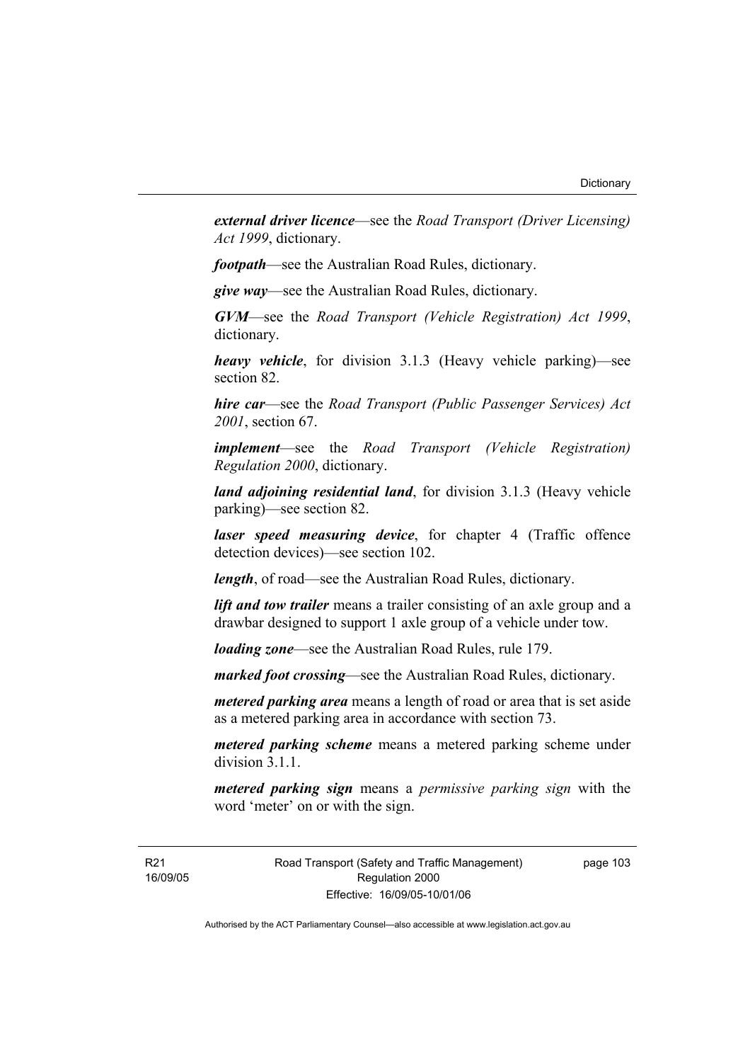***external driver licence***—see the *Road Transport (Driver Licensing) Act 1999*, dictionary.

***footpath***—see the Australian Road Rules, dictionary.

***give way***—see the Australian Road Rules, dictionary.

***GVM***—see the *Road Transport (Vehicle Registration) Act 1999*, dictionary.

***heavy vehicle***, for division 3.1.3 (Heavy vehicle parking)—see section 82.

***hire car***—see the *Road Transport (Public Passenger Services) Act 2001*, section 67.

***implement***—see the *Road Transport (Vehicle Registration) Regulation 2000*, dictionary.

***land adjoining residential land***, for division 3.1.3 (Heavy vehicle parking)—see section 82.

***laser speed measuring device***, for chapter 4 (Traffic offence detection devices)—see section 102.

***length***, of road—see the Australian Road Rules, dictionary.

***lift and tow trailer*** means a trailer consisting of an axle group and a drawbar designed to support 1 axle group of a vehicle under tow.

***loading zone***—see the Australian Road Rules, rule 179.

***marked foot crossing***—see the Australian Road Rules, dictionary.

***metered parking area*** means a length of road or area that is set aside as a metered parking area in accordance with section 73.

***metered parking scheme*** means a metered parking scheme under division 3.1.1.

***metered parking sign*** means a *permissive parking sign* with the word 'meter' on or with the sign.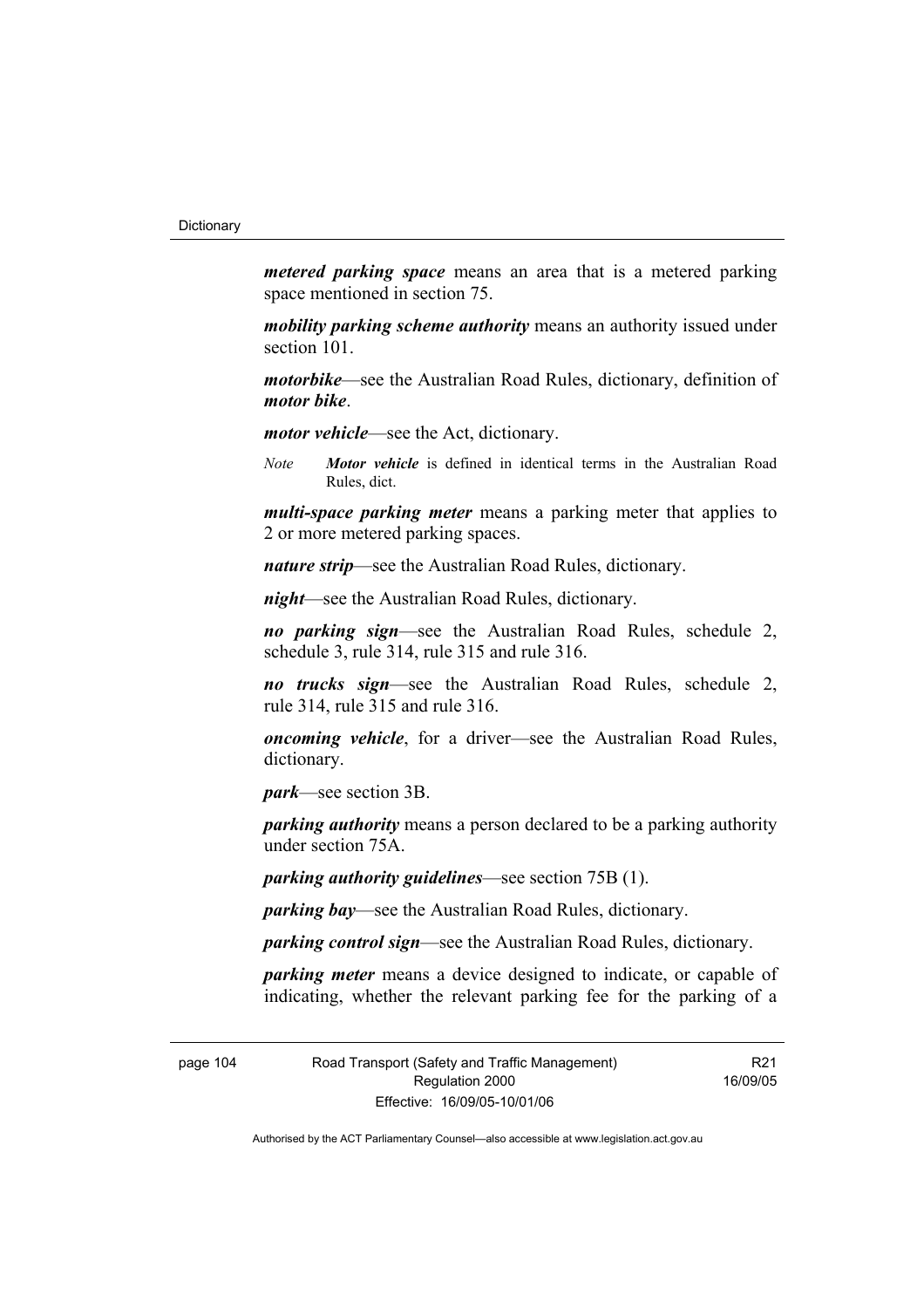***metered parking space*** means an area that is a metered parking space mentioned in section 75.

***mobility parking scheme authority*** means an authority issued under section 101.

***motorbike***—see the Australian Road Rules, dictionary, definition of ***motor bike***.

***motor vehicle***—see the Act, dictionary.

*Note* ***Motor vehicle*** is defined in identical terms in the Australian Road Rules, dict.

***multi-space parking meter*** means a parking meter that applies to 2 or more metered parking spaces.

***nature strip***—see the Australian Road Rules, dictionary.

***night***—see the Australian Road Rules, dictionary.

***no parking sign***—see the Australian Road Rules, schedule 2, schedule 3, rule 314, rule 315 and rule 316.

***no trucks sign***—see the Australian Road Rules, schedule 2, rule 314, rule 315 and rule 316.

***oncoming vehicle***, for a driver—see the Australian Road Rules, dictionary.

***park***—see section 3B.

***parking authority*** means a person declared to be a parking authority under section 75A.

***parking authority guidelines***—see section 75B (1).

***parking bay***—see the Australian Road Rules, dictionary.

***parking control sign***—see the Australian Road Rules, dictionary.

***parking meter*** means a device designed to indicate, or capable of indicating, whether the relevant parking fee for the parking of a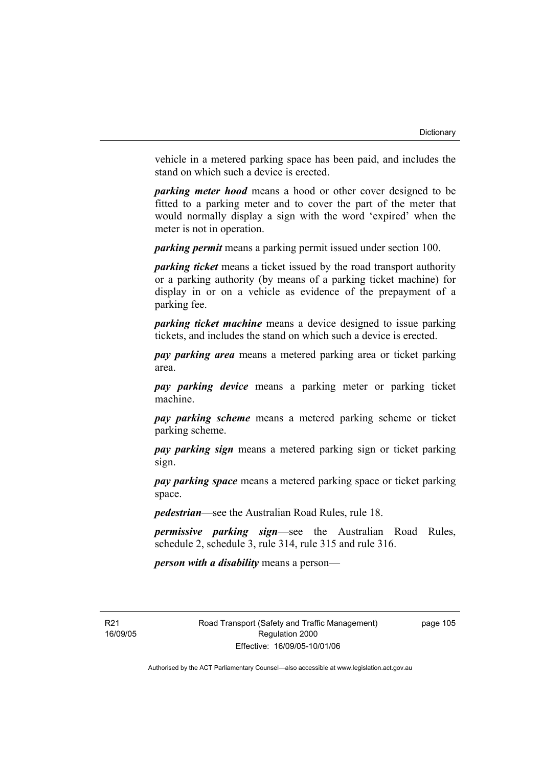vehicle in a metered parking space has been paid, and includes the stand on which such a device is erected.

***parking meter hood*** means a hood or other cover designed to be fitted to a parking meter and to cover the part of the meter that would normally display a sign with the word 'expired' when the meter is not in operation.

***parking permit*** means a parking permit issued under section 100.

***parking ticket*** means a ticket issued by the road transport authority or a parking authority (by means of a parking ticket machine) for display in or on a vehicle as evidence of the prepayment of a parking fee.

***parking ticket machine*** means a device designed to issue parking tickets, and includes the stand on which such a device is erected.

***pay parking area*** means a metered parking area or ticket parking area.

***pay parking device*** means a parking meter or parking ticket machine.

***pay parking scheme*** means a metered parking scheme or ticket parking scheme.

***pay parking sign*** means a metered parking sign or ticket parking sign.

***pay parking space*** means a metered parking space or ticket parking space.

***pedestrian***—see the Australian Road Rules, rule 18.

***permissive parking sign***—see the Australian Road Rules, schedule 2, schedule 3, rule 314, rule 315 and rule 316.

***person with a disability*** means a person—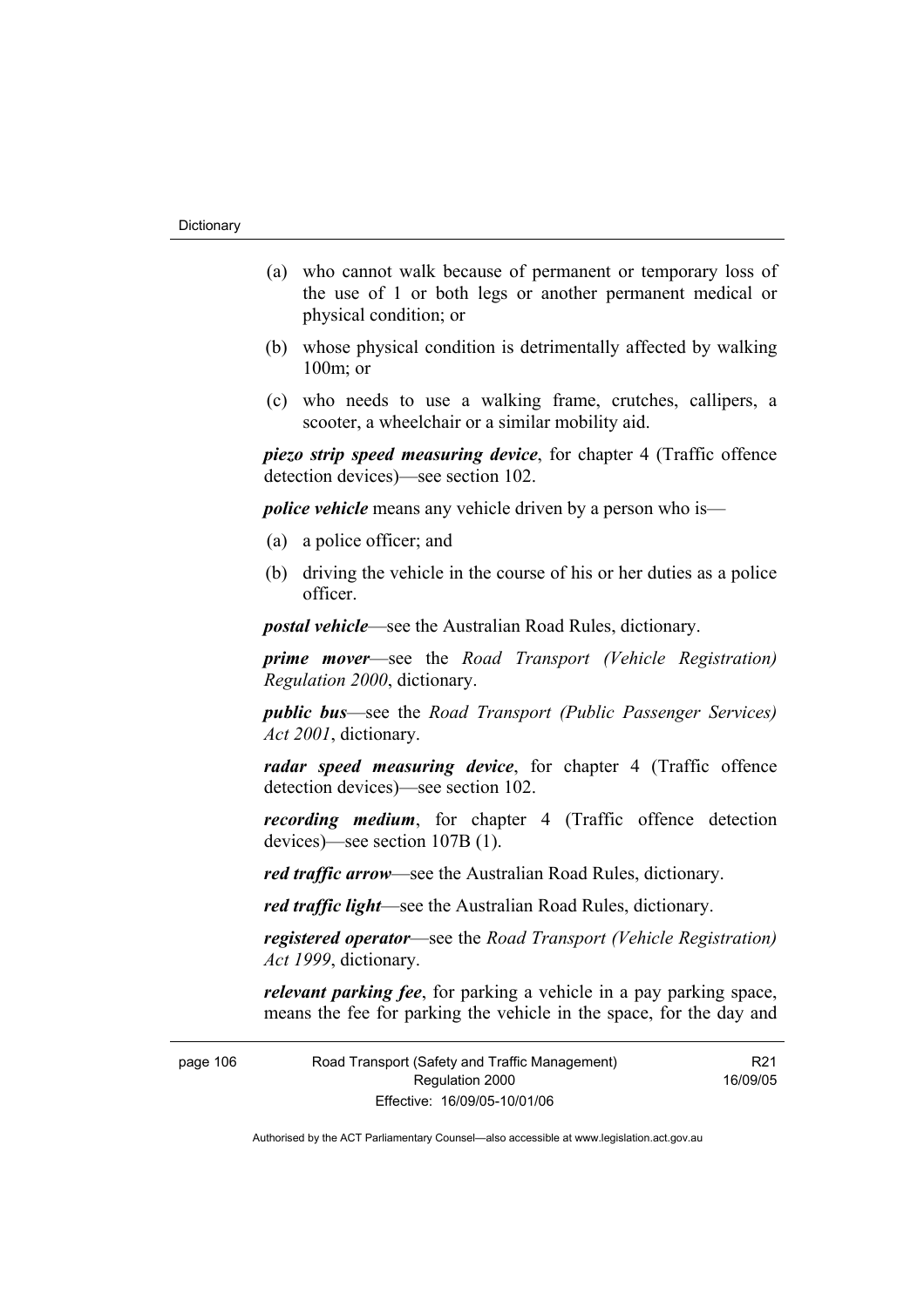(a) who cannot walk because of permanent or temporary loss of the use of 1 or both legs or another permanent medical or physical condition; or

(b) whose physical condition is detrimentally affected by walking 100m; or

(c) who needs to use a walking frame, crutches, callipers, a scooter, a wheelchair or a similar mobility aid.

***piezo strip speed measuring device***, for chapter 4 (Traffic offence detection devices)—see section 102.

***police vehicle*** means any vehicle driven by a person who is—

(a) a police officer; and

(b) driving the vehicle in the course of his or her duties as a police officer.

***postal vehicle***—see the Australian Road Rules, dictionary.

***prime mover***—see the *Road Transport (Vehicle Registration) Regulation 2000*, dictionary.

***public bus***—see the *Road Transport (Public Passenger Services) Act 2001*, dictionary.

***radar speed measuring device***, for chapter 4 (Traffic offence detection devices)—see section 102.

***recording medium***, for chapter 4 (Traffic offence detection devices)—see section 107B (1).

***red traffic arrow***—see the Australian Road Rules, dictionary.

***red traffic light***—see the Australian Road Rules, dictionary.

***registered operator***—see the *Road Transport (Vehicle Registration) Act 1999*, dictionary.

***relevant parking fee***, for parking a vehicle in a pay parking space, means the fee for parking the vehicle in the space, for the day and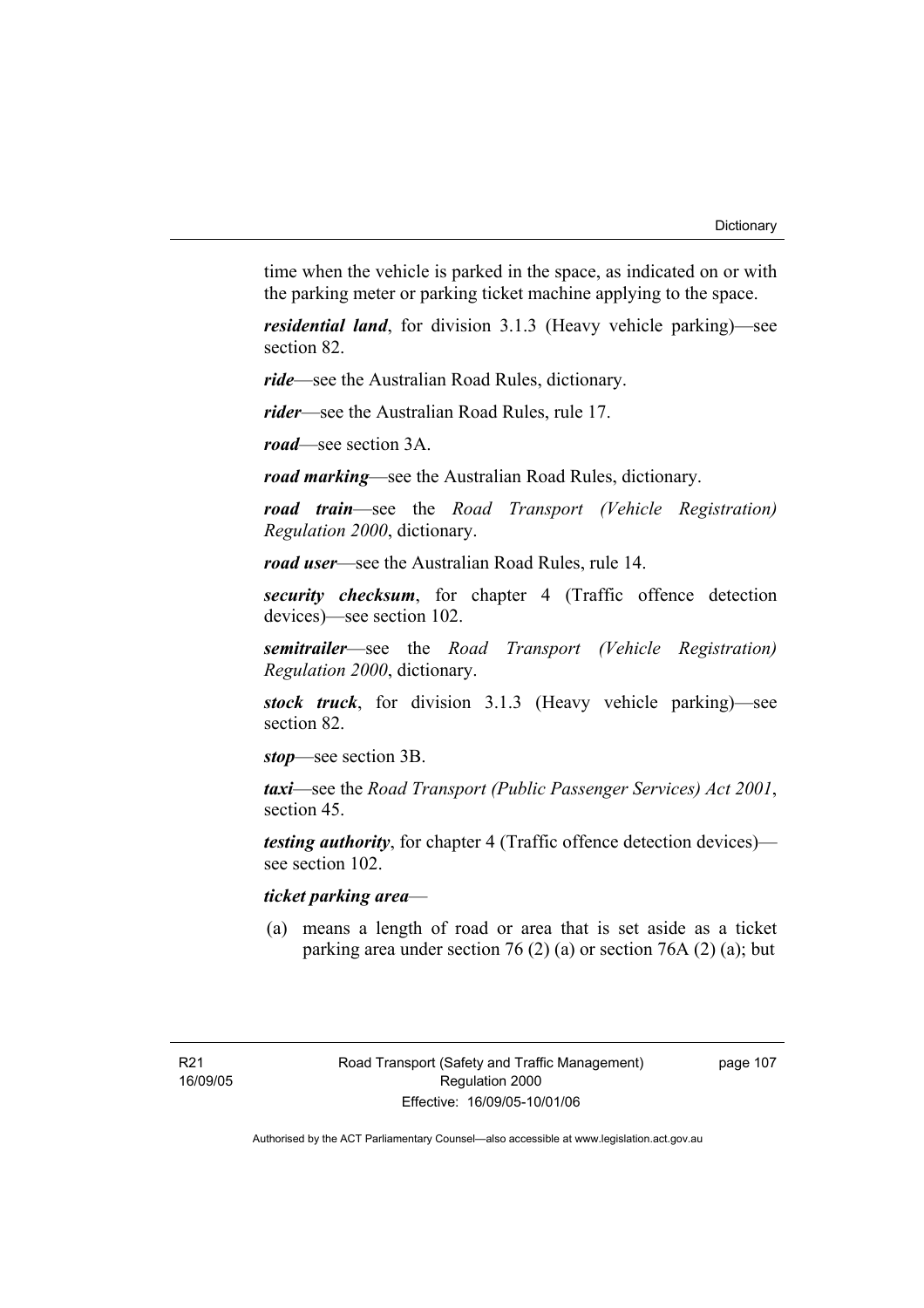time when the vehicle is parked in the space, as indicated on or with the parking meter or parking ticket machine applying to the space.

***residential land***, for division 3.1.3 (Heavy vehicle parking)—see section 82.

***ride***—see the Australian Road Rules, dictionary.

***rider***—see the Australian Road Rules, rule 17.

***road***—see section 3A.

***road marking***—see the Australian Road Rules, dictionary.

***road train***—see the *Road Transport (Vehicle Registration) Regulation 2000*, dictionary.

***road user***—see the Australian Road Rules, rule 14.

***security checksum***, for chapter 4 (Traffic offence detection devices)—see section 102.

***semitrailer***—see the *Road Transport (Vehicle Registration) Regulation 2000*, dictionary.

***stock truck***, for division 3.1.3 (Heavy vehicle parking)—see section 82.

***stop***—see section 3B.

***taxi***—see the *Road Transport (Public Passenger Services) Act 2001*, section 45.

***testing authority***, for chapter 4 (Traffic offence detection devices)—see section 102.

***ticket parking area***—

(a) means a length of road or area that is set aside as a ticket parking area under section 76 (2) (a) or section 76A (2) (a); but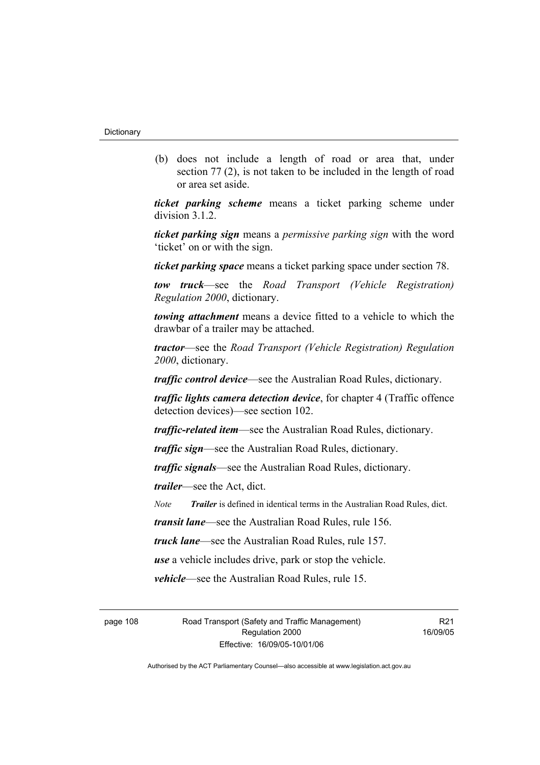(b) does not include a length of road or area that, under section 77 (2), is not taken to be included in the length of road or area set aside.

***ticket parking scheme*** means a ticket parking scheme under division 3.1.2.

***ticket parking sign*** means a *permissive parking sign* with the word 'ticket' on or with the sign.

***ticket parking space*** means a ticket parking space under section 78.

***tow truck***—see the *Road Transport (Vehicle Registration) Regulation 2000*, dictionary.

***towing attachment*** means a device fitted to a vehicle to which the drawbar of a trailer may be attached.

***tractor***—see the *Road Transport (Vehicle Registration) Regulation 2000*, dictionary.

***traffic control device***—see the Australian Road Rules, dictionary.

***traffic lights camera detection device***, for chapter 4 (Traffic offence detection devices)—see section 102.

***traffic-related item***—see the Australian Road Rules, dictionary.

***traffic sign***—see the Australian Road Rules, dictionary.

***traffic signals***—see the Australian Road Rules, dictionary.

***trailer***—see the Act, dict.

*Note* ***Trailer*** is defined in identical terms in the Australian Road Rules, dict.

***transit lane***—see the Australian Road Rules, rule 156.

***truck lane***—see the Australian Road Rules, rule 157.

***use*** a vehicle includes drive, park or stop the vehicle.

***vehicle***—see the Australian Road Rules, rule 15.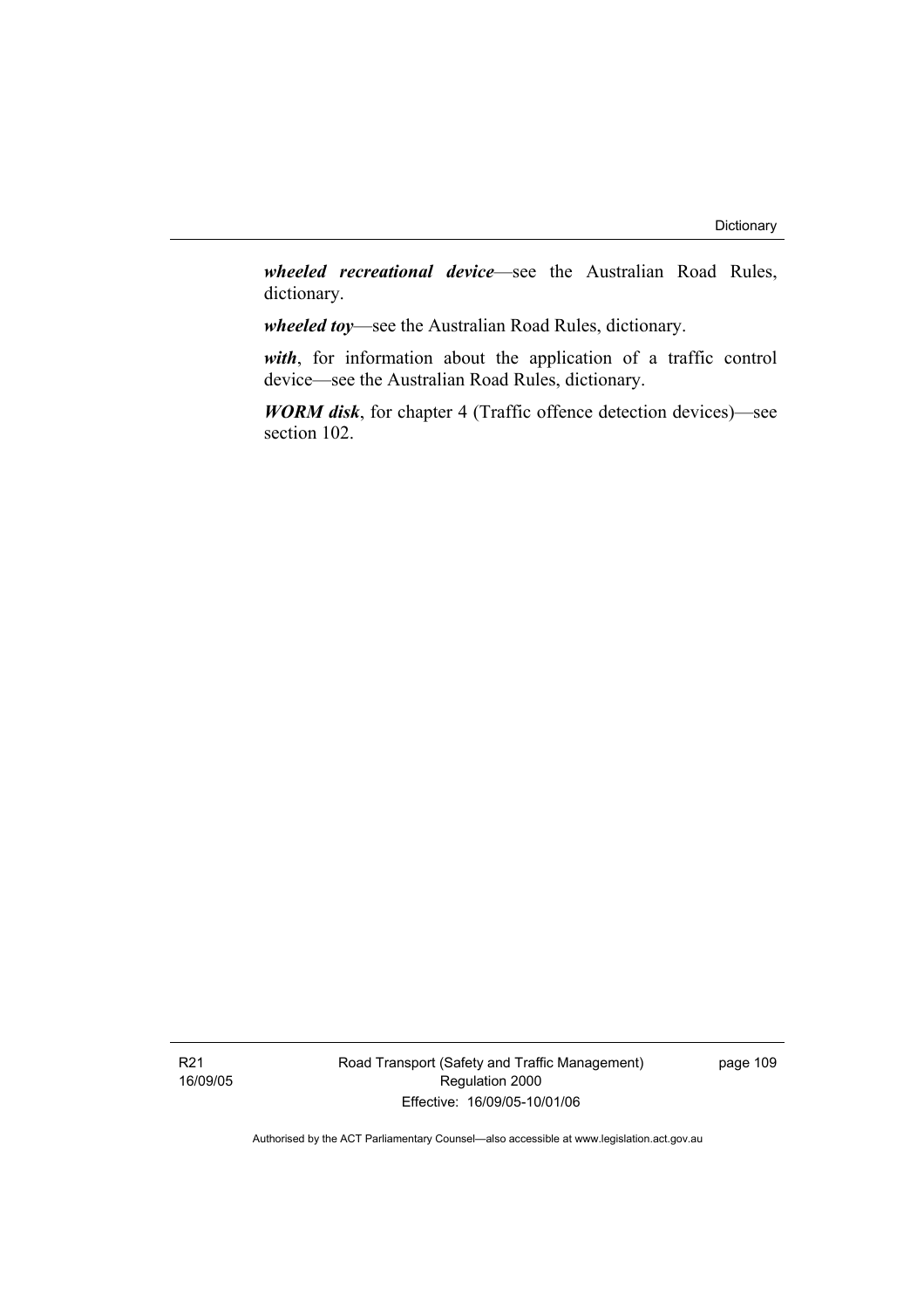***wheeled recreational device***—see the Australian Road Rules, dictionary.

***wheeled toy***—see the Australian Road Rules, dictionary.

***with***, for information about the application of a traffic control device—see the Australian Road Rules, dictionary.

***WORM disk***, for chapter 4 (Traffic offence detection devices)—see section 102.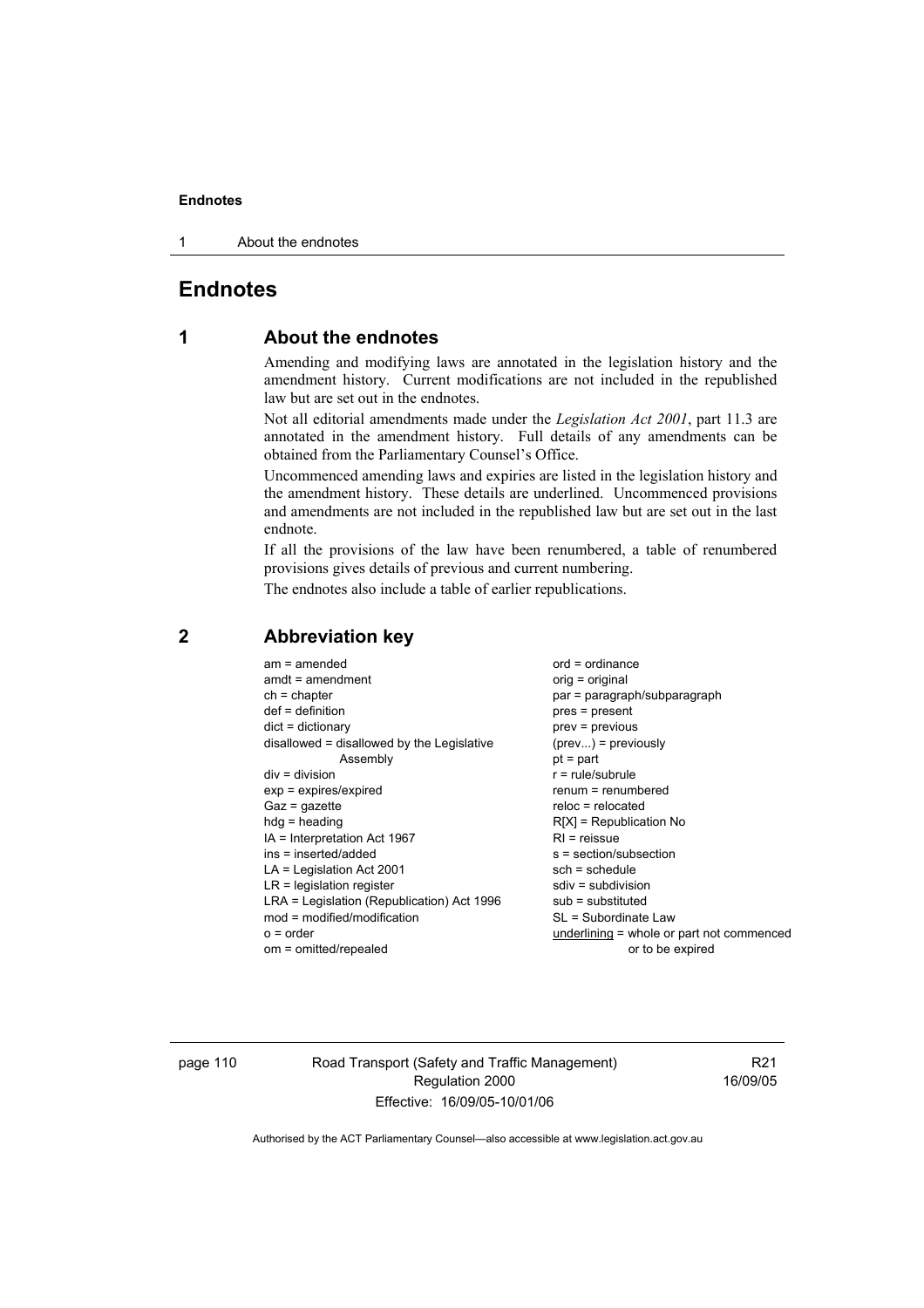# Endnotes

## 1 About the endnotes

Amending and modifying laws are annotated in the legislation history and the amendment history. Current modifications are not included in the republished law but are set out in the endnotes.

Not all editorial amendments made under the *Legislation Act 2001*, part 11.3 are annotated in the amendment history. Full details of any amendments can be obtained from the Parliamentary Counsel's Office.

Uncommenced amending laws and expiries are listed in the legislation history and the amendment history. These details are underlined. Uncommenced provisions and amendments are not included in the republished law but are set out in the last endnote.

If all the provisions of the law have been renumbered, a table of renumbered provisions gives details of previous and current numbering.

The endnotes also include a table of earlier republications.

## 2 Abbreviation key

am = amended
amdt = amendment
ch = chapter
def = definition
dict = dictionary
disallowed = disallowed by the Legislative Assembly
div = division
exp = expires/expired
Gaz = gazette
hdg = heading
IA = Interpretation Act 1967
ins = inserted/added
LA = Legislation Act 2001
LR = legislation register
LRA = Legislation (Republication) Act 1996
mod = modified/modification
o = order
om = omitted/repealed
ord = ordinance
orig = original
par = paragraph/subparagraph
pres = present
prev = previous
(prev...) = previously
pt = part
r = rule/subrule
renum = renumbered
reloc = relocated
R[X] = Republication No
RI = reissue
s = section/subsection
sch = schedule
sdiv = subdivision
sub = substituted
SL = Subordinate Law
underlining = whole or part not commenced or to be expired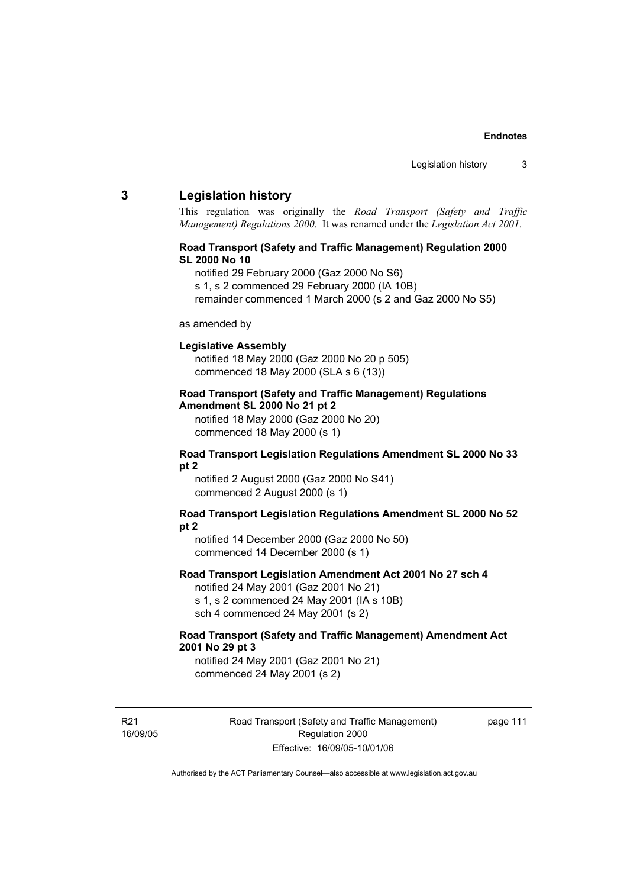## 3 Legislation history

This regulation was originally the *Road Transport (Safety and Traffic Management) Regulations 2000*. It was renamed under the *Legislation Act 2001*.

**Road Transport (Safety and Traffic Management) Regulation 2000 SL 2000 No 10**

notified 29 February 2000 (Gaz 2000 No S6)
s 1, s 2 commenced 29 February 2000 (IA 10B)
remainder commenced 1 March 2000 (s 2 and Gaz 2000 No S5)

as amended by

**Legislative Assembly**

notified 18 May 2000 (Gaz 2000 No 20 p 505)
commenced 18 May 2000 (SLA s 6 (13))

**Road Transport (Safety and Traffic Management) Regulations Amendment SL 2000 No 21 pt 2**

notified 18 May 2000 (Gaz 2000 No 20)
commenced 18 May 2000 (s 1)

**Road Transport Legislation Regulations Amendment SL 2000 No 33 pt 2**

notified 2 August 2000 (Gaz 2000 No S41)
commenced 2 August 2000 (s 1)

**Road Transport Legislation Regulations Amendment SL 2000 No 52 pt 2**

notified 14 December 2000 (Gaz 2000 No 50)
commenced 14 December 2000 (s 1)

**Road Transport Legislation Amendment Act 2001 No 27 sch 4**

notified 24 May 2001 (Gaz 2001 No 21)
s 1, s 2 commenced 24 May 2001 (IA s 10B)
sch 4 commenced 24 May 2001 (s 2)

**Road Transport (Safety and Traffic Management) Amendment Act 2001 No 29 pt 3**

notified 24 May 2001 (Gaz 2001 No 21)
commenced 24 May 2001 (s 2)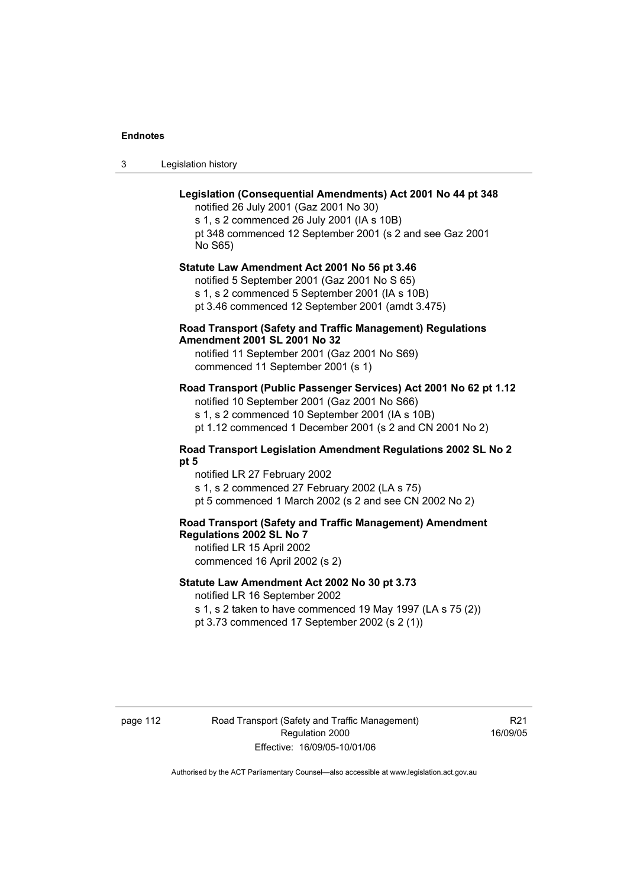**Legislation (Consequential Amendments) Act 2001 No 44 pt 348**

notified 26 July 2001 (Gaz 2001 No 30)
s 1, s 2 commenced 26 July 2001 (IA s 10B)
pt 348 commenced 12 September 2001 (s 2 and see Gaz 2001 No S65)

**Statute Law Amendment Act 2001 No 56 pt 3.46**

notified 5 September 2001 (Gaz 2001 No S 65)
s 1, s 2 commenced 5 September 2001 (IA s 10B)
pt 3.46 commenced 12 September 2001 (amdt 3.475)

**Road Transport (Safety and Traffic Management) Regulations Amendment 2001 SL 2001 No 32**

notified 11 September 2001 (Gaz 2001 No S69)
commenced 11 September 2001 (s 1)

**Road Transport (Public Passenger Services) Act 2001 No 62 pt 1.12**

notified 10 September 2001 (Gaz 2001 No S66)
s 1, s 2 commenced 10 September 2001 (IA s 10B)
pt 1.12 commenced 1 December 2001 (s 2 and CN 2001 No 2)

**Road Transport Legislation Amendment Regulations 2002 SL No 2 pt 5**

notified LR 27 February 2002
s 1, s 2 commenced 27 February 2002 (LA s 75)
pt 5 commenced 1 March 2002 (s 2 and see CN 2002 No 2)

**Road Transport (Safety and Traffic Management) Amendment Regulations 2002 SL No 7**

notified LR 15 April 2002
commenced 16 April 2002 (s 2)

**Statute Law Amendment Act 2002 No 30 pt 3.73**

notified LR 16 September 2002
s 1, s 2 taken to have commenced 19 May 1997 (LA s 75 (2))
pt 3.73 commenced 17 September 2002 (s 2 (1))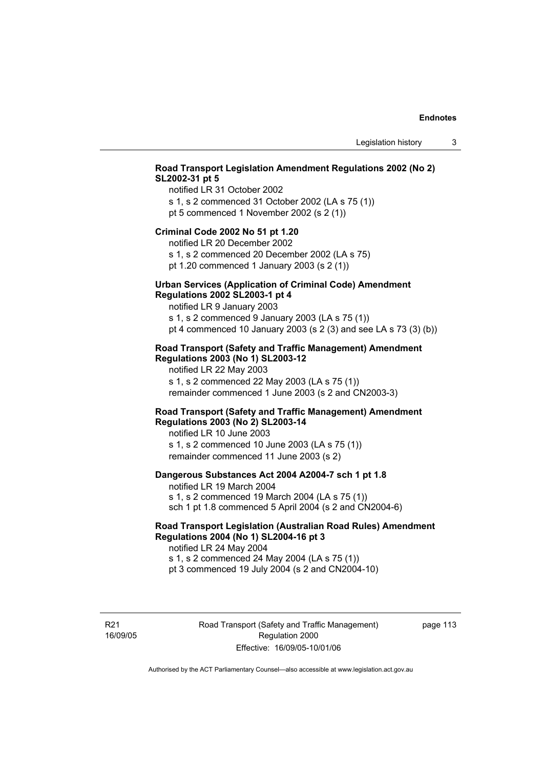**Road Transport Legislation Amendment Regulations 2002 (No 2) SL2002-31 pt 5**

notified LR 31 October 2002
s 1, s 2 commenced 31 October 2002 (LA s 75 (1))
pt 5 commenced 1 November 2002 (s 2 (1))

**Criminal Code 2002 No 51 pt 1.20**

notified LR 20 December 2002
s 1, s 2 commenced 20 December 2002 (LA s 75)
pt 1.20 commenced 1 January 2003 (s 2 (1))

**Urban Services (Application of Criminal Code) Amendment Regulations 2002 SL2003-1 pt 4**

notified LR 9 January 2003
s 1, s 2 commenced 9 January 2003 (LA s 75 (1))
pt 4 commenced 10 January 2003 (s 2 (3) and see LA s 73 (3) (b))

**Road Transport (Safety and Traffic Management) Amendment Regulations 2003 (No 1) SL2003-12**

notified LR 22 May 2003
s 1, s 2 commenced 22 May 2003 (LA s 75 (1))
remainder commenced 1 June 2003 (s 2 and CN2003-3)

**Road Transport (Safety and Traffic Management) Amendment Regulations 2003 (No 2) SL2003-14**

notified LR 10 June 2003
s 1, s 2 commenced 10 June 2003 (LA s 75 (1))
remainder commenced 11 June 2003 (s 2)

**Dangerous Substances Act 2004 A2004-7 sch 1 pt 1.8**

notified LR 19 March 2004
s 1, s 2 commenced 19 March 2004 (LA s 75 (1))
sch 1 pt 1.8 commenced 5 April 2004 (s 2 and CN2004-6)

**Road Transport Legislation (Australian Road Rules) Amendment Regulations 2004 (No 1) SL2004-16 pt 3**

notified LR 24 May 2004
s 1, s 2 commenced 24 May 2004 (LA s 75 (1))
pt 3 commenced 19 July 2004 (s 2 and CN2004-10)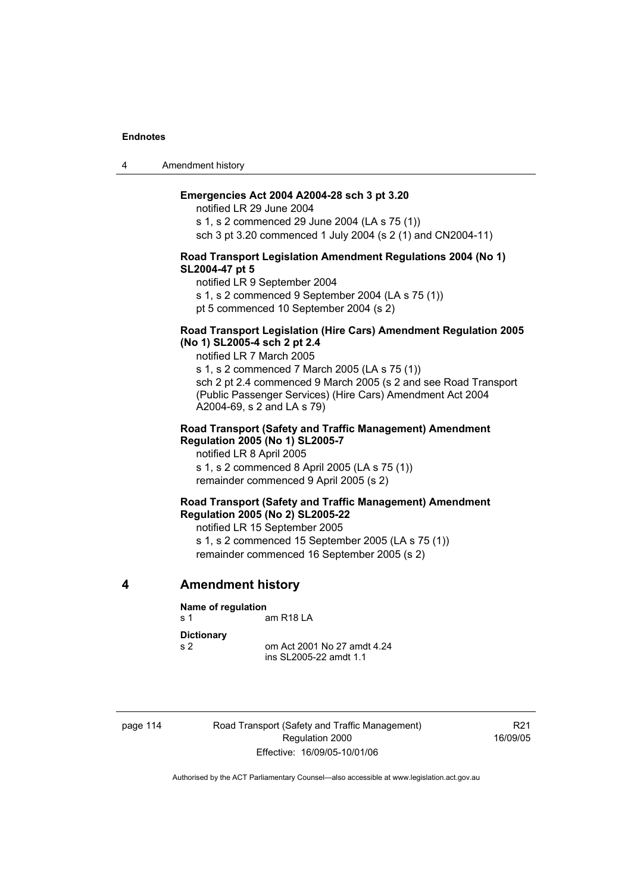**Emergencies Act 2004 A2004-28 sch 3 pt 3.20**

notified LR 29 June 2004

s 1, s 2 commenced 29 June 2004 (LA s 75 (1))

sch 3 pt 3.20 commenced 1 July 2004 (s 2 (1) and CN2004-11)

**Road Transport Legislation Amendment Regulations 2004 (No 1) SL2004-47 pt 5**

notified LR 9 September 2004

s 1, s 2 commenced 9 September 2004 (LA s 75 (1))

pt 5 commenced 10 September 2004 (s 2)

**Road Transport Legislation (Hire Cars) Amendment Regulation 2005 (No 1) SL2005-4 sch 2 pt 2.4**

notified LR 7 March 2005

s 1, s 2 commenced 7 March 2005 (LA s 75 (1))

sch 2 pt 2.4 commenced 9 March 2005 (s 2 and see Road Transport (Public Passenger Services) (Hire Cars) Amendment Act 2004 A2004-69, s 2 and LA s 79)

**Road Transport (Safety and Traffic Management) Amendment Regulation 2005 (No 1) SL2005-7**

notified LR 8 April 2005

s 1, s 2 commenced 8 April 2005 (LA s 75 (1))

remainder commenced 9 April 2005 (s 2)

**Road Transport (Safety and Traffic Management) Amendment Regulation 2005 (No 2) SL2005-22**

notified LR 15 September 2005

s 1, s 2 commenced 15 September 2005 (LA s 75 (1))

remainder commenced 16 September 2005 (s 2)

## 4 Amendment history

**Name of regulation**

s 1 am R18 LA

**Dictionary**

s 2 om Act 2001 No 27 amdt 4.24
ins SL2005-22 amdt 1.1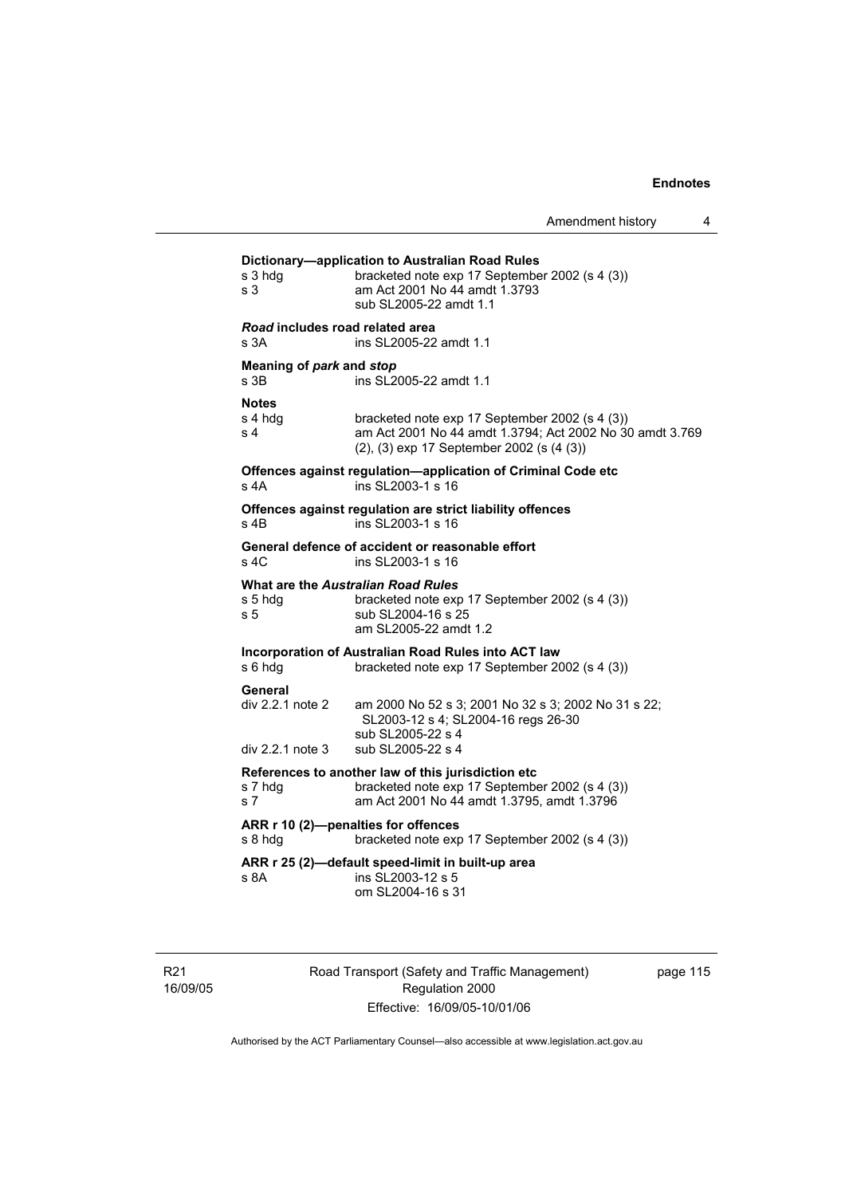**Dictionary—application to Australian Road Rules**

s 3 hdg — bracketed note exp 17 September 2002 (s 4 (3))
s 3 — am Act 2001 No 44 amdt 1.3793; sub SL2005-22 amdt 1.1

***Road* includes road related area**

s 3A — ins SL2005-22 amdt 1.1

**Meaning of *park* and *stop***

s 3B — ins SL2005-22 amdt 1.1

**Notes**

s 4 hdg — bracketed note exp 17 September 2002 (s 4 (3))
s 4 — am Act 2001 No 44 amdt 1.3794; Act 2002 No 30 amdt 3.769; (2), (3) exp 17 September 2002 (s (4 (3))

**Offences against regulation—application of Criminal Code etc**

s 4A — ins SL2003-1 s 16

**Offences against regulation are strict liability offences**

s 4B — ins SL2003-1 s 16

**General defence of accident or reasonable effort**

s 4C — ins SL2003-1 s 16

**What are the *Australian Road Rules***

s 5 hdg — bracketed note exp 17 September 2002 (s 4 (3))
s 5 — sub SL2004-16 s 25; am SL2005-22 amdt 1.2

**Incorporation of Australian Road Rules into ACT law**

s 6 hdg — bracketed note exp 17 September 2002 (s 4 (3))

**General**

div 2.2.1 note 2 — am 2000 No 52 s 3; 2001 No 32 s 3; 2002 No 31 s 22; SL2003-12 s 4; SL2004-16 regs 26-30; sub SL2005-22 s 4
div 2.2.1 note 3 — sub SL2005-22 s 4

**References to another law of this jurisdiction etc**

s 7 hdg — bracketed note exp 17 September 2002 (s 4 (3))
s 7 — am Act 2001 No 44 amdt 1.3795, amdt 1.3796

**ARR r 10 (2)—penalties for offences**

s 8 hdg — bracketed note exp 17 September 2002 (s 4 (3))

**ARR r 25 (2)—default speed-limit in built-up area**

s 8A — ins SL2003-12 s 5; om SL2004-16 s 31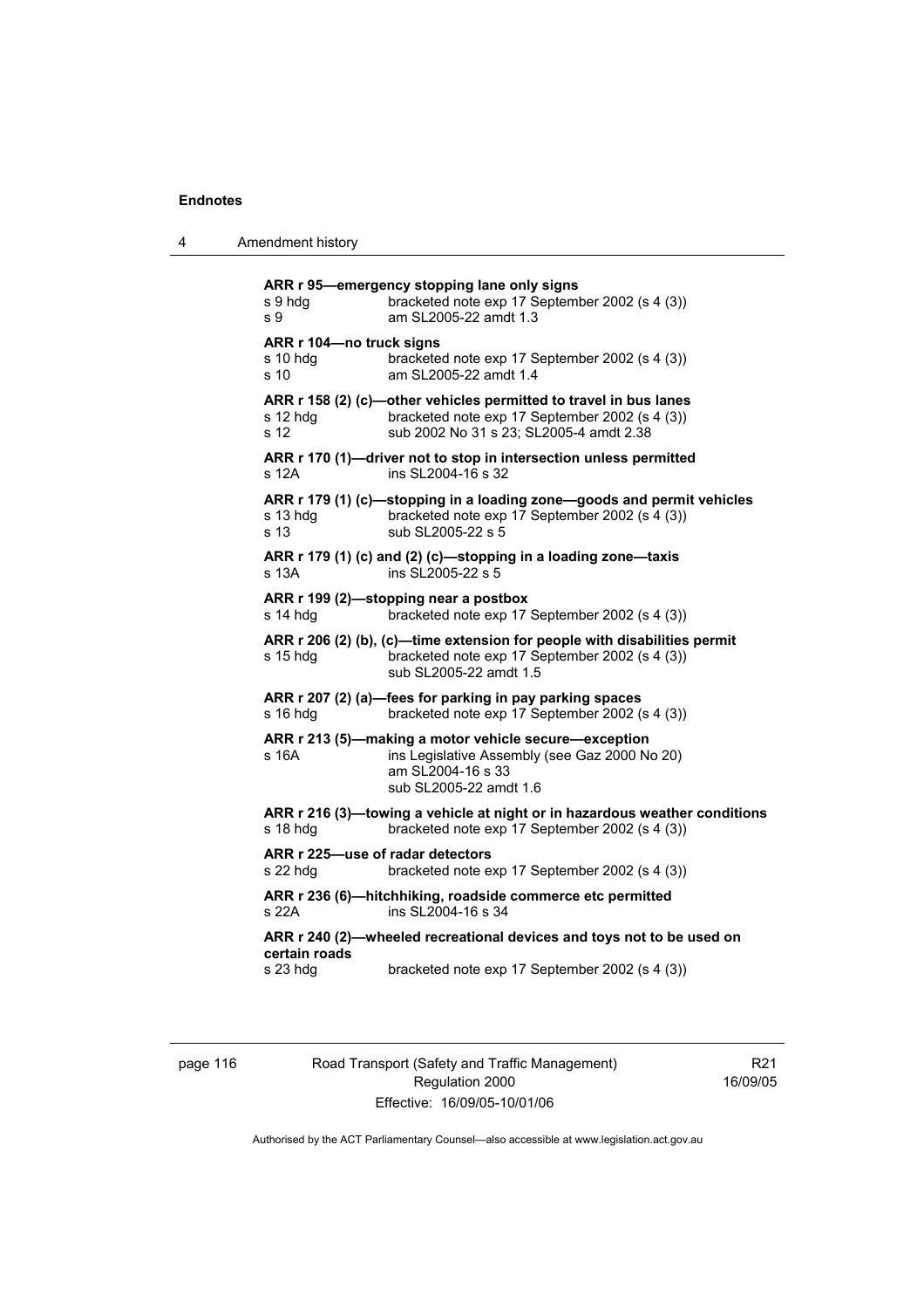**ARR r 95—emergency stopping lane only signs**

s 9 hdg bracketed note exp 17 September 2002 (s 4 (3))
s 9 am SL2005-22 amdt 1.3

**ARR r 104—no truck signs**

s 10 hdg bracketed note exp 17 September 2002 (s 4 (3))
s 10 am SL2005-22 amdt 1.4

**ARR r 158 (2) (c)—other vehicles permitted to travel in bus lanes**

s 12 hdg bracketed note exp 17 September 2002 (s 4 (3))
s 12 sub 2002 No 31 s 23; SL2005-4 amdt 2.38

**ARR r 170 (1)—driver not to stop in intersection unless permitted**

s 12A ins SL2004-16 s 32

**ARR r 179 (1) (c)—stopping in a loading zone—goods and permit vehicles**

s 13 hdg bracketed note exp 17 September 2002 (s 4 (3))
s 13 sub SL2005-22 s 5

**ARR r 179 (1) (c) and (2) (c)—stopping in a loading zone—taxis**

s 13A ins SL2005-22 s 5

**ARR r 199 (2)—stopping near a postbox**

s 14 hdg bracketed note exp 17 September 2002 (s 4 (3))

**ARR r 206 (2) (b), (c)—time extension for people with disabilities permit**

s 15 hdg bracketed note exp 17 September 2002 (s 4 (3))
sub SL2005-22 amdt 1.5

**ARR r 207 (2) (a)—fees for parking in pay parking spaces**

s 16 hdg bracketed note exp 17 September 2002 (s 4 (3))

**ARR r 213 (5)—making a motor vehicle secure—exception**

s 16A ins Legislative Assembly (see Gaz 2000 No 20)
am SL2004-16 s 33
sub SL2005-22 amdt 1.6

**ARR r 216 (3)—towing a vehicle at night or in hazardous weather conditions**

s 18 hdg bracketed note exp 17 September 2002 (s 4 (3))

**ARR r 225—use of radar detectors**

s 22 hdg bracketed note exp 17 September 2002 (s 4 (3))

**ARR r 236 (6)—hitchhiking, roadside commerce etc permitted**

s 22A ins SL2004-16 s 34

**ARR r 240 (2)—wheeled recreational devices and toys not to be used on certain roads**

s 23 hdg bracketed note exp 17 September 2002 (s 4 (3))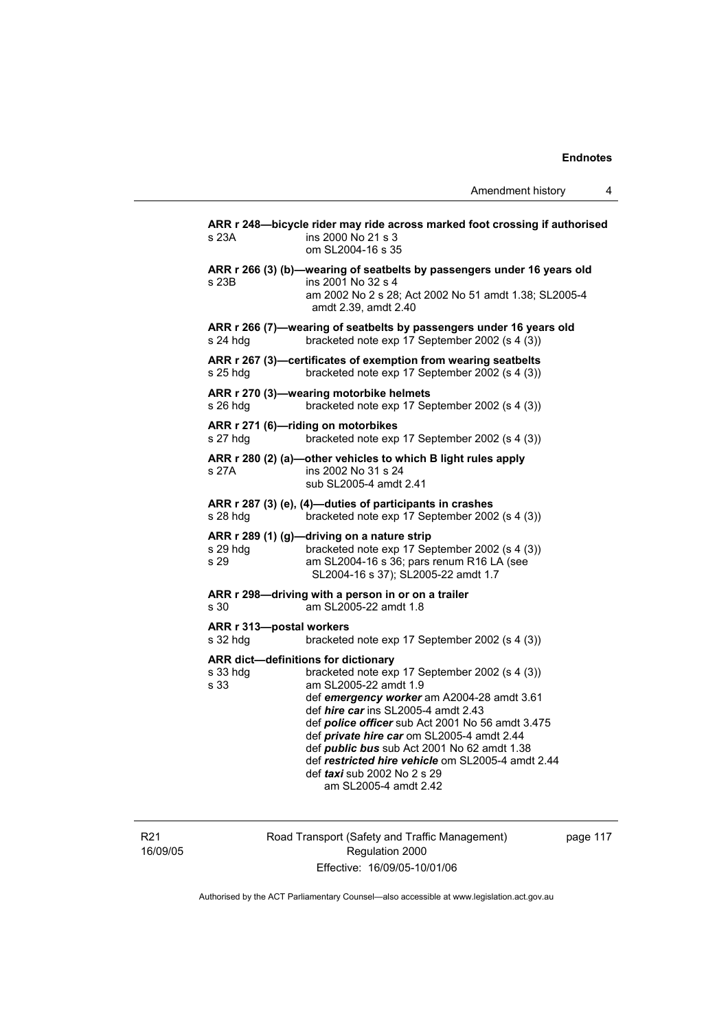**ARR r 248—bicycle rider may ride across marked foot crossing if authorised**

s 23A ins 2000 No 21 s 3
om SL2004-16 s 35

**ARR r 266 (3) (b)—wearing of seatbelts by passengers under 16 years old**

s 23B ins 2001 No 32 s 4
am 2002 No 2 s 28; Act 2002 No 51 amdt 1.38; SL2005-4 amdt 2.39, amdt 2.40

**ARR r 266 (7)—wearing of seatbelts by passengers under 16 years old**

s 24 hdg bracketed note exp 17 September 2002 (s 4 (3))

**ARR r 267 (3)—certificates of exemption from wearing seatbelts**

s 25 hdg bracketed note exp 17 September 2002 (s 4 (3))

**ARR r 270 (3)—wearing motorbike helmets**

s 26 hdg bracketed note exp 17 September 2002 (s 4 (3))

**ARR r 271 (6)—riding on motorbikes**

s 27 hdg bracketed note exp 17 September 2002 (s 4 (3))

**ARR r 280 (2) (a)—other vehicles to which B light rules apply**

s 27A ins 2002 No 31 s 24
sub SL2005-4 amdt 2.41

**ARR r 287 (3) (e), (4)—duties of participants in crashes**

s 28 hdg bracketed note exp 17 September 2002 (s 4 (3))

**ARR r 289 (1) (g)—driving on a nature strip**

s 29 hdg bracketed note exp 17 September 2002 (s 4 (3))
s 29 am SL2004-16 s 36; pars renum R16 LA (see SL2004-16 s 37); SL2005-22 amdt 1.7

**ARR r 298—driving with a person in or on a trailer**

s 30 am SL2005-22 amdt 1.8

**ARR r 313—postal workers**

s 32 hdg bracketed note exp 17 September 2002 (s 4 (3))

**ARR dict—definitions for dictionary**

s 33 hdg bracketed note exp 17 September 2002 (s 4 (3))
s 33 am SL2005-22 amdt 1.9
def ***emergency worker*** am A2004-28 amdt 3.61
def ***hire car*** ins SL2005-4 amdt 2.43
def ***police officer*** sub Act 2001 No 56 amdt 3.475
def ***private hire car*** om SL2005-4 amdt 2.44
def ***public bus*** sub Act 2001 No 62 amdt 1.38
def ***restricted hire vehicle*** om SL2005-4 amdt 2.44
def ***taxi*** sub 2002 No 2 s 29
am SL2005-4 amdt 2.42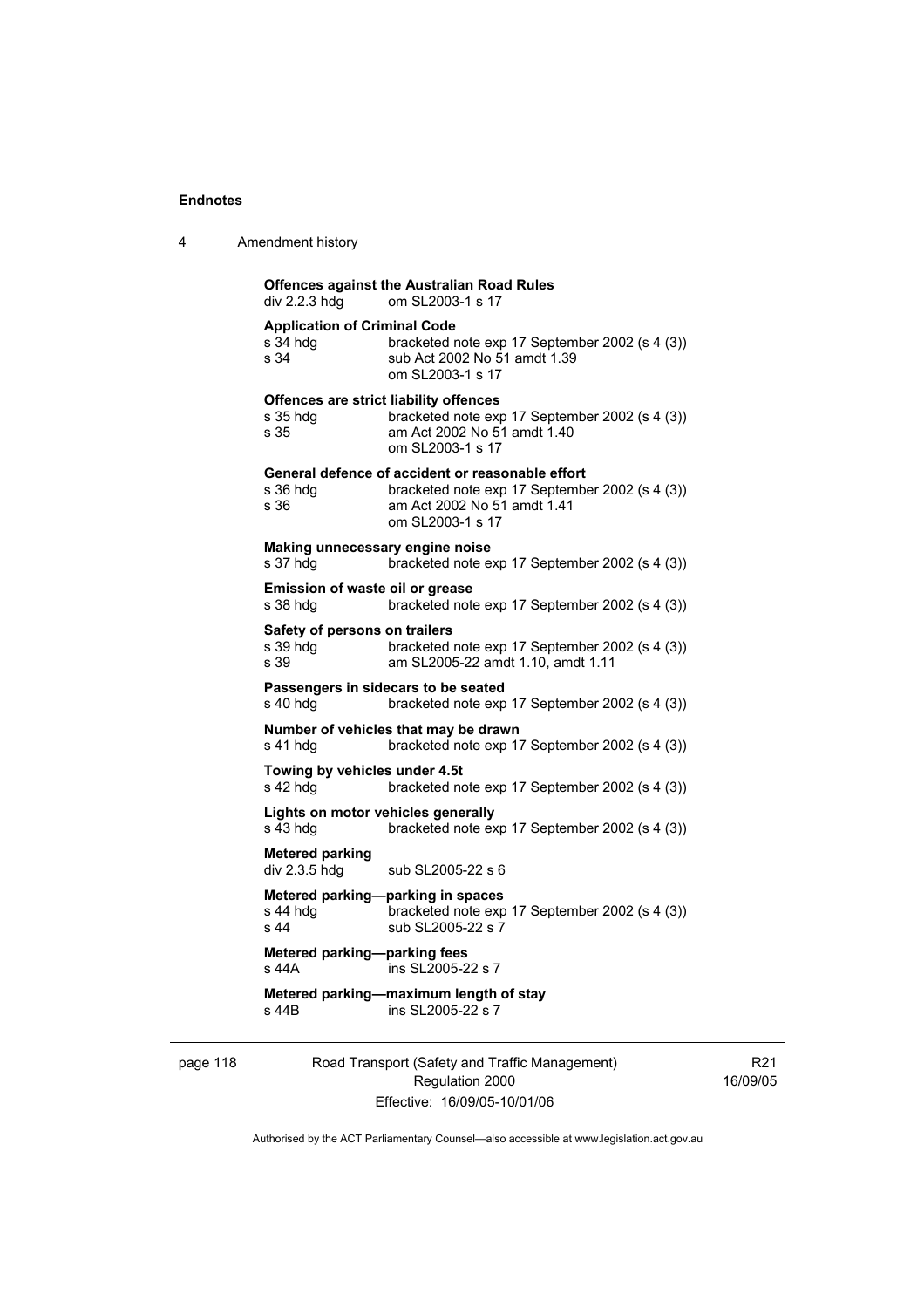**Offences against the Australian Road Rules**
div 2.2.3 hdg om SL2003-1 s 17

**Application of Criminal Code**
s 34 hdg bracketed note exp 17 September 2002 (s 4 (3))
s 34 sub Act 2002 No 51 amdt 1.39
om SL2003-1 s 17

**Offences are strict liability offences**
s 35 hdg bracketed note exp 17 September 2002 (s 4 (3))
s 35 am Act 2002 No 51 amdt 1.40
om SL2003-1 s 17

**General defence of accident or reasonable effort**
s 36 hdg bracketed note exp 17 September 2002 (s 4 (3))
s 36 am Act 2002 No 51 amdt 1.41
om SL2003-1 s 17

**Making unnecessary engine noise**
s 37 hdg bracketed note exp 17 September 2002 (s 4 (3))

**Emission of waste oil or grease**
s 38 hdg bracketed note exp 17 September 2002 (s 4 (3))

**Safety of persons on trailers**
s 39 hdg bracketed note exp 17 September 2002 (s 4 (3))
s 39 am SL2005-22 amdt 1.10, amdt 1.11

**Passengers in sidecars to be seated**
s 40 hdg bracketed note exp 17 September 2002 (s 4 (3))

**Number of vehicles that may be drawn**
s 41 hdg bracketed note exp 17 September 2002 (s 4 (3))

**Towing by vehicles under 4.5t**
s 42 hdg bracketed note exp 17 September 2002 (s 4 (3))

**Lights on motor vehicles generally**
s 43 hdg bracketed note exp 17 September 2002 (s 4 (3))

**Metered parking**
div 2.3.5 hdg sub SL2005-22 s 6

**Metered parking—parking in spaces**
s 44 hdg bracketed note exp 17 September 2002 (s 4 (3))
s 44 sub SL2005-22 s 7

**Metered parking—parking fees**
s 44A ins SL2005-22 s 7

**Metered parking—maximum length of stay**
s 44B ins SL2005-22 s 7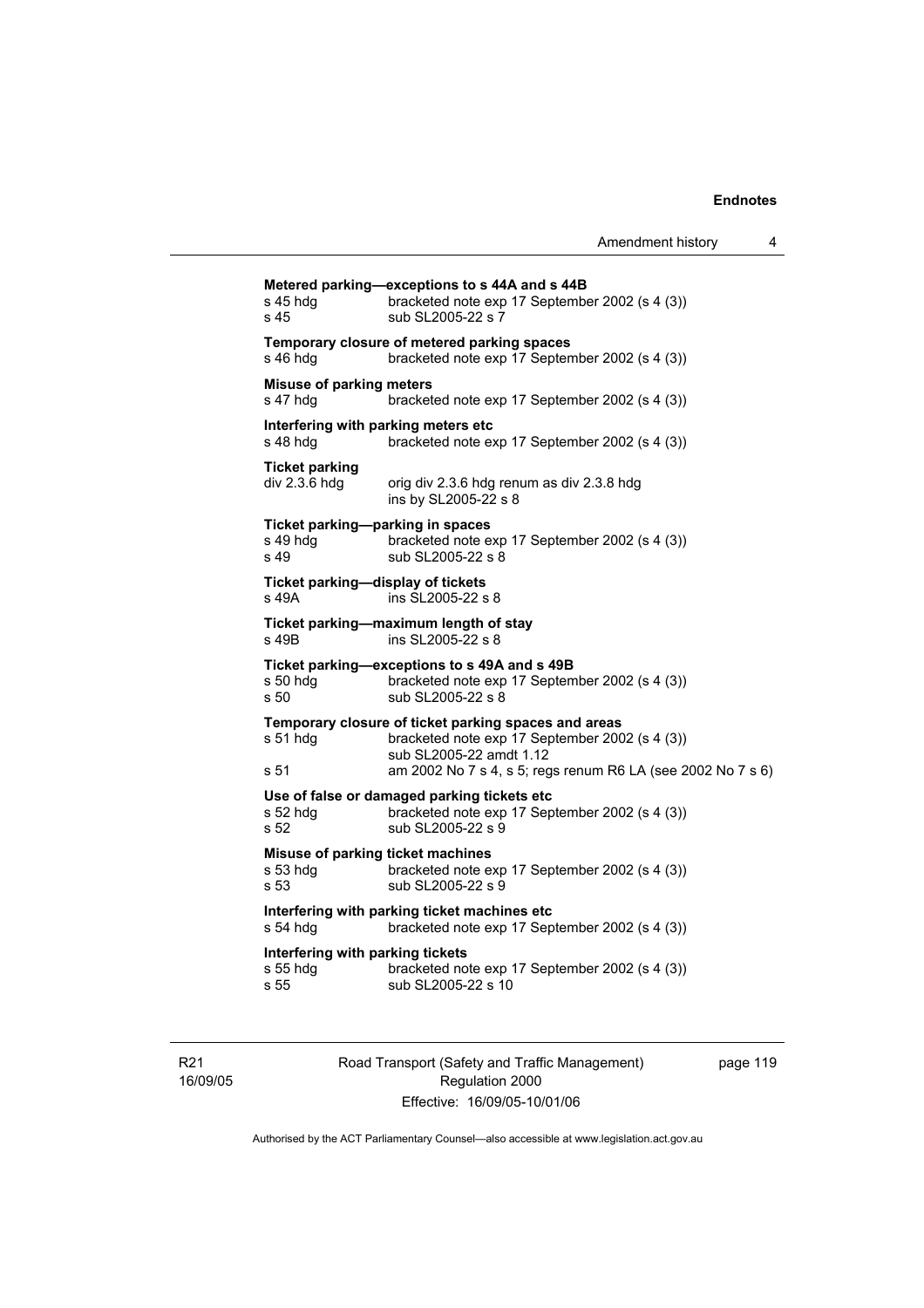**Metered parking—exceptions to s 44A and s 44B**

s 45 hdg bracketed note exp 17 September 2002 (s 4 (3))
s 45 sub SL2005-22 s 7

**Temporary closure of metered parking spaces**

s 46 hdg bracketed note exp 17 September 2002 (s 4 (3))

**Misuse of parking meters**

s 47 hdg bracketed note exp 17 September 2002 (s 4 (3))

**Interfering with parking meters etc**

s 48 hdg bracketed note exp 17 September 2002 (s 4 (3))

**Ticket parking**

div 2.3.6 hdg orig div 2.3.6 hdg renum as div 2.3.8 hdg
ins by SL2005-22 s 8

**Ticket parking—parking in spaces**

s 49 hdg bracketed note exp 17 September 2002 (s 4 (3))
s 49 sub SL2005-22 s 8

**Ticket parking—display of tickets**

s 49A ins SL2005-22 s 8

**Ticket parking—maximum length of stay**

s 49B ins SL2005-22 s 8

**Ticket parking—exceptions to s 49A and s 49B**

s 50 hdg bracketed note exp 17 September 2002 (s 4 (3))
s 50 sub SL2005-22 s 8

**Temporary closure of ticket parking spaces and areas**

s 51 hdg bracketed note exp 17 September 2002 (s 4 (3))
sub SL2005-22 amdt 1.12
s 51 am 2002 No 7 s 4, s 5; regs renum R6 LA (see 2002 No 7 s 6)

**Use of false or damaged parking tickets etc**

s 52 hdg bracketed note exp 17 September 2002 (s 4 (3))
s 52 sub SL2005-22 s 9

**Misuse of parking ticket machines**

s 53 hdg bracketed note exp 17 September 2002 (s 4 (3))
s 53 sub SL2005-22 s 9

**Interfering with parking ticket machines etc**

s 54 hdg bracketed note exp 17 September 2002 (s 4 (3))

**Interfering with parking tickets**

s 55 hdg bracketed note exp 17 September 2002 (s 4 (3))
s 55 sub SL2005-22 s 10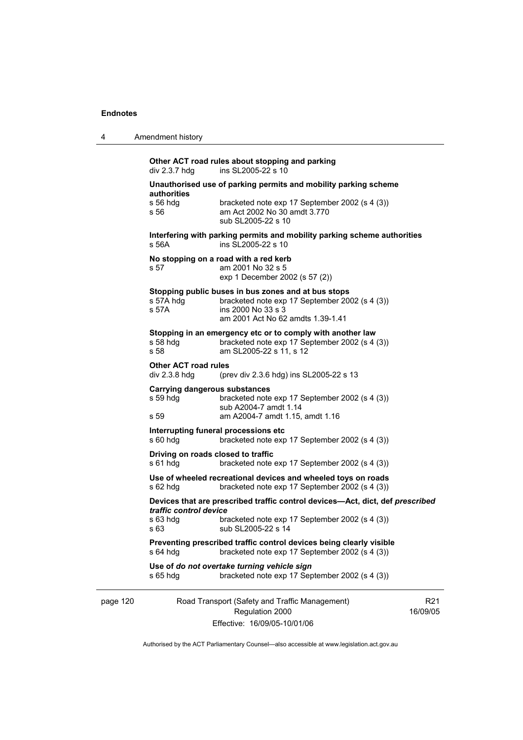**Other ACT road rules about stopping and parking**

div 2.3.7 hdg — ins SL2005-22 s 10

**Unauthorised use of parking permits and mobility parking scheme authorities**

s 56 hdg — bracketed note exp 17 September 2002 (s 4 (3))
s 56 — am Act 2002 No 30 amdt 3.770
sub SL2005-22 s 10

**Interfering with parking permits and mobility parking scheme authorities**

s 56A — ins SL2005-22 s 10

**No stopping on a road with a red kerb**

s 57 — am 2001 No 32 s 5
exp 1 December 2002 (s 57 (2))

**Stopping public buses in bus zones and at bus stops**

s 57A hdg — bracketed note exp 17 September 2002 (s 4 (3))
s 57A — ins 2000 No 33 s 3
am 2001 Act No 62 amdts 1.39-1.41

**Stopping in an emergency etc or to comply with another law**

s 58 hdg — bracketed note exp 17 September 2002 (s 4 (3))
s 58 — am SL2005-22 s 11, s 12

**Other ACT road rules**

div 2.3.8 hdg — (prev div 2.3.6 hdg) ins SL2005-22 s 13

**Carrying dangerous substances**

s 59 hdg — bracketed note exp 17 September 2002 (s 4 (3))
sub A2004-7 amdt 1.14
s 59 — am A2004-7 amdt 1.15, amdt 1.16

**Interrupting funeral processions etc**

s 60 hdg — bracketed note exp 17 September 2002 (s 4 (3))

**Driving on roads closed to traffic**

s 61 hdg — bracketed note exp 17 September 2002 (s 4 (3))

**Use of wheeled recreational devices and wheeled toys on roads**

s 62 hdg — bracketed note exp 17 September 2002 (s 4 (3))

**Devices that are prescribed traffic control devices—Act, dict, def *prescribed traffic control device***

s 63 hdg — bracketed note exp 17 September 2002 (s 4 (3))
s 63 — sub SL2005-22 s 14

**Preventing prescribed traffic control devices being clearly visible**

s 64 hdg — bracketed note exp 17 September 2002 (s 4 (3))

**Use of *do not overtake turning vehicle sign***

s 65 hdg — bracketed note exp 17 September 2002 (s 4 (3))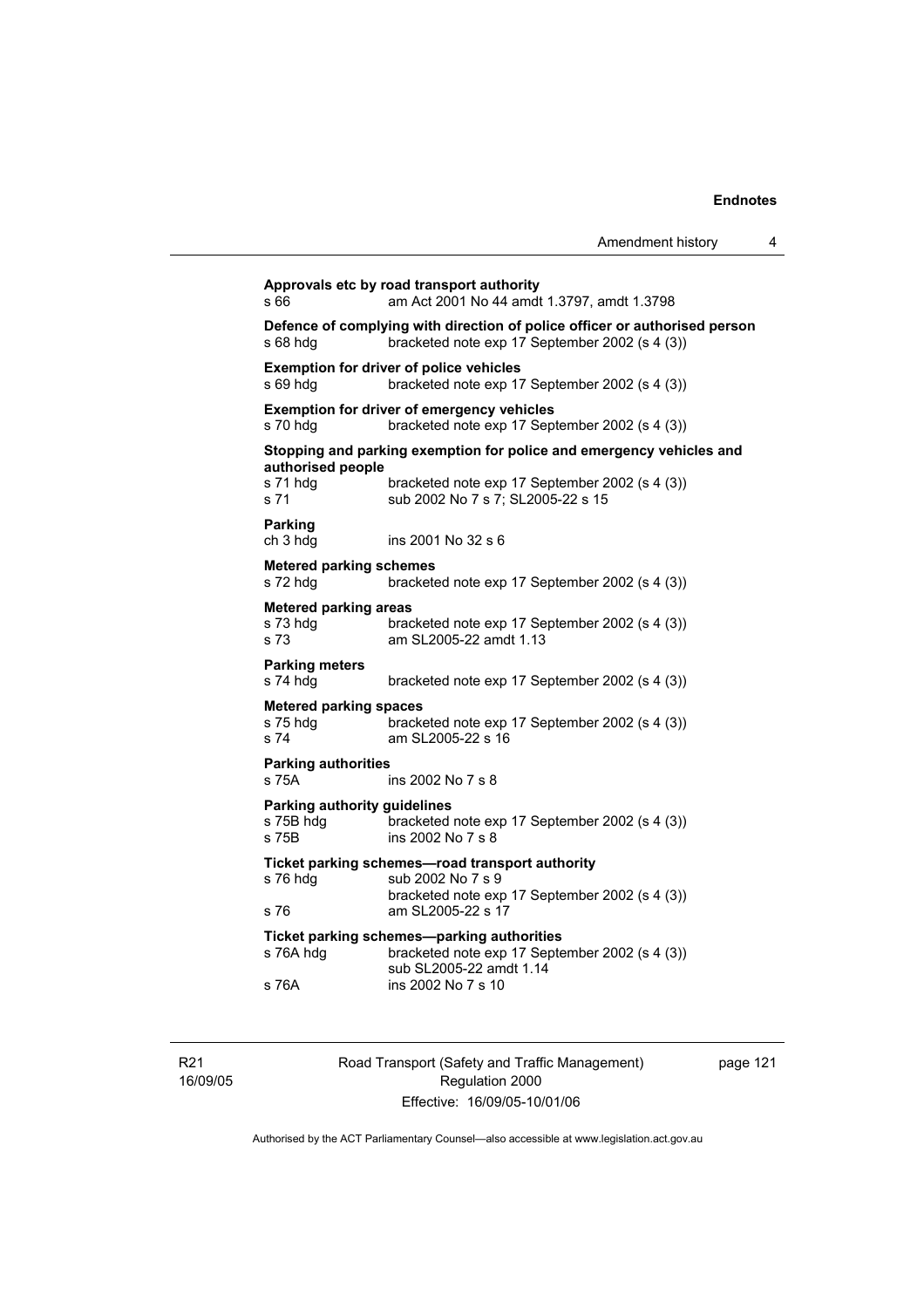**Approvals etc by road transport authority**
s 66 am Act 2001 No 44 amdt 1.3797, amdt 1.3798

**Defence of complying with direction of police officer or authorised person**
s 68 hdg bracketed note exp 17 September 2002 (s 4 (3))

**Exemption for driver of police vehicles**
s 69 hdg bracketed note exp 17 September 2002 (s 4 (3))

**Exemption for driver of emergency vehicles**
s 70 hdg bracketed note exp 17 September 2002 (s 4 (3))

**Stopping and parking exemption for police and emergency vehicles and authorised people**
s 71 hdg bracketed note exp 17 September 2002 (s 4 (3))
s 71 sub 2002 No 7 s 7; SL2005-22 s 15

**Parking**
ch 3 hdg ins 2001 No 32 s 6

**Metered parking schemes**
s 72 hdg bracketed note exp 17 September 2002 (s 4 (3))

**Metered parking areas**
s 73 hdg bracketed note exp 17 September 2002 (s 4 (3))
s 73 am SL2005-22 amdt 1.13

**Parking meters**
s 74 hdg bracketed note exp 17 September 2002 (s 4 (3))

**Metered parking spaces**
s 75 hdg bracketed note exp 17 September 2002 (s 4 (3))
s 74 am SL2005-22 s 16

**Parking authorities**
s 75A ins 2002 No 7 s 8

**Parking authority guidelines**
s 75B hdg bracketed note exp 17 September 2002 (s 4 (3))
s 75B ins 2002 No 7 s 8

**Ticket parking schemes—road transport authority**
s 76 hdg sub 2002 No 7 s 9
bracketed note exp 17 September 2002 (s 4 (3))
s 76 am SL2005-22 s 17

**Ticket parking schemes—parking authorities**
s 76A hdg bracketed note exp 17 September 2002 (s 4 (3))
sub SL2005-22 amdt 1.14
s 76A ins 2002 No 7 s 10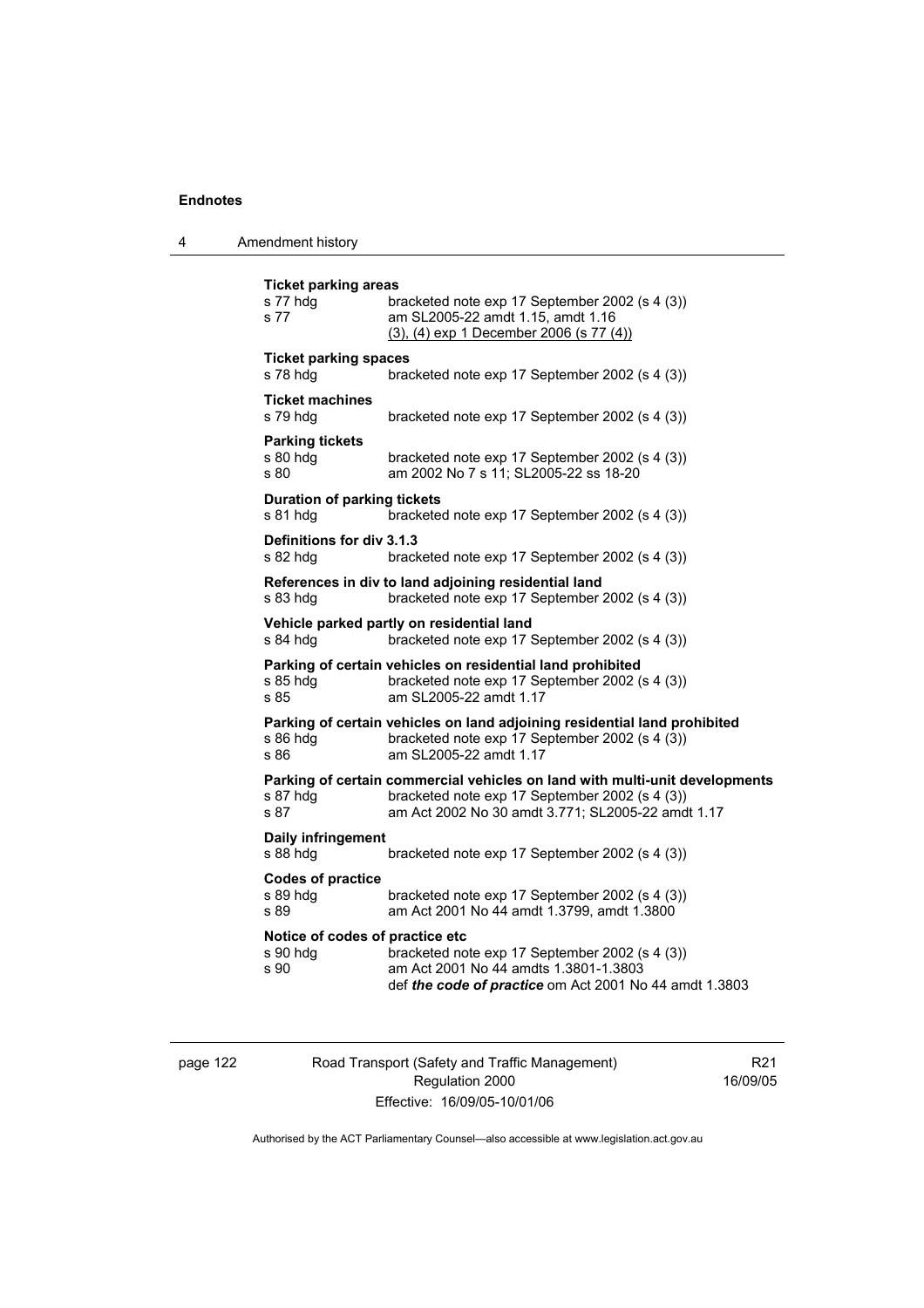**Ticket parking areas**

s 77 hdg bracketed note exp 17 September 2002 (s 4 (3))
s 77 am SL2005-22 amdt 1.15, amdt 1.16
(3), (4) exp 1 December 2006 (s 77 (4))

**Ticket parking spaces**

s 78 hdg bracketed note exp 17 September 2002 (s 4 (3))

**Ticket machines**

s 79 hdg bracketed note exp 17 September 2002 (s 4 (3))

**Parking tickets**

s 80 hdg bracketed note exp 17 September 2002 (s 4 (3))
s 80 am 2002 No 7 s 11; SL2005-22 ss 18-20

**Duration of parking tickets**

s 81 hdg bracketed note exp 17 September 2002 (s 4 (3))

**Definitions for div 3.1.3**

s 82 hdg bracketed note exp 17 September 2002 (s 4 (3))

**References in div to land adjoining residential land**

s 83 hdg bracketed note exp 17 September 2002 (s 4 (3))

**Vehicle parked partly on residential land**

s 84 hdg bracketed note exp 17 September 2002 (s 4 (3))

**Parking of certain vehicles on residential land prohibited**

s 85 hdg bracketed note exp 17 September 2002 (s 4 (3))
s 85 am SL2005-22 amdt 1.17

**Parking of certain vehicles on land adjoining residential land prohibited**

s 86 hdg bracketed note exp 17 September 2002 (s 4 (3))
s 86 am SL2005-22 amdt 1.17

**Parking of certain commercial vehicles on land with multi-unit developments**

s 87 hdg bracketed note exp 17 September 2002 (s 4 (3))
s 87 am Act 2002 No 30 amdt 3.771; SL2005-22 amdt 1.17

**Daily infringement**

s 88 hdg bracketed note exp 17 September 2002 (s 4 (3))

**Codes of practice**

s 89 hdg bracketed note exp 17 September 2002 (s 4 (3))
s 89 am Act 2001 No 44 amdt 1.3799, amdt 1.3800

**Notice of codes of practice etc**

s 90 hdg bracketed note exp 17 September 2002 (s 4 (3))
s 90 am Act 2001 No 44 amdts 1.3801-1.3803
def ***the code of practice*** om Act 2001 No 44 amdt 1.3803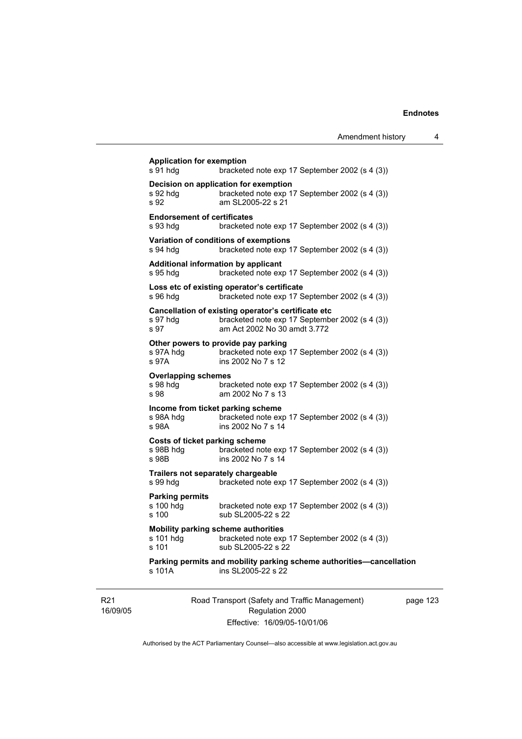**Application for exemption**
s 91 hdg bracketed note exp 17 September 2002 (s 4 (3))

**Decision on application for exemption**
s 92 hdg bracketed note exp 17 September 2002 (s 4 (3))
s 92 am SL2005-22 s 21

**Endorsement of certificates**
s 93 hdg bracketed note exp 17 September 2002 (s 4 (3))

**Variation of conditions of exemptions**
s 94 hdg bracketed note exp 17 September 2002 (s 4 (3))

**Additional information by applicant**
s 95 hdg bracketed note exp 17 September 2002 (s 4 (3))

**Loss etc of existing operator's certificate**
s 96 hdg bracketed note exp 17 September 2002 (s 4 (3))

**Cancellation of existing operator's certificate etc**
s 97 hdg bracketed note exp 17 September 2002 (s 4 (3))
s 97 am Act 2002 No 30 amdt 3.772

**Other powers to provide pay parking**
s 97A hdg bracketed note exp 17 September 2002 (s 4 (3))
s 97A ins 2002 No 7 s 12

**Overlapping schemes**
s 98 hdg bracketed note exp 17 September 2002 (s 4 (3))
s 98 am 2002 No 7 s 13

**Income from ticket parking scheme**
s 98A hdg bracketed note exp 17 September 2002 (s 4 (3))
s 98A ins 2002 No 7 s 14

**Costs of ticket parking scheme**
s 98B hdg bracketed note exp 17 September 2002 (s 4 (3))
s 98B ins 2002 No 7 s 14

**Trailers not separately chargeable**
s 99 hdg bracketed note exp 17 September 2002 (s 4 (3))

**Parking permits**
s 100 hdg bracketed note exp 17 September 2002 (s 4 (3))
s 100 sub SL2005-22 s 22

**Mobility parking scheme authorities**
s 101 hdg bracketed note exp 17 September 2002 (s 4 (3))
s 101 sub SL2005-22 s 22

**Parking permits and mobility parking scheme authorities—cancellation**
s 101A ins SL2005-22 s 22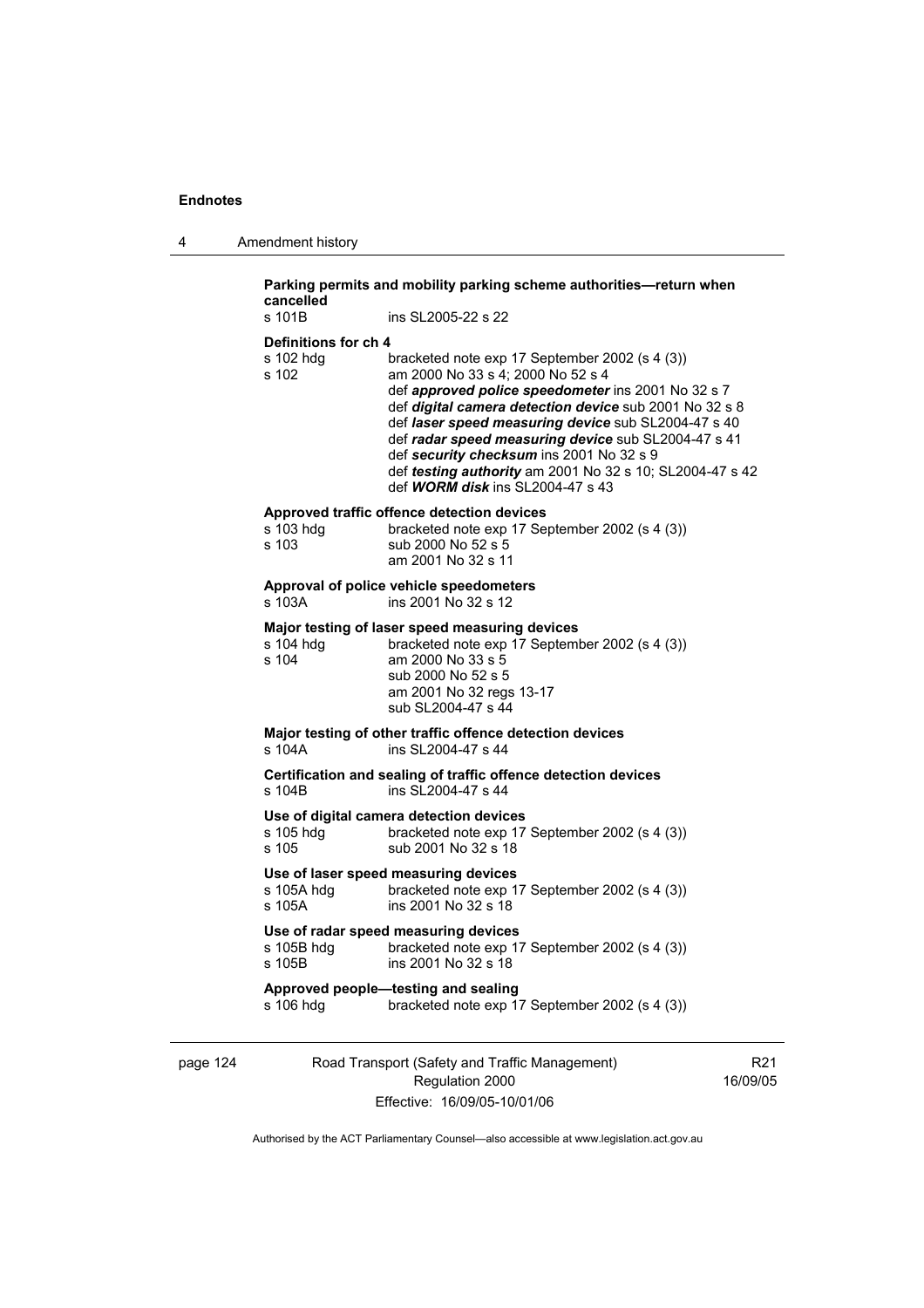**Parking permits and mobility parking scheme authorities—return when cancelled**

s 101B ins SL2005-22 s 22

**Definitions for ch 4**

s 102 hdg bracketed note exp 17 September 2002 (s 4 (3))

s 102 am 2000 No 33 s 4; 2000 No 52 s 4
def ***approved police speedometer*** ins 2001 No 32 s 7
def ***digital camera detection device*** sub 2001 No 32 s 8
def ***laser speed measuring device*** sub SL2004-47 s 40
def ***radar speed measuring device*** sub SL2004-47 s 41
def ***security checksum*** ins 2001 No 32 s 9
def ***testing authority*** am 2001 No 32 s 10; SL2004-47 s 42
def ***WORM disk*** ins SL2004-47 s 43

**Approved traffic offence detection devices**

s 103 hdg bracketed note exp 17 September 2002 (s 4 (3))

s 103 sub 2000 No 52 s 5
am 2001 No 32 s 11

**Approval of police vehicle speedometers**

s 103A ins 2001 No 32 s 12

**Major testing of laser speed measuring devices**

s 104 hdg bracketed note exp 17 September 2002 (s 4 (3))

s 104 am 2000 No 33 s 5
sub 2000 No 52 s 5
am 2001 No 32 regs 13-17
sub SL2004-47 s 44

**Major testing of other traffic offence detection devices**

s 104A ins SL2004-47 s 44

**Certification and sealing of traffic offence detection devices**

s 104B ins SL2004-47 s 44

**Use of digital camera detection devices**

s 105 hdg bracketed note exp 17 September 2002 (s 4 (3))

s 105 sub 2001 No 32 s 18

**Use of laser speed measuring devices**

s 105A hdg bracketed note exp 17 September 2002 (s 4 (3))

s 105A ins 2001 No 32 s 18

**Use of radar speed measuring devices**

s 105B hdg bracketed note exp 17 September 2002 (s 4 (3))

s 105B ins 2001 No 32 s 18

**Approved people—testing and sealing**

s 106 hdg bracketed note exp 17 September 2002 (s 4 (3))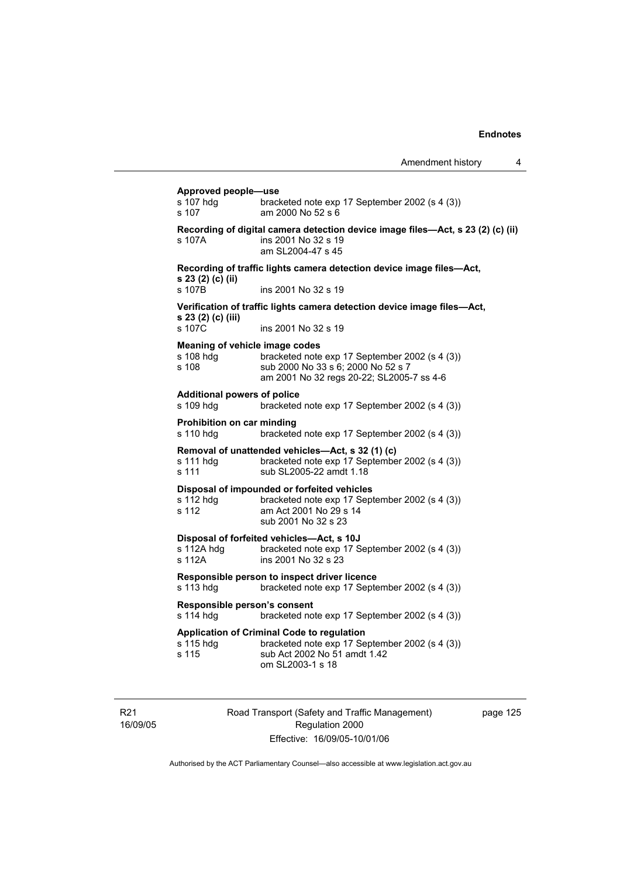**Approved people—use**

s 107 hdg bracketed note exp 17 September 2002 (s 4 (3))
s 107 am 2000 No 52 s 6

**Recording of digital camera detection device image files—Act, s 23 (2) (c) (ii)**

s 107A ins 2001 No 32 s 19
am SL2004-47 s 45

**Recording of traffic lights camera detection device image files—Act, s 23 (2) (c) (ii)**

s 107B ins 2001 No 32 s 19

**Verification of traffic lights camera detection device image files—Act, s 23 (2) (c) (iii)**

s 107C ins 2001 No 32 s 19

**Meaning of vehicle image codes**

s 108 hdg bracketed note exp 17 September 2002 (s 4 (3))
s 108 sub 2000 No 33 s 6; 2000 No 52 s 7
am 2001 No 32 regs 20-22; SL2005-7 ss 4-6

**Additional powers of police**

s 109 hdg bracketed note exp 17 September 2002 (s 4 (3))

**Prohibition on car minding**

s 110 hdg bracketed note exp 17 September 2002 (s 4 (3))

**Removal of unattended vehicles—Act, s 32 (1) (c)**

s 111 hdg bracketed note exp 17 September 2002 (s 4 (3))
s 111 sub SL2005-22 amdt 1.18

**Disposal of impounded or forfeited vehicles**

s 112 hdg bracketed note exp 17 September 2002 (s 4 (3))
s 112 am Act 2001 No 29 s 14
sub 2001 No 32 s 23

**Disposal of forfeited vehicles—Act, s 10J**

s 112A hdg bracketed note exp 17 September 2002 (s 4 (3))
s 112A ins 2001 No 32 s 23

**Responsible person to inspect driver licence**

s 113 hdg bracketed note exp 17 September 2002 (s 4 (3))

**Responsible person's consent**

s 114 hdg bracketed note exp 17 September 2002 (s 4 (3))

**Application of Criminal Code to regulation**

s 115 hdg bracketed note exp 17 September 2002 (s 4 (3))
s 115 sub Act 2002 No 51 amdt 1.42
om SL2003-1 s 18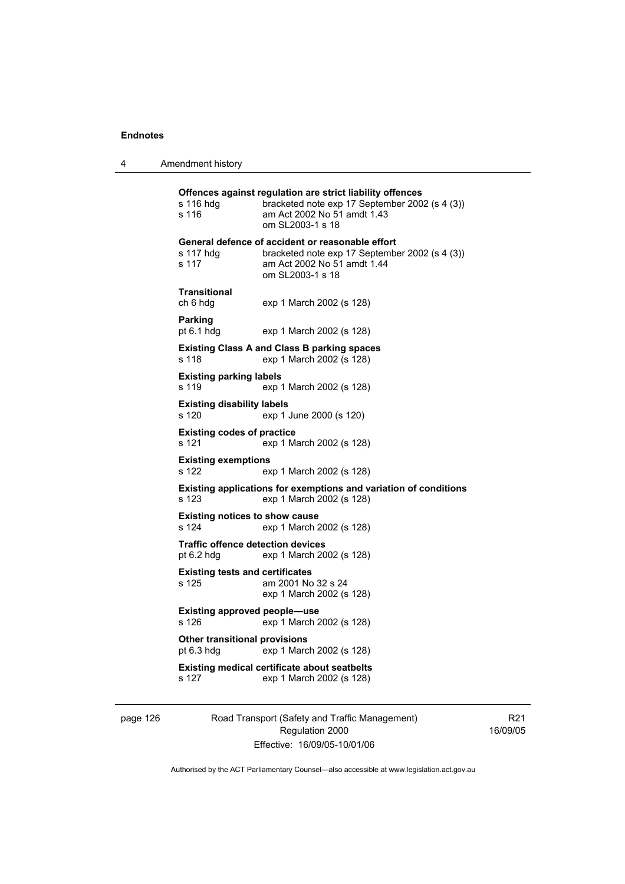**Offences against regulation are strict liability offences**

s 116 hdg bracketed note exp 17 September 2002 (s 4 (3))
s 116 am Act 2002 No 51 amdt 1.43
om SL2003-1 s 18

**General defence of accident or reasonable effort**

s 117 hdg bracketed note exp 17 September 2002 (s 4 (3))
s 117 am Act 2002 No 51 amdt 1.44
om SL2003-1 s 18

**Transitional**

ch 6 hdg exp 1 March 2002 (s 128)

**Parking**

pt 6.1 hdg exp 1 March 2002 (s 128)

**Existing Class A and Class B parking spaces**

s 118 exp 1 March 2002 (s 128)

**Existing parking labels**

s 119 exp 1 March 2002 (s 128)

**Existing disability labels**

s 120 exp 1 June 2000 (s 120)

**Existing codes of practice**

s 121 exp 1 March 2002 (s 128)

**Existing exemptions**

s 122 exp 1 March 2002 (s 128)

**Existing applications for exemptions and variation of conditions**

s 123 exp 1 March 2002 (s 128)

**Existing notices to show cause**

s 124 exp 1 March 2002 (s 128)

**Traffic offence detection devices**

pt 6.2 hdg exp 1 March 2002 (s 128)

**Existing tests and certificates**

s 125 am 2001 No 32 s 24
exp 1 March 2002 (s 128)

**Existing approved people—use**

s 126 exp 1 March 2002 (s 128)

**Other transitional provisions**

pt 6.3 hdg exp 1 March 2002 (s 128)

**Existing medical certificate about seatbelts**

s 127 exp 1 March 2002 (s 128)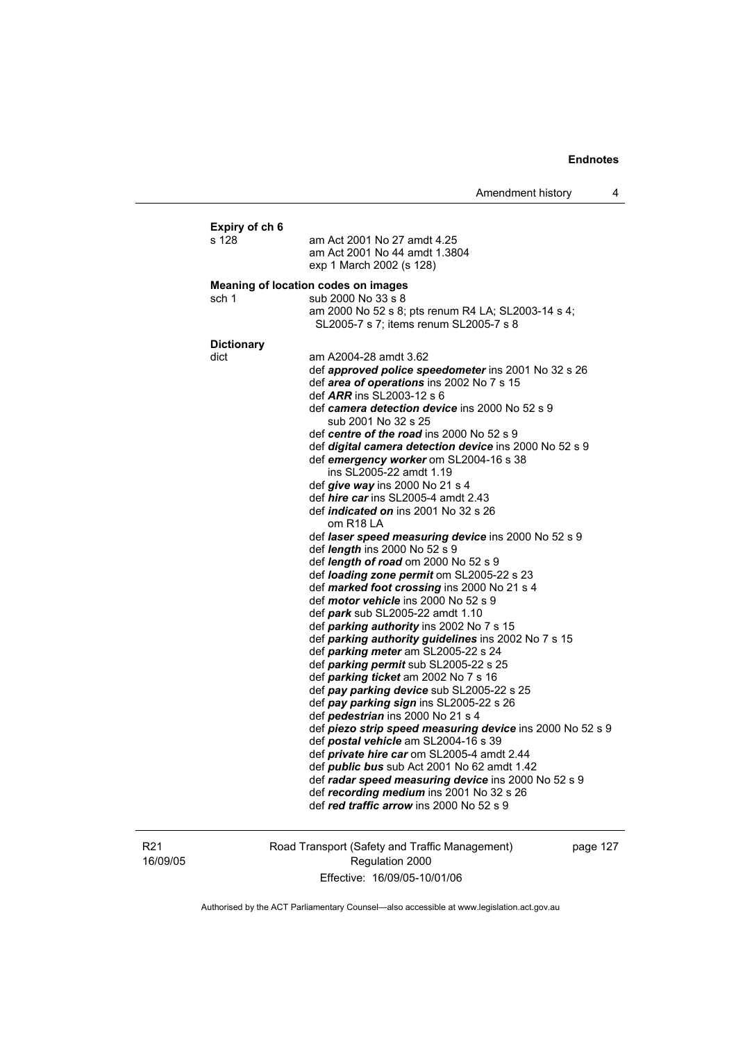**Expiry of ch 6**

s 128 am Act 2001 No 27 amdt 4.25
am Act 2001 No 44 amdt 1.3804
exp 1 March 2002 (s 128)

**Meaning of location codes on images**

sch 1 sub 2000 No 33 s 8
am 2000 No 52 s 8; pts renum R4 LA; SL2003-14 s 4; SL2005-7 s 7; items renum SL2005-7 s 8

**Dictionary**

dict am A2004-28 amdt 3.62
def ***approved police speedometer*** ins 2001 No 32 s 26
def ***area of operations*** ins 2002 No 7 s 15
def ***ARR*** ins SL2003-12 s 6
def ***camera detection device*** ins 2000 No 52 s 9
sub 2001 No 32 s 25
def ***centre of the road*** ins 2000 No 52 s 9
def ***digital camera detection device*** ins 2000 No 52 s 9
def ***emergency worker*** om SL2004-16 s 38
ins SL2005-22 amdt 1.19
def ***give way*** ins 2000 No 21 s 4
def ***hire car*** ins SL2005-4 amdt 2.43
def ***indicated on*** ins 2001 No 32 s 26
om R18 LA
def ***laser speed measuring device*** ins 2000 No 52 s 9
def ***length*** ins 2000 No 52 s 9
def ***length of road*** om 2000 No 52 s 9
def ***loading zone permit*** om SL2005-22 s 23
def ***marked foot crossing*** ins 2000 No 21 s 4
def ***motor vehicle*** ins 2000 No 52 s 9
def ***park*** sub SL2005-22 amdt 1.10
def ***parking authority*** ins 2002 No 7 s 15
def ***parking authority guidelines*** ins 2002 No 7 s 15
def ***parking meter*** am SL2005-22 s 24
def ***parking permit*** sub SL2005-22 s 25
def ***parking ticket*** am 2002 No 7 s 16
def ***pay parking device*** sub SL2005-22 s 25
def ***pay parking sign*** ins SL2005-22 s 26
def ***pedestrian*** ins 2000 No 21 s 4
def ***piezo strip speed measuring device*** ins 2000 No 52 s 9
def ***postal vehicle*** am SL2004-16 s 39
def ***private hire car*** om SL2005-4 amdt 2.44
def ***public bus*** sub Act 2001 No 62 amdt 1.42
def ***radar speed measuring device*** ins 2000 No 52 s 9
def ***recording medium*** ins 2001 No 32 s 26
def ***red traffic arrow*** ins 2000 No 52 s 9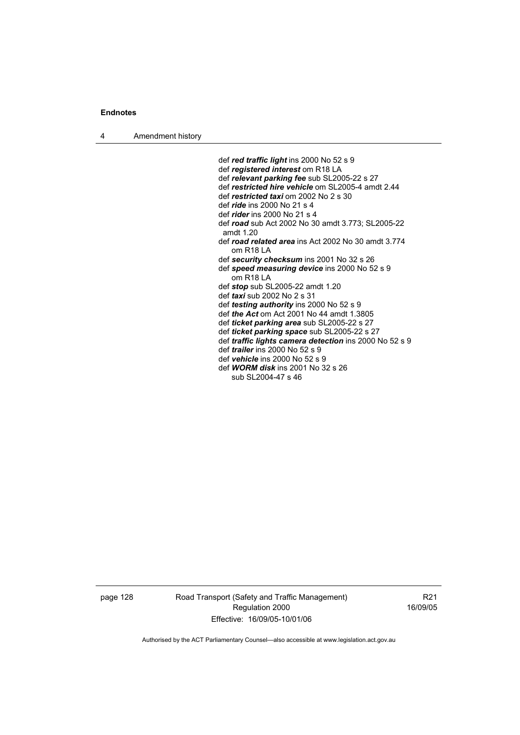def ***red traffic light*** ins 2000 No 52 s 9
def ***registered interest*** om R18 LA
def ***relevant parking fee*** sub SL2005-22 s 27
def ***restricted hire vehicle*** om SL2005-4 amdt 2.44
def ***restricted taxi*** om 2002 No 2 s 30
def ***ride*** ins 2000 No 21 s 4
def ***rider*** ins 2000 No 21 s 4
def ***road*** sub Act 2002 No 30 amdt 3.773; SL2005-22 amdt 1.20
def ***road related area*** ins Act 2002 No 30 amdt 3.774
  om R18 LA
def ***security checksum*** ins 2001 No 32 s 26
def ***speed measuring device*** ins 2000 No 52 s 9
  om R18 LA
def ***stop*** sub SL2005-22 amdt 1.20
def ***taxi*** sub 2002 No 2 s 31
def ***testing authority*** ins 2000 No 52 s 9
def ***the Act*** om Act 2001 No 44 amdt 1.3805
def ***ticket parking area*** sub SL2005-22 s 27
def ***ticket parking space*** sub SL2005-22 s 27
def ***traffic lights camera detection*** ins 2000 No 52 s 9
def ***trailer*** ins 2000 No 52 s 9
def ***vehicle*** ins 2000 No 52 s 9
def ***WORM disk*** ins 2001 No 32 s 26
  sub SL2004-47 s 46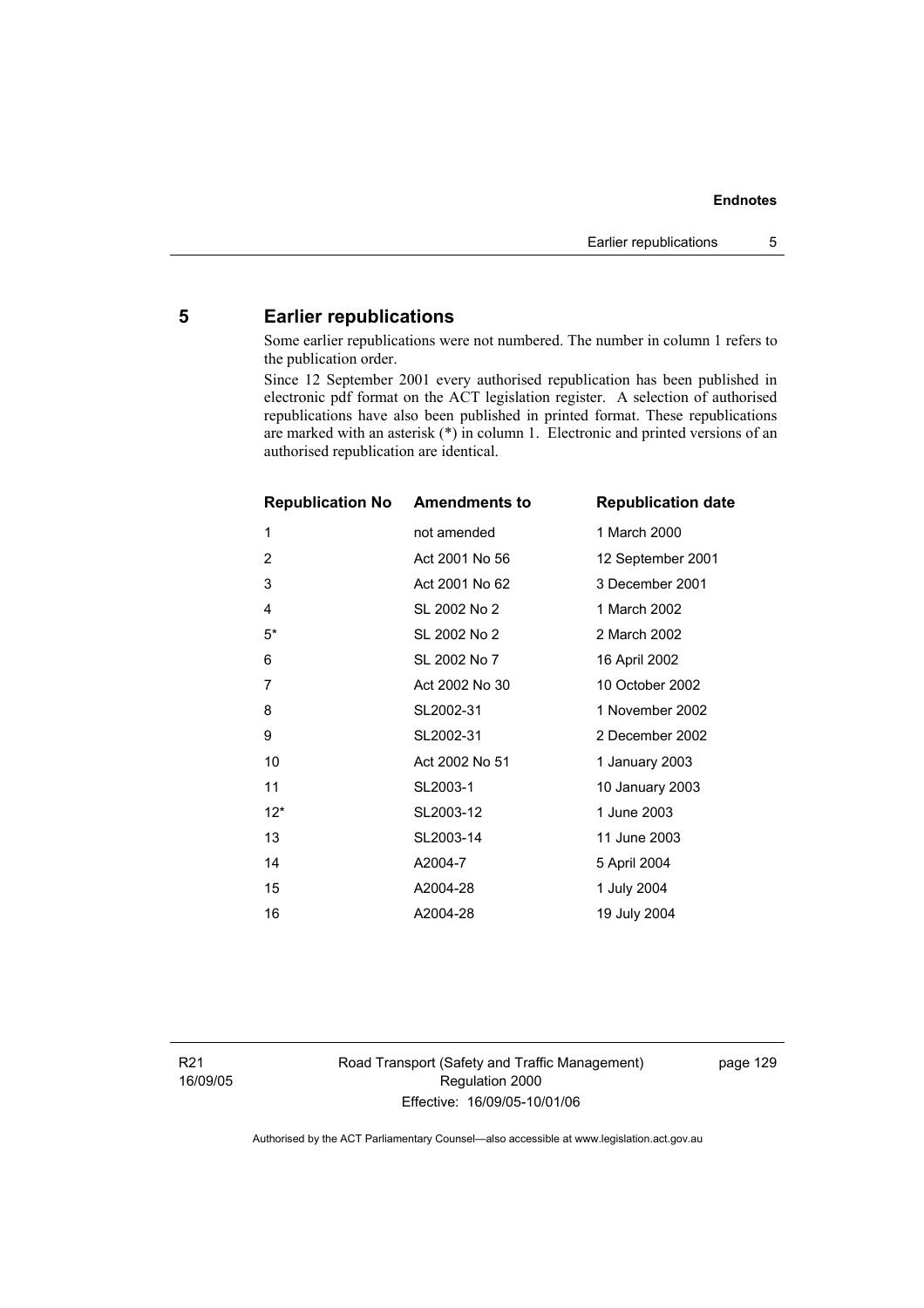## 5 Earlier republications

Some earlier republications were not numbered. The number in column 1 refers to the publication order.

Since 12 September 2001 every authorised republication has been published in electronic pdf format on the ACT legislation register. A selection of authorised republications have also been published in printed format. These republications are marked with an asterisk (*) in column 1. Electronic and printed versions of an authorised republication are identical.

| Republication No | Amendments to | Republication date |
|---|---|---|
| 1 | not amended | 1 March 2000 |
| 2 | Act 2001 No 56 | 12 September 2001 |
| 3 | Act 2001 No 62 | 3 December 2001 |
| 4 | SL 2002 No 2 | 1 March 2002 |
| 5* | SL 2002 No 2 | 2 March 2002 |
| 6 | SL 2002 No 7 | 16 April 2002 |
| 7 | Act 2002 No 30 | 10 October 2002 |
| 8 | SL2002-31 | 1 November 2002 |
| 9 | SL2002-31 | 2 December 2002 |
| 10 | Act 2002 No 51 | 1 January 2003 |
| 11 | SL2003-1 | 10 January 2003 |
| 12* | SL2003-12 | 1 June 2003 |
| 13 | SL2003-14 | 11 June 2003 |
| 14 | A2004-7 | 5 April 2004 |
| 15 | A2004-28 | 1 July 2004 |
| 16 | A2004-28 | 19 July 2004 |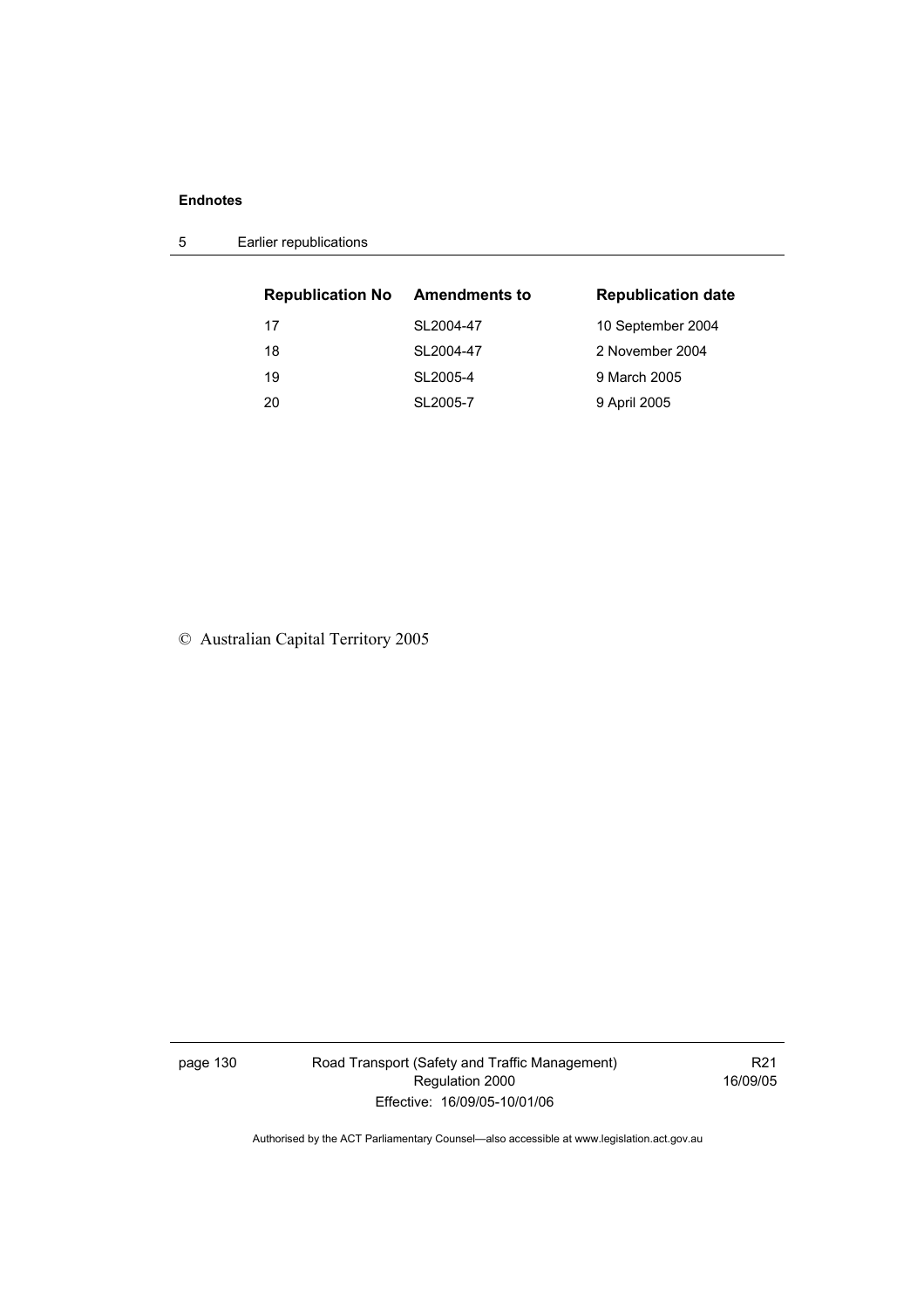5 Earlier republications

| Republication No | Amendments to | Republication date |
|---|---|---|
| 17 | SL2004-47 | 10 September 2004 |
| 18 | SL2004-47 | 2 November 2004 |
| 19 | SL2005-4 | 9 March 2005 |
| 20 | SL2005-7 | 9 April 2005 |

© Australian Capital Territory 2005